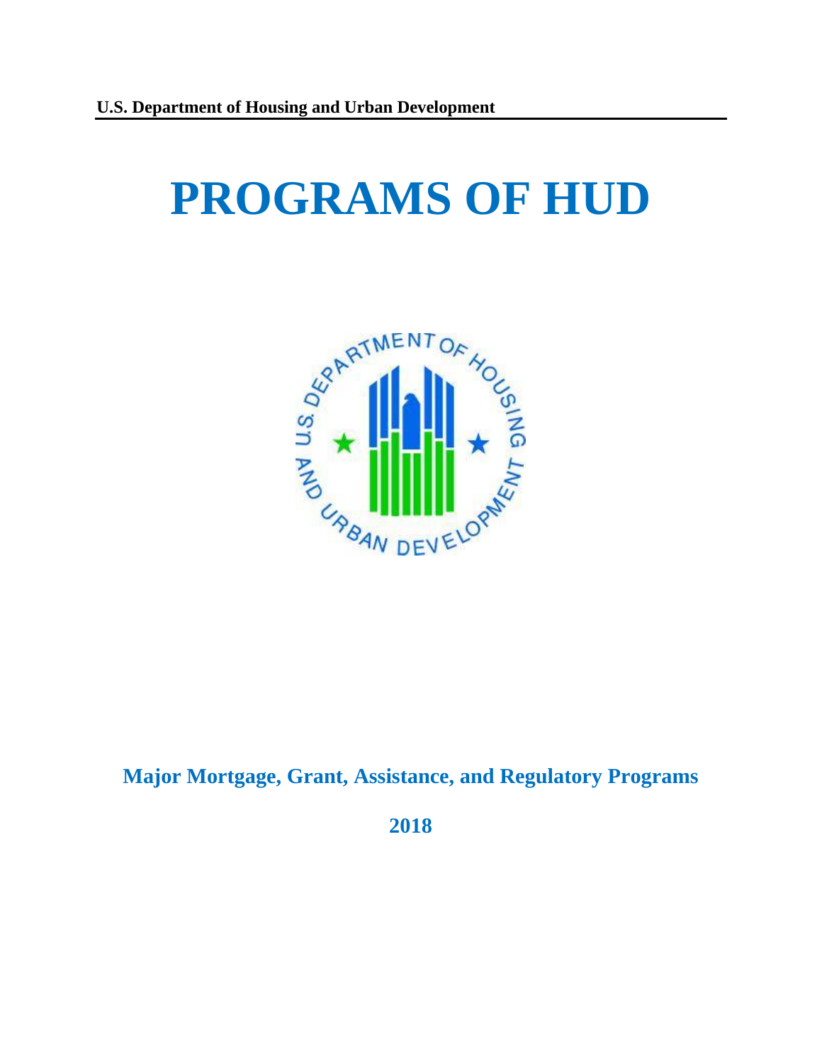**U.S. Department of Housing and Urban Development**

# PROGRAMS OF HUD

## Major Mortgage, Grant, Assistance, and Regulatory Programs

## 2018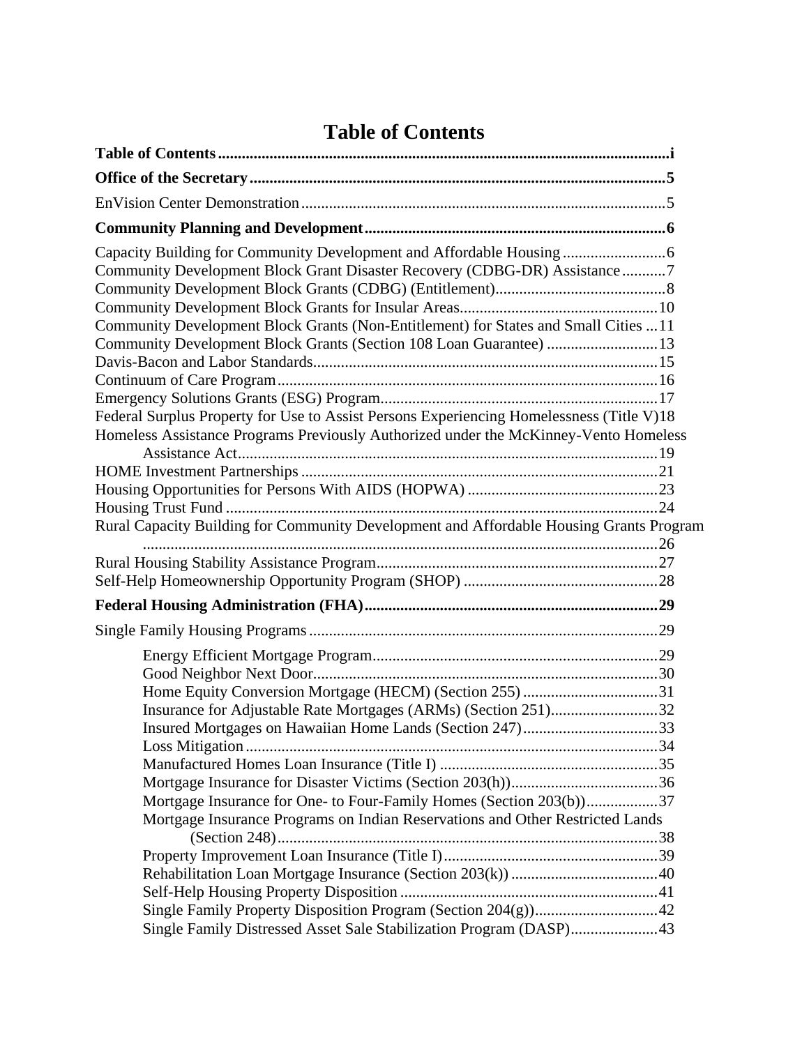# Table of Contents

**Table of Contents** ... i

**Office of the Secretary** ... 5

EnVision Center Demonstration ... 5

**Community Planning and Development** ... 6

Capacity Building for Community Development and Affordable Housing ... 6
Community Development Block Grant Disaster Recovery (CDBG-DR) Assistance ... 7
Community Development Block Grants (CDBG) (Entitlement) ... 8
Community Development Block Grants for Insular Areas ... 10
Community Development Block Grants (Non-Entitlement) for States and Small Cities ... 11
Community Development Block Grants (Section 108 Loan Guarantee) ... 13
Davis-Bacon and Labor Standards ... 15
Continuum of Care Program ... 16
Emergency Solutions Grants (ESG) Program ... 17
Federal Surplus Property for Use to Assist Persons Experiencing Homelessness (Title V) 18
Homeless Assistance Programs Previously Authorized under the McKinney-Vento Homeless Assistance Act ... 19
HOME Investment Partnerships ... 21
Housing Opportunities for Persons With AIDS (HOPWA) ... 23
Housing Trust Fund ... 24
Rural Capacity Building for Community Development and Affordable Housing Grants Program ... 26
Rural Housing Stability Assistance Program ... 27
Self-Help Homeownership Opportunity Program (SHOP) ... 28

**Federal Housing Administration (FHA)** ... 29

Single Family Housing Programs ... 29

- Energy Efficient Mortgage Program ... 29
- Good Neighbor Next Door ... 30
- Home Equity Conversion Mortgage (HECM) (Section 255) ... 31
- Insurance for Adjustable Rate Mortgages (ARMs) (Section 251) ... 32
- Insured Mortgages on Hawaiian Home Lands (Section 247) ... 33
- Loss Mitigation ... 34
- Manufactured Homes Loan Insurance (Title I) ... 35
- Mortgage Insurance for Disaster Victims (Section 203(h)) ... 36
- Mortgage Insurance for One- to Four-Family Homes (Section 203(b)) ... 37
- Mortgage Insurance Programs on Indian Reservations and Other Restricted Lands (Section 248) ... 38
- Property Improvement Loan Insurance (Title I) ... 39
- Rehabilitation Loan Mortgage Insurance (Section 203(k)) ... 40
- Self-Help Housing Property Disposition ... 41
- Single Family Property Disposition Program (Section 204(g)) ... 42
- Single Family Distressed Asset Sale Stabilization Program (DASP) ... 43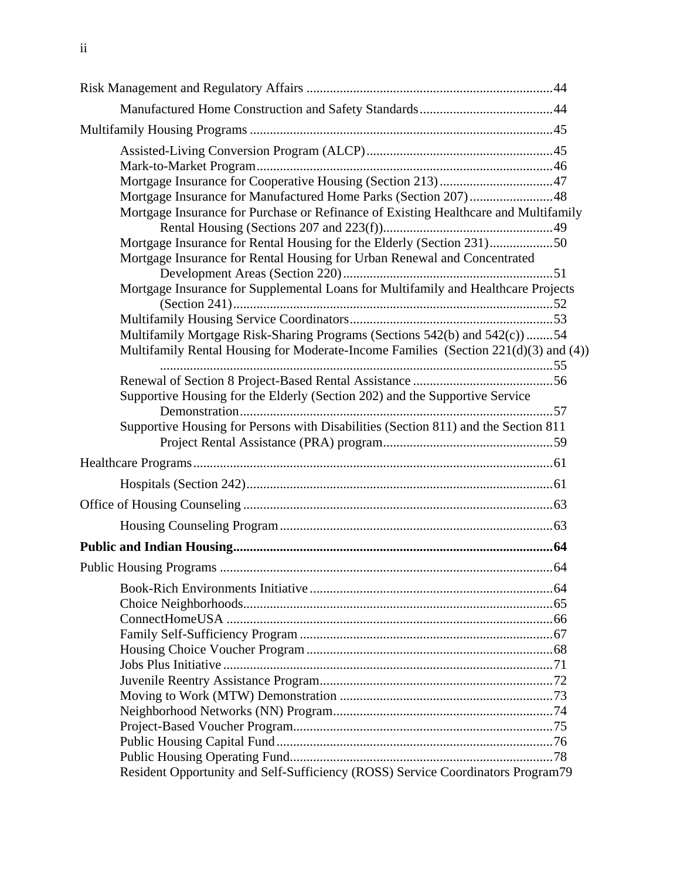Risk Management and Regulatory Affairs ..........................................................................44

Manufactured Home Construction and Safety Standards........................................44

Multifamily Housing Programs ...........................................................................................45

Assisted-Living Conversion Program (ALCP)........................................................45
Mark-to-Market Program.........................................................................................46
Mortgage Insurance for Cooperative Housing (Section 213)..................................47
Mortgage Insurance for Manufactured Home Parks (Section 207).........................48
Mortgage Insurance for Purchase or Refinance of Existing Healthcare and Multifamily Rental Housing (Sections 207 and 223(f))...................................................49
Mortgage Insurance for Rental Housing for the Elderly (Section 231)...................50
Mortgage Insurance for Rental Housing for Urban Renewal and Concentrated Development Areas (Section 220)...............................................................51
Mortgage Insurance for Supplemental Loans for Multifamily and Healthcare Projects (Section 241)................................................................................................52
Multifamily Housing Service Coordinators.............................................................53
Multifamily Mortgage Risk-Sharing Programs (Sections 542(b) and 542(c)).........54
Multifamily Rental Housing for Moderate-Income Families (Section 221(d)(3) and (4)) ........................................................................................................................55
Renewal of Section 8 Project-Based Rental Assistance..........................................56
Supportive Housing for the Elderly (Section 202) and the Supportive Service Demonstration.............................................................................................57
Supportive Housing for Persons with Disabilities (Section 811) and the Section 811 Project Rental Assistance (PRA) program...................................................59

Healthcare Programs............................................................................................................61

Hospitals (Section 242)............................................................................................61

Office of Housing Counseling .............................................................................................63

Housing Counseling Program..................................................................................63

**Public and Indian Housing................................................................................................64**

Public Housing Programs ....................................................................................................64

Book-Rich Environments Initiative.........................................................................64
Choice Neighborhoods.............................................................................................65
ConnectHomeUSA ..................................................................................................66
Family Self-Sufficiency Program............................................................................67
Housing Choice Voucher Program..........................................................................68
Jobs Plus Initiative...................................................................................................71
Juvenile Reentry Assistance Program......................................................................72
Moving to Work (MTW) Demonstration ................................................................73
Neighborhood Networks (NN) Program..................................................................74
Project-Based Voucher Program..............................................................................75
Public Housing Capital Fund...................................................................................76
Public Housing Operating Fund...............................................................................78
Resident Opportunity and Self-Sufficiency (ROSS) Service Coordinators Program79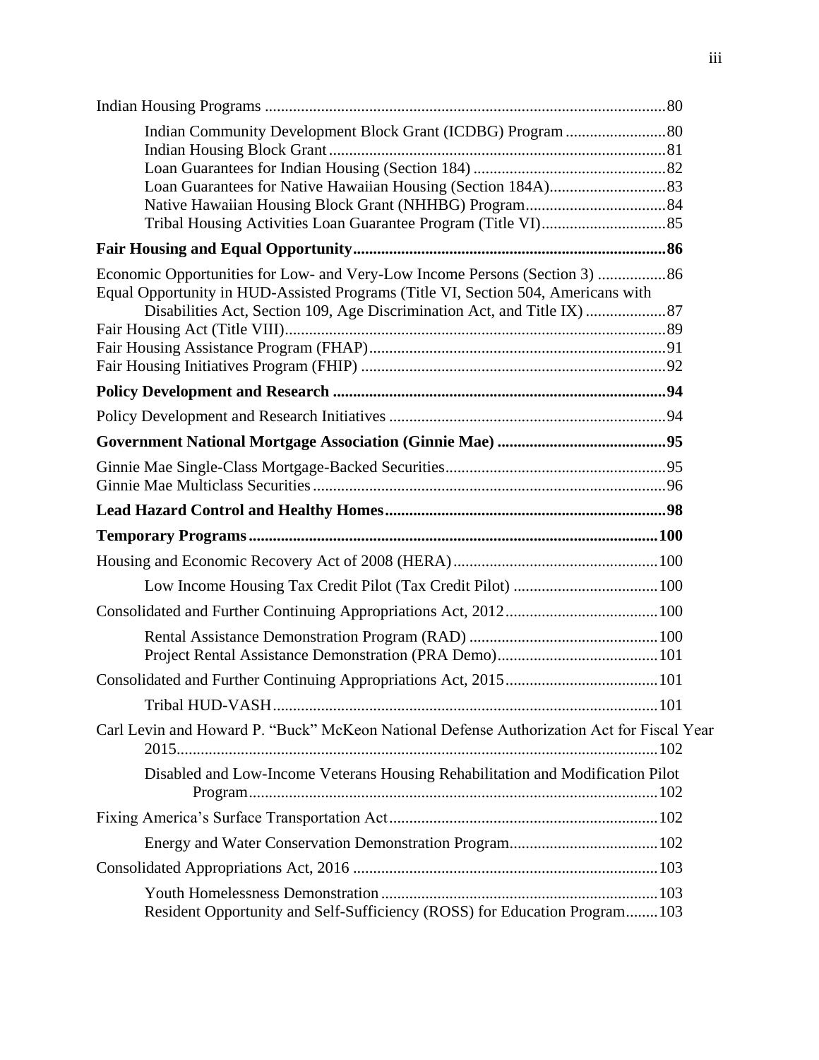Indian Housing Programs ....................................................................................................80

- Indian Community Development Block Grant (ICDBG) Program .........................80
- Indian Housing Block Grant ....................................................................................81
- Loan Guarantees for Indian Housing (Section 184) ................................................82
- Loan Guarantees for Native Hawaiian Housing (Section 184A)..............................83
- Native Hawaiian Housing Block Grant (NHHBG) Program....................................84
- Tribal Housing Activities Loan Guarantee Program (Title VI)................................85

**Fair Housing and Equal Opportunity..............................................................................86**

Economic Opportunities for Low- and Very-Low Income Persons (Section 3) .................86
Equal Opportunity in HUD-Assisted Programs (Title VI, Section 504, Americans with Disabilities Act, Section 109, Age Discrimination Act, and Title IX) ....................87
Fair Housing Act (Title VIII)..............................................................................................89
Fair Housing Assistance Program (FHAP).........................................................................91
Fair Housing Initiatives Program (FHIP) ...........................................................................92

**Policy Development and Research ...................................................................................94**

Policy Development and Research Initiatives ....................................................................94

**Government National Mortgage Association (Ginnie Mae) ..........................................95**

Ginnie Mae Single-Class Mortgage-Backed Securities......................................................95
Ginnie Mae Multiclass Securities.......................................................................................96

**Lead Hazard Control and Healthy Homes......................................................................98**

**Temporary Programs......................................................................................................100**

Housing and Economic Recovery Act of 2008 (HERA)..................................................100

- Low Income Housing Tax Credit Pilot (Tax Credit Pilot) ....................................100

Consolidated and Further Continuing Appropriations Act, 2012......................................100

- Rental Assistance Demonstration Program (RAD) ...............................................100
- Project Rental Assistance Demonstration (PRA Demo)........................................101

Consolidated and Further Continuing Appropriations Act, 2015......................................101

- Tribal HUD-VASH................................................................................................101

Carl Levin and Howard P. "Buck" McKeon National Defense Authorization Act for Fiscal Year 2015.......................................................................................................102

- Disabled and Low-Income Veterans Housing Rehabilitation and Modification Pilot Program.....................................................................................................102

Fixing America's Surface Transportation Act...................................................................102

- Energy and Water Conservation Demonstration Program.....................................102

Consolidated Appropriations Act, 2016 ............................................................................103

- Youth Homelessness Demonstration.....................................................................103
- Resident Opportunity and Self-Sufficiency (ROSS) for Education Program........103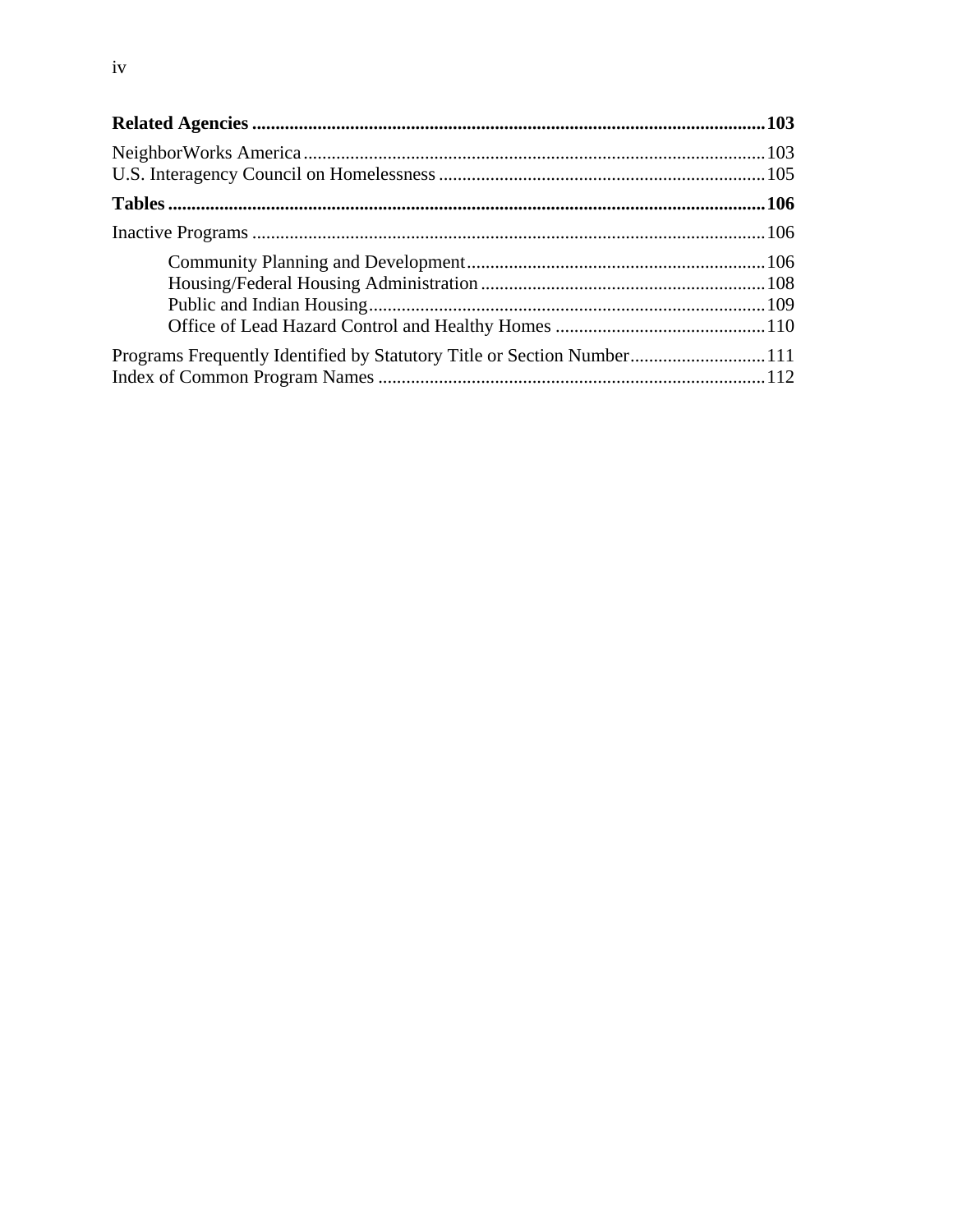**Related Agencies** .......... **103**

NeighborWorks America .......... 103
U.S. Interagency Council on Homelessness .......... 105

**Tables** .......... **106**

Inactive Programs .......... 106

- Community Planning and Development .......... 106
- Housing/Federal Housing Administration .......... 108
- Public and Indian Housing .......... 109
- Office of Lead Hazard Control and Healthy Homes .......... 110

Programs Frequently Identified by Statutory Title or Section Number .......... 111
Index of Common Program Names .......... 112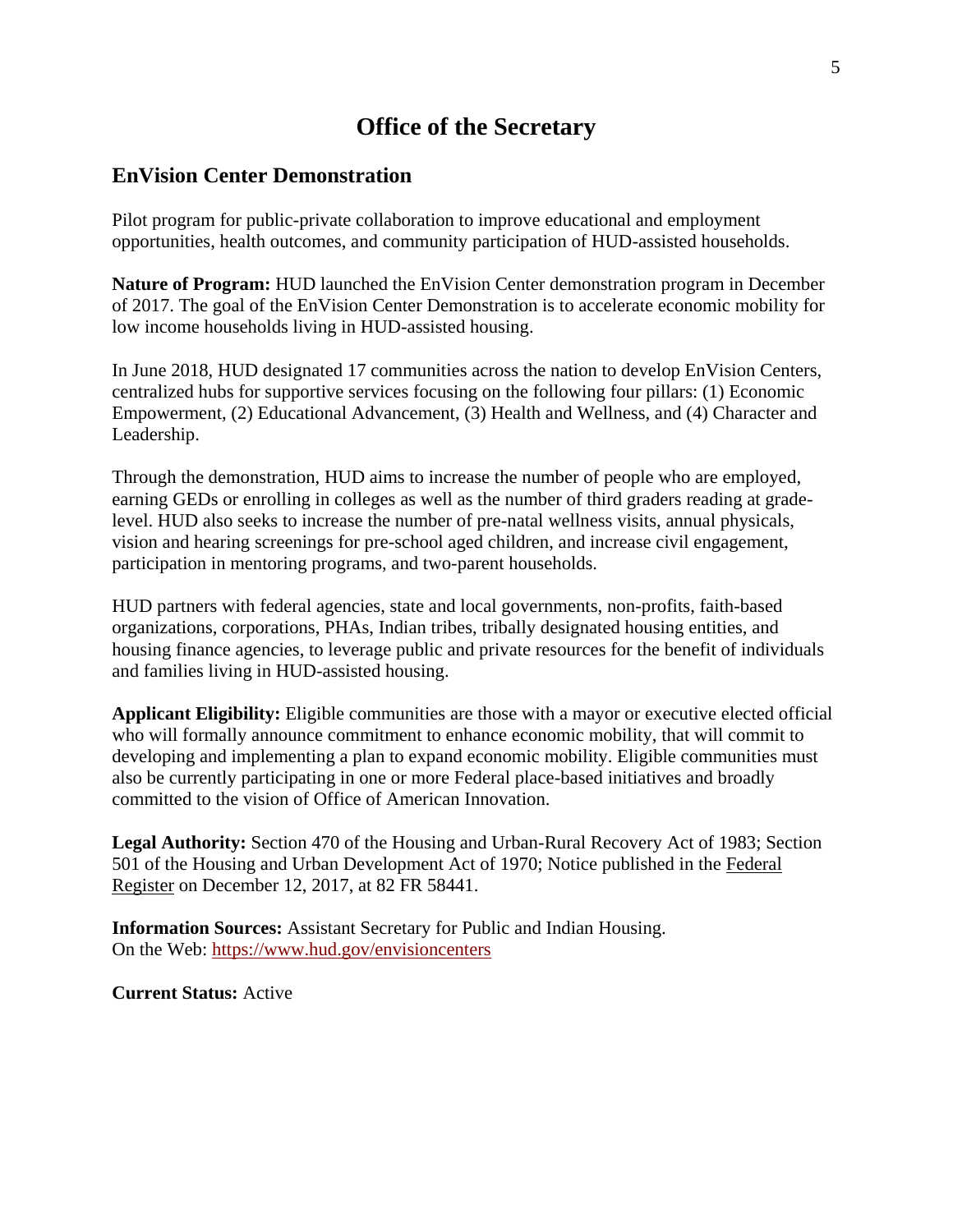# Office of the Secretary

## EnVision Center Demonstration

Pilot program for public-private collaboration to improve educational and employment opportunities, health outcomes, and community participation of HUD-assisted households.

**Nature of Program:** HUD launched the EnVision Center demonstration program in December of 2017. The goal of the EnVision Center Demonstration is to accelerate economic mobility for low income households living in HUD-assisted housing.

In June 2018, HUD designated 17 communities across the nation to develop EnVision Centers, centralized hubs for supportive services focusing on the following four pillars: (1) Economic Empowerment, (2) Educational Advancement, (3) Health and Wellness, and (4) Character and Leadership.

Through the demonstration, HUD aims to increase the number of people who are employed, earning GEDs or enrolling in colleges as well as the number of third graders reading at grade-level. HUD also seeks to increase the number of pre-natal wellness visits, annual physicals, vision and hearing screenings for pre-school aged children, and increase civil engagement, participation in mentoring programs, and two-parent households.

HUD partners with federal agencies, state and local governments, non-profits, faith-based organizations, corporations, PHAs, Indian tribes, tribally designated housing entities, and housing finance agencies, to leverage public and private resources for the benefit of individuals and families living in HUD-assisted housing.

**Applicant Eligibility:** Eligible communities are those with a mayor or executive elected official who will formally announce commitment to enhance economic mobility, that will commit to developing and implementing a plan to expand economic mobility. Eligible communities must also be currently participating in one or more Federal place-based initiatives and broadly committed to the vision of Office of American Innovation.

**Legal Authority:** Section 470 of the Housing and Urban-Rural Recovery Act of 1983; Section 501 of the Housing and Urban Development Act of 1970; Notice published in the Federal Register on December 12, 2017, at 82 FR 58441.

**Information Sources:** Assistant Secretary for Public and Indian Housing.
On the Web: https://www.hud.gov/envisioncenters

**Current Status:** Active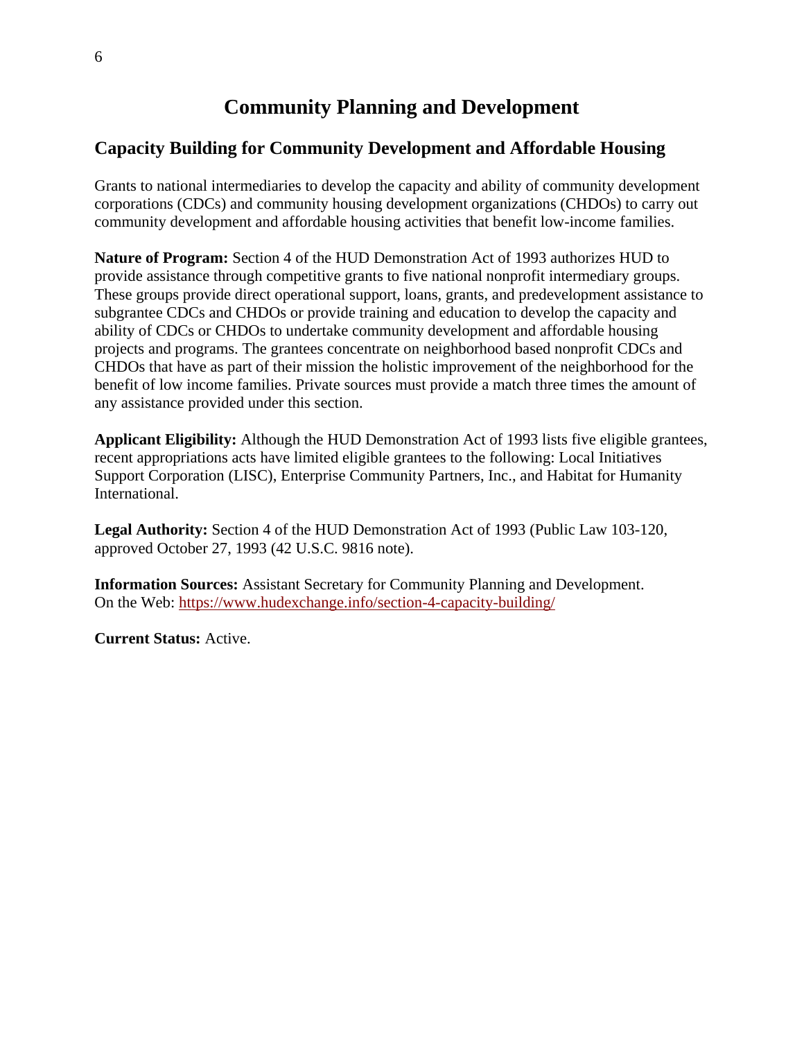# Community Planning and Development

## Capacity Building for Community Development and Affordable Housing

Grants to national intermediaries to develop the capacity and ability of community development corporations (CDCs) and community housing development organizations (CHDOs) to carry out community development and affordable housing activities that benefit low-income families.

**Nature of Program:** Section 4 of the HUD Demonstration Act of 1993 authorizes HUD to provide assistance through competitive grants to five national nonprofit intermediary groups. These groups provide direct operational support, loans, grants, and predevelopment assistance to subgrantee CDCs and CHDOs or provide training and education to develop the capacity and ability of CDCs or CHDOs to undertake community development and affordable housing projects and programs. The grantees concentrate on neighborhood based nonprofit CDCs and CHDOs that have as part of their mission the holistic improvement of the neighborhood for the benefit of low income families. Private sources must provide a match three times the amount of any assistance provided under this section.

**Applicant Eligibility:** Although the HUD Demonstration Act of 1993 lists five eligible grantees, recent appropriations acts have limited eligible grantees to the following: Local Initiatives Support Corporation (LISC), Enterprise Community Partners, Inc., and Habitat for Humanity International.

**Legal Authority:** Section 4 of the HUD Demonstration Act of 1993 (Public Law 103-120, approved October 27, 1993 (42 U.S.C. 9816 note).

**Information Sources:** Assistant Secretary for Community Planning and Development.
On the Web: https://www.hudexchange.info/section-4-capacity-building/

**Current Status:** Active.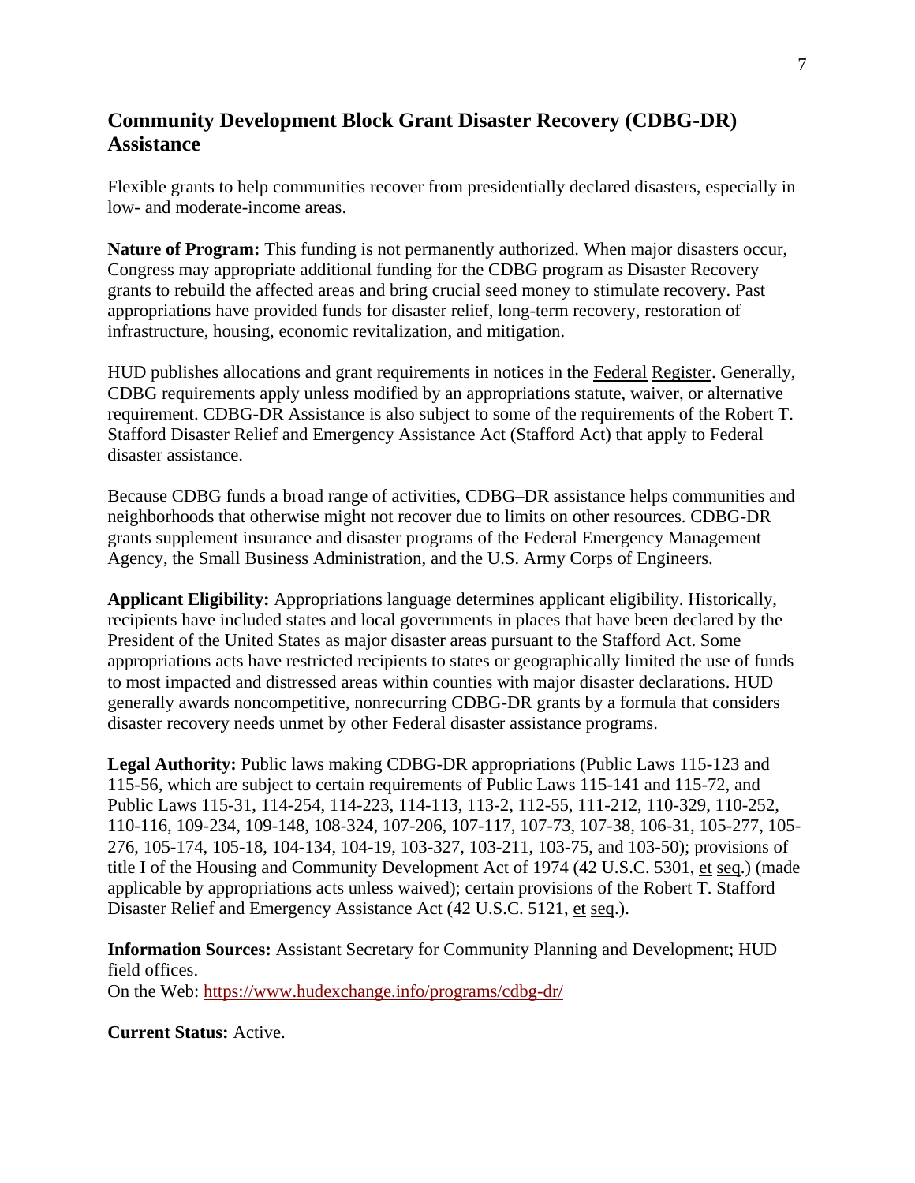## Community Development Block Grant Disaster Recovery (CDBG-DR) Assistance

Flexible grants to help communities recover from presidentially declared disasters, especially in low- and moderate-income areas.

**Nature of Program:** This funding is not permanently authorized. When major disasters occur, Congress may appropriate additional funding for the CDBG program as Disaster Recovery grants to rebuild the affected areas and bring crucial seed money to stimulate recovery. Past appropriations have provided funds for disaster relief, long-term recovery, restoration of infrastructure, housing, economic revitalization, and mitigation.

HUD publishes allocations and grant requirements in notices in the Federal Register. Generally, CDBG requirements apply unless modified by an appropriations statute, waiver, or alternative requirement. CDBG-DR Assistance is also subject to some of the requirements of the Robert T. Stafford Disaster Relief and Emergency Assistance Act (Stafford Act) that apply to Federal disaster assistance.

Because CDBG funds a broad range of activities, CDBG–DR assistance helps communities and neighborhoods that otherwise might not recover due to limits on other resources. CDBG-DR grants supplement insurance and disaster programs of the Federal Emergency Management Agency, the Small Business Administration, and the U.S. Army Corps of Engineers.

**Applicant Eligibility:** Appropriations language determines applicant eligibility. Historically, recipients have included states and local governments in places that have been declared by the President of the United States as major disaster areas pursuant to the Stafford Act. Some appropriations acts have restricted recipients to states or geographically limited the use of funds to most impacted and distressed areas within counties with major disaster declarations. HUD generally awards noncompetitive, nonrecurring CDBG-DR grants by a formula that considers disaster recovery needs unmet by other Federal disaster assistance programs.

**Legal Authority:** Public laws making CDBG-DR appropriations (Public Laws 115-123 and 115-56, which are subject to certain requirements of Public Laws 115-141 and 115-72, and Public Laws 115-31, 114-254, 114-223, 114-113, 113-2, 112-55, 111-212, 110-329, 110-252, 110-116, 109-234, 109-148, 108-324, 107-206, 107-117, 107-73, 107-38, 106-31, 105-277, 105-276, 105-174, 105-18, 104-134, 104-19, 103-327, 103-211, 103-75, and 103-50); provisions of title I of the Housing and Community Development Act of 1974 (42 U.S.C. 5301, et seq.) (made applicable by appropriations acts unless waived); certain provisions of the Robert T. Stafford Disaster Relief and Emergency Assistance Act (42 U.S.C. 5121, et seq.).

**Information Sources:** Assistant Secretary for Community Planning and Development; HUD field offices.
On the Web: https://www.hudexchange.info/programs/cdbg-dr/

**Current Status:** Active.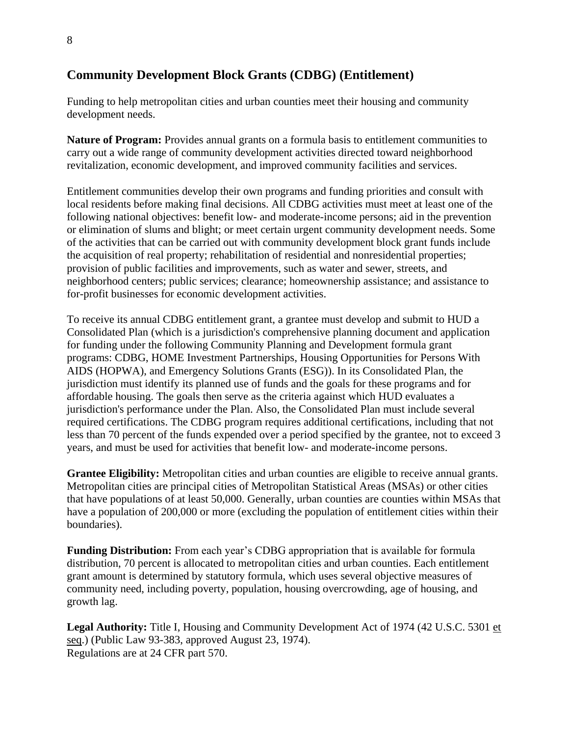## Community Development Block Grants (CDBG) (Entitlement)

Funding to help metropolitan cities and urban counties meet their housing and community development needs.

**Nature of Program:** Provides annual grants on a formula basis to entitlement communities to carry out a wide range of community development activities directed toward neighborhood revitalization, economic development, and improved community facilities and services.

Entitlement communities develop their own programs and funding priorities and consult with local residents before making final decisions. All CDBG activities must meet at least one of the following national objectives: benefit low- and moderate-income persons; aid in the prevention or elimination of slums and blight; or meet certain urgent community development needs. Some of the activities that can be carried out with community development block grant funds include the acquisition of real property; rehabilitation of residential and nonresidential properties; provision of public facilities and improvements, such as water and sewer, streets, and neighborhood centers; public services; clearance; homeownership assistance; and assistance to for-profit businesses for economic development activities.

To receive its annual CDBG entitlement grant, a grantee must develop and submit to HUD a Consolidated Plan (which is a jurisdiction's comprehensive planning document and application for funding under the following Community Planning and Development formula grant programs: CDBG, HOME Investment Partnerships, Housing Opportunities for Persons With AIDS (HOPWA), and Emergency Solutions Grants (ESG)). In its Consolidated Plan, the jurisdiction must identify its planned use of funds and the goals for these programs and for affordable housing. The goals then serve as the criteria against which HUD evaluates a jurisdiction's performance under the Plan. Also, the Consolidated Plan must include several required certifications. The CDBG program requires additional certifications, including that not less than 70 percent of the funds expended over a period specified by the grantee, not to exceed 3 years, and must be used for activities that benefit low- and moderate-income persons.

**Grantee Eligibility:** Metropolitan cities and urban counties are eligible to receive annual grants. Metropolitan cities are principal cities of Metropolitan Statistical Areas (MSAs) or other cities that have populations of at least 50,000. Generally, urban counties are counties within MSAs that have a population of 200,000 or more (excluding the population of entitlement cities within their boundaries).

**Funding Distribution:** From each year's CDBG appropriation that is available for formula distribution, 70 percent is allocated to metropolitan cities and urban counties. Each entitlement grant amount is determined by statutory formula, which uses several objective measures of community need, including poverty, population, housing overcrowding, age of housing, and growth lag.

**Legal Authority:** Title I, Housing and Community Development Act of 1974 (42 U.S.C. 5301 et seq.) (Public Law 93-383, approved August 23, 1974).
Regulations are at 24 CFR part 570.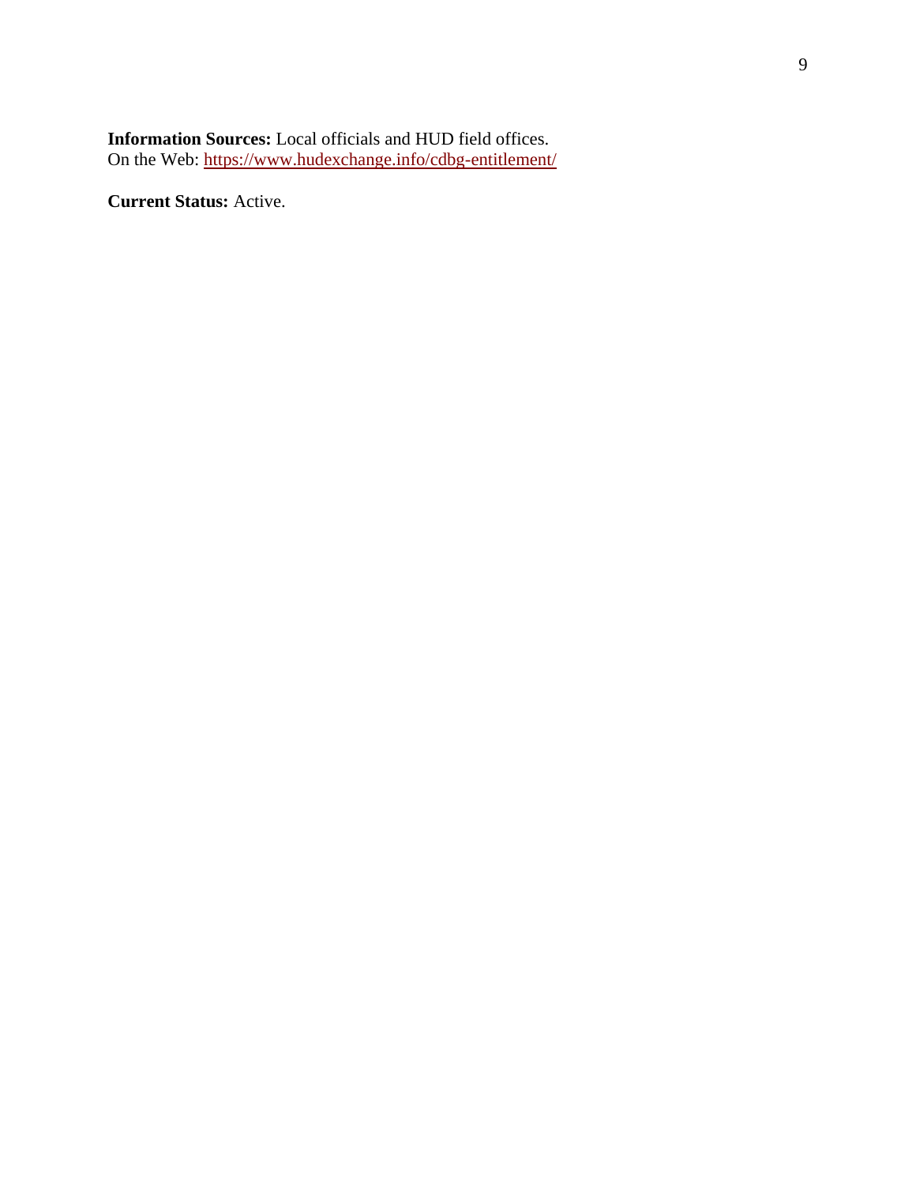**Information Sources:** Local officials and HUD field offices.
On the Web: [https://www.hudexchange.info/cdbg-entitlement/](https://www.hudexchange.info/cdbg-entitlement/)

**Current Status:** Active.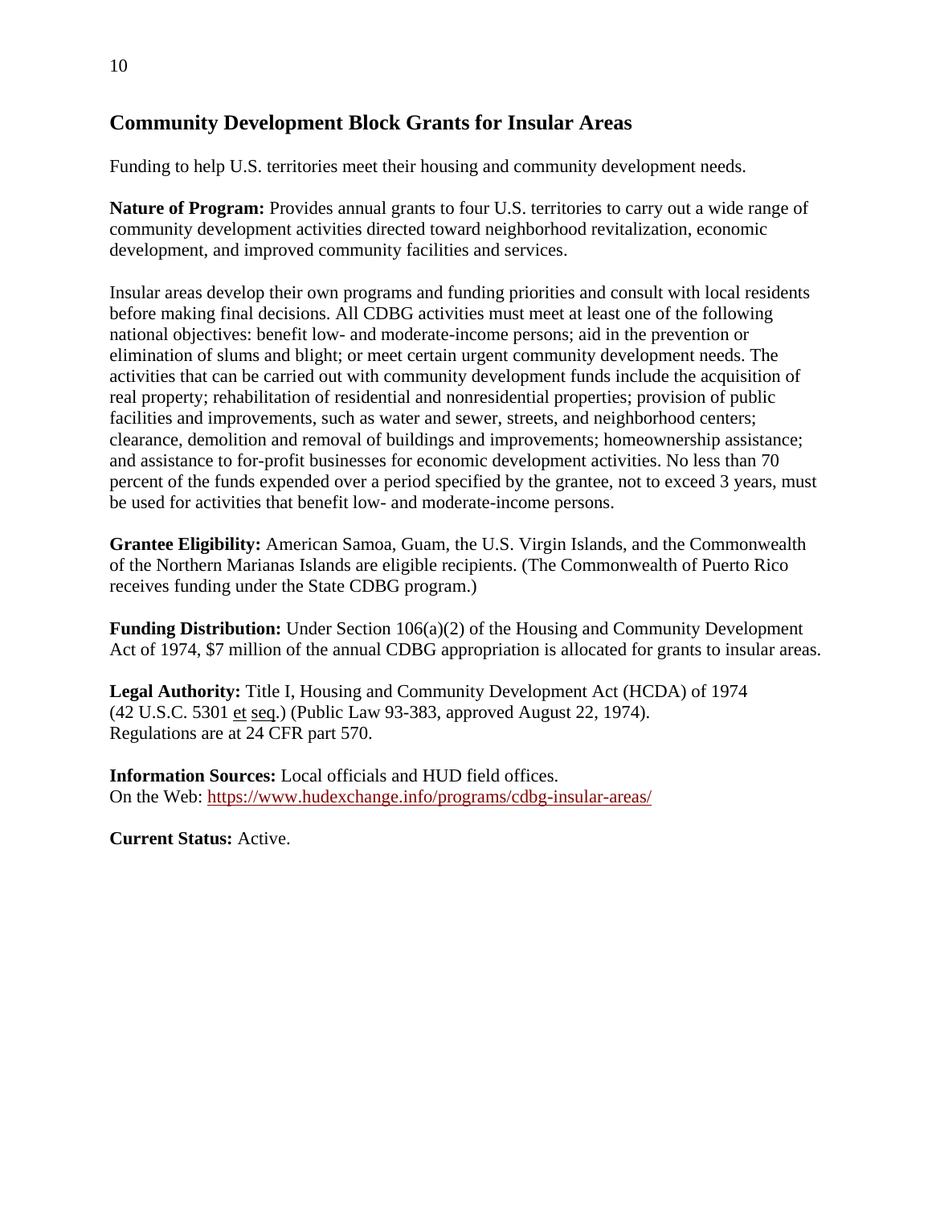## Community Development Block Grants for Insular Areas

Funding to help U.S. territories meet their housing and community development needs.

**Nature of Program:** Provides annual grants to four U.S. territories to carry out a wide range of community development activities directed toward neighborhood revitalization, economic development, and improved community facilities and services.

Insular areas develop their own programs and funding priorities and consult with local residents before making final decisions. All CDBG activities must meet at least one of the following national objectives: benefit low- and moderate-income persons; aid in the prevention or elimination of slums and blight; or meet certain urgent community development needs. The activities that can be carried out with community development funds include the acquisition of real property; rehabilitation of residential and nonresidential properties; provision of public facilities and improvements, such as water and sewer, streets, and neighborhood centers; clearance, demolition and removal of buildings and improvements; homeownership assistance; and assistance to for-profit businesses for economic development activities. No less than 70 percent of the funds expended over a period specified by the grantee, not to exceed 3 years, must be used for activities that benefit low- and moderate-income persons.

**Grantee Eligibility:** American Samoa, Guam, the U.S. Virgin Islands, and the Commonwealth of the Northern Marianas Islands are eligible recipients. (The Commonwealth of Puerto Rico receives funding under the State CDBG program.)

**Funding Distribution:** Under Section 106(a)(2) of the Housing and Community Development Act of 1974, $7 million of the annual CDBG appropriation is allocated for grants to insular areas.

**Legal Authority:** Title I, Housing and Community Development Act (HCDA) of 1974 (42 U.S.C. 5301 et seq.) (Public Law 93-383, approved August 22, 1974).
Regulations are at 24 CFR part 570.

**Information Sources:** Local officials and HUD field offices.
On the Web: https://www.hudexchange.info/programs/cdbg-insular-areas/

**Current Status:** Active.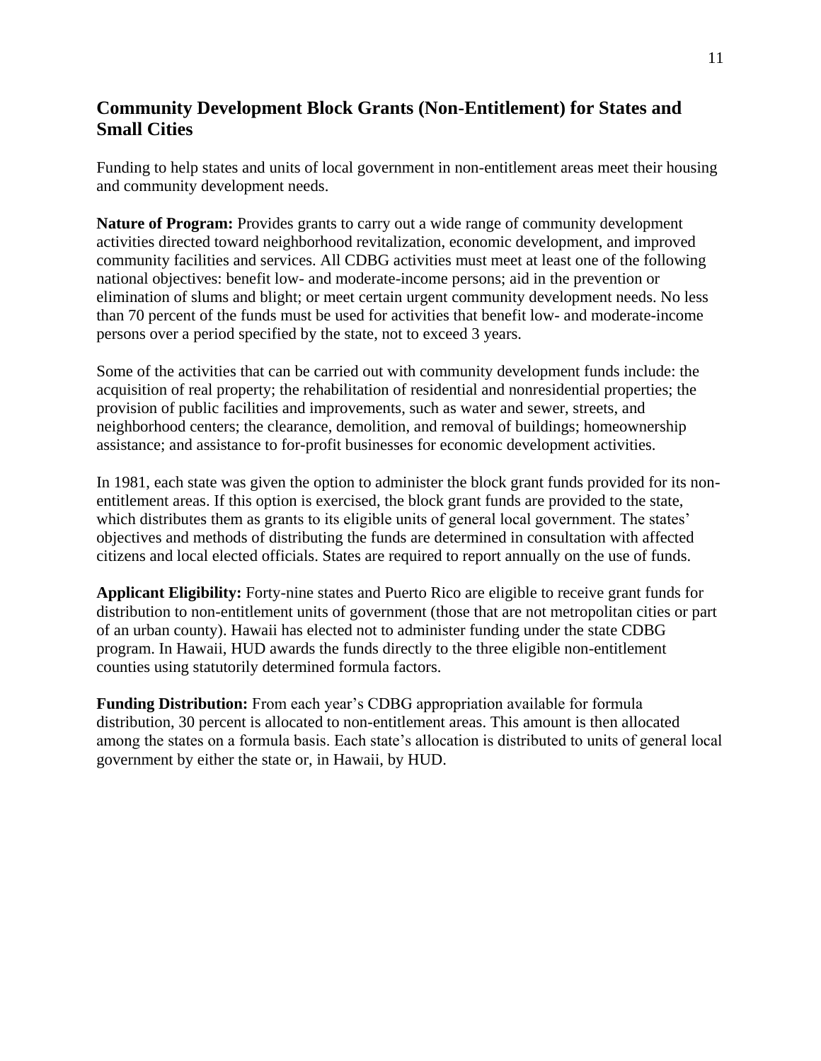## Community Development Block Grants (Non-Entitlement) for States and Small Cities

Funding to help states and units of local government in non-entitlement areas meet their housing and community development needs.

**Nature of Program:** Provides grants to carry out a wide range of community development activities directed toward neighborhood revitalization, economic development, and improved community facilities and services. All CDBG activities must meet at least one of the following national objectives: benefit low- and moderate-income persons; aid in the prevention or elimination of slums and blight; or meet certain urgent community development needs. No less than 70 percent of the funds must be used for activities that benefit low- and moderate-income persons over a period specified by the state, not to exceed 3 years.

Some of the activities that can be carried out with community development funds include: the acquisition of real property; the rehabilitation of residential and nonresidential properties; the provision of public facilities and improvements, such as water and sewer, streets, and neighborhood centers; the clearance, demolition, and removal of buildings; homeownership assistance; and assistance to for-profit businesses for economic development activities.

In 1981, each state was given the option to administer the block grant funds provided for its non-entitlement areas. If this option is exercised, the block grant funds are provided to the state, which distributes them as grants to its eligible units of general local government. The states' objectives and methods of distributing the funds are determined in consultation with affected citizens and local elected officials. States are required to report annually on the use of funds.

**Applicant Eligibility:** Forty-nine states and Puerto Rico are eligible to receive grant funds for distribution to non-entitlement units of government (those that are not metropolitan cities or part of an urban county). Hawaii has elected not to administer funding under the state CDBG program. In Hawaii, HUD awards the funds directly to the three eligible non-entitlement counties using statutorily determined formula factors.

**Funding Distribution:** From each year's CDBG appropriation available for formula distribution, 30 percent is allocated to non-entitlement areas. This amount is then allocated among the states on a formula basis. Each state's allocation is distributed to units of general local government by either the state or, in Hawaii, by HUD.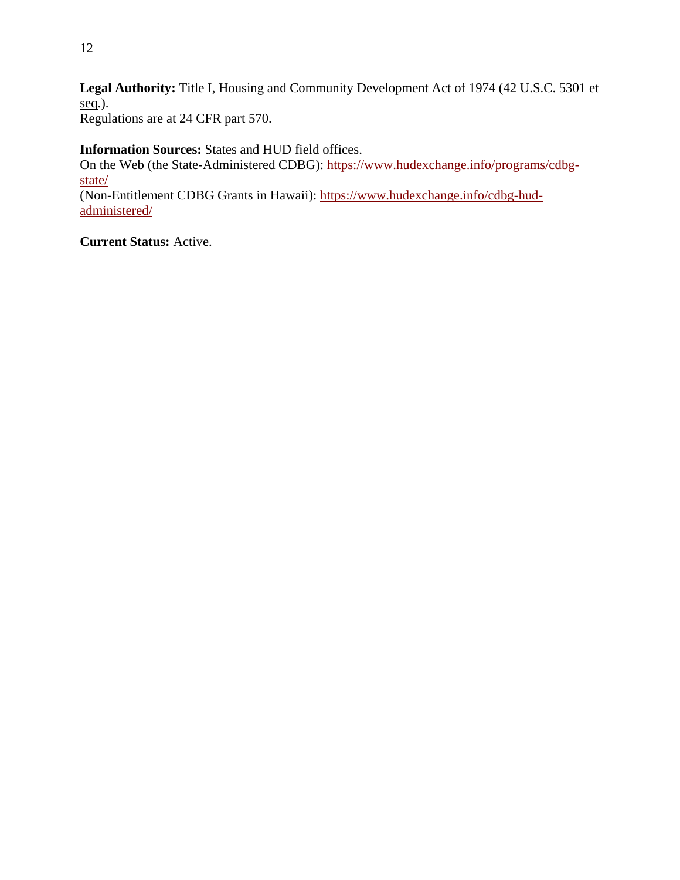**Legal Authority:** Title I, Housing and Community Development Act of 1974 (42 U.S.C. 5301 et seq.).
Regulations are at 24 CFR part 570.

**Information Sources:** States and HUD field offices.
On the Web (the State-Administered CDBG): https://www.hudexchange.info/programs/cdbg-state/
(Non-Entitlement CDBG Grants in Hawaii): https://www.hudexchange.info/cdbg-hud-administered/

**Current Status:** Active.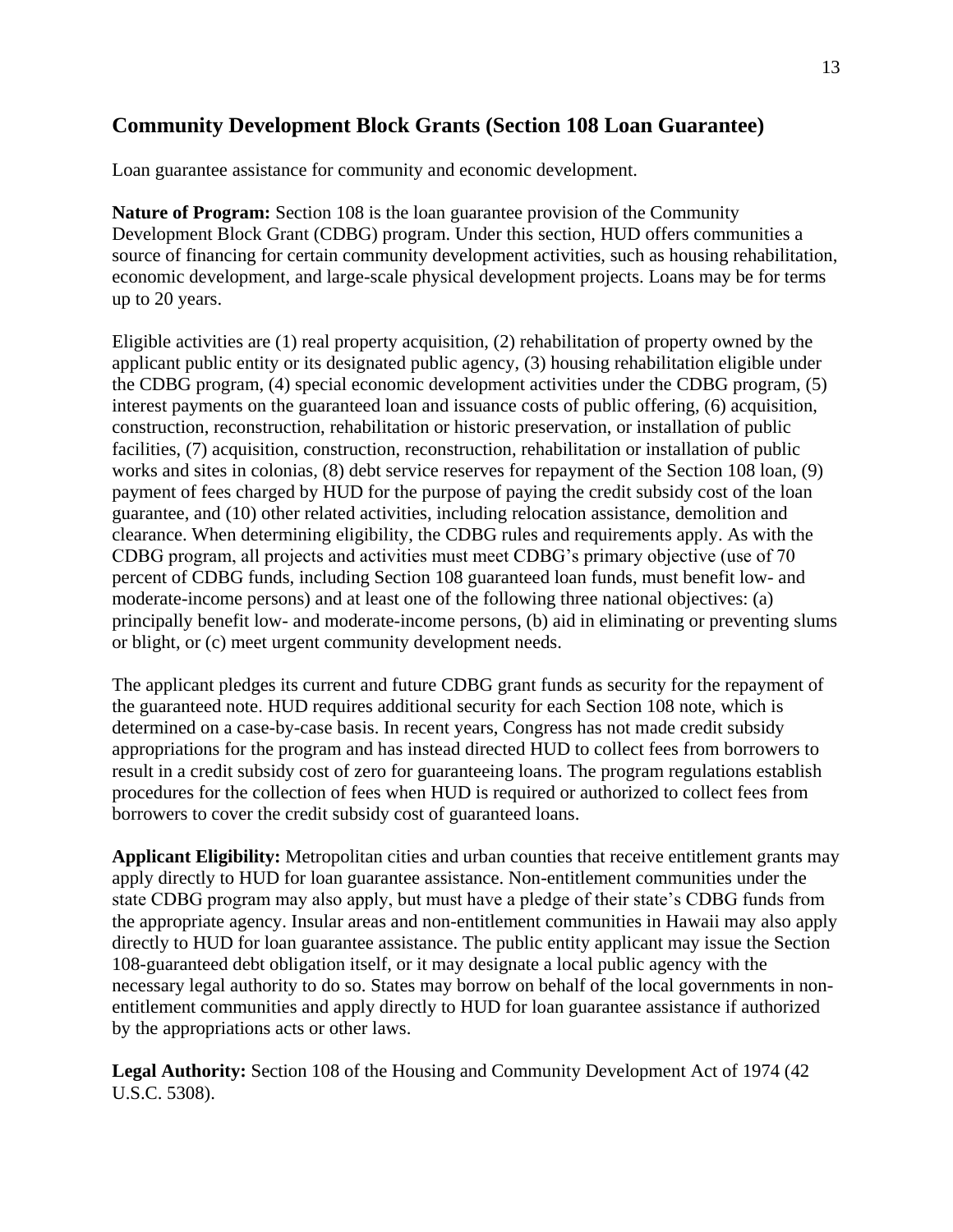## Community Development Block Grants (Section 108 Loan Guarantee)

Loan guarantee assistance for community and economic development.

**Nature of Program:** Section 108 is the loan guarantee provision of the Community Development Block Grant (CDBG) program. Under this section, HUD offers communities a source of financing for certain community development activities, such as housing rehabilitation, economic development, and large-scale physical development projects. Loans may be for terms up to 20 years.

Eligible activities are (1) real property acquisition, (2) rehabilitation of property owned by the applicant public entity or its designated public agency, (3) housing rehabilitation eligible under the CDBG program, (4) special economic development activities under the CDBG program, (5) interest payments on the guaranteed loan and issuance costs of public offering, (6) acquisition, construction, reconstruction, rehabilitation or historic preservation, or installation of public facilities, (7) acquisition, construction, reconstruction, rehabilitation or installation of public works and sites in colonias, (8) debt service reserves for repayment of the Section 108 loan, (9) payment of fees charged by HUD for the purpose of paying the credit subsidy cost of the loan guarantee, and (10) other related activities, including relocation assistance, demolition and clearance. When determining eligibility, the CDBG rules and requirements apply. As with the CDBG program, all projects and activities must meet CDBG's primary objective (use of 70 percent of CDBG funds, including Section 108 guaranteed loan funds, must benefit low- and moderate-income persons) and at least one of the following three national objectives: (a) principally benefit low- and moderate-income persons, (b) aid in eliminating or preventing slums or blight, or (c) meet urgent community development needs.

The applicant pledges its current and future CDBG grant funds as security for the repayment of the guaranteed note. HUD requires additional security for each Section 108 note, which is determined on a case-by-case basis. In recent years, Congress has not made credit subsidy appropriations for the program and has instead directed HUD to collect fees from borrowers to result in a credit subsidy cost of zero for guaranteeing loans. The program regulations establish procedures for the collection of fees when HUD is required or authorized to collect fees from borrowers to cover the credit subsidy cost of guaranteed loans.

**Applicant Eligibility:** Metropolitan cities and urban counties that receive entitlement grants may apply directly to HUD for loan guarantee assistance. Non-entitlement communities under the state CDBG program may also apply, but must have a pledge of their state's CDBG funds from the appropriate agency. Insular areas and non-entitlement communities in Hawaii may also apply directly to HUD for loan guarantee assistance. The public entity applicant may issue the Section 108-guaranteed debt obligation itself, or it may designate a local public agency with the necessary legal authority to do so. States may borrow on behalf of the local governments in non-entitlement communities and apply directly to HUD for loan guarantee assistance if authorized by the appropriations acts or other laws.

**Legal Authority:** Section 108 of the Housing and Community Development Act of 1974 (42 U.S.C. 5308).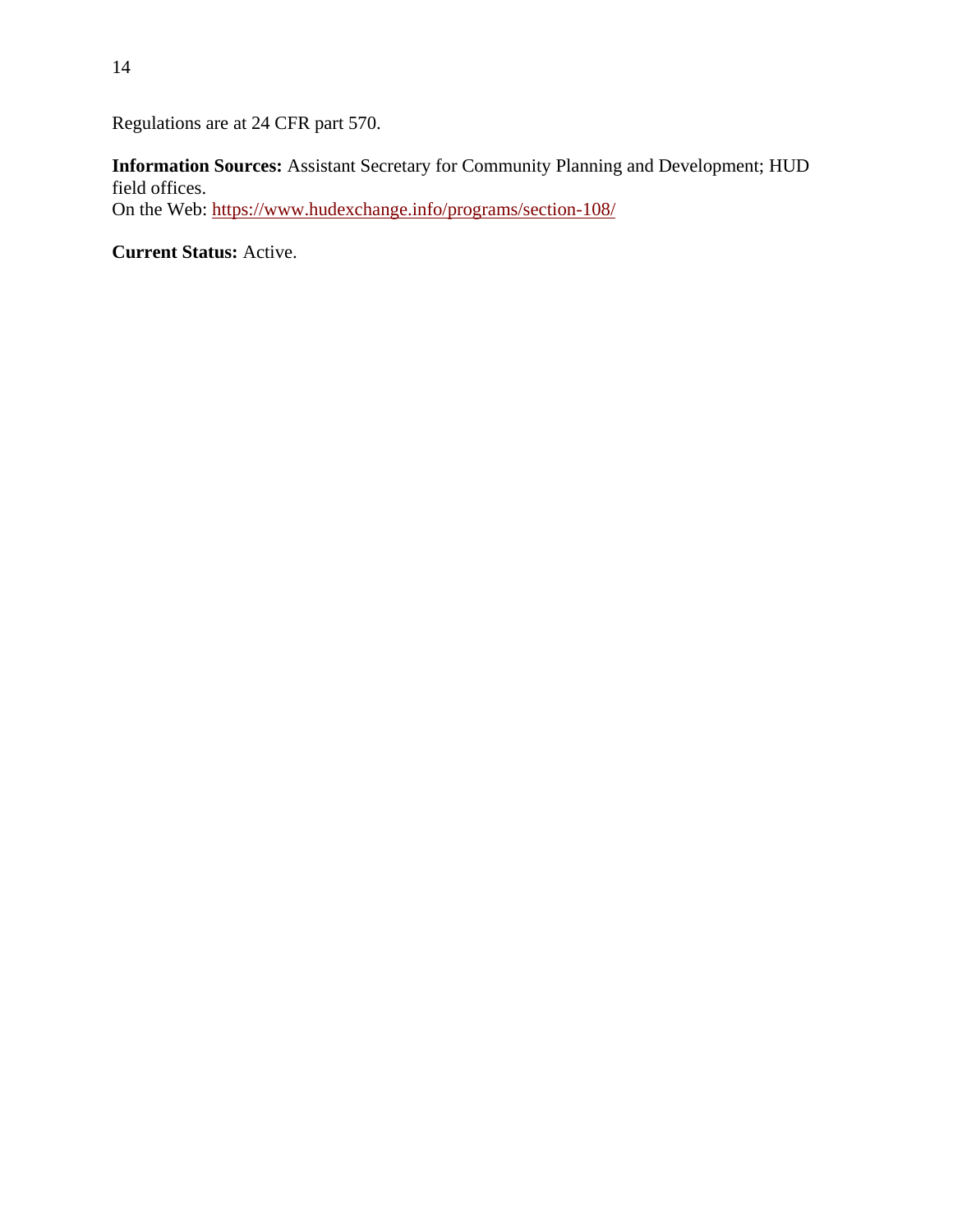Regulations are at 24 CFR part 570.

**Information Sources:** Assistant Secretary for Community Planning and Development; HUD field offices.
On the Web: https://www.hudexchange.info/programs/section-108/

**Current Status:** Active.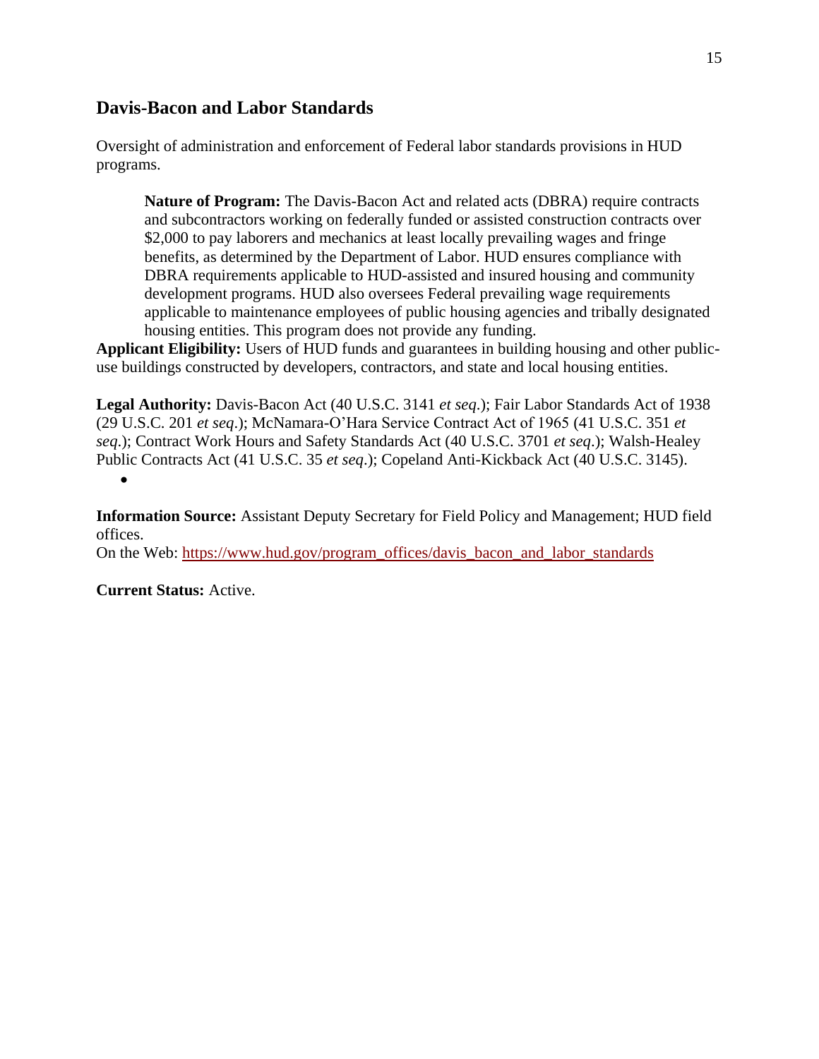## Davis-Bacon and Labor Standards

Oversight of administration and enforcement of Federal labor standards provisions in HUD programs.

> **Nature of Program:** The Davis-Bacon Act and related acts (DBRA) require contracts and subcontractors working on federally funded or assisted construction contracts over $2,000 to pay laborers and mechanics at least locally prevailing wages and fringe benefits, as determined by the Department of Labor. HUD ensures compliance with DBRA requirements applicable to HUD-assisted and insured housing and community development programs. HUD also oversees Federal prevailing wage requirements applicable to maintenance employees of public housing agencies and tribally designated housing entities. This program does not provide any funding.

**Applicant Eligibility:** Users of HUD funds and guarantees in building housing and other public-use buildings constructed by developers, contractors, and state and local housing entities.

**Legal Authority:** Davis-Bacon Act (40 U.S.C. 3141 *et seq*.); Fair Labor Standards Act of 1938 (29 U.S.C. 201 *et seq*.); McNamara-O'Hara Service Contract Act of 1965 (41 U.S.C. 351 *et seq*.); Contract Work Hours and Safety Standards Act (40 U.S.C. 3701 *et seq*.); Walsh-Healey Public Contracts Act (41 U.S.C. 35 *et seq*.); Copeland Anti-Kickback Act (40 U.S.C. 3145).

**Information Source:** Assistant Deputy Secretary for Field Policy and Management; HUD field offices.
On the Web: https://www.hud.gov/program_offices/davis_bacon_and_labor_standards

**Current Status:** Active.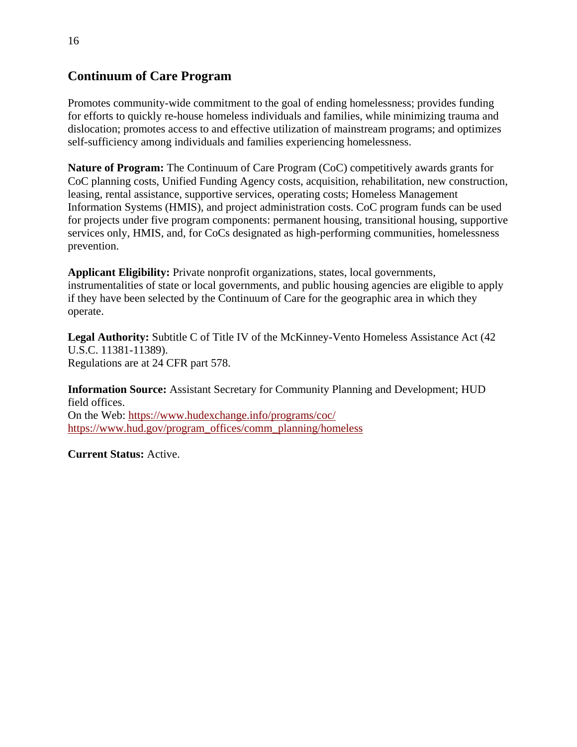## Continuum of Care Program

Promotes community-wide commitment to the goal of ending homelessness; provides funding for efforts to quickly re-house homeless individuals and families, while minimizing trauma and dislocation; promotes access to and effective utilization of mainstream programs; and optimizes self-sufficiency among individuals and families experiencing homelessness.

**Nature of Program:** The Continuum of Care Program (CoC) competitively awards grants for CoC planning costs, Unified Funding Agency costs, acquisition, rehabilitation, new construction, leasing, rental assistance, supportive services, operating costs; Homeless Management Information Systems (HMIS), and project administration costs. CoC program funds can be used for projects under five program components: permanent housing, transitional housing, supportive services only, HMIS, and, for CoCs designated as high-performing communities, homelessness prevention.

**Applicant Eligibility:** Private nonprofit organizations, states, local governments, instrumentalities of state or local governments, and public housing agencies are eligible to apply if they have been selected by the Continuum of Care for the geographic area in which they operate.

**Legal Authority:** Subtitle C of Title IV of the McKinney-Vento Homeless Assistance Act (42 U.S.C. 11381-11389).
Regulations are at 24 CFR part 578.

**Information Source:** Assistant Secretary for Community Planning and Development; HUD field offices.
On the Web: https://www.hudexchange.info/programs/coc/
https://www.hud.gov/program_offices/comm_planning/homeless

**Current Status:** Active.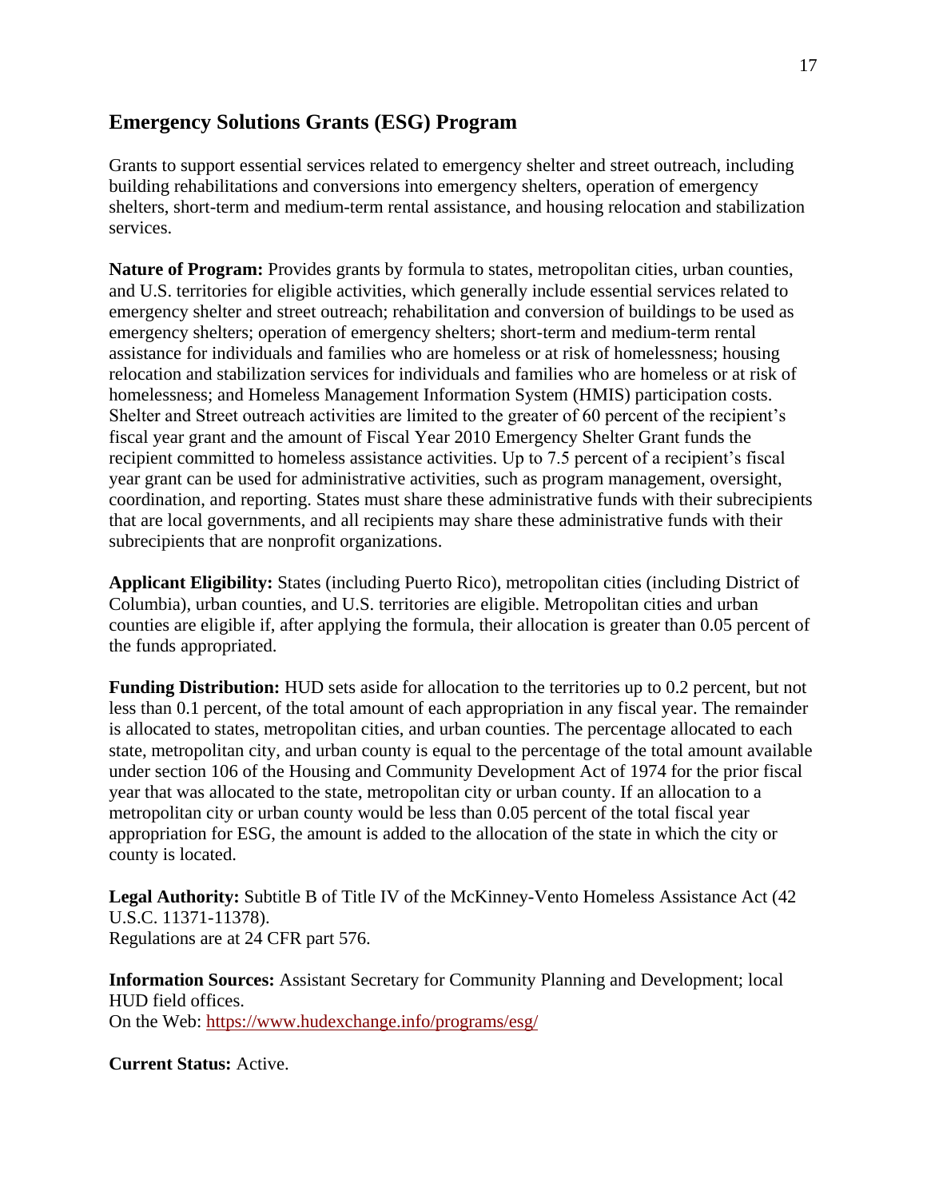## Emergency Solutions Grants (ESG) Program

Grants to support essential services related to emergency shelter and street outreach, including building rehabilitations and conversions into emergency shelters, operation of emergency shelters, short-term and medium-term rental assistance, and housing relocation and stabilization services.

**Nature of Program:** Provides grants by formula to states, metropolitan cities, urban counties, and U.S. territories for eligible activities, which generally include essential services related to emergency shelter and street outreach; rehabilitation and conversion of buildings to be used as emergency shelters; operation of emergency shelters; short-term and medium-term rental assistance for individuals and families who are homeless or at risk of homelessness; housing relocation and stabilization services for individuals and families who are homeless or at risk of homelessness; and Homeless Management Information System (HMIS) participation costs. Shelter and Street outreach activities are limited to the greater of 60 percent of the recipient's fiscal year grant and the amount of Fiscal Year 2010 Emergency Shelter Grant funds the recipient committed to homeless assistance activities. Up to 7.5 percent of a recipient's fiscal year grant can be used for administrative activities, such as program management, oversight, coordination, and reporting. States must share these administrative funds with their subrecipients that are local governments, and all recipients may share these administrative funds with their subrecipients that are nonprofit organizations.

**Applicant Eligibility:** States (including Puerto Rico), metropolitan cities (including District of Columbia), urban counties, and U.S. territories are eligible. Metropolitan cities and urban counties are eligible if, after applying the formula, their allocation is greater than 0.05 percent of the funds appropriated.

**Funding Distribution:** HUD sets aside for allocation to the territories up to 0.2 percent, but not less than 0.1 percent, of the total amount of each appropriation in any fiscal year. The remainder is allocated to states, metropolitan cities, and urban counties. The percentage allocated to each state, metropolitan city, and urban county is equal to the percentage of the total amount available under section 106 of the Housing and Community Development Act of 1974 for the prior fiscal year that was allocated to the state, metropolitan city or urban county. If an allocation to a metropolitan city or urban county would be less than 0.05 percent of the total fiscal year appropriation for ESG, the amount is added to the allocation of the state in which the city or county is located.

**Legal Authority:** Subtitle B of Title IV of the McKinney-Vento Homeless Assistance Act (42 U.S.C. 11371-11378).
Regulations are at 24 CFR part 576.

**Information Sources:** Assistant Secretary for Community Planning and Development; local HUD field offices.
On the Web: https://www.hudexchange.info/programs/esg/

**Current Status:** Active.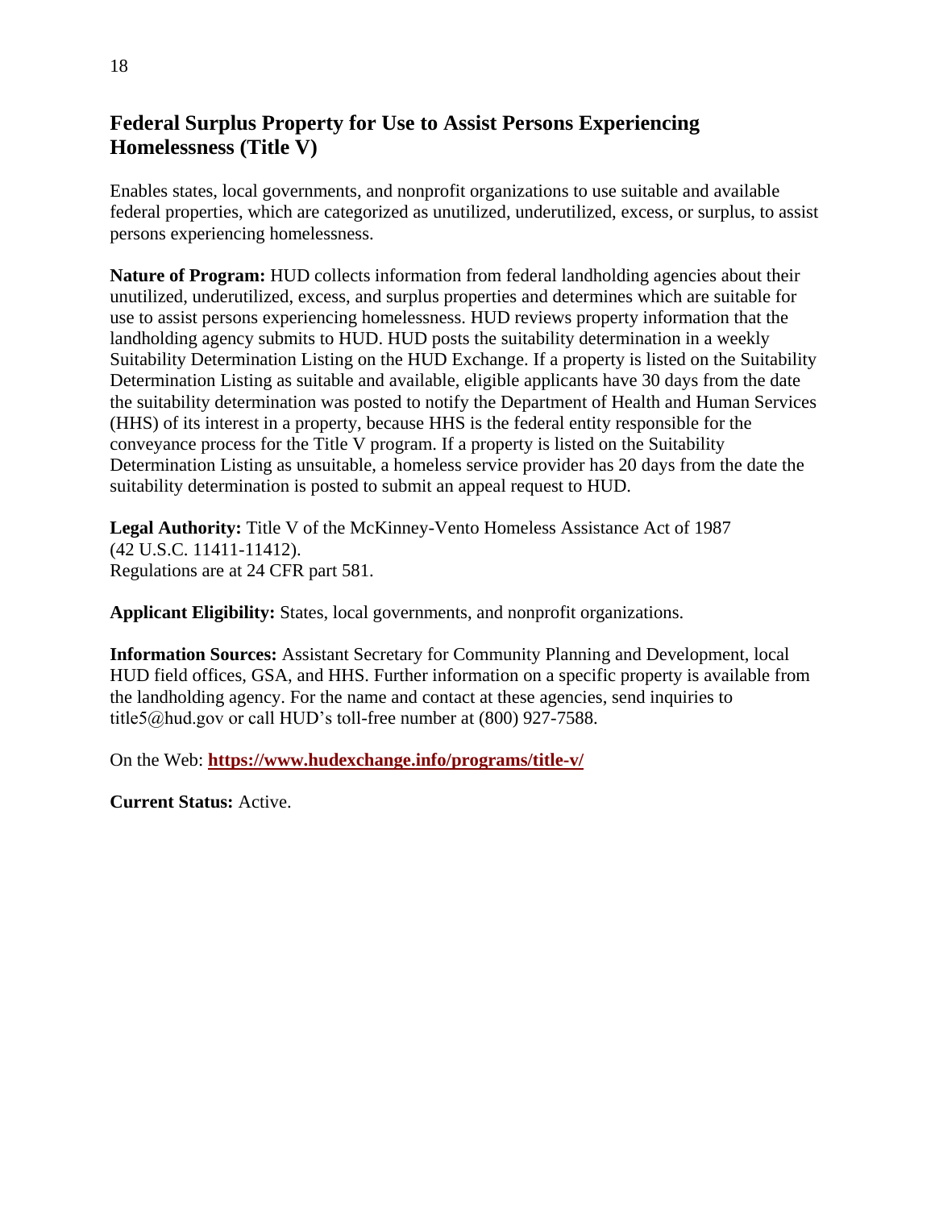## Federal Surplus Property for Use to Assist Persons Experiencing Homelessness (Title V)

Enables states, local governments, and nonprofit organizations to use suitable and available federal properties, which are categorized as unutilized, underutilized, excess, or surplus, to assist persons experiencing homelessness.

**Nature of Program:** HUD collects information from federal landholding agencies about their unutilized, underutilized, excess, and surplus properties and determines which are suitable for use to assist persons experiencing homelessness. HUD reviews property information that the landholding agency submits to HUD. HUD posts the suitability determination in a weekly Suitability Determination Listing on the HUD Exchange. If a property is listed on the Suitability Determination Listing as suitable and available, eligible applicants have 30 days from the date the suitability determination was posted to notify the Department of Health and Human Services (HHS) of its interest in a property, because HHS is the federal entity responsible for the conveyance process for the Title V program. If a property is listed on the Suitability Determination Listing as unsuitable, a homeless service provider has 20 days from the date the suitability determination is posted to submit an appeal request to HUD.

**Legal Authority:** Title V of the McKinney-Vento Homeless Assistance Act of 1987 (42 U.S.C. 11411-11412).
Regulations are at 24 CFR part 581.

**Applicant Eligibility:** States, local governments, and nonprofit organizations.

**Information Sources:** Assistant Secretary for Community Planning and Development, local HUD field offices, GSA, and HHS. Further information on a specific property is available from the landholding agency. For the name and contact at these agencies, send inquiries to title5@hud.gov or call HUD's toll-free number at (800) 927-7588.

On the Web: **https://www.hudexchange.info/programs/title-v/**

**Current Status:** Active.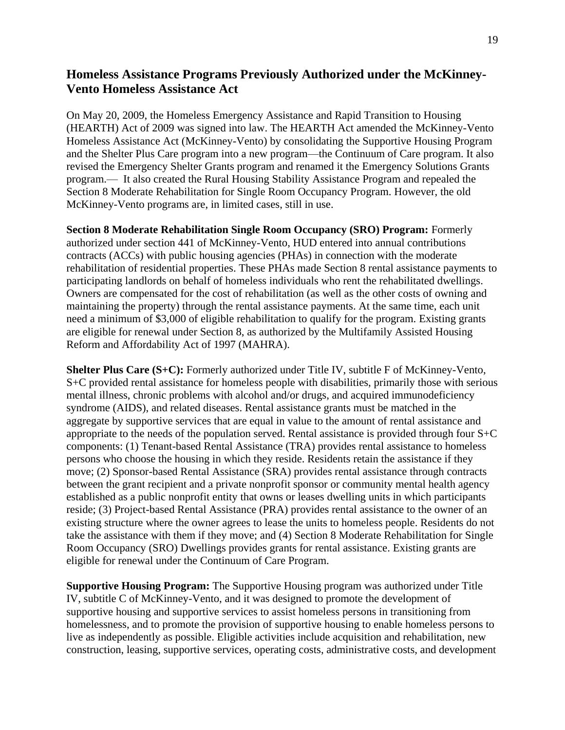## Homeless Assistance Programs Previously Authorized under the McKinney-Vento Homeless Assistance Act

On May 20, 2009, the Homeless Emergency Assistance and Rapid Transition to Housing (HEARTH) Act of 2009 was signed into law. The HEARTH Act amended the McKinney-Vento Homeless Assistance Act (McKinney-Vento) by consolidating the Supportive Housing Program and the Shelter Plus Care program into a new program—the Continuum of Care program. It also revised the Emergency Shelter Grants program and renamed it the Emergency Solutions Grants program.— It also created the Rural Housing Stability Assistance Program and repealed the Section 8 Moderate Rehabilitation for Single Room Occupancy Program. However, the old McKinney-Vento programs are, in limited cases, still in use.

**Section 8 Moderate Rehabilitation Single Room Occupancy (SRO) Program:** Formerly authorized under section 441 of McKinney-Vento, HUD entered into annual contributions contracts (ACCs) with public housing agencies (PHAs) in connection with the moderate rehabilitation of residential properties. These PHAs made Section 8 rental assistance payments to participating landlords on behalf of homeless individuals who rent the rehabilitated dwellings. Owners are compensated for the cost of rehabilitation (as well as the other costs of owning and maintaining the property) through the rental assistance payments. At the same time, each unit need a minimum of $3,000 of eligible rehabilitation to qualify for the program. Existing grants are eligible for renewal under Section 8, as authorized by the Multifamily Assisted Housing Reform and Affordability Act of 1997 (MAHRA).

**Shelter Plus Care (S+C):** Formerly authorized under Title IV, subtitle F of McKinney-Vento, S+C provided rental assistance for homeless people with disabilities, primarily those with serious mental illness, chronic problems with alcohol and/or drugs, and acquired immunodeficiency syndrome (AIDS), and related diseases. Rental assistance grants must be matched in the aggregate by supportive services that are equal in value to the amount of rental assistance and appropriate to the needs of the population served. Rental assistance is provided through four S+C components: (1) Tenant-based Rental Assistance (TRA) provides rental assistance to homeless persons who choose the housing in which they reside. Residents retain the assistance if they move; (2) Sponsor-based Rental Assistance (SRA) provides rental assistance through contracts between the grant recipient and a private nonprofit sponsor or community mental health agency established as a public nonprofit entity that owns or leases dwelling units in which participants reside; (3) Project-based Rental Assistance (PRA) provides rental assistance to the owner of an existing structure where the owner agrees to lease the units to homeless people. Residents do not take the assistance with them if they move; and (4) Section 8 Moderate Rehabilitation for Single Room Occupancy (SRO) Dwellings provides grants for rental assistance. Existing grants are eligible for renewal under the Continuum of Care Program.

**Supportive Housing Program:** The Supportive Housing program was authorized under Title IV, subtitle C of McKinney-Vento, and it was designed to promote the development of supportive housing and supportive services to assist homeless persons in transitioning from homelessness, and to promote the provision of supportive housing to enable homeless persons to live as independently as possible. Eligible activities include acquisition and rehabilitation, new construction, leasing, supportive services, operating costs, administrative costs, and development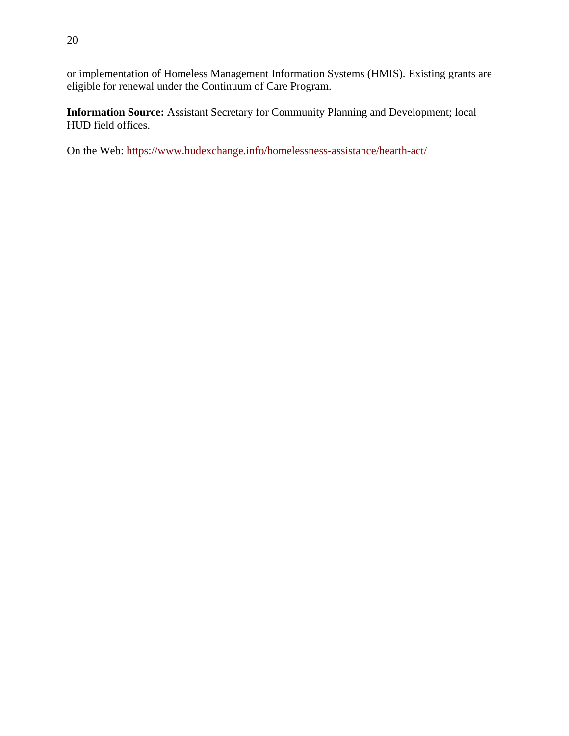or implementation of Homeless Management Information Systems (HMIS). Existing grants are eligible for renewal under the Continuum of Care Program.

**Information Source:** Assistant Secretary for Community Planning and Development; local HUD field offices.

On the Web: https://www.hudexchange.info/homelessness-assistance/hearth-act/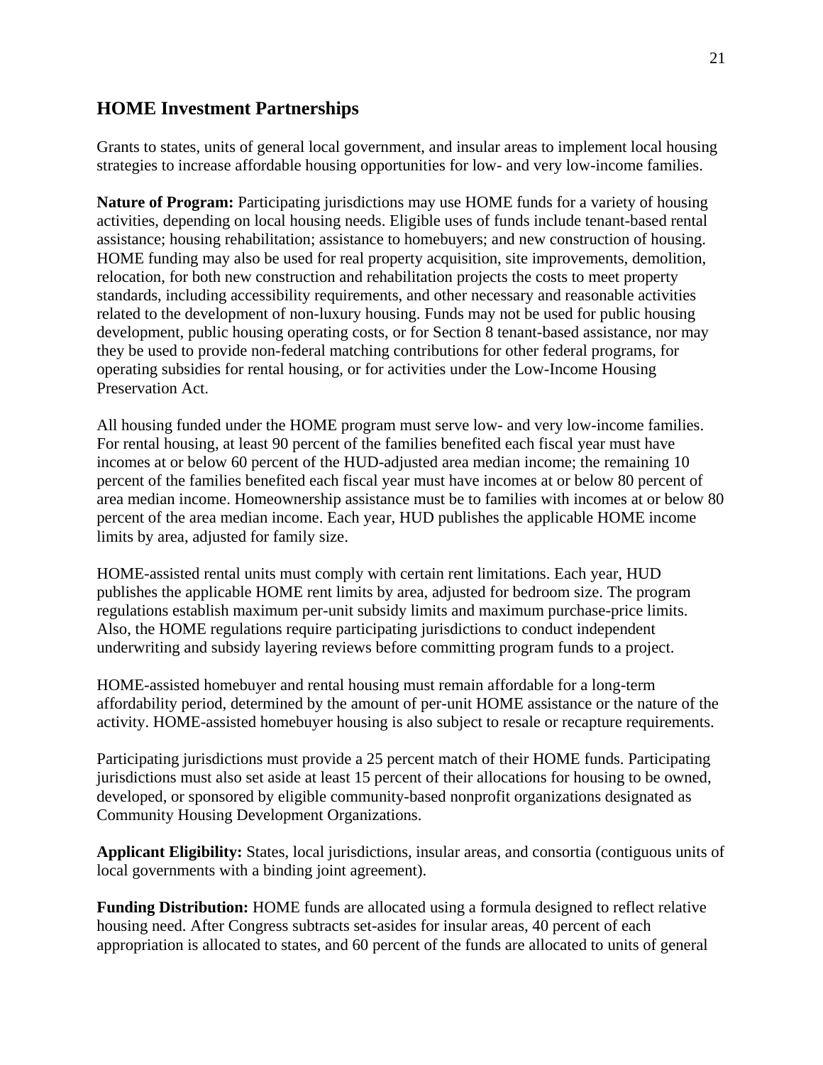## HOME Investment Partnerships

Grants to states, units of general local government, and insular areas to implement local housing strategies to increase affordable housing opportunities for low- and very low-income families.

**Nature of Program:** Participating jurisdictions may use HOME funds for a variety of housing activities, depending on local housing needs. Eligible uses of funds include tenant-based rental assistance; housing rehabilitation; assistance to homebuyers; and new construction of housing. HOME funding may also be used for real property acquisition, site improvements, demolition, relocation, for both new construction and rehabilitation projects the costs to meet property standards, including accessibility requirements, and other necessary and reasonable activities related to the development of non-luxury housing. Funds may not be used for public housing development, public housing operating costs, or for Section 8 tenant-based assistance, nor may they be used to provide non-federal matching contributions for other federal programs, for operating subsidies for rental housing, or for activities under the Low-Income Housing Preservation Act.

All housing funded under the HOME program must serve low- and very low-income families. For rental housing, at least 90 percent of the families benefited each fiscal year must have incomes at or below 60 percent of the HUD-adjusted area median income; the remaining 10 percent of the families benefited each fiscal year must have incomes at or below 80 percent of area median income. Homeownership assistance must be to families with incomes at or below 80 percent of the area median income. Each year, HUD publishes the applicable HOME income limits by area, adjusted for family size.

HOME-assisted rental units must comply with certain rent limitations. Each year, HUD publishes the applicable HOME rent limits by area, adjusted for bedroom size. The program regulations establish maximum per-unit subsidy limits and maximum purchase-price limits. Also, the HOME regulations require participating jurisdictions to conduct independent underwriting and subsidy layering reviews before committing program funds to a project.

HOME-assisted homebuyer and rental housing must remain affordable for a long-term affordability period, determined by the amount of per-unit HOME assistance or the nature of the activity. HOME-assisted homebuyer housing is also subject to resale or recapture requirements.

Participating jurisdictions must provide a 25 percent match of their HOME funds. Participating jurisdictions must also set aside at least 15 percent of their allocations for housing to be owned, developed, or sponsored by eligible community-based nonprofit organizations designated as Community Housing Development Organizations.

**Applicant Eligibility:** States, local jurisdictions, insular areas, and consortia (contiguous units of local governments with a binding joint agreement).

**Funding Distribution:** HOME funds are allocated using a formula designed to reflect relative housing need. After Congress subtracts set-asides for insular areas, 40 percent of each appropriation is allocated to states, and 60 percent of the funds are allocated to units of general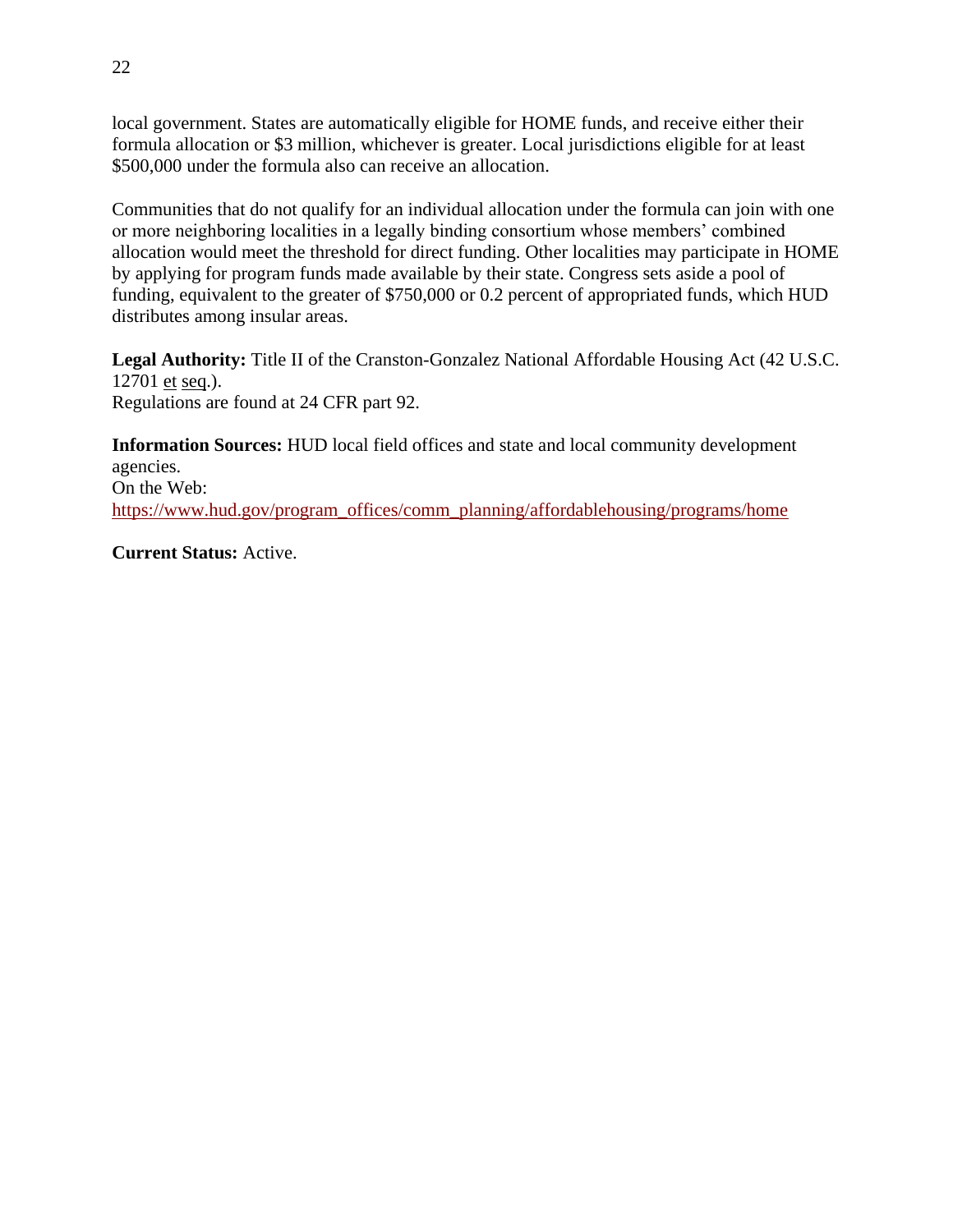local government. States are automatically eligible for HOME funds, and receive either their formula allocation or $3 million, whichever is greater. Local jurisdictions eligible for at least $500,000 under the formula also can receive an allocation.

Communities that do not qualify for an individual allocation under the formula can join with one or more neighboring localities in a legally binding consortium whose members' combined allocation would meet the threshold for direct funding. Other localities may participate in HOME by applying for program funds made available by their state. Congress sets aside a pool of funding, equivalent to the greater of $750,000 or 0.2 percent of appropriated funds, which HUD distributes among insular areas.

**Legal Authority:** Title II of the Cranston-Gonzalez National Affordable Housing Act (42 U.S.C. 12701 et seq.).
Regulations are found at 24 CFR part 92.

**Information Sources:** HUD local field offices and state and local community development agencies.
On the Web:
https://www.hud.gov/program_offices/comm_planning/affordablehousing/programs/home

**Current Status:** Active.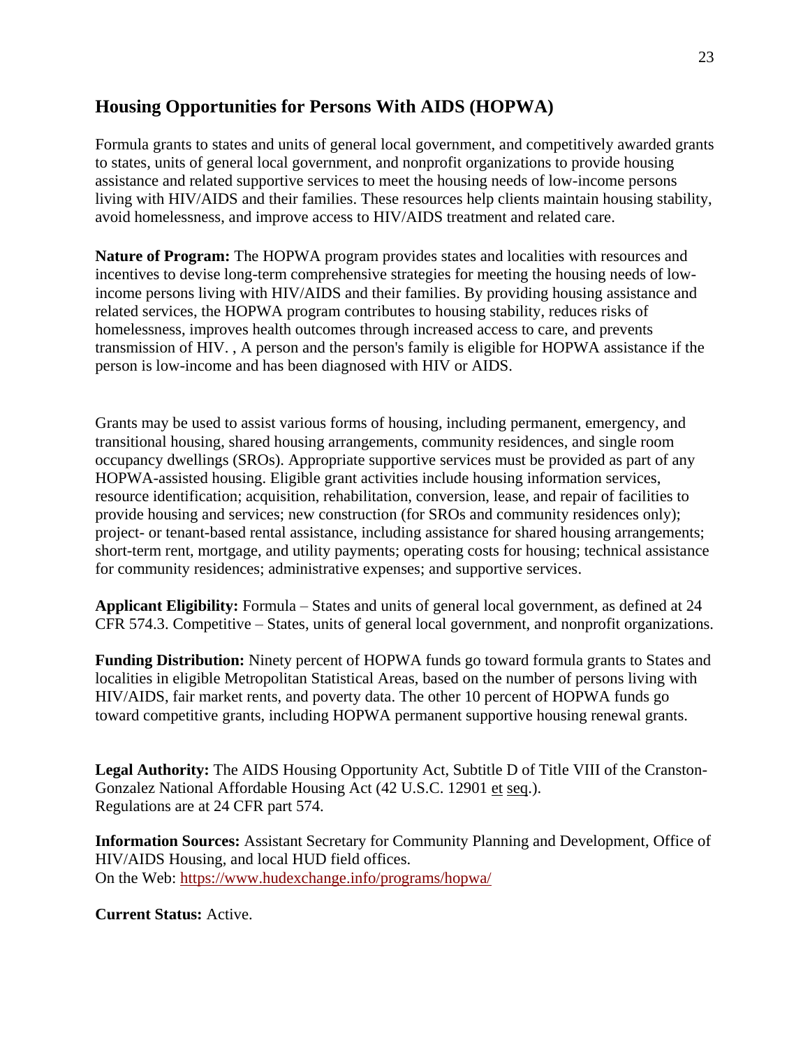## Housing Opportunities for Persons With AIDS (HOPWA)

Formula grants to states and units of general local government, and competitively awarded grants to states, units of general local government, and nonprofit organizations to provide housing assistance and related supportive services to meet the housing needs of low-income persons living with HIV/AIDS and their families. These resources help clients maintain housing stability, avoid homelessness, and improve access to HIV/AIDS treatment and related care.

**Nature of Program:** The HOPWA program provides states and localities with resources and incentives to devise long-term comprehensive strategies for meeting the housing needs of low-income persons living with HIV/AIDS and their families. By providing housing assistance and related services, the HOPWA program contributes to housing stability, reduces risks of homelessness, improves health outcomes through increased access to care, and prevents transmission of HIV. , A person and the person's family is eligible for HOPWA assistance if the person is low-income and has been diagnosed with HIV or AIDS.

Grants may be used to assist various forms of housing, including permanent, emergency, and transitional housing, shared housing arrangements, community residences, and single room occupancy dwellings (SROs). Appropriate supportive services must be provided as part of any HOPWA-assisted housing. Eligible grant activities include housing information services, resource identification; acquisition, rehabilitation, conversion, lease, and repair of facilities to provide housing and services; new construction (for SROs and community residences only); project- or tenant-based rental assistance, including assistance for shared housing arrangements; short-term rent, mortgage, and utility payments; operating costs for housing; technical assistance for community residences; administrative expenses; and supportive services.

**Applicant Eligibility:** Formula – States and units of general local government, as defined at 24 CFR 574.3. Competitive – States, units of general local government, and nonprofit organizations.

**Funding Distribution:** Ninety percent of HOPWA funds go toward formula grants to States and localities in eligible Metropolitan Statistical Areas, based on the number of persons living with HIV/AIDS, fair market rents, and poverty data. The other 10 percent of HOPWA funds go toward competitive grants, including HOPWA permanent supportive housing renewal grants.

**Legal Authority:** The AIDS Housing Opportunity Act, Subtitle D of Title VIII of the Cranston-Gonzalez National Affordable Housing Act (42 U.S.C. 12901 et seq.).
Regulations are at 24 CFR part 574.

**Information Sources:** Assistant Secretary for Community Planning and Development, Office of HIV/AIDS Housing, and local HUD field offices.
On the Web: https://www.hudexchange.info/programs/hopwa/

**Current Status:** Active.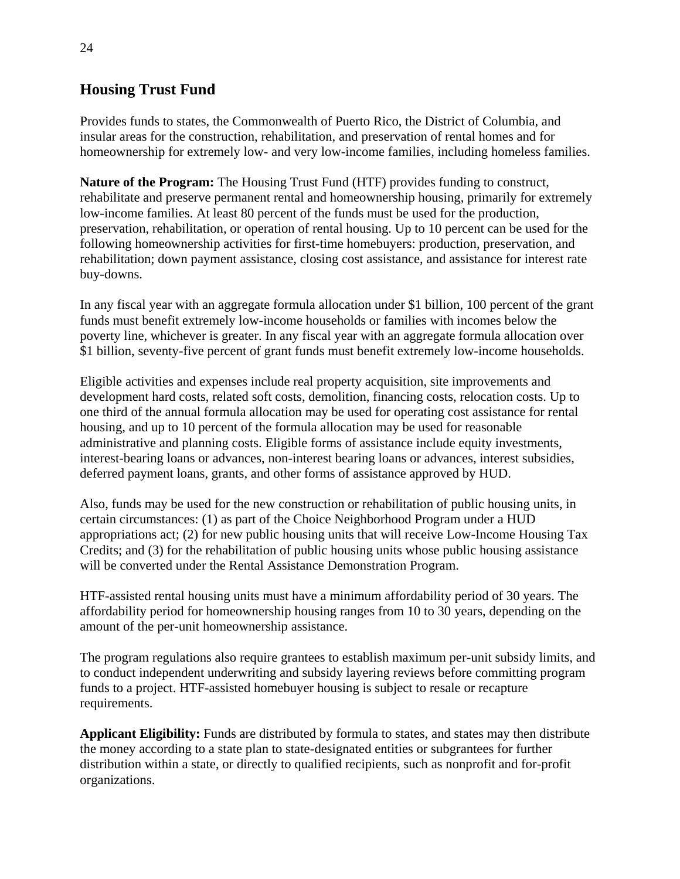## Housing Trust Fund

Provides funds to states, the Commonwealth of Puerto Rico, the District of Columbia, and insular areas for the construction, rehabilitation, and preservation of rental homes and for homeownership for extremely low- and very low-income families, including homeless families.

**Nature of the Program:** The Housing Trust Fund (HTF) provides funding to construct, rehabilitate and preserve permanent rental and homeownership housing, primarily for extremely low-income families. At least 80 percent of the funds must be used for the production, preservation, rehabilitation, or operation of rental housing. Up to 10 percent can be used for the following homeownership activities for first-time homebuyers: production, preservation, and rehabilitation; down payment assistance, closing cost assistance, and assistance for interest rate buy-downs.

In any fiscal year with an aggregate formula allocation under $1 billion, 100 percent of the grant funds must benefit extremely low-income households or families with incomes below the poverty line, whichever is greater. In any fiscal year with an aggregate formula allocation over $1 billion, seventy-five percent of grant funds must benefit extremely low-income households.

Eligible activities and expenses include real property acquisition, site improvements and development hard costs, related soft costs, demolition, financing costs, relocation costs. Up to one third of the annual formula allocation may be used for operating cost assistance for rental housing, and up to 10 percent of the formula allocation may be used for reasonable administrative and planning costs. Eligible forms of assistance include equity investments, interest-bearing loans or advances, non-interest bearing loans or advances, interest subsidies, deferred payment loans, grants, and other forms of assistance approved by HUD.

Also, funds may be used for the new construction or rehabilitation of public housing units, in certain circumstances: (1) as part of the Choice Neighborhood Program under a HUD appropriations act; (2) for new public housing units that will receive Low-Income Housing Tax Credits; and (3) for the rehabilitation of public housing units whose public housing assistance will be converted under the Rental Assistance Demonstration Program.

HTF-assisted rental housing units must have a minimum affordability period of 30 years. The affordability period for homeownership housing ranges from 10 to 30 years, depending on the amount of the per-unit homeownership assistance.

The program regulations also require grantees to establish maximum per-unit subsidy limits, and to conduct independent underwriting and subsidy layering reviews before committing program funds to a project. HTF-assisted homebuyer housing is subject to resale or recapture requirements.

**Applicant Eligibility:** Funds are distributed by formula to states, and states may then distribute the money according to a state plan to state-designated entities or subgrantees for further distribution within a state, or directly to qualified recipients, such as nonprofit and for-profit organizations.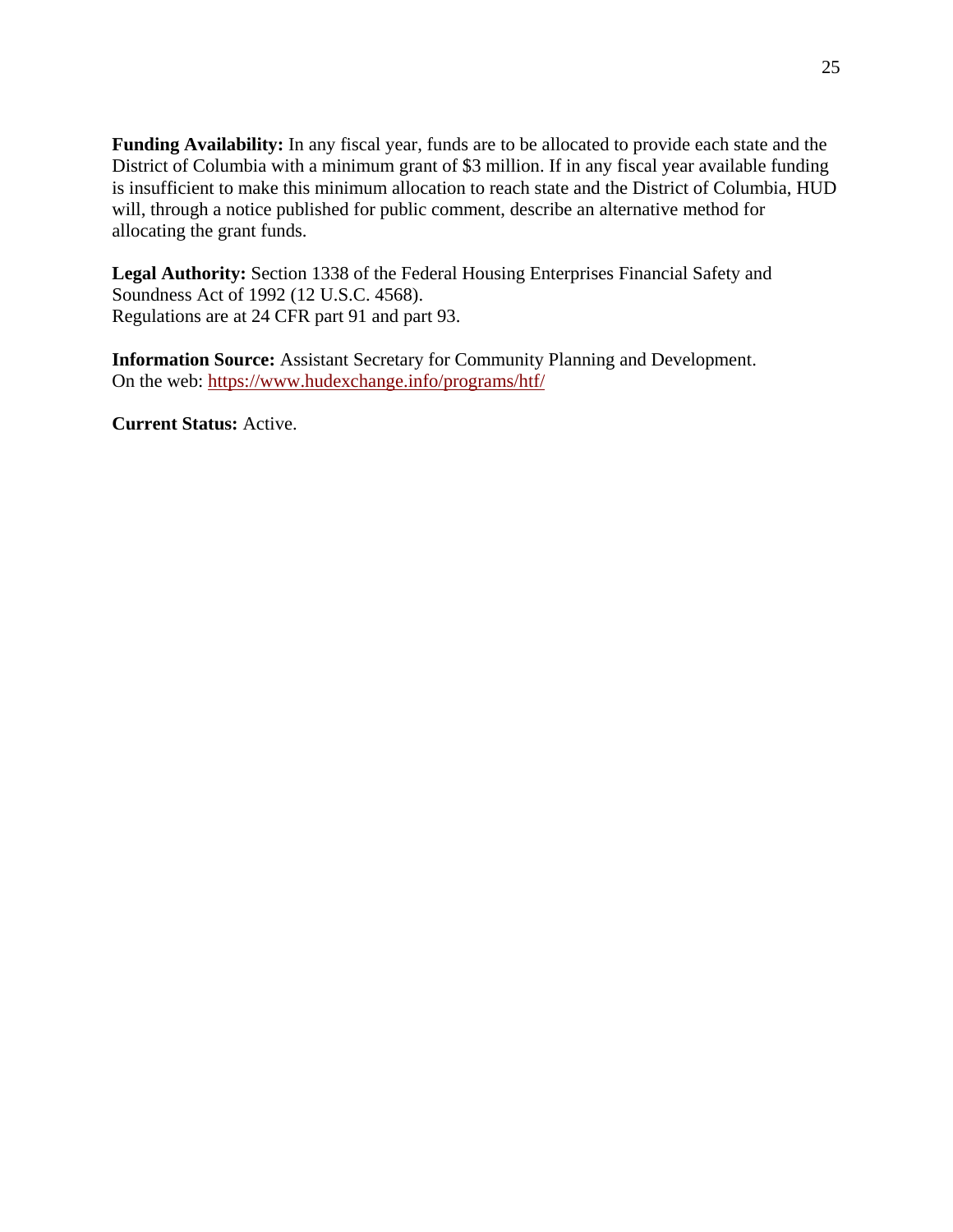**Funding Availability:** In any fiscal year, funds are to be allocated to provide each state and the District of Columbia with a minimum grant of $3 million. If in any fiscal year available funding is insufficient to make this minimum allocation to reach state and the District of Columbia, HUD will, through a notice published for public comment, describe an alternative method for allocating the grant funds.

**Legal Authority:** Section 1338 of the Federal Housing Enterprises Financial Safety and Soundness Act of 1992 (12 U.S.C. 4568).
Regulations are at 24 CFR part 91 and part 93.

**Information Source:** Assistant Secretary for Community Planning and Development.
On the web: https://www.hudexchange.info/programs/htf/

**Current Status:** Active.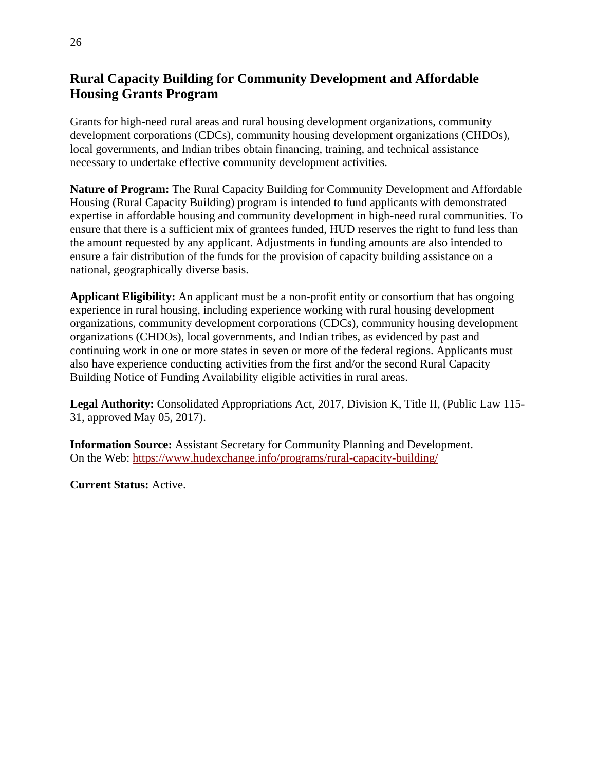## Rural Capacity Building for Community Development and Affordable Housing Grants Program

Grants for high-need rural areas and rural housing development organizations, community development corporations (CDCs), community housing development organizations (CHDOs), local governments, and Indian tribes obtain financing, training, and technical assistance necessary to undertake effective community development activities.

**Nature of Program:** The Rural Capacity Building for Community Development and Affordable Housing (Rural Capacity Building) program is intended to fund applicants with demonstrated expertise in affordable housing and community development in high-need rural communities. To ensure that there is a sufficient mix of grantees funded, HUD reserves the right to fund less than the amount requested by any applicant. Adjustments in funding amounts are also intended to ensure a fair distribution of the funds for the provision of capacity building assistance on a national, geographically diverse basis.

**Applicant Eligibility:** An applicant must be a non-profit entity or consortium that has ongoing experience in rural housing, including experience working with rural housing development organizations, community development corporations (CDCs), community housing development organizations (CHDOs), local governments, and Indian tribes, as evidenced by past and continuing work in one or more states in seven or more of the federal regions. Applicants must also have experience conducting activities from the first and/or the second Rural Capacity Building Notice of Funding Availability eligible activities in rural areas.

**Legal Authority:** Consolidated Appropriations Act, 2017, Division K, Title II, (Public Law 115-31, approved May 05, 2017).

**Information Source:** Assistant Secretary for Community Planning and Development.
On the Web: https://www.hudexchange.info/programs/rural-capacity-building/

**Current Status:** Active.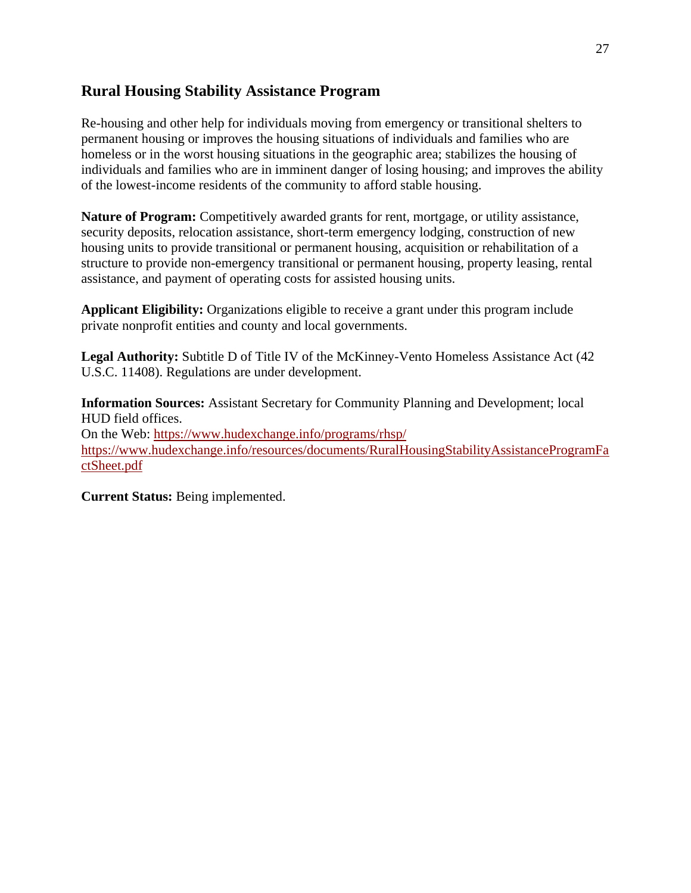## Rural Housing Stability Assistance Program

Re-housing and other help for individuals moving from emergency or transitional shelters to permanent housing or improves the housing situations of individuals and families who are homeless or in the worst housing situations in the geographic area; stabilizes the housing of individuals and families who are in imminent danger of losing housing; and improves the ability of the lowest-income residents of the community to afford stable housing.

**Nature of Program:** Competitively awarded grants for rent, mortgage, or utility assistance, security deposits, relocation assistance, short-term emergency lodging, construction of new housing units to provide transitional or permanent housing, acquisition or rehabilitation of a structure to provide non-emergency transitional or permanent housing, property leasing, rental assistance, and payment of operating costs for assisted housing units.

**Applicant Eligibility:** Organizations eligible to receive a grant under this program include private nonprofit entities and county and local governments.

**Legal Authority:** Subtitle D of Title IV of the McKinney-Vento Homeless Assistance Act (42 U.S.C. 11408). Regulations are under development.

**Information Sources:** Assistant Secretary for Community Planning and Development; local HUD field offices.
On the Web: https://www.hudexchange.info/programs/rhsp/
https://www.hudexchange.info/resources/documents/RuralHousingStabilityAssistanceProgramFactSheet.pdf

**Current Status:** Being implemented.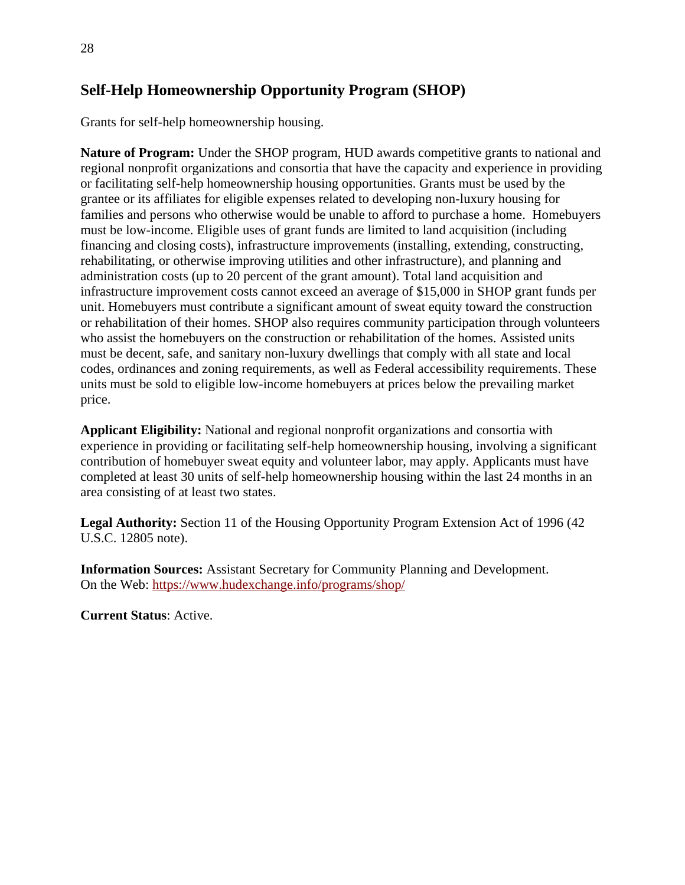## Self-Help Homeownership Opportunity Program (SHOP)

Grants for self-help homeownership housing.

**Nature of Program:** Under the SHOP program, HUD awards competitive grants to national and regional nonprofit organizations and consortia that have the capacity and experience in providing or facilitating self-help homeownership housing opportunities. Grants must be used by the grantee or its affiliates for eligible expenses related to developing non-luxury housing for families and persons who otherwise would be unable to afford to purchase a home. Homebuyers must be low-income. Eligible uses of grant funds are limited to land acquisition (including financing and closing costs), infrastructure improvements (installing, extending, constructing, rehabilitating, or otherwise improving utilities and other infrastructure), and planning and administration costs (up to 20 percent of the grant amount). Total land acquisition and infrastructure improvement costs cannot exceed an average of $15,000 in SHOP grant funds per unit. Homebuyers must contribute a significant amount of sweat equity toward the construction or rehabilitation of their homes. SHOP also requires community participation through volunteers who assist the homebuyers on the construction or rehabilitation of the homes. Assisted units must be decent, safe, and sanitary non-luxury dwellings that comply with all state and local codes, ordinances and zoning requirements, as well as Federal accessibility requirements. These units must be sold to eligible low-income homebuyers at prices below the prevailing market price.

**Applicant Eligibility:** National and regional nonprofit organizations and consortia with experience in providing or facilitating self-help homeownership housing, involving a significant contribution of homebuyer sweat equity and volunteer labor, may apply. Applicants must have completed at least 30 units of self-help homeownership housing within the last 24 months in an area consisting of at least two states.

**Legal Authority:** Section 11 of the Housing Opportunity Program Extension Act of 1996 (42 U.S.C. 12805 note).

**Information Sources:** Assistant Secretary for Community Planning and Development.
On the Web: https://www.hudexchange.info/programs/shop/

**Current Status**: Active.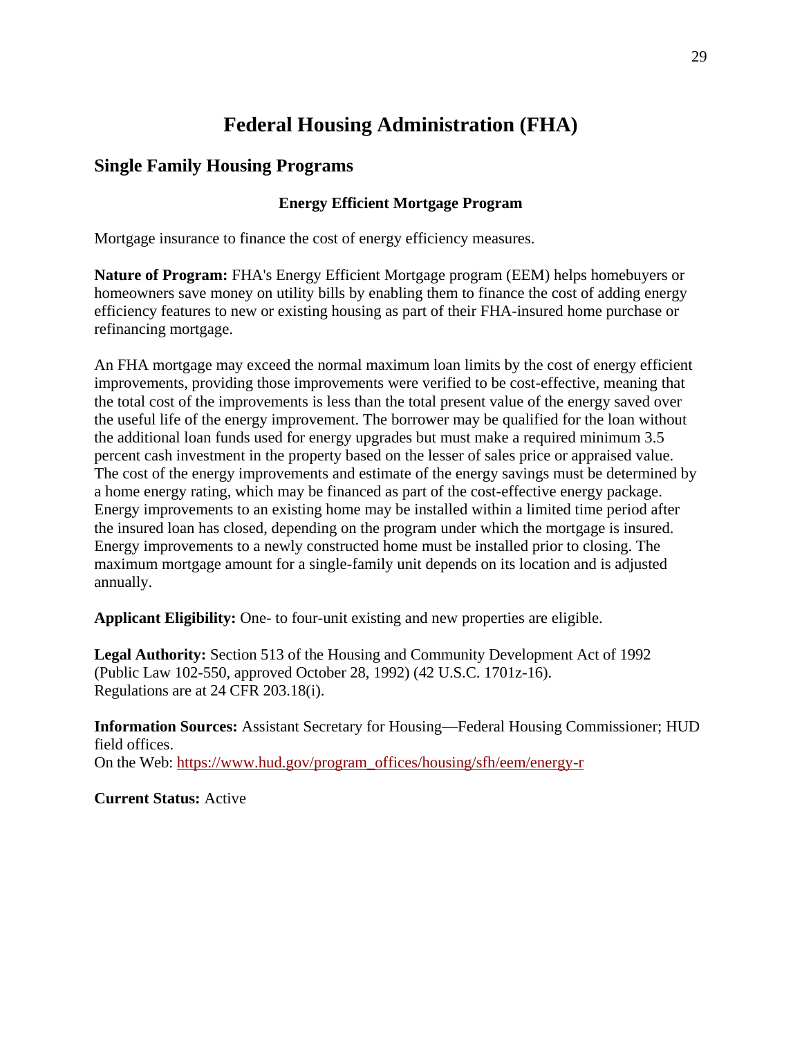# Federal Housing Administration (FHA)

## Single Family Housing Programs

### Energy Efficient Mortgage Program

Mortgage insurance to finance the cost of energy efficiency measures.

**Nature of Program:** FHA's Energy Efficient Mortgage program (EEM) helps homebuyers or homeowners save money on utility bills by enabling them to finance the cost of adding energy efficiency features to new or existing housing as part of their FHA-insured home purchase or refinancing mortgage.

An FHA mortgage may exceed the normal maximum loan limits by the cost of energy efficient improvements, providing those improvements were verified to be cost-effective, meaning that the total cost of the improvements is less than the total present value of the energy saved over the useful life of the energy improvement. The borrower may be qualified for the loan without the additional loan funds used for energy upgrades but must make a required minimum 3.5 percent cash investment in the property based on the lesser of sales price or appraised value. The cost of the energy improvements and estimate of the energy savings must be determined by a home energy rating, which may be financed as part of the cost-effective energy package. Energy improvements to an existing home may be installed within a limited time period after the insured loan has closed, depending on the program under which the mortgage is insured. Energy improvements to a newly constructed home must be installed prior to closing. The maximum mortgage amount for a single-family unit depends on its location and is adjusted annually.

**Applicant Eligibility:** One- to four-unit existing and new properties are eligible.

**Legal Authority:** Section 513 of the Housing and Community Development Act of 1992 (Public Law 102-550, approved October 28, 1992) (42 U.S.C. 1701z-16).
Regulations are at 24 CFR 203.18(i).

**Information Sources:** Assistant Secretary for Housing—Federal Housing Commissioner; HUD field offices.
On the Web: https://www.hud.gov/program_offices/housing/sfh/eem/energy-r

**Current Status:** Active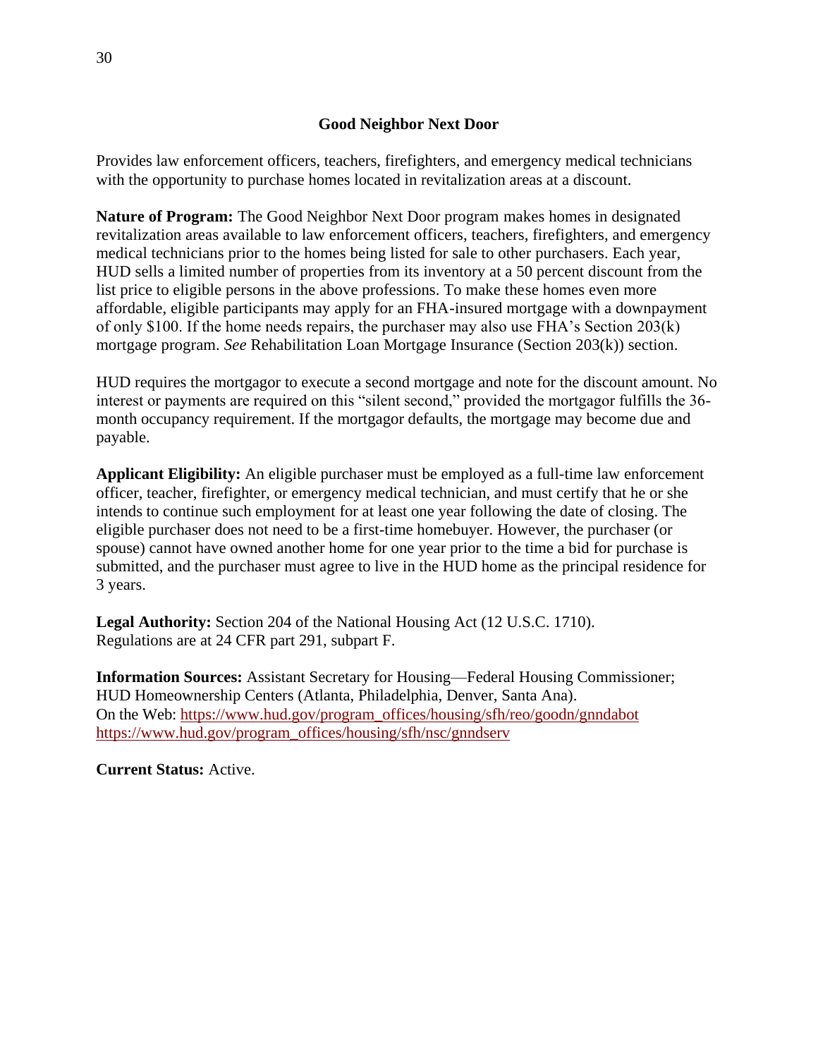## Good Neighbor Next Door

Provides law enforcement officers, teachers, firefighters, and emergency medical technicians with the opportunity to purchase homes located in revitalization areas at a discount.

**Nature of Program:** The Good Neighbor Next Door program makes homes in designated revitalization areas available to law enforcement officers, teachers, firefighters, and emergency medical technicians prior to the homes being listed for sale to other purchasers. Each year, HUD sells a limited number of properties from its inventory at a 50 percent discount from the list price to eligible persons in the above professions. To make these homes even more affordable, eligible participants may apply for an FHA-insured mortgage with a downpayment of only $100. If the home needs repairs, the purchaser may also use FHA's Section 203(k) mortgage program. *See* Rehabilitation Loan Mortgage Insurance (Section 203(k)) section.

HUD requires the mortgagor to execute a second mortgage and note for the discount amount. No interest or payments are required on this "silent second," provided the mortgagor fulfills the 36-month occupancy requirement. If the mortgagor defaults, the mortgage may become due and payable.

**Applicant Eligibility:** An eligible purchaser must be employed as a full-time law enforcement officer, teacher, firefighter, or emergency medical technician, and must certify that he or she intends to continue such employment for at least one year following the date of closing. The eligible purchaser does not need to be a first-time homebuyer. However, the purchaser (or spouse) cannot have owned another home for one year prior to the time a bid for purchase is submitted, and the purchaser must agree to live in the HUD home as the principal residence for 3 years.

**Legal Authority:** Section 204 of the National Housing Act (12 U.S.C. 1710). Regulations are at 24 CFR part 291, subpart F.

**Information Sources:** Assistant Secretary for Housing—Federal Housing Commissioner; HUD Homeownership Centers (Atlanta, Philadelphia, Denver, Santa Ana).
On the Web: https://www.hud.gov/program_offices/housing/sfh/reo/goodn/gnndabot
https://www.hud.gov/program_offices/housing/sfh/nsc/gnndserv

**Current Status:** Active.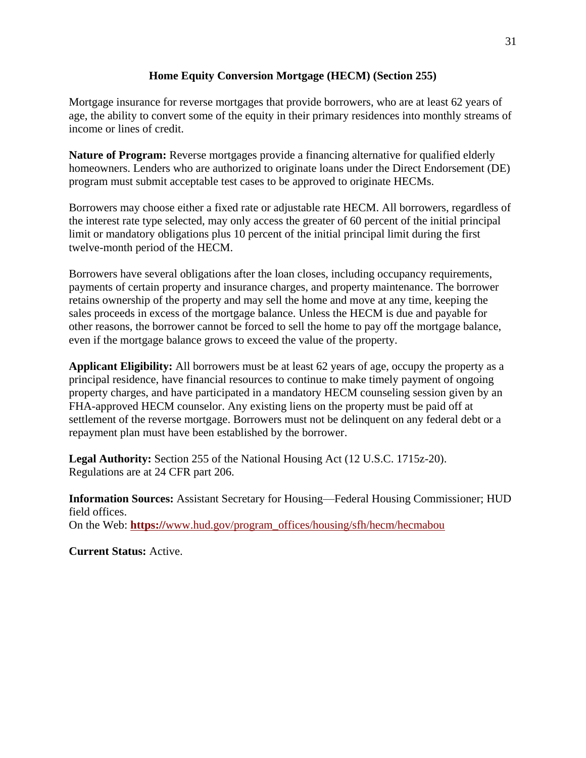## Home Equity Conversion Mortgage (HECM) (Section 255)

Mortgage insurance for reverse mortgages that provide borrowers, who are at least 62 years of age, the ability to convert some of the equity in their primary residences into monthly streams of income or lines of credit.

**Nature of Program:** Reverse mortgages provide a financing alternative for qualified elderly homeowners. Lenders who are authorized to originate loans under the Direct Endorsement (DE) program must submit acceptable test cases to be approved to originate HECMs.

Borrowers may choose either a fixed rate or adjustable rate HECM. All borrowers, regardless of the interest rate type selected, may only access the greater of 60 percent of the initial principal limit or mandatory obligations plus 10 percent of the initial principal limit during the first twelve-month period of the HECM.

Borrowers have several obligations after the loan closes, including occupancy requirements, payments of certain property and insurance charges, and property maintenance. The borrower retains ownership of the property and may sell the home and move at any time, keeping the sales proceeds in excess of the mortgage balance. Unless the HECM is due and payable for other reasons, the borrower cannot be forced to sell the home to pay off the mortgage balance, even if the mortgage balance grows to exceed the value of the property.

**Applicant Eligibility:** All borrowers must be at least 62 years of age, occupy the property as a principal residence, have financial resources to continue to make timely payment of ongoing property charges, and have participated in a mandatory HECM counseling session given by an FHA-approved HECM counselor. Any existing liens on the property must be paid off at settlement of the reverse mortgage. Borrowers must not be delinquent on any federal debt or a repayment plan must have been established by the borrower.

**Legal Authority:** Section 255 of the National Housing Act (12 U.S.C. 1715z-20). Regulations are at 24 CFR part 206.

**Information Sources:** Assistant Secretary for Housing—Federal Housing Commissioner; HUD field offices.
On the Web: [**https://**www.hud.gov/program_offices/housing/sfh/hecm/hecmabou](https://www.hud.gov/program_offices/housing/sfh/hecm/hecmabou)

**Current Status:** Active.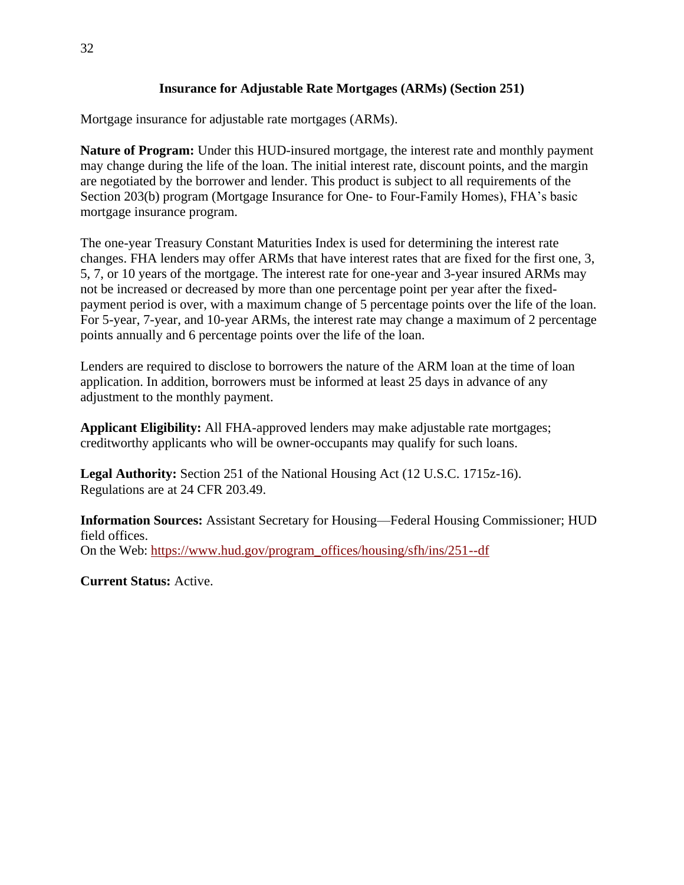## Insurance for Adjustable Rate Mortgages (ARMs) (Section 251)

Mortgage insurance for adjustable rate mortgages (ARMs).

**Nature of Program:** Under this HUD-insured mortgage, the interest rate and monthly payment may change during the life of the loan. The initial interest rate, discount points, and the margin are negotiated by the borrower and lender. This product is subject to all requirements of the Section 203(b) program (Mortgage Insurance for One- to Four-Family Homes), FHA's basic mortgage insurance program.

The one-year Treasury Constant Maturities Index is used for determining the interest rate changes. FHA lenders may offer ARMs that have interest rates that are fixed for the first one, 3, 5, 7, or 10 years of the mortgage. The interest rate for one-year and 3-year insured ARMs may not be increased or decreased by more than one percentage point per year after the fixed-payment period is over, with a maximum change of 5 percentage points over the life of the loan. For 5-year, 7-year, and 10-year ARMs, the interest rate may change a maximum of 2 percentage points annually and 6 percentage points over the life of the loan.

Lenders are required to disclose to borrowers the nature of the ARM loan at the time of loan application. In addition, borrowers must be informed at least 25 days in advance of any adjustment to the monthly payment.

**Applicant Eligibility:** All FHA-approved lenders may make adjustable rate mortgages; creditworthy applicants who will be owner-occupants may qualify for such loans.

**Legal Authority:** Section 251 of the National Housing Act (12 U.S.C. 1715z-16). Regulations are at 24 CFR 203.49.

**Information Sources:** Assistant Secretary for Housing—Federal Housing Commissioner; HUD field offices.
On the Web: https://www.hud.gov/program_offices/housing/sfh/ins/251--df

**Current Status:** Active.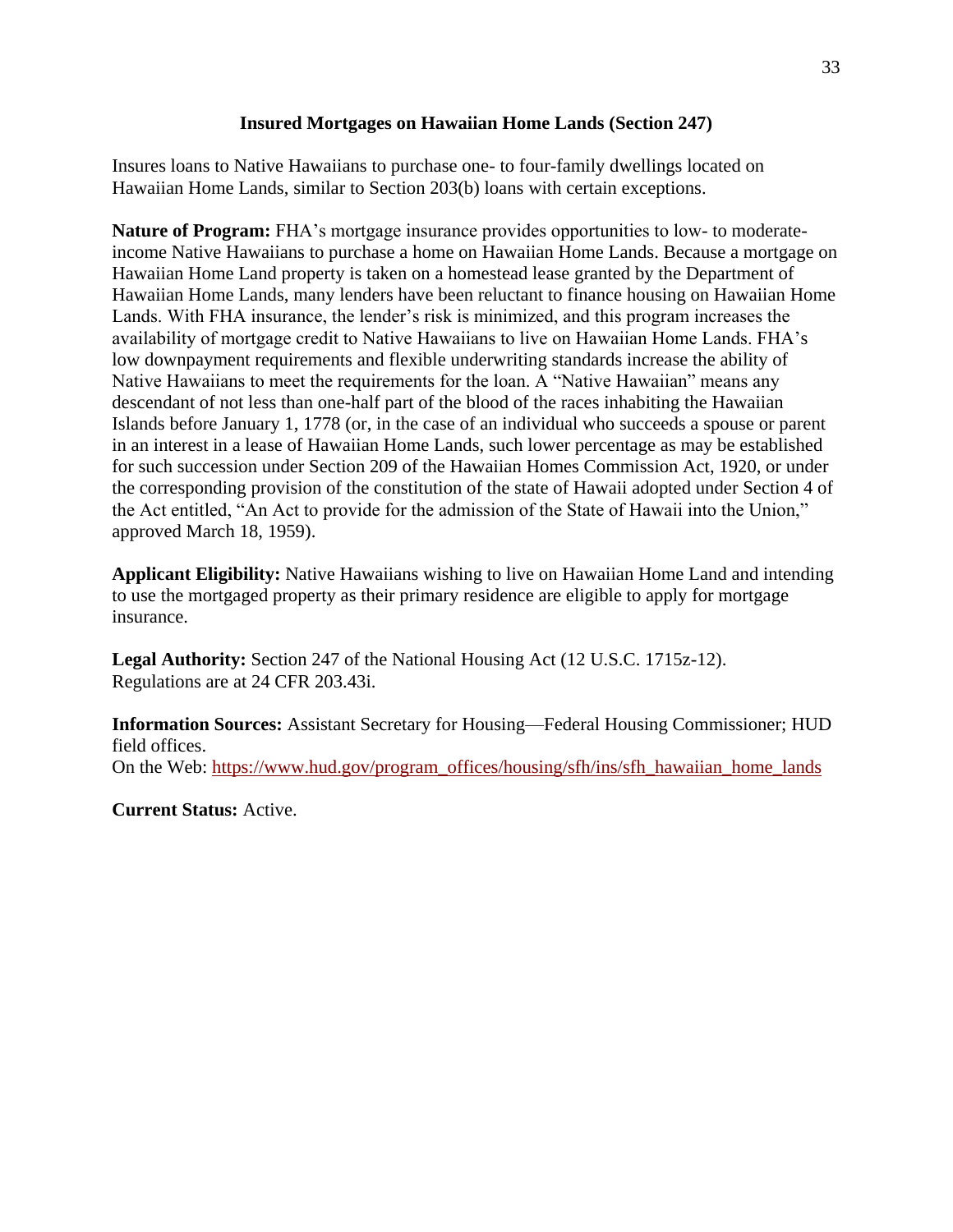## Insured Mortgages on Hawaiian Home Lands (Section 247)

Insures loans to Native Hawaiians to purchase one- to four-family dwellings located on Hawaiian Home Lands, similar to Section 203(b) loans with certain exceptions.

**Nature of Program:** FHA's mortgage insurance provides opportunities to low- to moderate-income Native Hawaiians to purchase a home on Hawaiian Home Lands. Because a mortgage on Hawaiian Home Land property is taken on a homestead lease granted by the Department of Hawaiian Home Lands, many lenders have been reluctant to finance housing on Hawaiian Home Lands. With FHA insurance, the lender's risk is minimized, and this program increases the availability of mortgage credit to Native Hawaiians to live on Hawaiian Home Lands. FHA's low downpayment requirements and flexible underwriting standards increase the ability of Native Hawaiians to meet the requirements for the loan. A "Native Hawaiian" means any descendant of not less than one-half part of the blood of the races inhabiting the Hawaiian Islands before January 1, 1778 (or, in the case of an individual who succeeds a spouse or parent in an interest in a lease of Hawaiian Home Lands, such lower percentage as may be established for such succession under Section 209 of the Hawaiian Homes Commission Act, 1920, or under the corresponding provision of the constitution of the state of Hawaii adopted under Section 4 of the Act entitled, "An Act to provide for the admission of the State of Hawaii into the Union," approved March 18, 1959).

**Applicant Eligibility:** Native Hawaiians wishing to live on Hawaiian Home Land and intending to use the mortgaged property as their primary residence are eligible to apply for mortgage insurance.

**Legal Authority:** Section 247 of the National Housing Act (12 U.S.C. 1715z-12). Regulations are at 24 CFR 203.43i.

**Information Sources:** Assistant Secretary for Housing—Federal Housing Commissioner; HUD field offices.
On the Web: https://www.hud.gov/program_offices/housing/sfh/ins/sfh_hawaiian_home_lands

**Current Status:** Active.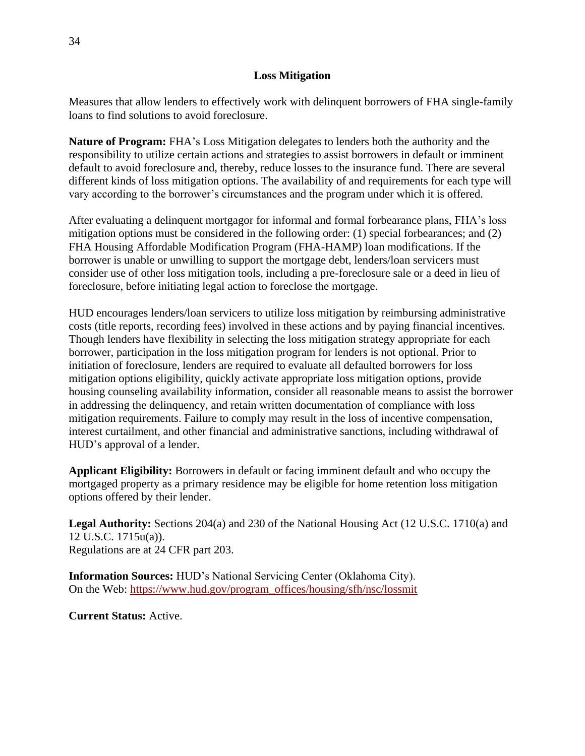## Loss Mitigation

Measures that allow lenders to effectively work with delinquent borrowers of FHA single-family loans to find solutions to avoid foreclosure.

**Nature of Program:** FHA's Loss Mitigation delegates to lenders both the authority and the responsibility to utilize certain actions and strategies to assist borrowers in default or imminent default to avoid foreclosure and, thereby, reduce losses to the insurance fund. There are several different kinds of loss mitigation options. The availability of and requirements for each type will vary according to the borrower's circumstances and the program under which it is offered.

After evaluating a delinquent mortgagor for informal and formal forbearance plans, FHA's loss mitigation options must be considered in the following order: (1) special forbearances; and (2) FHA Housing Affordable Modification Program (FHA-HAMP) loan modifications. If the borrower is unable or unwilling to support the mortgage debt, lenders/loan servicers must consider use of other loss mitigation tools, including a pre-foreclosure sale or a deed in lieu of foreclosure, before initiating legal action to foreclose the mortgage.

HUD encourages lenders/loan servicers to utilize loss mitigation by reimbursing administrative costs (title reports, recording fees) involved in these actions and by paying financial incentives. Though lenders have flexibility in selecting the loss mitigation strategy appropriate for each borrower, participation in the loss mitigation program for lenders is not optional. Prior to initiation of foreclosure, lenders are required to evaluate all defaulted borrowers for loss mitigation options eligibility, quickly activate appropriate loss mitigation options, provide housing counseling availability information, consider all reasonable means to assist the borrower in addressing the delinquency, and retain written documentation of compliance with loss mitigation requirements. Failure to comply may result in the loss of incentive compensation, interest curtailment, and other financial and administrative sanctions, including withdrawal of HUD's approval of a lender.

**Applicant Eligibility:** Borrowers in default or facing imminent default and who occupy the mortgaged property as a primary residence may be eligible for home retention loss mitigation options offered by their lender.

**Legal Authority:** Sections 204(a) and 230 of the National Housing Act (12 U.S.C. 1710(a) and 12 U.S.C. 1715u(a)).
Regulations are at 24 CFR part 203.

**Information Sources:** HUD's National Servicing Center (Oklahoma City).
On the Web: https://www.hud.gov/program_offices/housing/sfh/nsc/lossmit

**Current Status:** Active.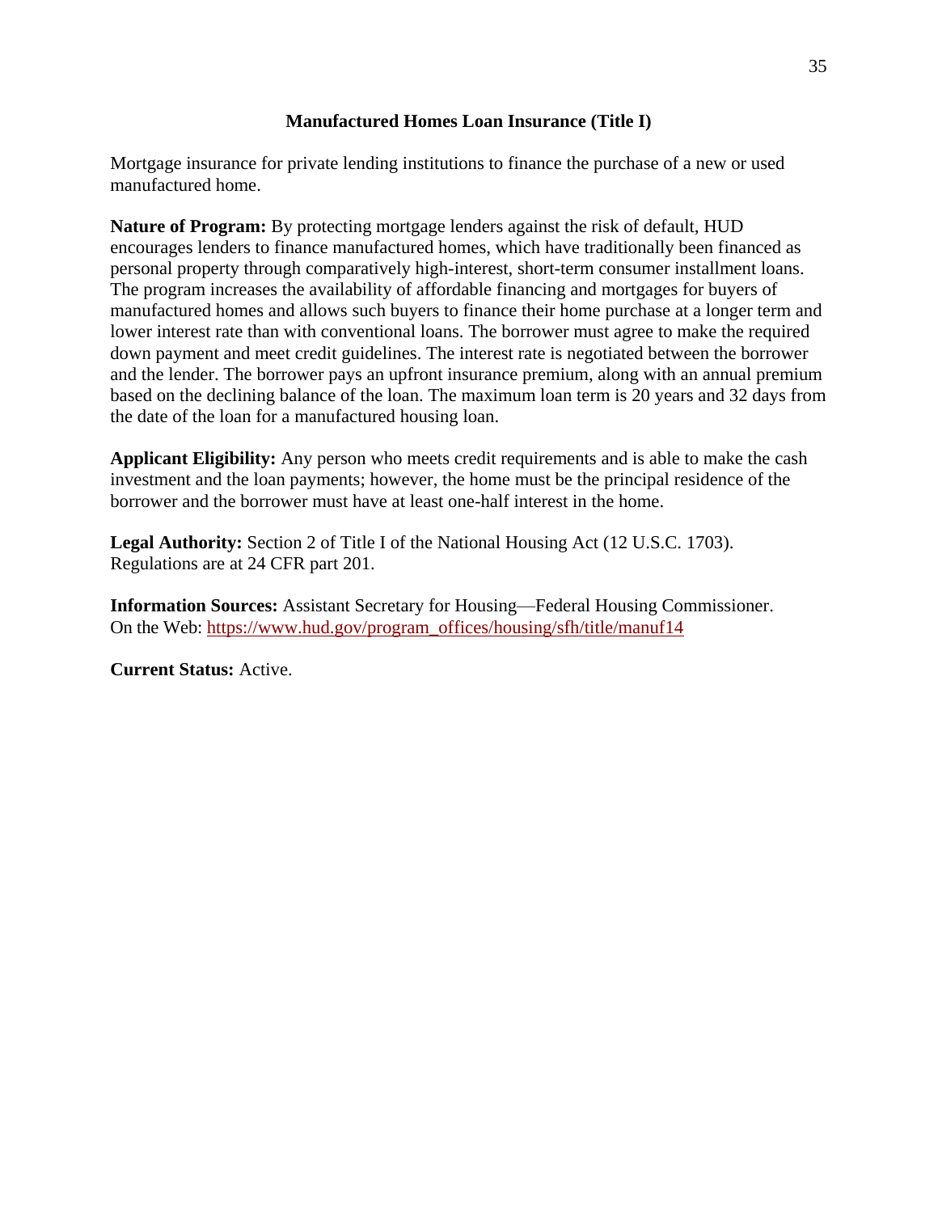## Manufactured Homes Loan Insurance (Title I)

Mortgage insurance for private lending institutions to finance the purchase of a new or used manufactured home.

**Nature of Program:** By protecting mortgage lenders against the risk of default, HUD encourages lenders to finance manufactured homes, which have traditionally been financed as personal property through comparatively high-interest, short-term consumer installment loans. The program increases the availability of affordable financing and mortgages for buyers of manufactured homes and allows such buyers to finance their home purchase at a longer term and lower interest rate than with conventional loans. The borrower must agree to make the required down payment and meet credit guidelines. The interest rate is negotiated between the borrower and the lender. The borrower pays an upfront insurance premium, along with an annual premium based on the declining balance of the loan. The maximum loan term is 20 years and 32 days from the date of the loan for a manufactured housing loan.

**Applicant Eligibility:** Any person who meets credit requirements and is able to make the cash investment and the loan payments; however, the home must be the principal residence of the borrower and the borrower must have at least one-half interest in the home.

**Legal Authority:** Section 2 of Title I of the National Housing Act (12 U.S.C. 1703). Regulations are at 24 CFR part 201.

**Information Sources:** Assistant Secretary for Housing—Federal Housing Commissioner. On the Web: https://www.hud.gov/program_offices/housing/sfh/title/manuf14

**Current Status:** Active.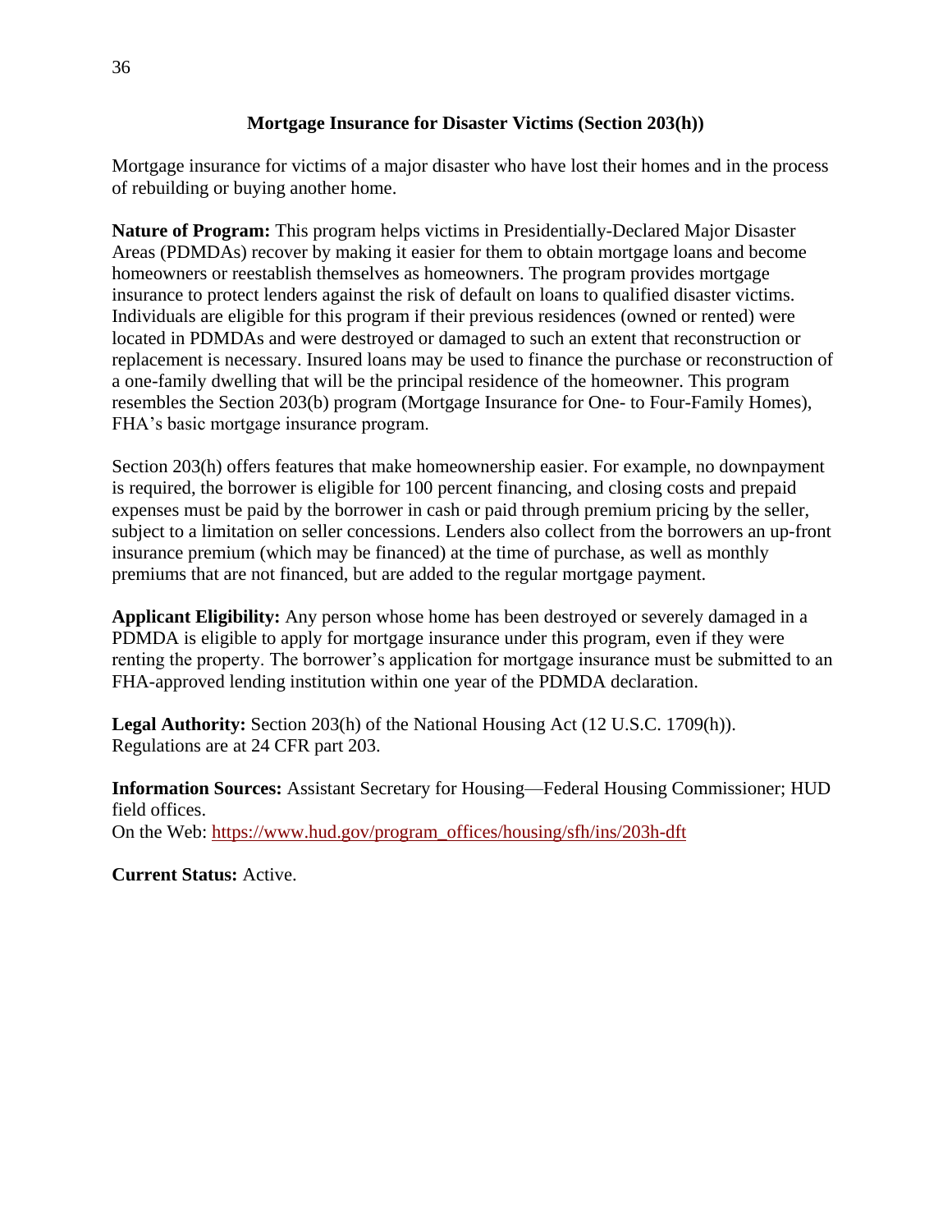## Mortgage Insurance for Disaster Victims (Section 203(h))

Mortgage insurance for victims of a major disaster who have lost their homes and in the process of rebuilding or buying another home.

**Nature of Program:** This program helps victims in Presidentially-Declared Major Disaster Areas (PDMDAs) recover by making it easier for them to obtain mortgage loans and become homeowners or reestablish themselves as homeowners. The program provides mortgage insurance to protect lenders against the risk of default on loans to qualified disaster victims. Individuals are eligible for this program if their previous residences (owned or rented) were located in PDMDAs and were destroyed or damaged to such an extent that reconstruction or replacement is necessary. Insured loans may be used to finance the purchase or reconstruction of a one-family dwelling that will be the principal residence of the homeowner. This program resembles the Section 203(b) program (Mortgage Insurance for One- to Four-Family Homes), FHA's basic mortgage insurance program.

Section 203(h) offers features that make homeownership easier. For example, no downpayment is required, the borrower is eligible for 100 percent financing, and closing costs and prepaid expenses must be paid by the borrower in cash or paid through premium pricing by the seller, subject to a limitation on seller concessions. Lenders also collect from the borrowers an up-front insurance premium (which may be financed) at the time of purchase, as well as monthly premiums that are not financed, but are added to the regular mortgage payment.

**Applicant Eligibility:** Any person whose home has been destroyed or severely damaged in a PDMDA is eligible to apply for mortgage insurance under this program, even if they were renting the property. The borrower's application for mortgage insurance must be submitted to an FHA-approved lending institution within one year of the PDMDA declaration.

**Legal Authority:** Section 203(h) of the National Housing Act (12 U.S.C. 1709(h)). Regulations are at 24 CFR part 203.

**Information Sources:** Assistant Secretary for Housing—Federal Housing Commissioner; HUD field offices.
On the Web: https://www.hud.gov/program_offices/housing/sfh/ins/203h-dft

**Current Status:** Active.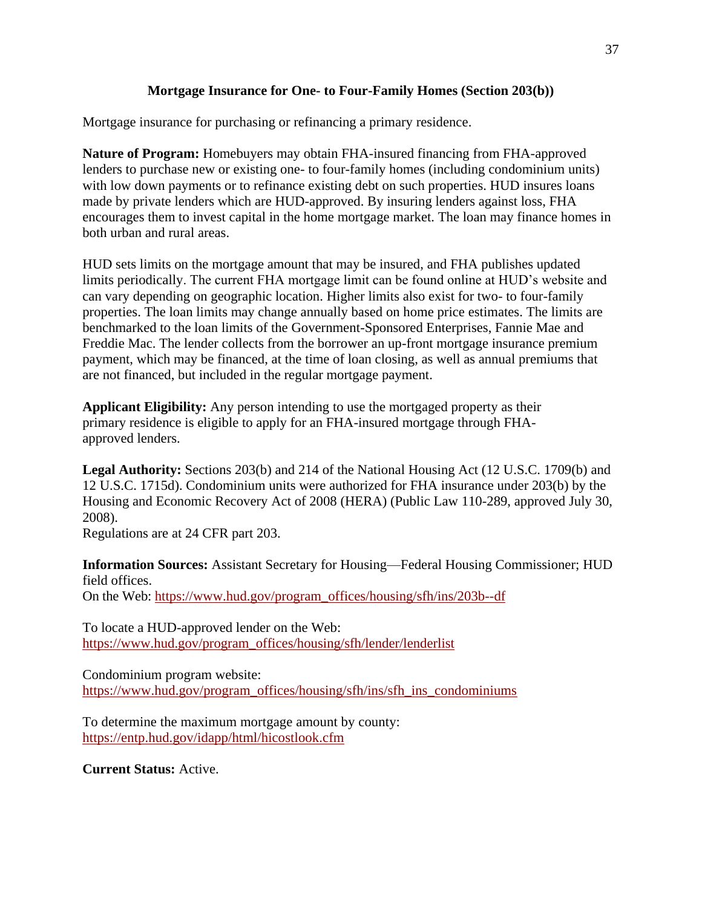## Mortgage Insurance for One- to Four-Family Homes (Section 203(b))

Mortgage insurance for purchasing or refinancing a primary residence.

**Nature of Program:** Homebuyers may obtain FHA-insured financing from FHA-approved lenders to purchase new or existing one- to four-family homes (including condominium units) with low down payments or to refinance existing debt on such properties. HUD insures loans made by private lenders which are HUD-approved. By insuring lenders against loss, FHA encourages them to invest capital in the home mortgage market. The loan may finance homes in both urban and rural areas.

HUD sets limits on the mortgage amount that may be insured, and FHA publishes updated limits periodically. The current FHA mortgage limit can be found online at HUD's website and can vary depending on geographic location. Higher limits also exist for two- to four-family properties. The loan limits may change annually based on home price estimates. The limits are benchmarked to the loan limits of the Government-Sponsored Enterprises, Fannie Mae and Freddie Mac. The lender collects from the borrower an up-front mortgage insurance premium payment, which may be financed, at the time of loan closing, as well as annual premiums that are not financed, but included in the regular mortgage payment.

**Applicant Eligibility:** Any person intending to use the mortgaged property as their primary residence is eligible to apply for an FHA-insured mortgage through FHA-approved lenders.

**Legal Authority:** Sections 203(b) and 214 of the National Housing Act (12 U.S.C. 1709(b) and 12 U.S.C. 1715d). Condominium units were authorized for FHA insurance under 203(b) by the Housing and Economic Recovery Act of 2008 (HERA) (Public Law 110-289, approved July 30, 2008).
Regulations are at 24 CFR part 203.

**Information Sources:** Assistant Secretary for Housing—Federal Housing Commissioner; HUD field offices.
On the Web: https://www.hud.gov/program_offices/housing/sfh/ins/203b--df

To locate a HUD-approved lender on the Web:
https://www.hud.gov/program_offices/housing/sfh/lender/lenderlist

Condominium program website:
https://www.hud.gov/program_offices/housing/sfh/ins/sfh_ins_condominiums

To determine the maximum mortgage amount by county:
https://entp.hud.gov/idapp/html/hicostlook.cfm

**Current Status:** Active.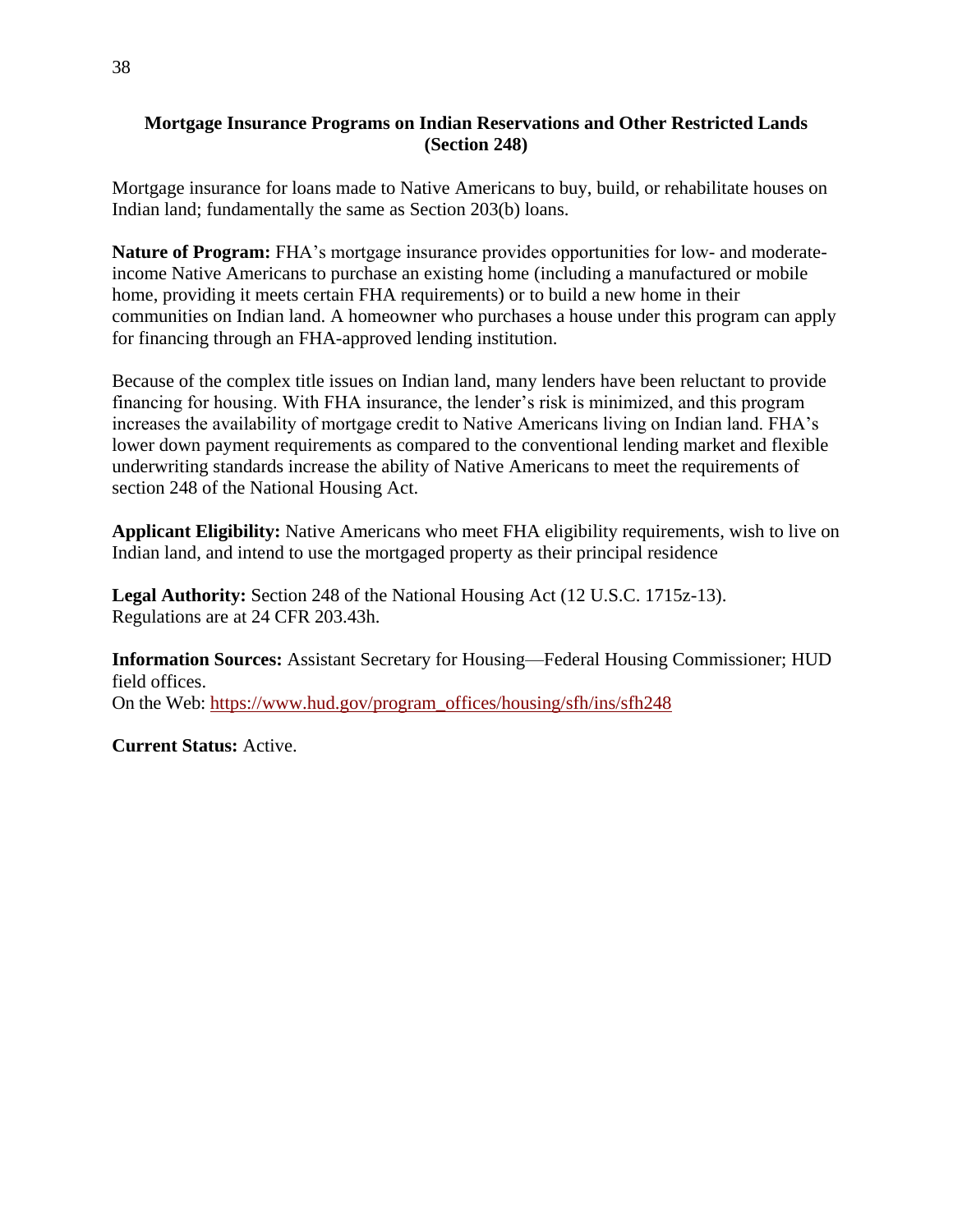## Mortgage Insurance Programs on Indian Reservations and Other Restricted Lands (Section 248)

Mortgage insurance for loans made to Native Americans to buy, build, or rehabilitate houses on Indian land; fundamentally the same as Section 203(b) loans.

**Nature of Program:** FHA's mortgage insurance provides opportunities for low- and moderate-income Native Americans to purchase an existing home (including a manufactured or mobile home, providing it meets certain FHA requirements) or to build a new home in their communities on Indian land. A homeowner who purchases a house under this program can apply for financing through an FHA-approved lending institution.

Because of the complex title issues on Indian land, many lenders have been reluctant to provide financing for housing. With FHA insurance, the lender's risk is minimized, and this program increases the availability of mortgage credit to Native Americans living on Indian land. FHA's lower down payment requirements as compared to the conventional lending market and flexible underwriting standards increase the ability of Native Americans to meet the requirements of section 248 of the National Housing Act.

**Applicant Eligibility:** Native Americans who meet FHA eligibility requirements, wish to live on Indian land, and intend to use the mortgaged property as their principal residence

**Legal Authority:** Section 248 of the National Housing Act (12 U.S.C. 1715z-13). Regulations are at 24 CFR 203.43h.

**Information Sources:** Assistant Secretary for Housing—Federal Housing Commissioner; HUD field offices.
On the Web: https://www.hud.gov/program_offices/housing/sfh/ins/sfh248

**Current Status:** Active.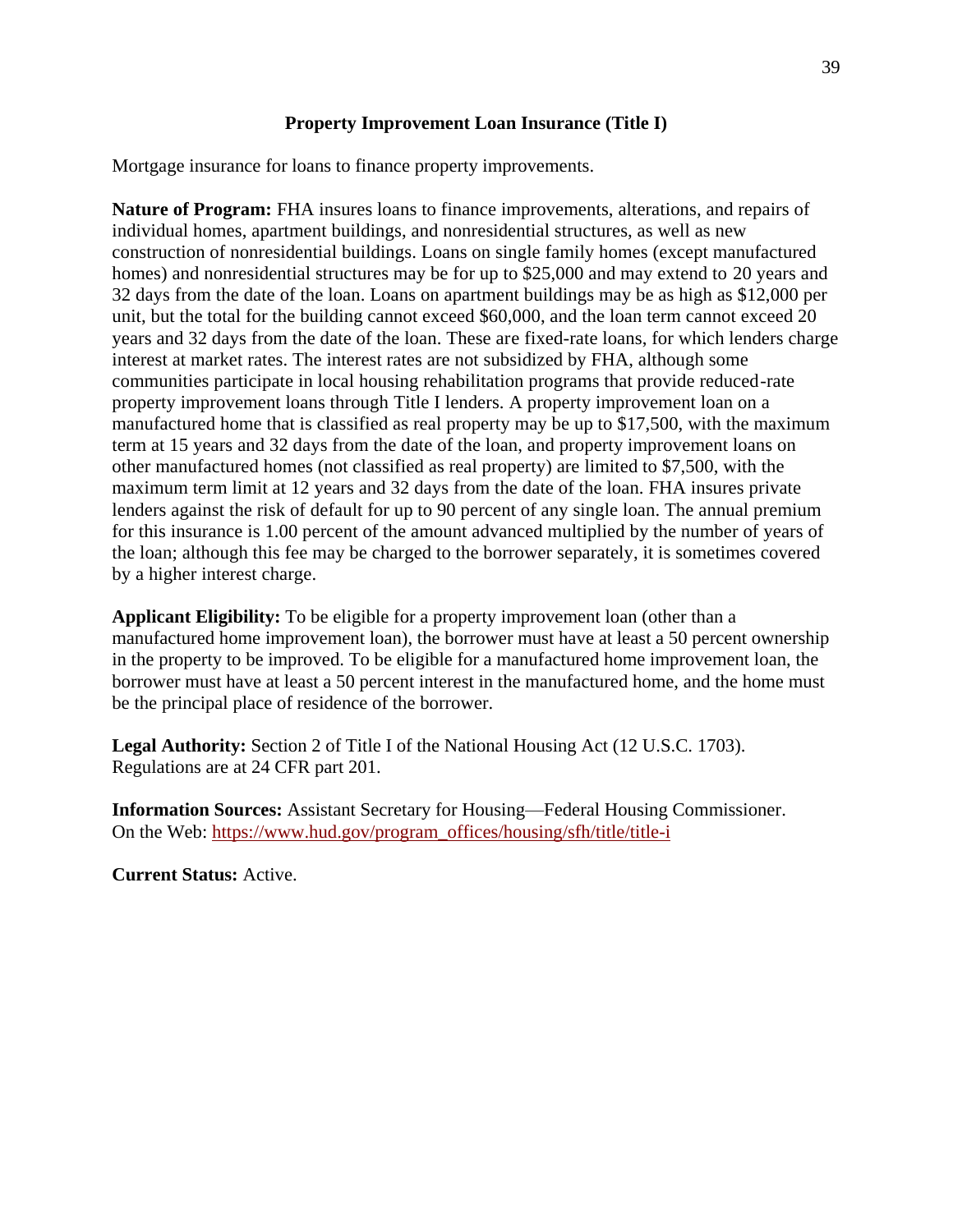## Property Improvement Loan Insurance (Title I)

Mortgage insurance for loans to finance property improvements.

**Nature of Program:** FHA insures loans to finance improvements, alterations, and repairs of individual homes, apartment buildings, and nonresidential structures, as well as new construction of nonresidential buildings. Loans on single family homes (except manufactured homes) and nonresidential structures may be for up to $25,000 and may extend to 20 years and 32 days from the date of the loan. Loans on apartment buildings may be as high as $12,000 per unit, but the total for the building cannot exceed $60,000, and the loan term cannot exceed 20 years and 32 days from the date of the loan. These are fixed-rate loans, for which lenders charge interest at market rates. The interest rates are not subsidized by FHA, although some communities participate in local housing rehabilitation programs that provide reduced-rate property improvement loans through Title I lenders. A property improvement loan on a manufactured home that is classified as real property may be up to $17,500, with the maximum term at 15 years and 32 days from the date of the loan, and property improvement loans on other manufactured homes (not classified as real property) are limited to $7,500, with the maximum term limit at 12 years and 32 days from the date of the loan. FHA insures private lenders against the risk of default for up to 90 percent of any single loan. The annual premium for this insurance is 1.00 percent of the amount advanced multiplied by the number of years of the loan; although this fee may be charged to the borrower separately, it is sometimes covered by a higher interest charge.

**Applicant Eligibility:** To be eligible for a property improvement loan (other than a manufactured home improvement loan), the borrower must have at least a 50 percent ownership in the property to be improved. To be eligible for a manufactured home improvement loan, the borrower must have at least a 50 percent interest in the manufactured home, and the home must be the principal place of residence of the borrower.

**Legal Authority:** Section 2 of Title I of the National Housing Act (12 U.S.C. 1703). Regulations are at 24 CFR part 201.

**Information Sources:** Assistant Secretary for Housing—Federal Housing Commissioner. On the Web: https://www.hud.gov/program_offices/housing/sfh/title/title-i

**Current Status:** Active.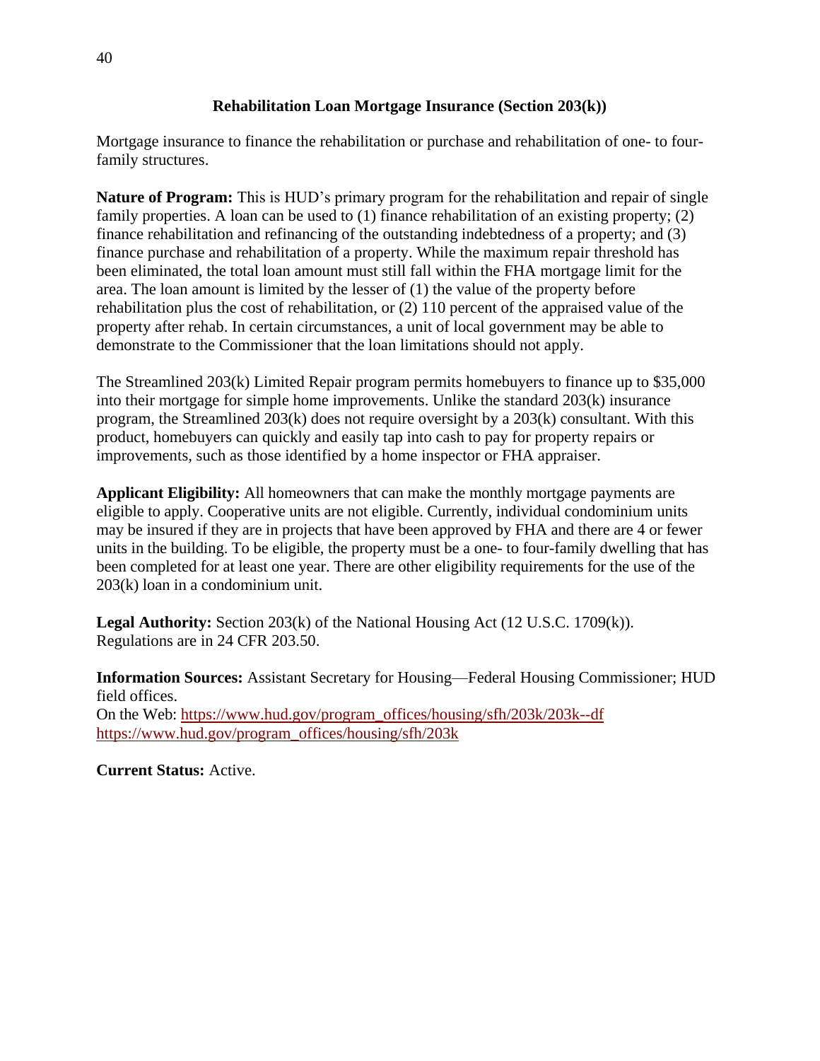## Rehabilitation Loan Mortgage Insurance (Section 203(k))

Mortgage insurance to finance the rehabilitation or purchase and rehabilitation of one- to four-family structures.

**Nature of Program:** This is HUD's primary program for the rehabilitation and repair of single family properties. A loan can be used to (1) finance rehabilitation of an existing property; (2) finance rehabilitation and refinancing of the outstanding indebtedness of a property; and (3) finance purchase and rehabilitation of a property. While the maximum repair threshold has been eliminated, the total loan amount must still fall within the FHA mortgage limit for the area. The loan amount is limited by the lesser of (1) the value of the property before rehabilitation plus the cost of rehabilitation, or (2) 110 percent of the appraised value of the property after rehab. In certain circumstances, a unit of local government may be able to demonstrate to the Commissioner that the loan limitations should not apply.

The Streamlined 203(k) Limited Repair program permits homebuyers to finance up to $35,000 into their mortgage for simple home improvements. Unlike the standard 203(k) insurance program, the Streamlined 203(k) does not require oversight by a 203(k) consultant. With this product, homebuyers can quickly and easily tap into cash to pay for property repairs or improvements, such as those identified by a home inspector or FHA appraiser.

**Applicant Eligibility:** All homeowners that can make the monthly mortgage payments are eligible to apply. Cooperative units are not eligible. Currently, individual condominium units may be insured if they are in projects that have been approved by FHA and there are 4 or fewer units in the building. To be eligible, the property must be a one- to four-family dwelling that has been completed for at least one year. There are other eligibility requirements for the use of the 203(k) loan in a condominium unit.

**Legal Authority:** Section 203(k) of the National Housing Act (12 U.S.C. 1709(k)). Regulations are in 24 CFR 203.50.

**Information Sources:** Assistant Secretary for Housing—Federal Housing Commissioner; HUD field offices.
On the Web: https://www.hud.gov/program_offices/housing/sfh/203k/203k--df
https://www.hud.gov/program_offices/housing/sfh/203k

**Current Status:** Active.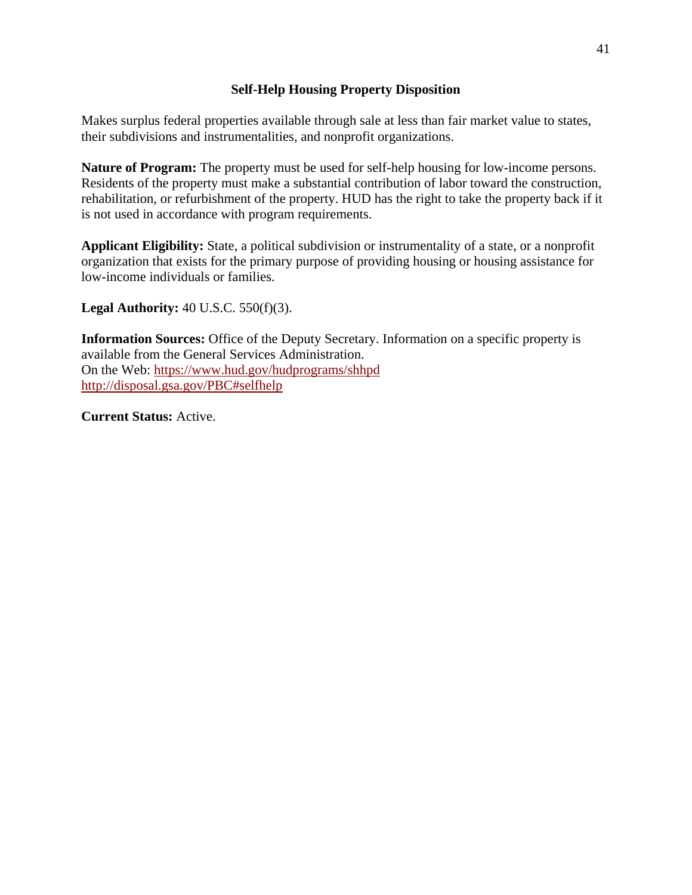## Self-Help Housing Property Disposition

Makes surplus federal properties available through sale at less than fair market value to states, their subdivisions and instrumentalities, and nonprofit organizations.

**Nature of Program:** The property must be used for self-help housing for low-income persons. Residents of the property must make a substantial contribution of labor toward the construction, rehabilitation, or refurbishment of the property. HUD has the right to take the property back if it is not used in accordance with program requirements.

**Applicant Eligibility:** State, a political subdivision or instrumentality of a state, or a nonprofit organization that exists for the primary purpose of providing housing or housing assistance for low-income individuals or families.

**Legal Authority:** 40 U.S.C. 550(f)(3).

**Information Sources:** Office of the Deputy Secretary. Information on a specific property is available from the General Services Administration.
On the Web: https://www.hud.gov/hudprograms/shhpd
http://disposal.gsa.gov/PBC#selfhelp

**Current Status:** Active.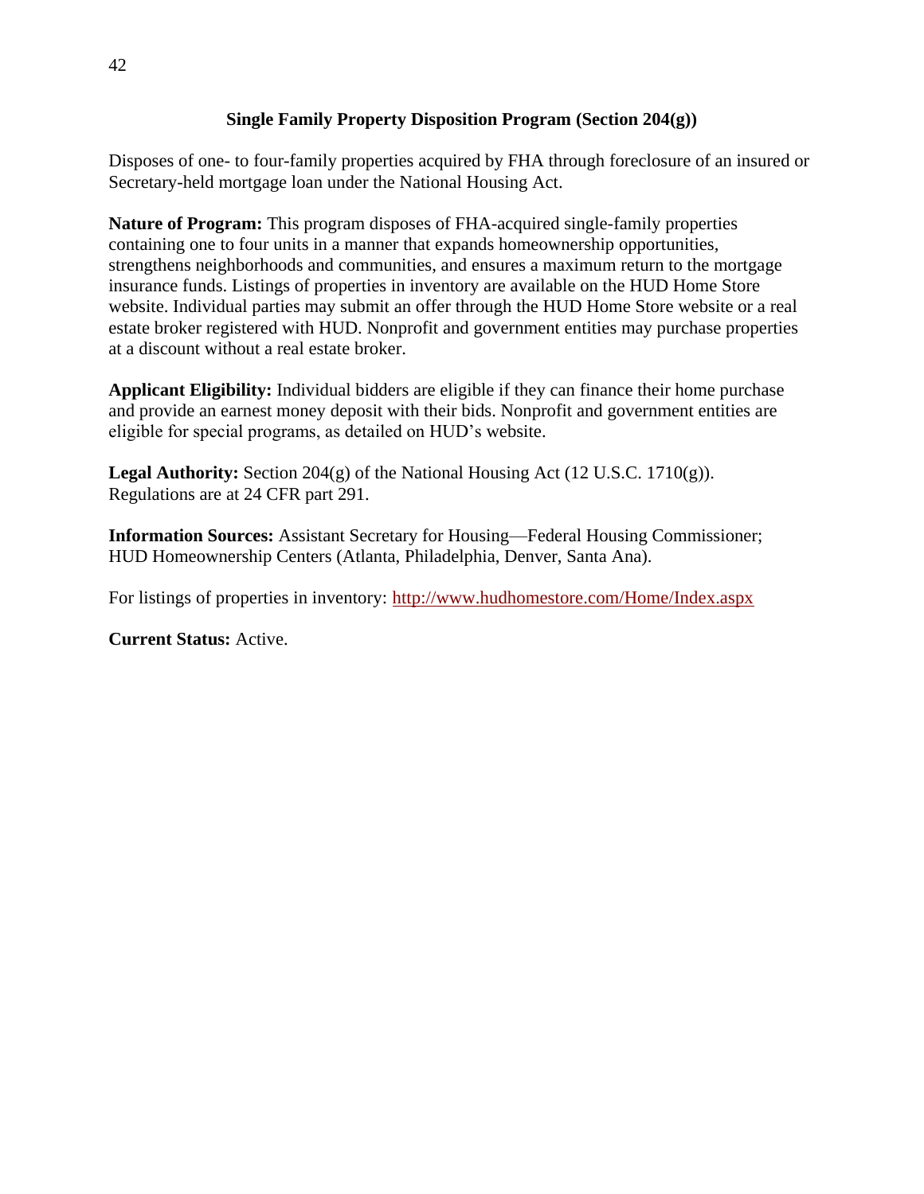## Single Family Property Disposition Program (Section 204(g))

Disposes of one- to four-family properties acquired by FHA through foreclosure of an insured or Secretary-held mortgage loan under the National Housing Act.

**Nature of Program:** This program disposes of FHA-acquired single-family properties containing one to four units in a manner that expands homeownership opportunities, strengthens neighborhoods and communities, and ensures a maximum return to the mortgage insurance funds. Listings of properties in inventory are available on the HUD Home Store website. Individual parties may submit an offer through the HUD Home Store website or a real estate broker registered with HUD. Nonprofit and government entities may purchase properties at a discount without a real estate broker.

**Applicant Eligibility:** Individual bidders are eligible if they can finance their home purchase and provide an earnest money deposit with their bids. Nonprofit and government entities are eligible for special programs, as detailed on HUD's website.

**Legal Authority:** Section 204(g) of the National Housing Act (12 U.S.C. 1710(g)). Regulations are at 24 CFR part 291.

**Information Sources:** Assistant Secretary for Housing—Federal Housing Commissioner; HUD Homeownership Centers (Atlanta, Philadelphia, Denver, Santa Ana).

For listings of properties in inventory: http://www.hudhomestore.com/Home/Index.aspx

**Current Status:** Active.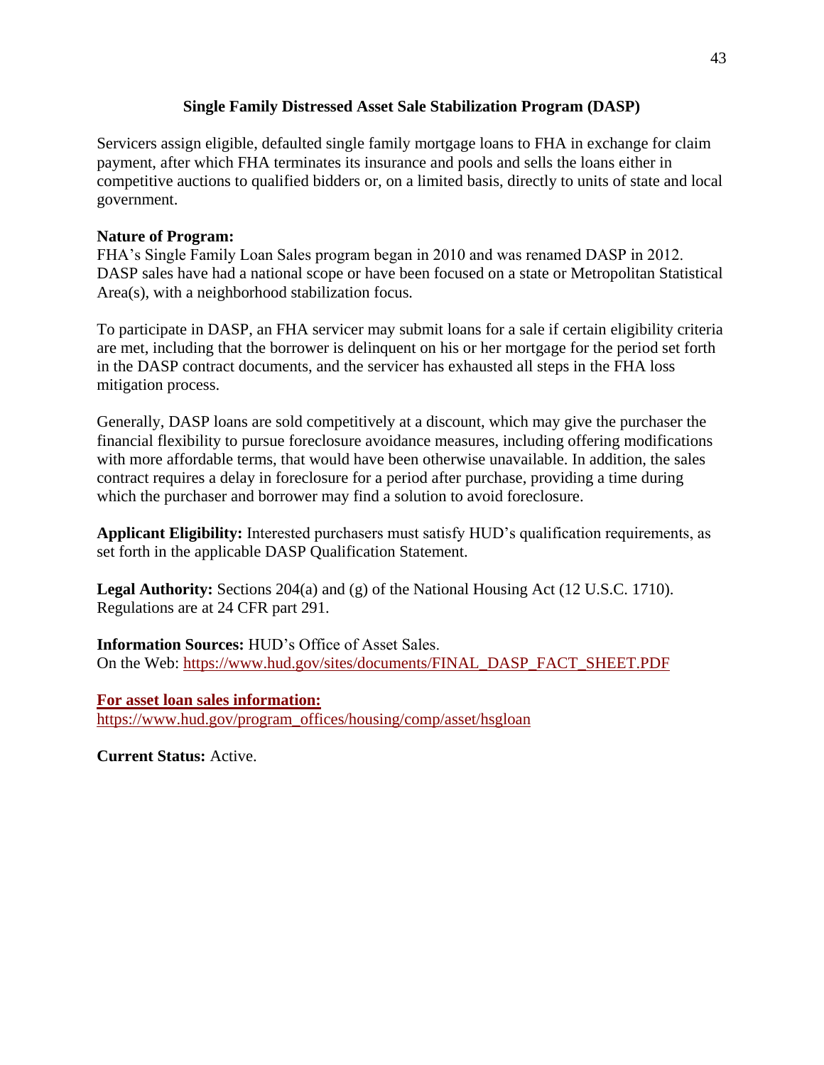## Single Family Distressed Asset Sale Stabilization Program (DASP)

Servicers assign eligible, defaulted single family mortgage loans to FHA in exchange for claim payment, after which FHA terminates its insurance and pools and sells the loans either in competitive auctions to qualified bidders or, on a limited basis, directly to units of state and local government.

**Nature of Program:**
FHA's Single Family Loan Sales program began in 2010 and was renamed DASP in 2012. DASP sales have had a national scope or have been focused on a state or Metropolitan Statistical Area(s), with a neighborhood stabilization focus.

To participate in DASP, an FHA servicer may submit loans for a sale if certain eligibility criteria are met, including that the borrower is delinquent on his or her mortgage for the period set forth in the DASP contract documents, and the servicer has exhausted all steps in the FHA loss mitigation process.

Generally, DASP loans are sold competitively at a discount, which may give the purchaser the financial flexibility to pursue foreclosure avoidance measures, including offering modifications with more affordable terms, that would have been otherwise unavailable. In addition, the sales contract requires a delay in foreclosure for a period after purchase, providing a time during which the purchaser and borrower may find a solution to avoid foreclosure.

**Applicant Eligibility:** Interested purchasers must satisfy HUD's qualification requirements, as set forth in the applicable DASP Qualification Statement.

**Legal Authority:** Sections 204(a) and (g) of the National Housing Act (12 U.S.C. 1710). Regulations are at 24 CFR part 291.

**Information Sources:** HUD's Office of Asset Sales.
On the Web: https://www.hud.gov/sites/documents/FINAL_DASP_FACT_SHEET.PDF

**For asset loan sales information:**
https://www.hud.gov/program_offices/housing/comp/asset/hsgloan

**Current Status:** Active.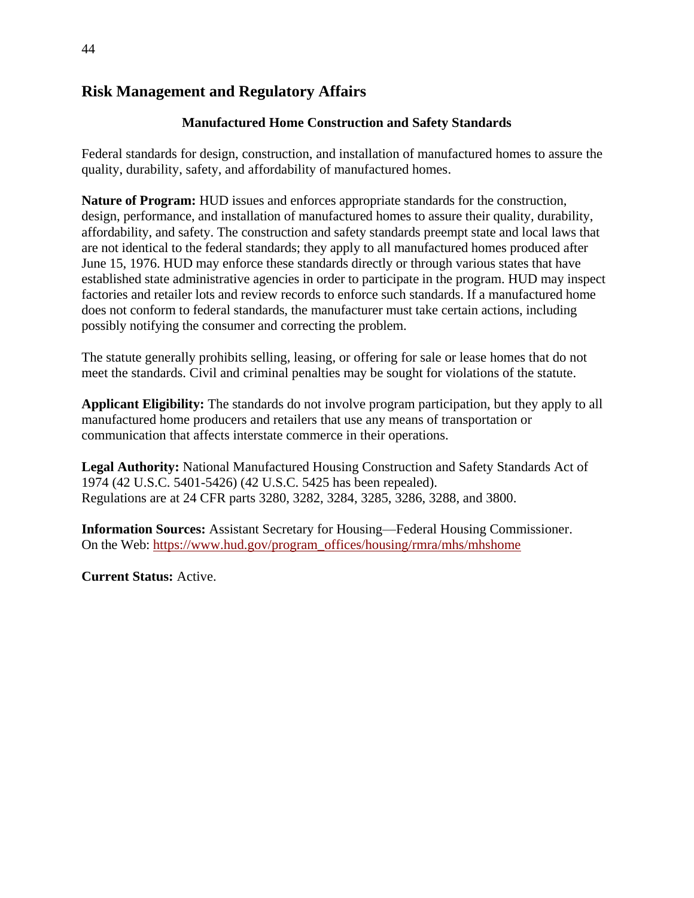## Risk Management and Regulatory Affairs

### Manufactured Home Construction and Safety Standards

Federal standards for design, construction, and installation of manufactured homes to assure the quality, durability, safety, and affordability of manufactured homes.

**Nature of Program:** HUD issues and enforces appropriate standards for the construction, design, performance, and installation of manufactured homes to assure their quality, durability, affordability, and safety. The construction and safety standards preempt state and local laws that are not identical to the federal standards; they apply to all manufactured homes produced after June 15, 1976. HUD may enforce these standards directly or through various states that have established state administrative agencies in order to participate in the program. HUD may inspect factories and retailer lots and review records to enforce such standards. If a manufactured home does not conform to federal standards, the manufacturer must take certain actions, including possibly notifying the consumer and correcting the problem.

The statute generally prohibits selling, leasing, or offering for sale or lease homes that do not meet the standards. Civil and criminal penalties may be sought for violations of the statute.

**Applicant Eligibility:** The standards do not involve program participation, but they apply to all manufactured home producers and retailers that use any means of transportation or communication that affects interstate commerce in their operations.

**Legal Authority:** National Manufactured Housing Construction and Safety Standards Act of 1974 (42 U.S.C. 5401-5426) (42 U.S.C. 5425 has been repealed).
Regulations are at 24 CFR parts 3280, 3282, 3284, 3285, 3286, 3288, and 3800.

**Information Sources:** Assistant Secretary for Housing—Federal Housing Commissioner.
On the Web: https://www.hud.gov/program_offices/housing/rmra/mhs/mhshome

**Current Status:** Active.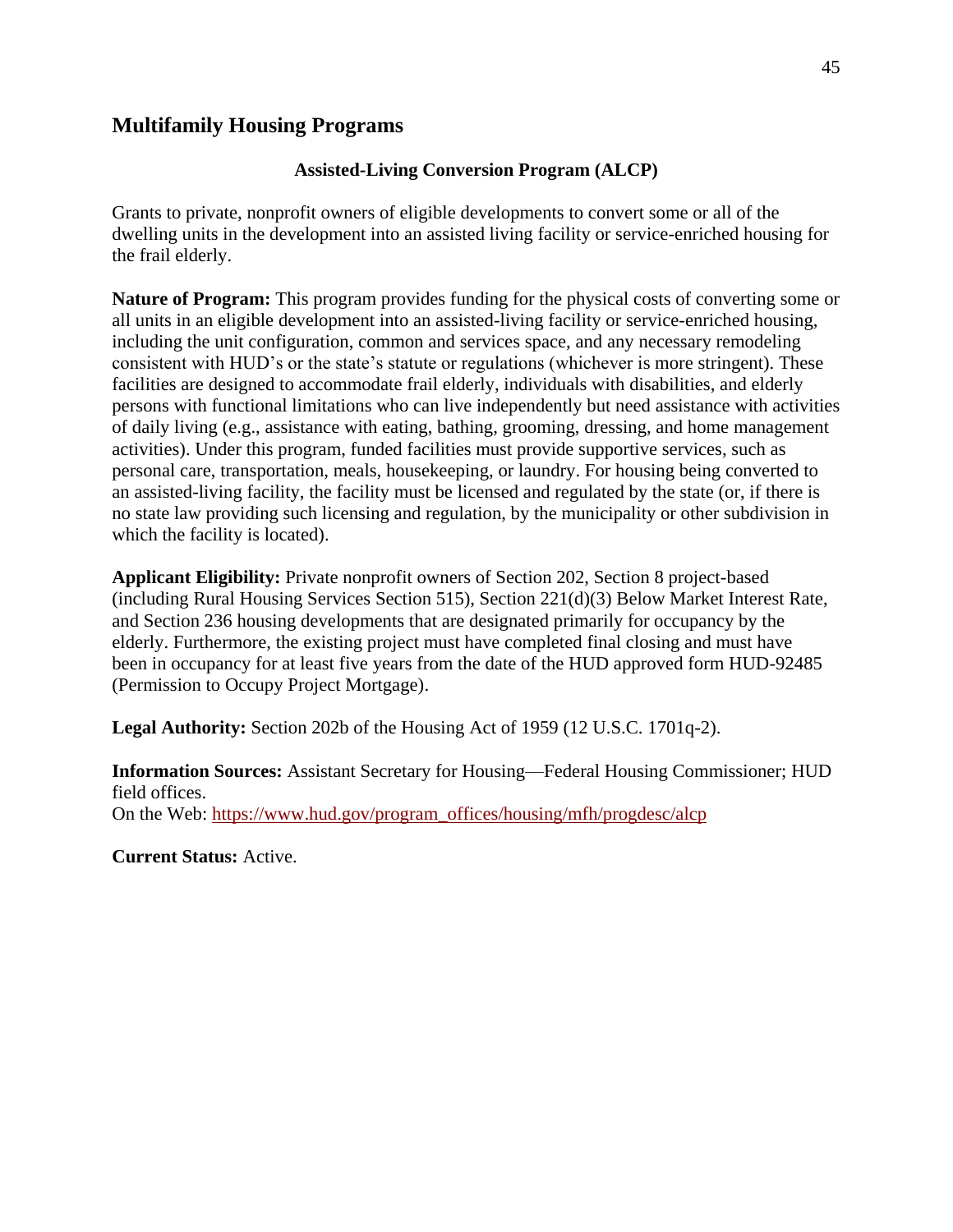## Multifamily Housing Programs

### Assisted-Living Conversion Program (ALCP)

Grants to private, nonprofit owners of eligible developments to convert some or all of the dwelling units in the development into an assisted living facility or service-enriched housing for the frail elderly.

**Nature of Program:** This program provides funding for the physical costs of converting some or all units in an eligible development into an assisted-living facility or service-enriched housing, including the unit configuration, common and services space, and any necessary remodeling consistent with HUD's or the state's statute or regulations (whichever is more stringent). These facilities are designed to accommodate frail elderly, individuals with disabilities, and elderly persons with functional limitations who can live independently but need assistance with activities of daily living (e.g., assistance with eating, bathing, grooming, dressing, and home management activities). Under this program, funded facilities must provide supportive services, such as personal care, transportation, meals, housekeeping, or laundry. For housing being converted to an assisted-living facility, the facility must be licensed and regulated by the state (or, if there is no state law providing such licensing and regulation, by the municipality or other subdivision in which the facility is located).

**Applicant Eligibility:** Private nonprofit owners of Section 202, Section 8 project-based (including Rural Housing Services Section 515), Section 221(d)(3) Below Market Interest Rate, and Section 236 housing developments that are designated primarily for occupancy by the elderly. Furthermore, the existing project must have completed final closing and must have been in occupancy for at least five years from the date of the HUD approved form HUD-92485 (Permission to Occupy Project Mortgage).

**Legal Authority:** Section 202b of the Housing Act of 1959 (12 U.S.C. 1701q-2).

**Information Sources:** Assistant Secretary for Housing—Federal Housing Commissioner; HUD field offices.
On the Web: https://www.hud.gov/program_offices/housing/mfh/progdesc/alcp

**Current Status:** Active.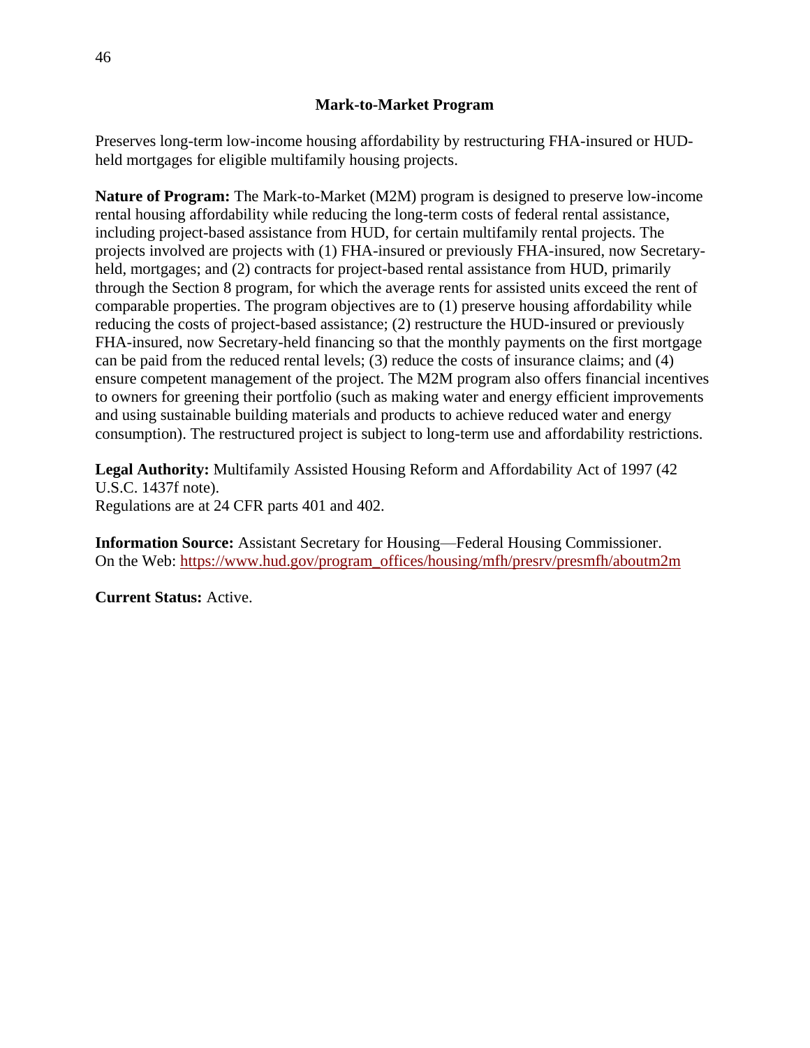## Mark-to-Market Program

Preserves long-term low-income housing affordability by restructuring FHA-insured or HUD-held mortgages for eligible multifamily housing projects.

**Nature of Program:** The Mark-to-Market (M2M) program is designed to preserve low-income rental housing affordability while reducing the long-term costs of federal rental assistance, including project-based assistance from HUD, for certain multifamily rental projects. The projects involved are projects with (1) FHA-insured or previously FHA-insured, now Secretary-held, mortgages; and (2) contracts for project-based rental assistance from HUD, primarily through the Section 8 program, for which the average rents for assisted units exceed the rent of comparable properties. The program objectives are to (1) preserve housing affordability while reducing the costs of project-based assistance; (2) restructure the HUD-insured or previously FHA-insured, now Secretary-held financing so that the monthly payments on the first mortgage can be paid from the reduced rental levels; (3) reduce the costs of insurance claims; and (4) ensure competent management of the project. The M2M program also offers financial incentives to owners for greening their portfolio (such as making water and energy efficient improvements and using sustainable building materials and products to achieve reduced water and energy consumption). The restructured project is subject to long-term use and affordability restrictions.

**Legal Authority:** Multifamily Assisted Housing Reform and Affordability Act of 1997 (42 U.S.C. 1437f note).
Regulations are at 24 CFR parts 401 and 402.

**Information Source:** Assistant Secretary for Housing—Federal Housing Commissioner.
On the Web: https://www.hud.gov/program_offices/housing/mfh/presrv/presmfh/aboutm2m

**Current Status:** Active.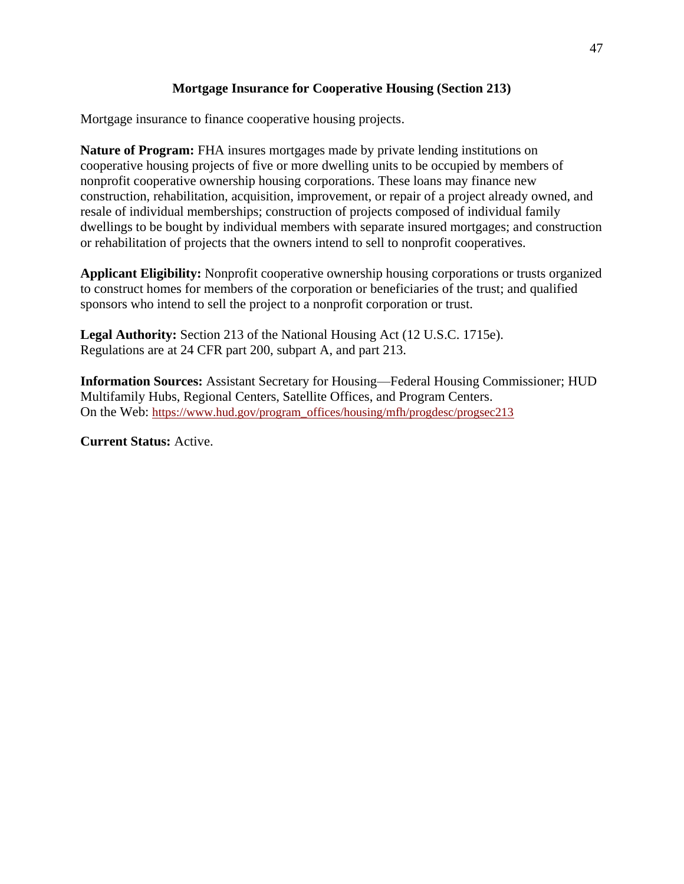## Mortgage Insurance for Cooperative Housing (Section 213)

Mortgage insurance to finance cooperative housing projects.

**Nature of Program:** FHA insures mortgages made by private lending institutions on cooperative housing projects of five or more dwelling units to be occupied by members of nonprofit cooperative ownership housing corporations. These loans may finance new construction, rehabilitation, acquisition, improvement, or repair of a project already owned, and resale of individual memberships; construction of projects composed of individual family dwellings to be bought by individual members with separate insured mortgages; and construction or rehabilitation of projects that the owners intend to sell to nonprofit cooperatives.

**Applicant Eligibility:** Nonprofit cooperative ownership housing corporations or trusts organized to construct homes for members of the corporation or beneficiaries of the trust; and qualified sponsors who intend to sell the project to a nonprofit corporation or trust.

**Legal Authority:** Section 213 of the National Housing Act (12 U.S.C. 1715e). Regulations are at 24 CFR part 200, subpart A, and part 213.

**Information Sources:** Assistant Secretary for Housing—Federal Housing Commissioner; HUD Multifamily Hubs, Regional Centers, Satellite Offices, and Program Centers.
On the Web: https://www.hud.gov/program_offices/housing/mfh/progdesc/progsec213

**Current Status:** Active.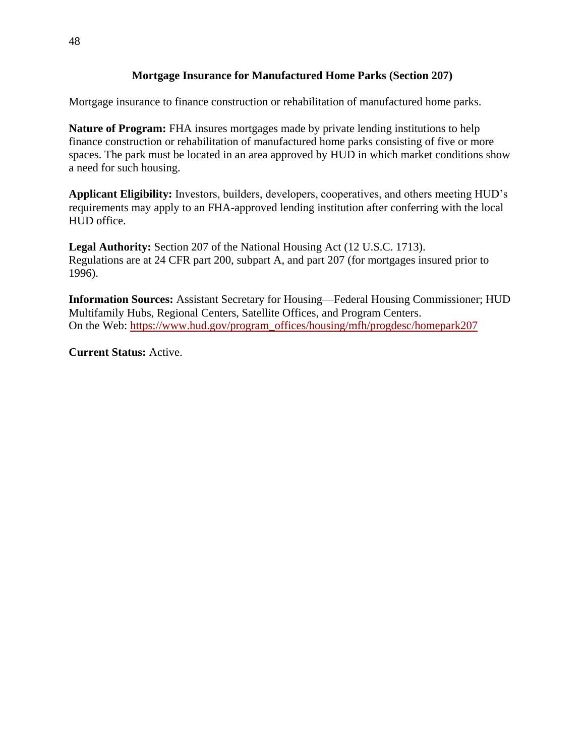## Mortgage Insurance for Manufactured Home Parks (Section 207)

Mortgage insurance to finance construction or rehabilitation of manufactured home parks.

**Nature of Program:** FHA insures mortgages made by private lending institutions to help finance construction or rehabilitation of manufactured home parks consisting of five or more spaces. The park must be located in an area approved by HUD in which market conditions show a need for such housing.

**Applicant Eligibility:** Investors, builders, developers, cooperatives, and others meeting HUD's requirements may apply to an FHA-approved lending institution after conferring with the local HUD office.

**Legal Authority:** Section 207 of the National Housing Act (12 U.S.C. 1713).
Regulations are at 24 CFR part 200, subpart A, and part 207 (for mortgages insured prior to 1996).

**Information Sources:** Assistant Secretary for Housing—Federal Housing Commissioner; HUD Multifamily Hubs, Regional Centers, Satellite Offices, and Program Centers.
On the Web: https://www.hud.gov/program_offices/housing/mfh/progdesc/homepark207

**Current Status:** Active.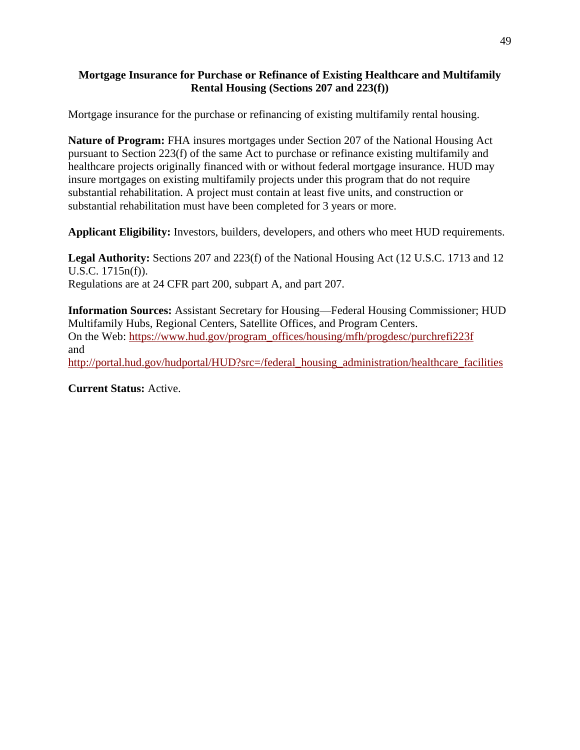## Mortgage Insurance for Purchase or Refinance of Existing Healthcare and Multifamily Rental Housing (Sections 207 and 223(f))

Mortgage insurance for the purchase or refinancing of existing multifamily rental housing.

**Nature of Program:** FHA insures mortgages under Section 207 of the National Housing Act pursuant to Section 223(f) of the same Act to purchase or refinance existing multifamily and healthcare projects originally financed with or without federal mortgage insurance. HUD may insure mortgages on existing multifamily projects under this program that do not require substantial rehabilitation. A project must contain at least five units, and construction or substantial rehabilitation must have been completed for 3 years or more.

**Applicant Eligibility:** Investors, builders, developers, and others who meet HUD requirements.

**Legal Authority:** Sections 207 and 223(f) of the National Housing Act (12 U.S.C. 1713 and 12 U.S.C. 1715n(f)).
Regulations are at 24 CFR part 200, subpart A, and part 207.

**Information Sources:** Assistant Secretary for Housing—Federal Housing Commissioner; HUD Multifamily Hubs, Regional Centers, Satellite Offices, and Program Centers.
On the Web: https://www.hud.gov/program_offices/housing/mfh/progdesc/purchrefi223f
and
http://portal.hud.gov/hudportal/HUD?src=/federal_housing_administration/healthcare_facilities

**Current Status:** Active.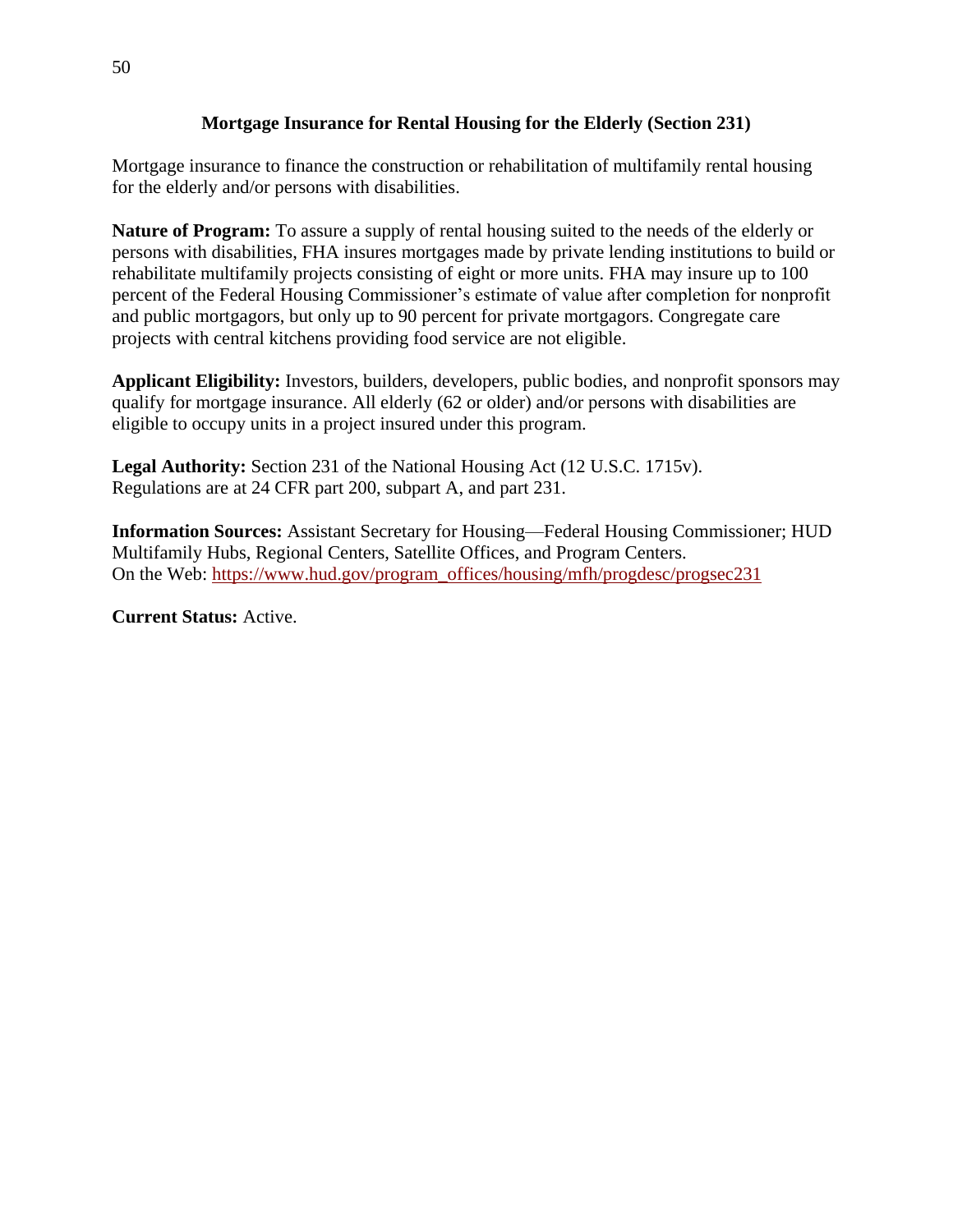## Mortgage Insurance for Rental Housing for the Elderly (Section 231)

Mortgage insurance to finance the construction or rehabilitation of multifamily rental housing for the elderly and/or persons with disabilities.

**Nature of Program:** To assure a supply of rental housing suited to the needs of the elderly or persons with disabilities, FHA insures mortgages made by private lending institutions to build or rehabilitate multifamily projects consisting of eight or more units. FHA may insure up to 100 percent of the Federal Housing Commissioner's estimate of value after completion for nonprofit and public mortgagors, but only up to 90 percent for private mortgagors. Congregate care projects with central kitchens providing food service are not eligible.

**Applicant Eligibility:** Investors, builders, developers, public bodies, and nonprofit sponsors may qualify for mortgage insurance. All elderly (62 or older) and/or persons with disabilities are eligible to occupy units in a project insured under this program.

**Legal Authority:** Section 231 of the National Housing Act (12 U.S.C. 1715v). Regulations are at 24 CFR part 200, subpart A, and part 231.

**Information Sources:** Assistant Secretary for Housing—Federal Housing Commissioner; HUD Multifamily Hubs, Regional Centers, Satellite Offices, and Program Centers.
On the Web: https://www.hud.gov/program_offices/housing/mfh/progdesc/progsec231

**Current Status:** Active.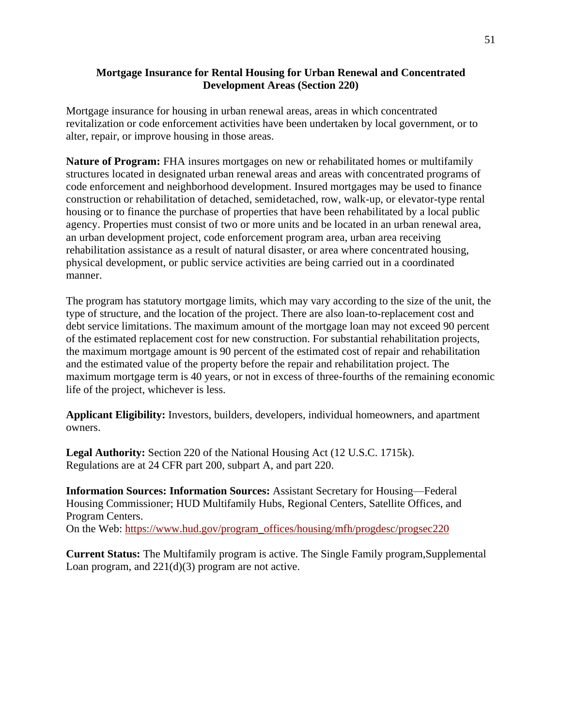## Mortgage Insurance for Rental Housing for Urban Renewal and Concentrated Development Areas (Section 220)

Mortgage insurance for housing in urban renewal areas, areas in which concentrated revitalization or code enforcement activities have been undertaken by local government, or to alter, repair, or improve housing in those areas.

**Nature of Program:** FHA insures mortgages on new or rehabilitated homes or multifamily structures located in designated urban renewal areas and areas with concentrated programs of code enforcement and neighborhood development. Insured mortgages may be used to finance construction or rehabilitation of detached, semidetached, row, walk-up, or elevator-type rental housing or to finance the purchase of properties that have been rehabilitated by a local public agency. Properties must consist of two or more units and be located in an urban renewal area, an urban development project, code enforcement program area, urban area receiving rehabilitation assistance as a result of natural disaster, or area where concentrated housing, physical development, or public service activities are being carried out in a coordinated manner.

The program has statutory mortgage limits, which may vary according to the size of the unit, the type of structure, and the location of the project. There are also loan-to-replacement cost and debt service limitations. The maximum amount of the mortgage loan may not exceed 90 percent of the estimated replacement cost for new construction. For substantial rehabilitation projects, the maximum mortgage amount is 90 percent of the estimated cost of repair and rehabilitation and the estimated value of the property before the repair and rehabilitation project. The maximum mortgage term is 40 years, or not in excess of three-fourths of the remaining economic life of the project, whichever is less.

**Applicant Eligibility:** Investors, builders, developers, individual homeowners, and apartment owners.

**Legal Authority:** Section 220 of the National Housing Act (12 U.S.C. 1715k). Regulations are at 24 CFR part 200, subpart A, and part 220.

**Information Sources: Information Sources:** Assistant Secretary for Housing—Federal Housing Commissioner; HUD Multifamily Hubs, Regional Centers, Satellite Offices, and Program Centers.
On the Web: https://www.hud.gov/program_offices/housing/mfh/progdesc/progsec220

**Current Status:** The Multifamily program is active. The Single Family program,Supplemental Loan program, and 221(d)(3) program are not active.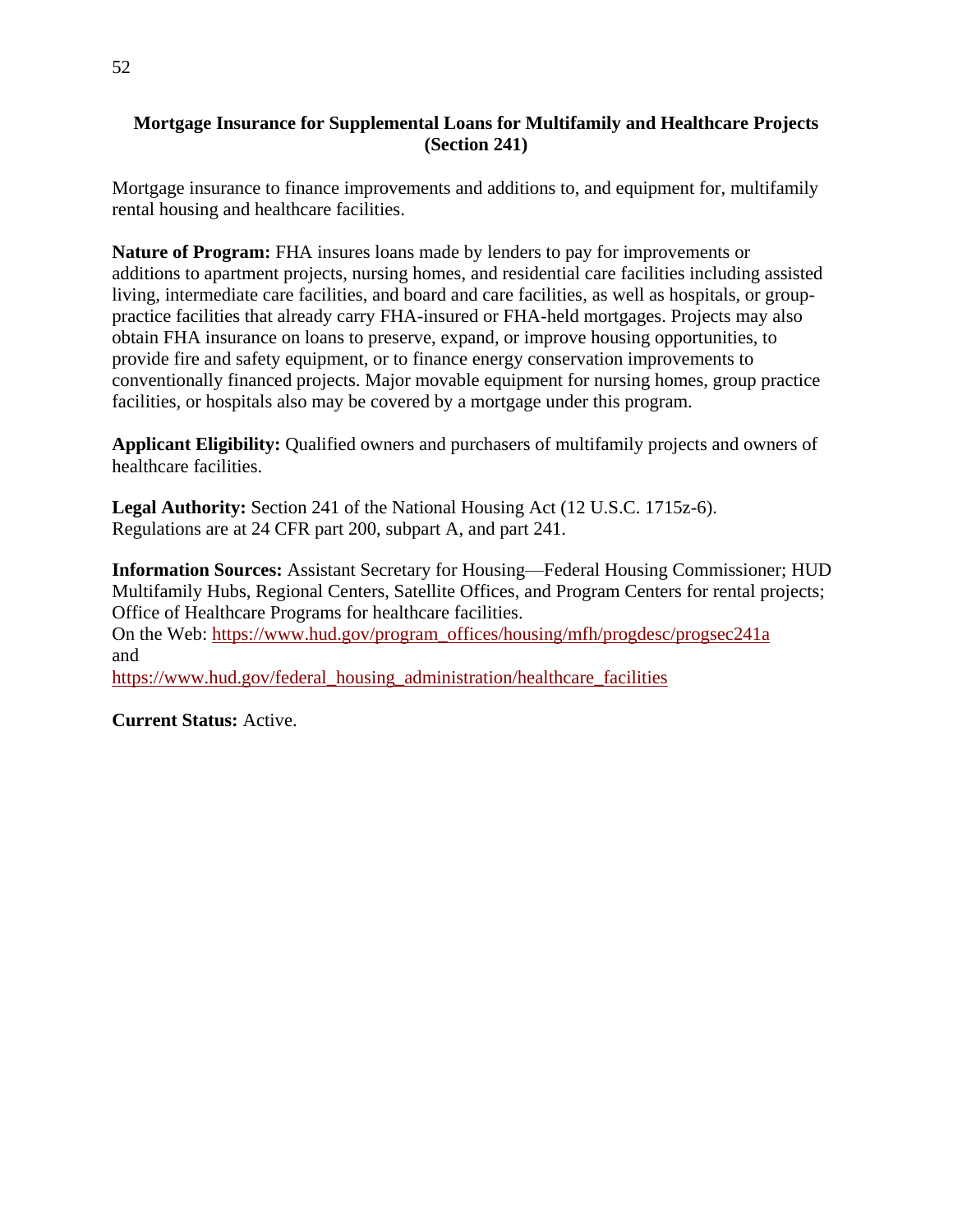## Mortgage Insurance for Supplemental Loans for Multifamily and Healthcare Projects (Section 241)

Mortgage insurance to finance improvements and additions to, and equipment for, multifamily rental housing and healthcare facilities.

**Nature of Program:** FHA insures loans made by lenders to pay for improvements or additions to apartment projects, nursing homes, and residential care facilities including assisted living, intermediate care facilities, and board and care facilities, as well as hospitals, or group-practice facilities that already carry FHA-insured or FHA-held mortgages. Projects may also obtain FHA insurance on loans to preserve, expand, or improve housing opportunities, to provide fire and safety equipment, or to finance energy conservation improvements to conventionally financed projects. Major movable equipment for nursing homes, group practice facilities, or hospitals also may be covered by a mortgage under this program.

**Applicant Eligibility:** Qualified owners and purchasers of multifamily projects and owners of healthcare facilities.

**Legal Authority:** Section 241 of the National Housing Act (12 U.S.C. 1715z-6). Regulations are at 24 CFR part 200, subpart A, and part 241.

**Information Sources:** Assistant Secretary for Housing—Federal Housing Commissioner; HUD Multifamily Hubs, Regional Centers, Satellite Offices, and Program Centers for rental projects; Office of Healthcare Programs for healthcare facilities.
On the Web: https://www.hud.gov/program_offices/housing/mfh/progdesc/progsec241a
and
https://www.hud.gov/federal_housing_administration/healthcare_facilities

**Current Status:** Active.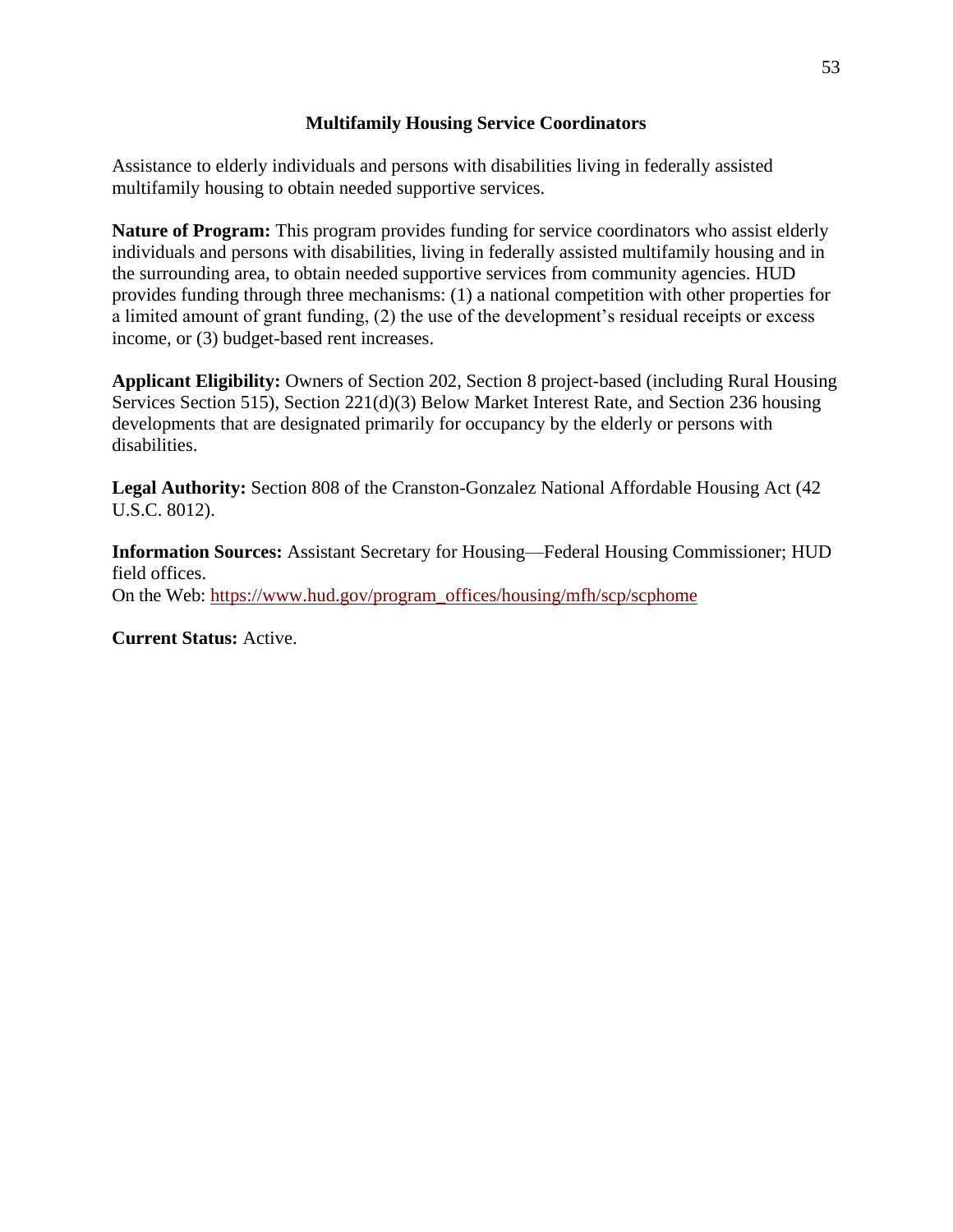## Multifamily Housing Service Coordinators

Assistance to elderly individuals and persons with disabilities living in federally assisted multifamily housing to obtain needed supportive services.

**Nature of Program:** This program provides funding for service coordinators who assist elderly individuals and persons with disabilities, living in federally assisted multifamily housing and in the surrounding area, to obtain needed supportive services from community agencies. HUD provides funding through three mechanisms: (1) a national competition with other properties for a limited amount of grant funding, (2) the use of the development's residual receipts or excess income, or (3) budget-based rent increases.

**Applicant Eligibility:** Owners of Section 202, Section 8 project-based (including Rural Housing Services Section 515), Section 221(d)(3) Below Market Interest Rate, and Section 236 housing developments that are designated primarily for occupancy by the elderly or persons with disabilities.

**Legal Authority:** Section 808 of the Cranston-Gonzalez National Affordable Housing Act (42 U.S.C. 8012).

**Information Sources:** Assistant Secretary for Housing—Federal Housing Commissioner; HUD field offices.
On the Web: https://www.hud.gov/program_offices/housing/mfh/scp/scphome

**Current Status:** Active.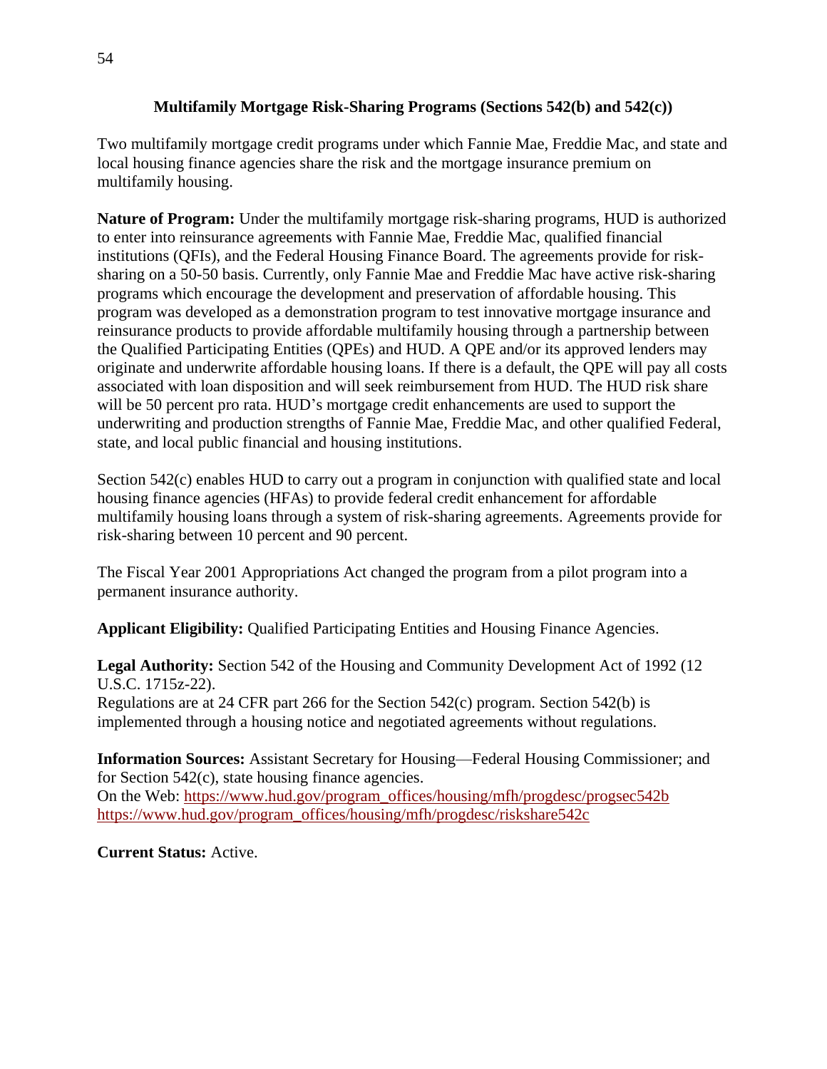## Multifamily Mortgage Risk-Sharing Programs (Sections 542(b) and 542(c))

Two multifamily mortgage credit programs under which Fannie Mae, Freddie Mac, and state and local housing finance agencies share the risk and the mortgage insurance premium on multifamily housing.

**Nature of Program:** Under the multifamily mortgage risk-sharing programs, HUD is authorized to enter into reinsurance agreements with Fannie Mae, Freddie Mac, qualified financial institutions (QFIs), and the Federal Housing Finance Board. The agreements provide for risk-sharing on a 50-50 basis. Currently, only Fannie Mae and Freddie Mac have active risk-sharing programs which encourage the development and preservation of affordable housing. This program was developed as a demonstration program to test innovative mortgage insurance and reinsurance products to provide affordable multifamily housing through a partnership between the Qualified Participating Entities (QPEs) and HUD. A QPE and/or its approved lenders may originate and underwrite affordable housing loans. If there is a default, the QPE will pay all costs associated with loan disposition and will seek reimbursement from HUD. The HUD risk share will be 50 percent pro rata. HUD's mortgage credit enhancements are used to support the underwriting and production strengths of Fannie Mae, Freddie Mac, and other qualified Federal, state, and local public financial and housing institutions.

Section 542(c) enables HUD to carry out a program in conjunction with qualified state and local housing finance agencies (HFAs) to provide federal credit enhancement for affordable multifamily housing loans through a system of risk-sharing agreements. Agreements provide for risk-sharing between 10 percent and 90 percent.

The Fiscal Year 2001 Appropriations Act changed the program from a pilot program into a permanent insurance authority.

**Applicant Eligibility:** Qualified Participating Entities and Housing Finance Agencies.

**Legal Authority:** Section 542 of the Housing and Community Development Act of 1992 (12 U.S.C. 1715z-22).
Regulations are at 24 CFR part 266 for the Section 542(c) program. Section 542(b) is implemented through a housing notice and negotiated agreements without regulations.

**Information Sources:** Assistant Secretary for Housing—Federal Housing Commissioner; and for Section 542(c), state housing finance agencies.
On the Web: https://www.hud.gov/program_offices/housing/mfh/progdesc/progsec542b
https://www.hud.gov/program_offices/housing/mfh/progdesc/riskshare542c

**Current Status:** Active.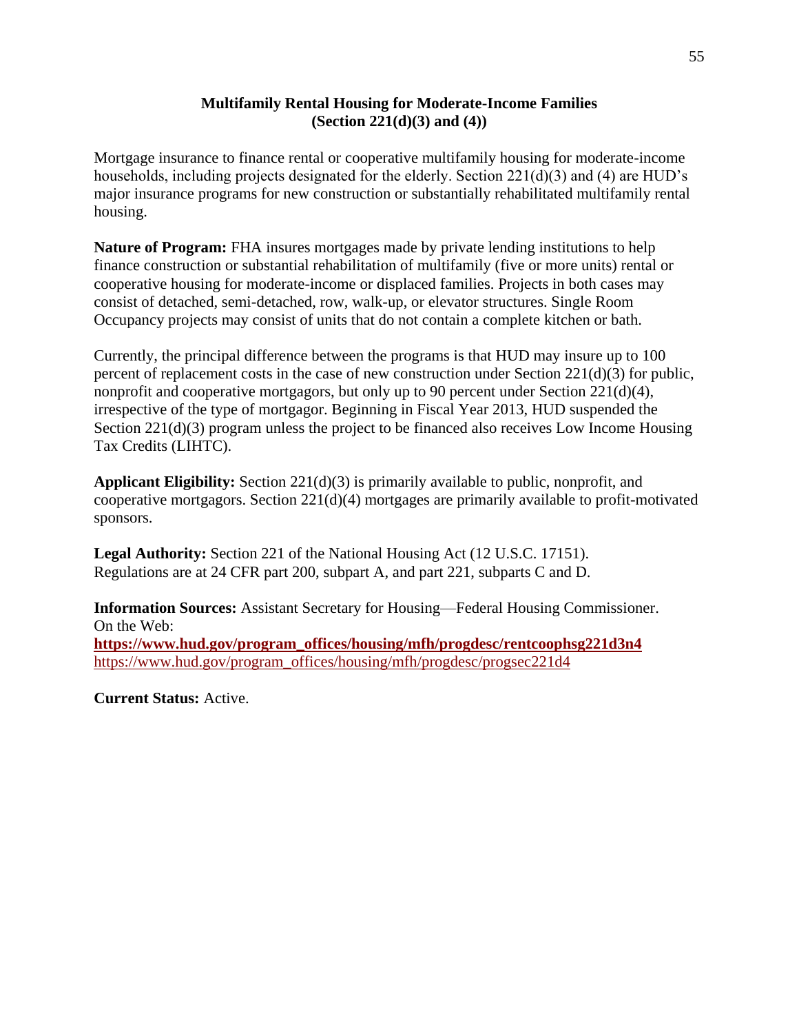## Multifamily Rental Housing for Moderate-Income Families (Section 221(d)(3) and (4))

Mortgage insurance to finance rental or cooperative multifamily housing for moderate-income households, including projects designated for the elderly. Section 221(d)(3) and (4) are HUD's major insurance programs for new construction or substantially rehabilitated multifamily rental housing.

**Nature of Program:** FHA insures mortgages made by private lending institutions to help finance construction or substantial rehabilitation of multifamily (five or more units) rental or cooperative housing for moderate-income or displaced families. Projects in both cases may consist of detached, semi-detached, row, walk-up, or elevator structures. Single Room Occupancy projects may consist of units that do not contain a complete kitchen or bath.

Currently, the principal difference between the programs is that HUD may insure up to 100 percent of replacement costs in the case of new construction under Section 221(d)(3) for public, nonprofit and cooperative mortgagors, but only up to 90 percent under Section 221(d)(4), irrespective of the type of mortgagor. Beginning in Fiscal Year 2013, HUD suspended the Section 221(d)(3) program unless the project to be financed also receives Low Income Housing Tax Credits (LIHTC).

**Applicant Eligibility:** Section 221(d)(3) is primarily available to public, nonprofit, and cooperative mortgagors. Section 221(d)(4) mortgages are primarily available to profit-motivated sponsors.

**Legal Authority:** Section 221 of the National Housing Act (12 U.S.C. 17151). Regulations are at 24 CFR part 200, subpart A, and part 221, subparts C and D.

**Information Sources:** Assistant Secretary for Housing—Federal Housing Commissioner. On the Web:
**https://www.hud.gov/program_offices/housing/mfh/progdesc/rentcoophsg221d3n4**
https://www.hud.gov/program_offices/housing/mfh/progdesc/progsec221d4

**Current Status:** Active.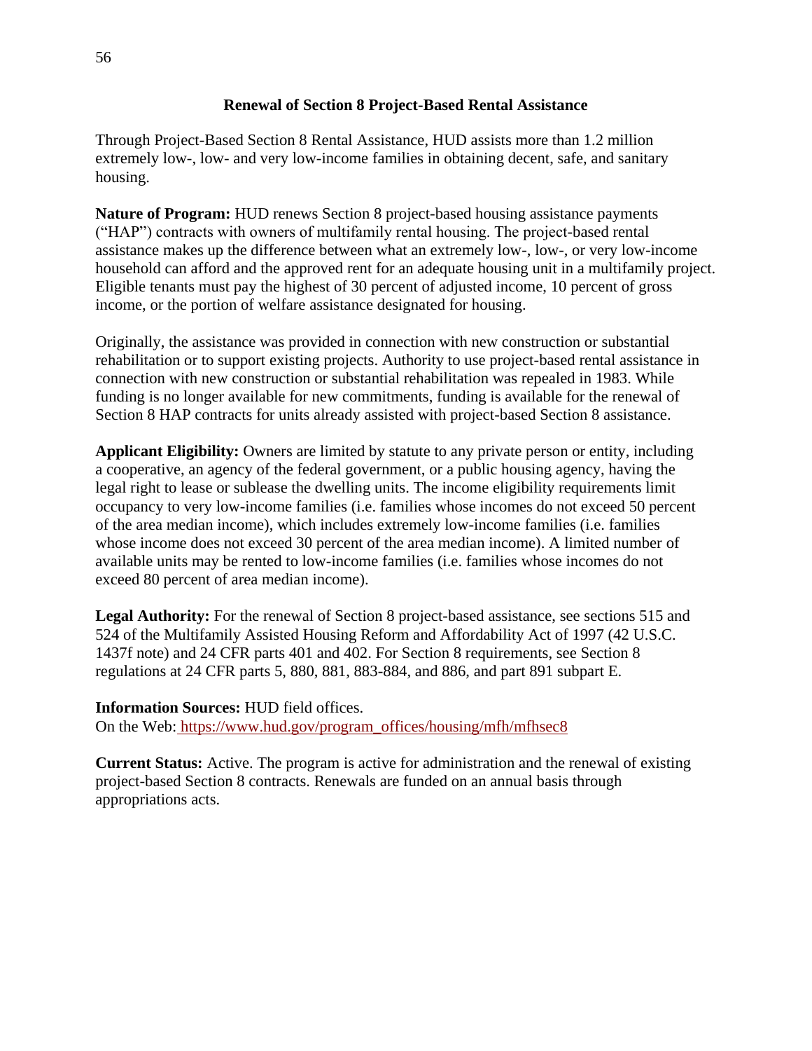## Renewal of Section 8 Project-Based Rental Assistance

Through Project-Based Section 8 Rental Assistance, HUD assists more than 1.2 million extremely low-, low- and very low-income families in obtaining decent, safe, and sanitary housing.

**Nature of Program:** HUD renews Section 8 project-based housing assistance payments ("HAP") contracts with owners of multifamily rental housing. The project-based rental assistance makes up the difference between what an extremely low-, low-, or very low-income household can afford and the approved rent for an adequate housing unit in a multifamily project. Eligible tenants must pay the highest of 30 percent of adjusted income, 10 percent of gross income, or the portion of welfare assistance designated for housing.

Originally, the assistance was provided in connection with new construction or substantial rehabilitation or to support existing projects. Authority to use project-based rental assistance in connection with new construction or substantial rehabilitation was repealed in 1983. While funding is no longer available for new commitments, funding is available for the renewal of Section 8 HAP contracts for units already assisted with project-based Section 8 assistance.

**Applicant Eligibility:** Owners are limited by statute to any private person or entity, including a cooperative, an agency of the federal government, or a public housing agency, having the legal right to lease or sublease the dwelling units. The income eligibility requirements limit occupancy to very low-income families (i.e. families whose incomes do not exceed 50 percent of the area median income), which includes extremely low-income families (i.e. families whose income does not exceed 30 percent of the area median income). A limited number of available units may be rented to low-income families (i.e. families whose incomes do not exceed 80 percent of area median income).

**Legal Authority:** For the renewal of Section 8 project-based assistance, see sections 515 and 524 of the Multifamily Assisted Housing Reform and Affordability Act of 1997 (42 U.S.C. 1437f note) and 24 CFR parts 401 and 402. For Section 8 requirements, see Section 8 regulations at 24 CFR parts 5, 880, 881, 883-884, and 886, and part 891 subpart E.

**Information Sources:** HUD field offices.
On the Web: https://www.hud.gov/program_offices/housing/mfh/mfhsec8

**Current Status:** Active. The program is active for administration and the renewal of existing project-based Section 8 contracts. Renewals are funded on an annual basis through appropriations acts.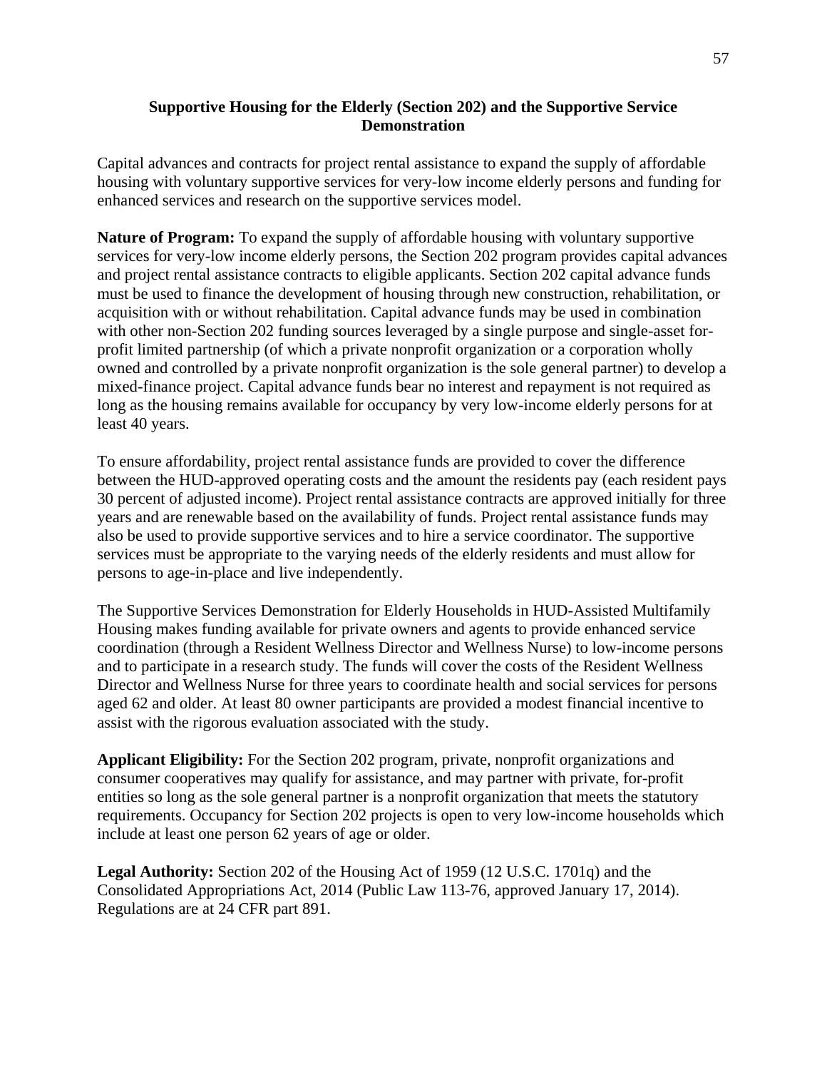## Supportive Housing for the Elderly (Section 202) and the Supportive Service Demonstration

Capital advances and contracts for project rental assistance to expand the supply of affordable housing with voluntary supportive services for very-low income elderly persons and funding for enhanced services and research on the supportive services model.

**Nature of Program:** To expand the supply of affordable housing with voluntary supportive services for very-low income elderly persons, the Section 202 program provides capital advances and project rental assistance contracts to eligible applicants. Section 202 capital advance funds must be used to finance the development of housing through new construction, rehabilitation, or acquisition with or without rehabilitation. Capital advance funds may be used in combination with other non-Section 202 funding sources leveraged by a single purpose and single-asset for-profit limited partnership (of which a private nonprofit organization or a corporation wholly owned and controlled by a private nonprofit organization is the sole general partner) to develop a mixed-finance project. Capital advance funds bear no interest and repayment is not required as long as the housing remains available for occupancy by very low-income elderly persons for at least 40 years.

To ensure affordability, project rental assistance funds are provided to cover the difference between the HUD-approved operating costs and the amount the residents pay (each resident pays 30 percent of adjusted income). Project rental assistance contracts are approved initially for three years and are renewable based on the availability of funds. Project rental assistance funds may also be used to provide supportive services and to hire a service coordinator. The supportive services must be appropriate to the varying needs of the elderly residents and must allow for persons to age-in-place and live independently.

The Supportive Services Demonstration for Elderly Households in HUD-Assisted Multifamily Housing makes funding available for private owners and agents to provide enhanced service coordination (through a Resident Wellness Director and Wellness Nurse) to low-income persons and to participate in a research study. The funds will cover the costs of the Resident Wellness Director and Wellness Nurse for three years to coordinate health and social services for persons aged 62 and older. At least 80 owner participants are provided a modest financial incentive to assist with the rigorous evaluation associated with the study.

**Applicant Eligibility:** For the Section 202 program, private, nonprofit organizations and consumer cooperatives may qualify for assistance, and may partner with private, for-profit entities so long as the sole general partner is a nonprofit organization that meets the statutory requirements. Occupancy for Section 202 projects is open to very low-income households which include at least one person 62 years of age or older.

**Legal Authority:** Section 202 of the Housing Act of 1959 (12 U.S.C. 1701q) and the Consolidated Appropriations Act, 2014 (Public Law 113-76, approved January 17, 2014). Regulations are at 24 CFR part 891.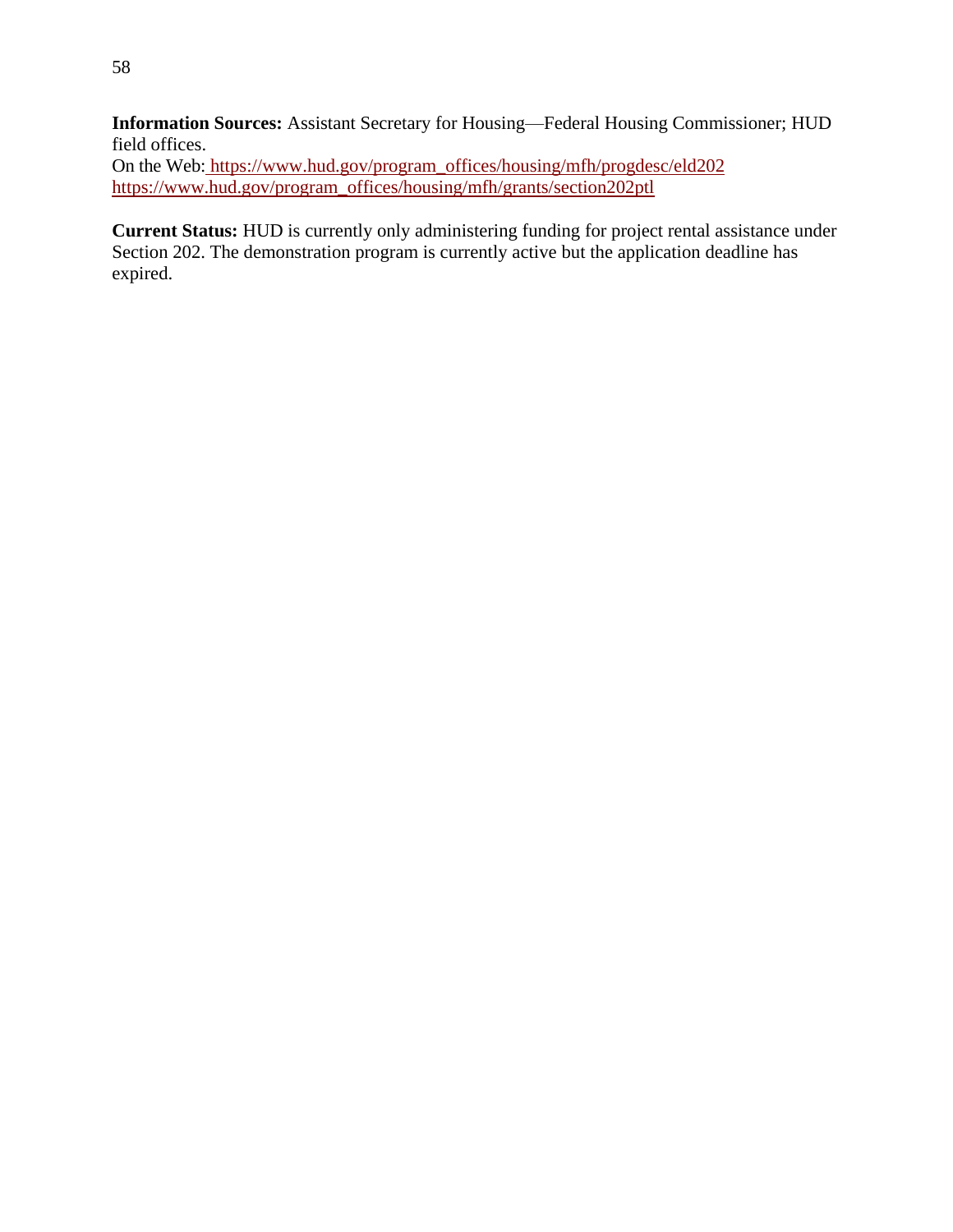**Information Sources:** Assistant Secretary for Housing—Federal Housing Commissioner; HUD field offices.
On the Web: https://www.hud.gov/program_offices/housing/mfh/progdesc/eld202
https://www.hud.gov/program_offices/housing/mfh/grants/section202ptl

**Current Status:** HUD is currently only administering funding for project rental assistance under Section 202. The demonstration program is currently active but the application deadline has expired.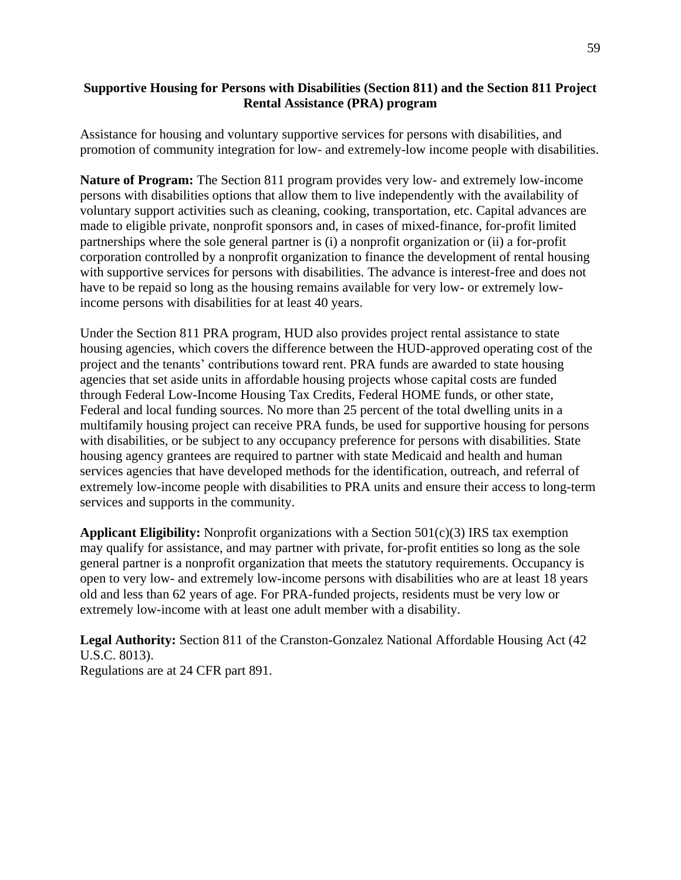## Supportive Housing for Persons with Disabilities (Section 811) and the Section 811 Project Rental Assistance (PRA) program

Assistance for housing and voluntary supportive services for persons with disabilities, and promotion of community integration for low- and extremely-low income people with disabilities.

**Nature of Program:** The Section 811 program provides very low- and extremely low-income persons with disabilities options that allow them to live independently with the availability of voluntary support activities such as cleaning, cooking, transportation, etc. Capital advances are made to eligible private, nonprofit sponsors and, in cases of mixed-finance, for-profit limited partnerships where the sole general partner is (i) a nonprofit organization or (ii) a for-profit corporation controlled by a nonprofit organization to finance the development of rental housing with supportive services for persons with disabilities. The advance is interest-free and does not have to be repaid so long as the housing remains available for very low- or extremely low-income persons with disabilities for at least 40 years.

Under the Section 811 PRA program, HUD also provides project rental assistance to state housing agencies, which covers the difference between the HUD-approved operating cost of the project and the tenants' contributions toward rent. PRA funds are awarded to state housing agencies that set aside units in affordable housing projects whose capital costs are funded through Federal Low-Income Housing Tax Credits, Federal HOME funds, or other state, Federal and local funding sources. No more than 25 percent of the total dwelling units in a multifamily housing project can receive PRA funds, be used for supportive housing for persons with disabilities, or be subject to any occupancy preference for persons with disabilities. State housing agency grantees are required to partner with state Medicaid and health and human services agencies that have developed methods for the identification, outreach, and referral of extremely low-income people with disabilities to PRA units and ensure their access to long-term services and supports in the community.

**Applicant Eligibility:** Nonprofit organizations with a Section 501(c)(3) IRS tax exemption may qualify for assistance, and may partner with private, for-profit entities so long as the sole general partner is a nonprofit organization that meets the statutory requirements. Occupancy is open to very low- and extremely low-income persons with disabilities who are at least 18 years old and less than 62 years of age. For PRA-funded projects, residents must be very low or extremely low-income with at least one adult member with a disability.

**Legal Authority:** Section 811 of the Cranston-Gonzalez National Affordable Housing Act (42 U.S.C. 8013).
Regulations are at 24 CFR part 891.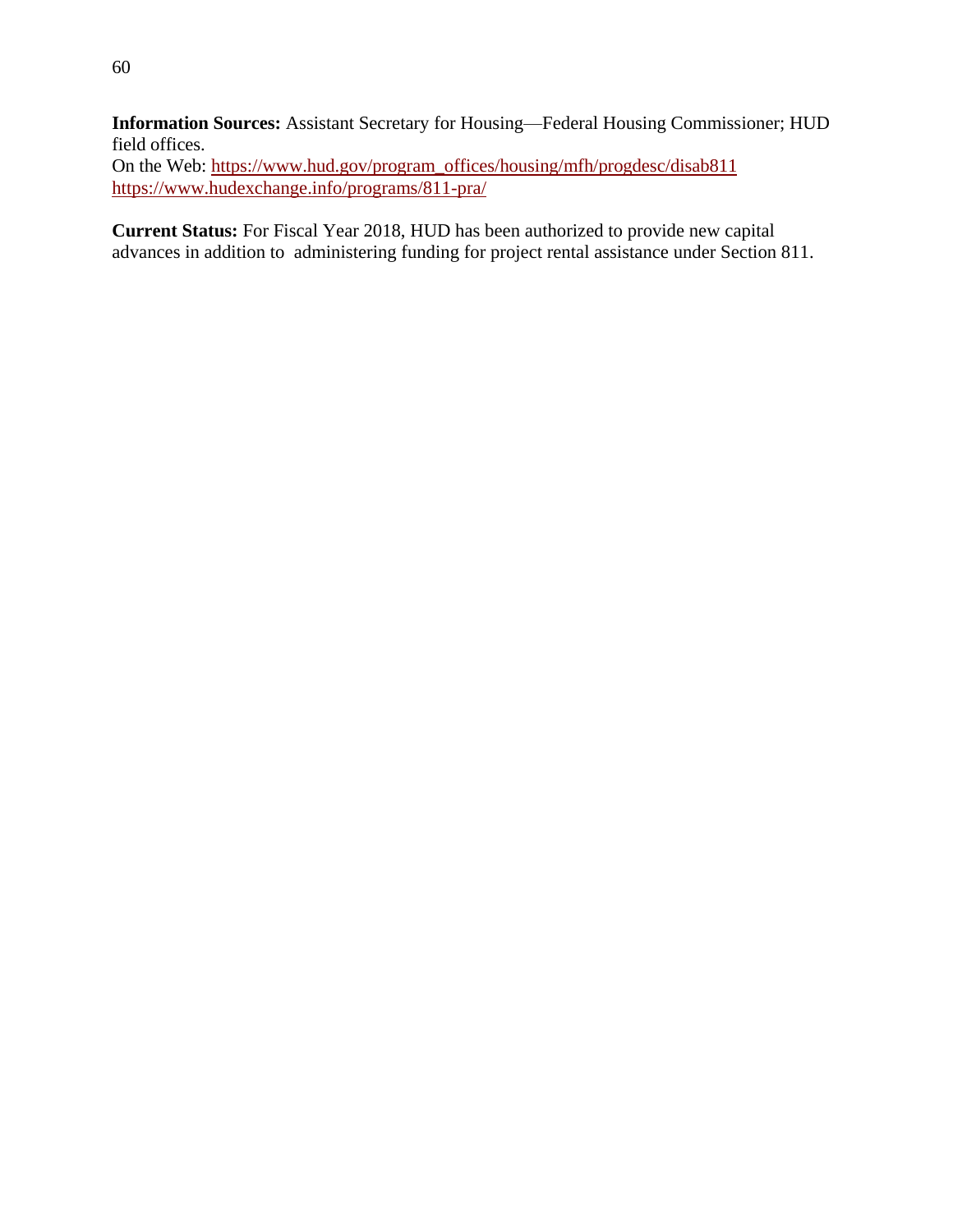**Information Sources:** Assistant Secretary for Housing—Federal Housing Commissioner; HUD field offices.
On the Web: https://www.hud.gov/program_offices/housing/mfh/progdesc/disab811
https://www.hudexchange.info/programs/811-pra/

**Current Status:** For Fiscal Year 2018, HUD has been authorized to provide new capital advances in addition to administering funding for project rental assistance under Section 811.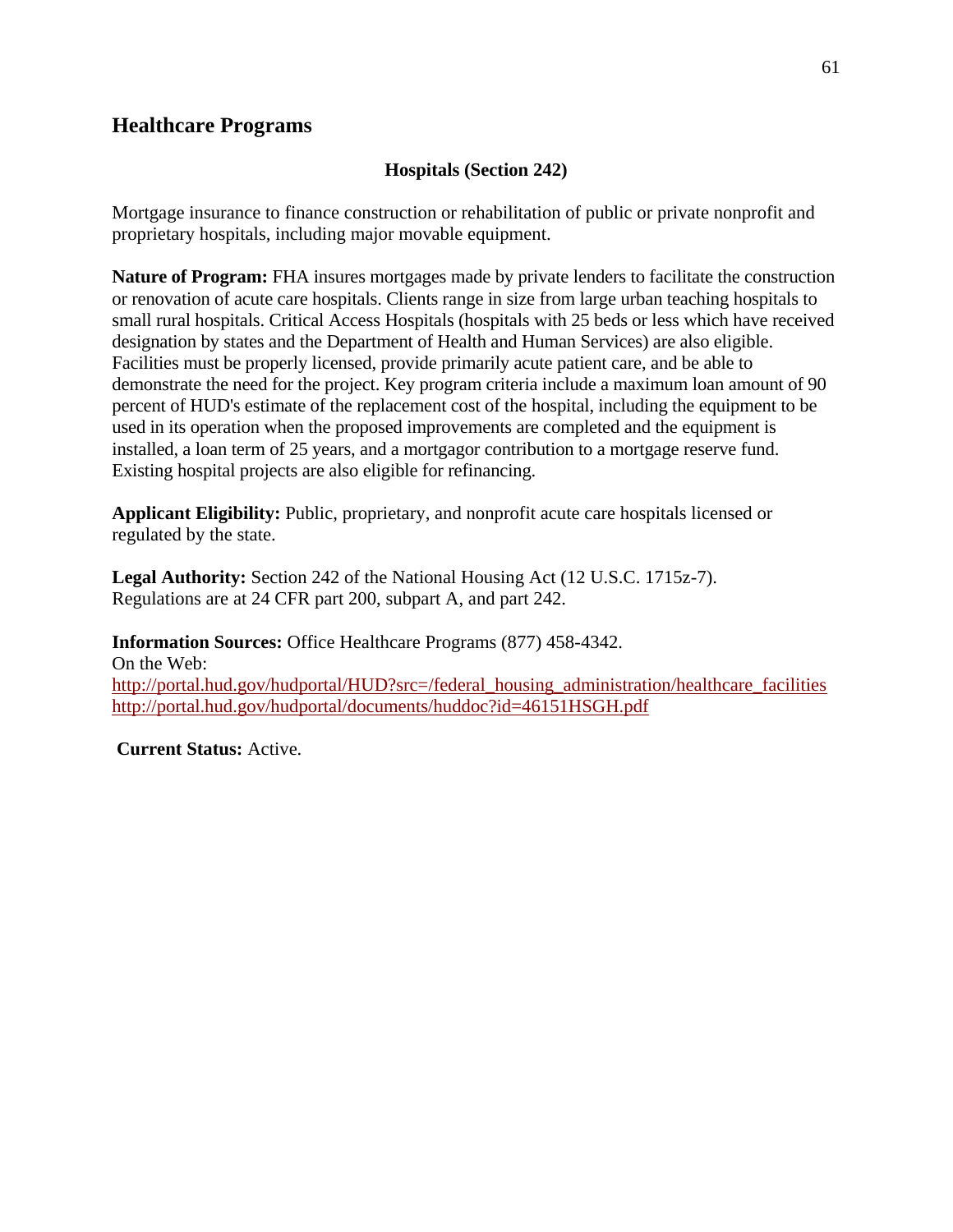## Healthcare Programs

### Hospitals (Section 242)

Mortgage insurance to finance construction or rehabilitation of public or private nonprofit and proprietary hospitals, including major movable equipment.

**Nature of Program:** FHA insures mortgages made by private lenders to facilitate the construction or renovation of acute care hospitals. Clients range in size from large urban teaching hospitals to small rural hospitals. Critical Access Hospitals (hospitals with 25 beds or less which have received designation by states and the Department of Health and Human Services) are also eligible. Facilities must be properly licensed, provide primarily acute patient care, and be able to demonstrate the need for the project. Key program criteria include a maximum loan amount of 90 percent of HUD's estimate of the replacement cost of the hospital, including the equipment to be used in its operation when the proposed improvements are completed and the equipment is installed, a loan term of 25 years, and a mortgagor contribution to a mortgage reserve fund. Existing hospital projects are also eligible for refinancing.

**Applicant Eligibility:** Public, proprietary, and nonprofit acute care hospitals licensed or regulated by the state.

**Legal Authority:** Section 242 of the National Housing Act (12 U.S.C. 1715z-7). Regulations are at 24 CFR part 200, subpart A, and part 242.

**Information Sources:** Office Healthcare Programs (877) 458-4342.
On the Web:
http://portal.hud.gov/hudportal/HUD?src=/federal_housing_administration/healthcare_facilities
http://portal.hud.gov/hudportal/documents/huddoc?id=46151HSGH.pdf

**Current Status:** Active.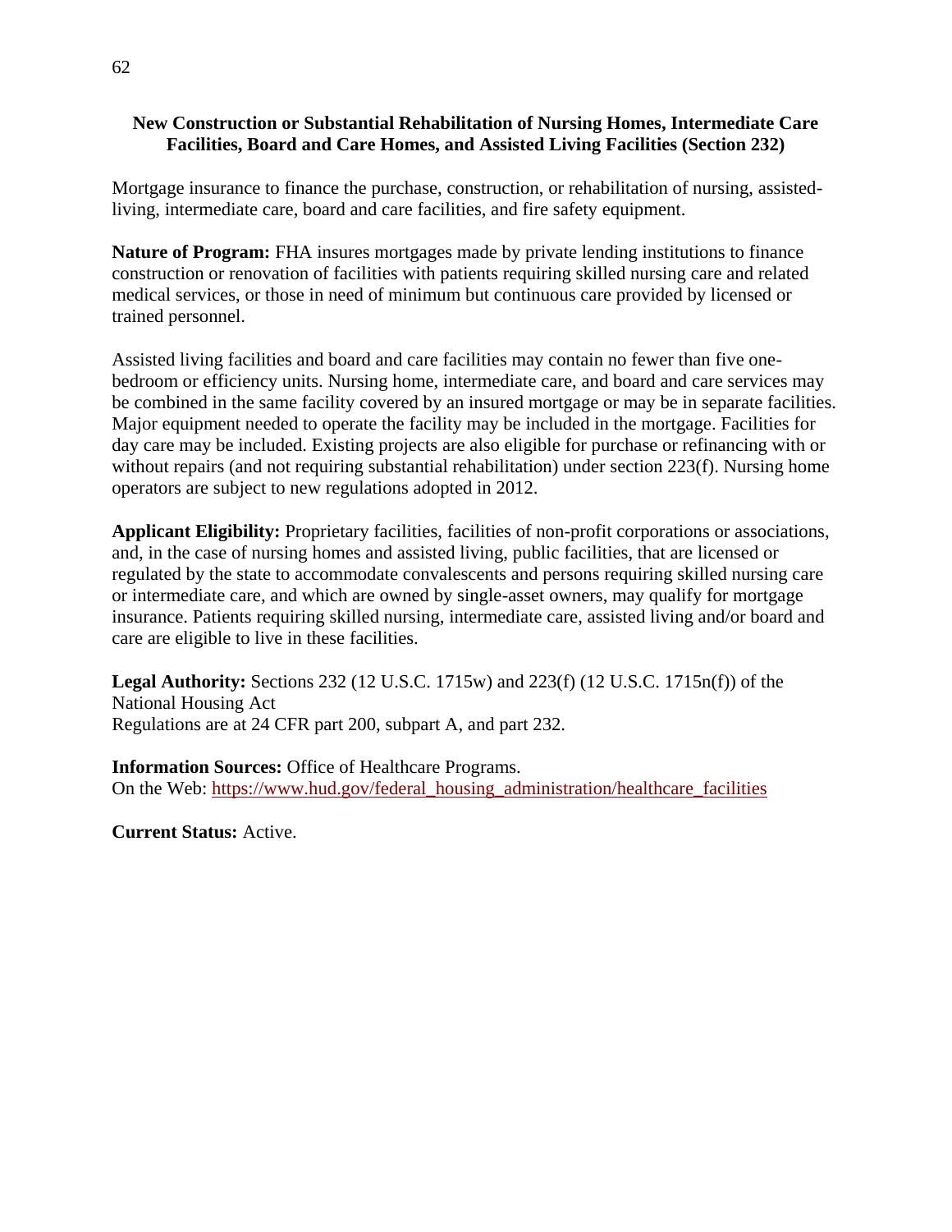### New Construction or Substantial Rehabilitation of Nursing Homes, Intermediate Care Facilities, Board and Care Homes, and Assisted Living Facilities (Section 232)

Mortgage insurance to finance the purchase, construction, or rehabilitation of nursing, assisted-living, intermediate care, board and care facilities, and fire safety equipment.

**Nature of Program:** FHA insures mortgages made by private lending institutions to finance construction or renovation of facilities with patients requiring skilled nursing care and related medical services, or those in need of minimum but continuous care provided by licensed or trained personnel.

Assisted living facilities and board and care facilities may contain no fewer than five one-bedroom or efficiency units. Nursing home, intermediate care, and board and care services may be combined in the same facility covered by an insured mortgage or may be in separate facilities. Major equipment needed to operate the facility may be included in the mortgage. Facilities for day care may be included. Existing projects are also eligible for purchase or refinancing with or without repairs (and not requiring substantial rehabilitation) under section 223(f). Nursing home operators are subject to new regulations adopted in 2012.

**Applicant Eligibility:** Proprietary facilities, facilities of non-profit corporations or associations, and, in the case of nursing homes and assisted living, public facilities, that are licensed or regulated by the state to accommodate convalescents and persons requiring skilled nursing care or intermediate care, and which are owned by single-asset owners, may qualify for mortgage insurance. Patients requiring skilled nursing, intermediate care, assisted living and/or board and care are eligible to live in these facilities.

**Legal Authority:** Sections 232 (12 U.S.C. 1715w) and 223(f) (12 U.S.C. 1715n(f)) of the National Housing Act
Regulations are at 24 CFR part 200, subpart A, and part 232.

**Information Sources:** Office of Healthcare Programs.
On the Web: https://www.hud.gov/federal_housing_administration/healthcare_facilities

**Current Status:** Active.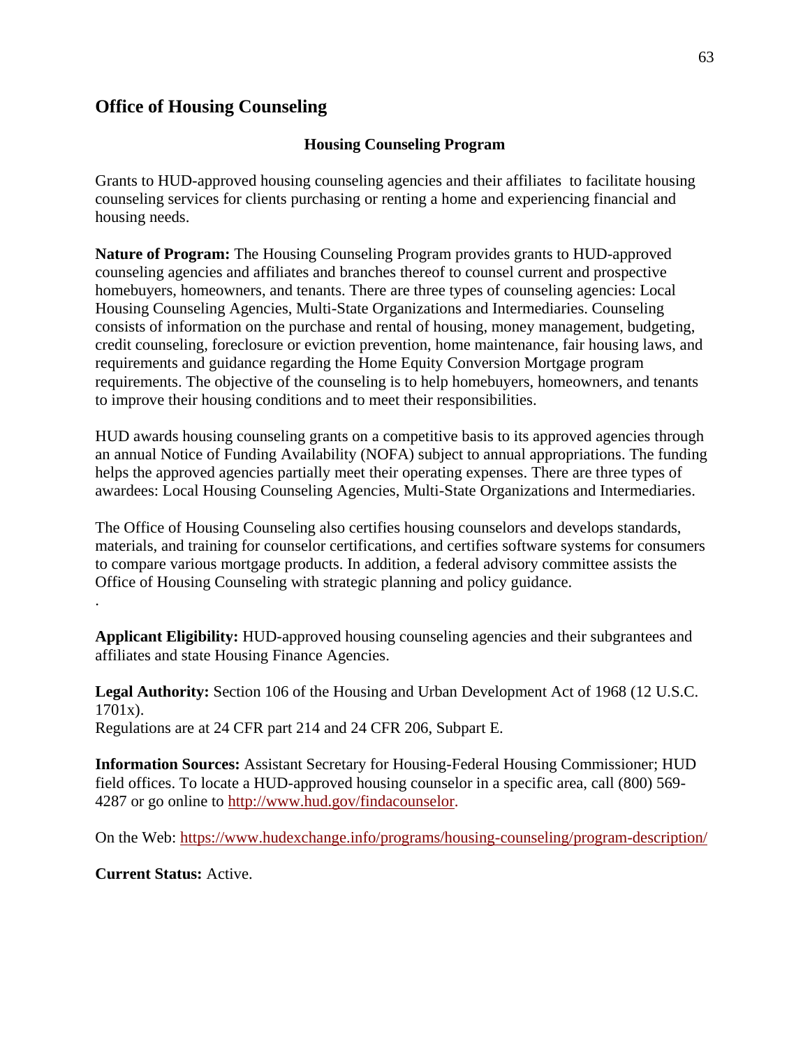## Office of Housing Counseling

### Housing Counseling Program

Grants to HUD-approved housing counseling agencies and their affiliates to facilitate housing counseling services for clients purchasing or renting a home and experiencing financial and housing needs.

**Nature of Program:** The Housing Counseling Program provides grants to HUD-approved counseling agencies and affiliates and branches thereof to counsel current and prospective homebuyers, homeowners, and tenants. There are three types of counseling agencies: Local Housing Counseling Agencies, Multi-State Organizations and Intermediaries. Counseling consists of information on the purchase and rental of housing, money management, budgeting, credit counseling, foreclosure or eviction prevention, home maintenance, fair housing laws, and requirements and guidance regarding the Home Equity Conversion Mortgage program requirements. The objective of the counseling is to help homebuyers, homeowners, and tenants to improve their housing conditions and to meet their responsibilities.

HUD awards housing counseling grants on a competitive basis to its approved agencies through an annual Notice of Funding Availability (NOFA) subject to annual appropriations. The funding helps the approved agencies partially meet their operating expenses. There are three types of awardees: Local Housing Counseling Agencies, Multi-State Organizations and Intermediaries.

The Office of Housing Counseling also certifies housing counselors and develops standards, materials, and training for counselor certifications, and certifies software systems for consumers to compare various mortgage products. In addition, a federal advisory committee assists the Office of Housing Counseling with strategic planning and policy guidance.

.

**Applicant Eligibility:** HUD-approved housing counseling agencies and their subgrantees and affiliates and state Housing Finance Agencies.

**Legal Authority:** Section 106 of the Housing and Urban Development Act of 1968 (12 U.S.C. 1701x).
Regulations are at 24 CFR part 214 and 24 CFR 206, Subpart E.

**Information Sources:** Assistant Secretary for Housing-Federal Housing Commissioner; HUD field offices. To locate a HUD-approved housing counselor in a specific area, call (800) 569-4287 or go online to http://www.hud.gov/findacounselor.

On the Web: https://www.hudexchange.info/programs/housing-counseling/program-description/

**Current Status:** Active.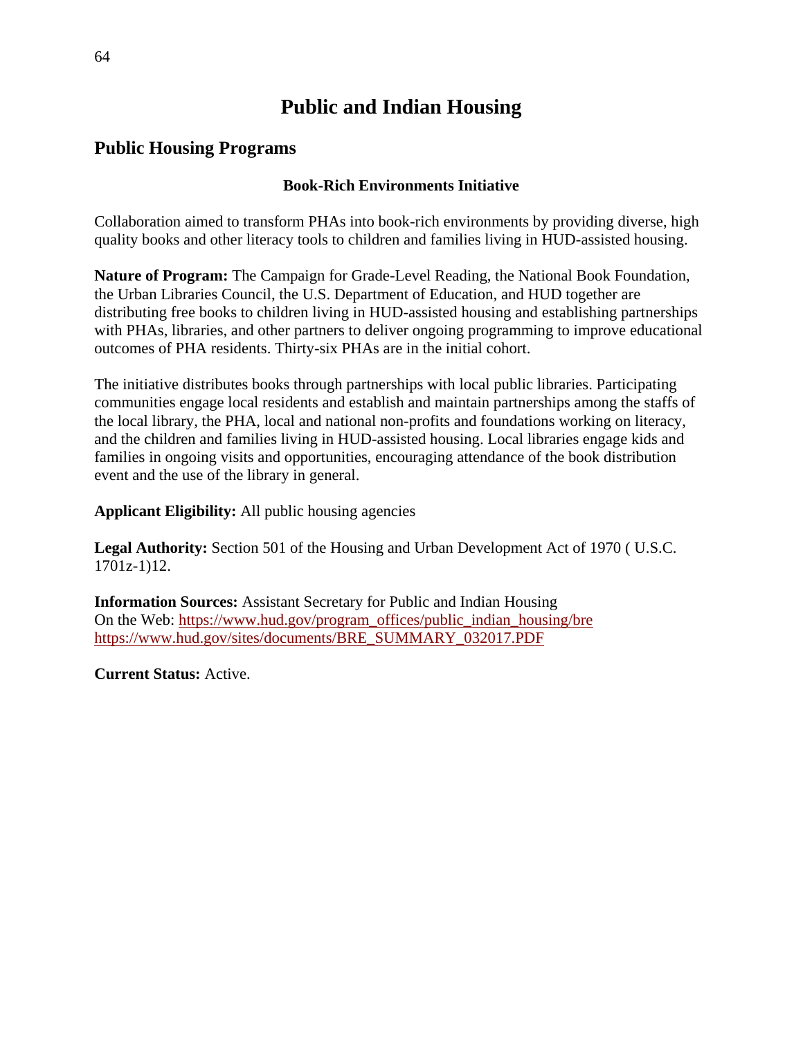# Public and Indian Housing

## Public Housing Programs

### Book-Rich Environments Initiative

Collaboration aimed to transform PHAs into book-rich environments by providing diverse, high quality books and other literacy tools to children and families living in HUD-assisted housing.

**Nature of Program:** The Campaign for Grade-Level Reading, the National Book Foundation, the Urban Libraries Council, the U.S. Department of Education, and HUD together are distributing free books to children living in HUD-assisted housing and establishing partnerships with PHAs, libraries, and other partners to deliver ongoing programming to improve educational outcomes of PHA residents. Thirty-six PHAs are in the initial cohort.

The initiative distributes books through partnerships with local public libraries. Participating communities engage local residents and establish and maintain partnerships among the staffs of the local library, the PHA, local and national non-profits and foundations working on literacy, and the children and families living in HUD-assisted housing. Local libraries engage kids and families in ongoing visits and opportunities, encouraging attendance of the book distribution event and the use of the library in general.

**Applicant Eligibility:** All public housing agencies

**Legal Authority:** Section 501 of the Housing and Urban Development Act of 1970 ( U.S.C. 1701z-1)12.

**Information Sources:** Assistant Secretary for Public and Indian Housing
On the Web: https://www.hud.gov/program_offices/public_indian_housing/bre
https://www.hud.gov/sites/documents/BRE_SUMMARY_032017.PDF

**Current Status:** Active.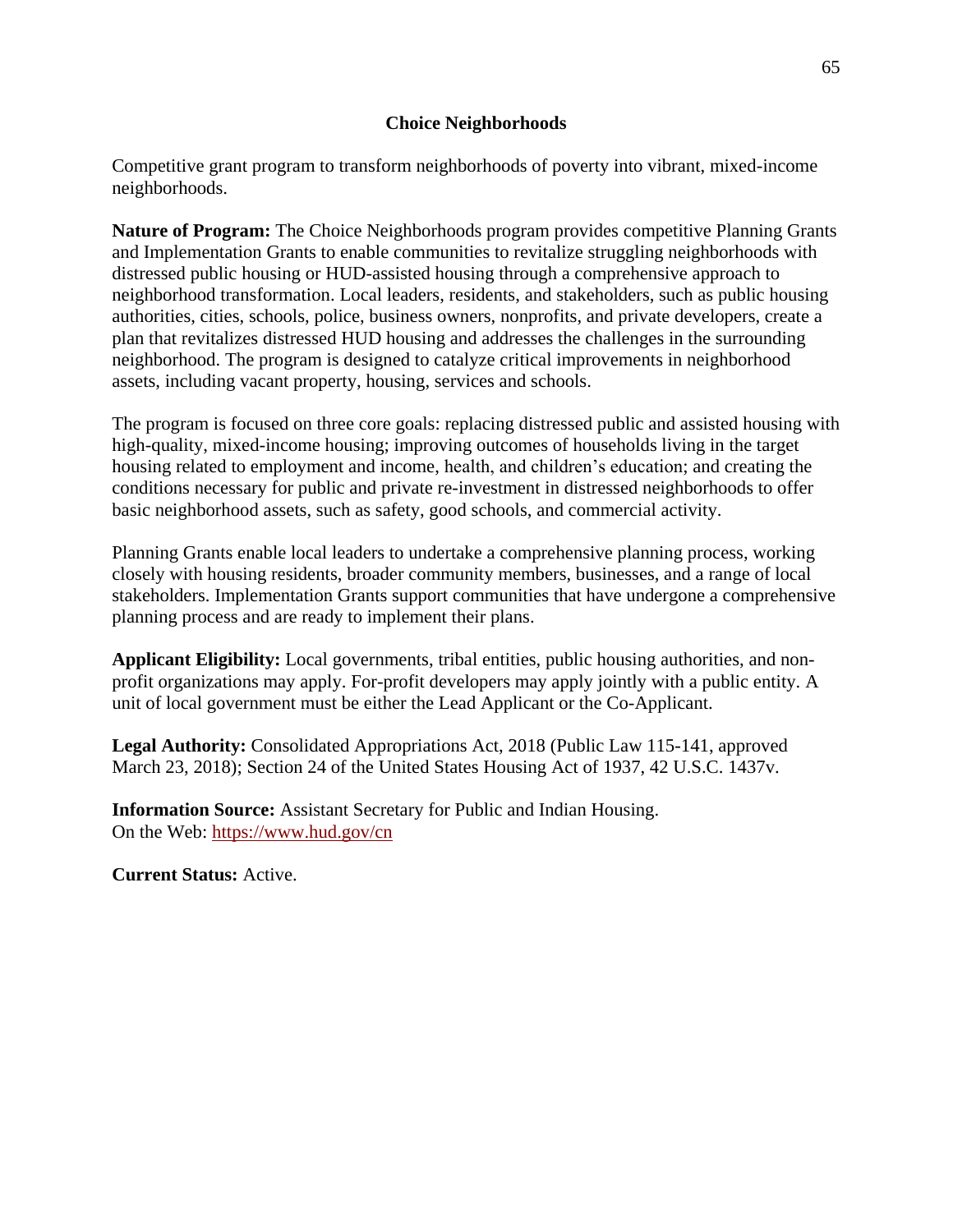## Choice Neighborhoods

Competitive grant program to transform neighborhoods of poverty into vibrant, mixed-income neighborhoods.

**Nature of Program:** The Choice Neighborhoods program provides competitive Planning Grants and Implementation Grants to enable communities to revitalize struggling neighborhoods with distressed public housing or HUD-assisted housing through a comprehensive approach to neighborhood transformation. Local leaders, residents, and stakeholders, such as public housing authorities, cities, schools, police, business owners, nonprofits, and private developers, create a plan that revitalizes distressed HUD housing and addresses the challenges in the surrounding neighborhood. The program is designed to catalyze critical improvements in neighborhood assets, including vacant property, housing, services and schools.

The program is focused on three core goals: replacing distressed public and assisted housing with high-quality, mixed-income housing; improving outcomes of households living in the target housing related to employment and income, health, and children's education; and creating the conditions necessary for public and private re-investment in distressed neighborhoods to offer basic neighborhood assets, such as safety, good schools, and commercial activity.

Planning Grants enable local leaders to undertake a comprehensive planning process, working closely with housing residents, broader community members, businesses, and a range of local stakeholders. Implementation Grants support communities that have undergone a comprehensive planning process and are ready to implement their plans.

**Applicant Eligibility:** Local governments, tribal entities, public housing authorities, and non-profit organizations may apply. For-profit developers may apply jointly with a public entity. A unit of local government must be either the Lead Applicant or the Co-Applicant.

**Legal Authority:** Consolidated Appropriations Act, 2018 (Public Law 115-141, approved March 23, 2018); Section 24 of the United States Housing Act of 1937, 42 U.S.C. 1437v.

**Information Source:** Assistant Secretary for Public and Indian Housing.
On the Web: https://www.hud.gov/cn

**Current Status:** Active.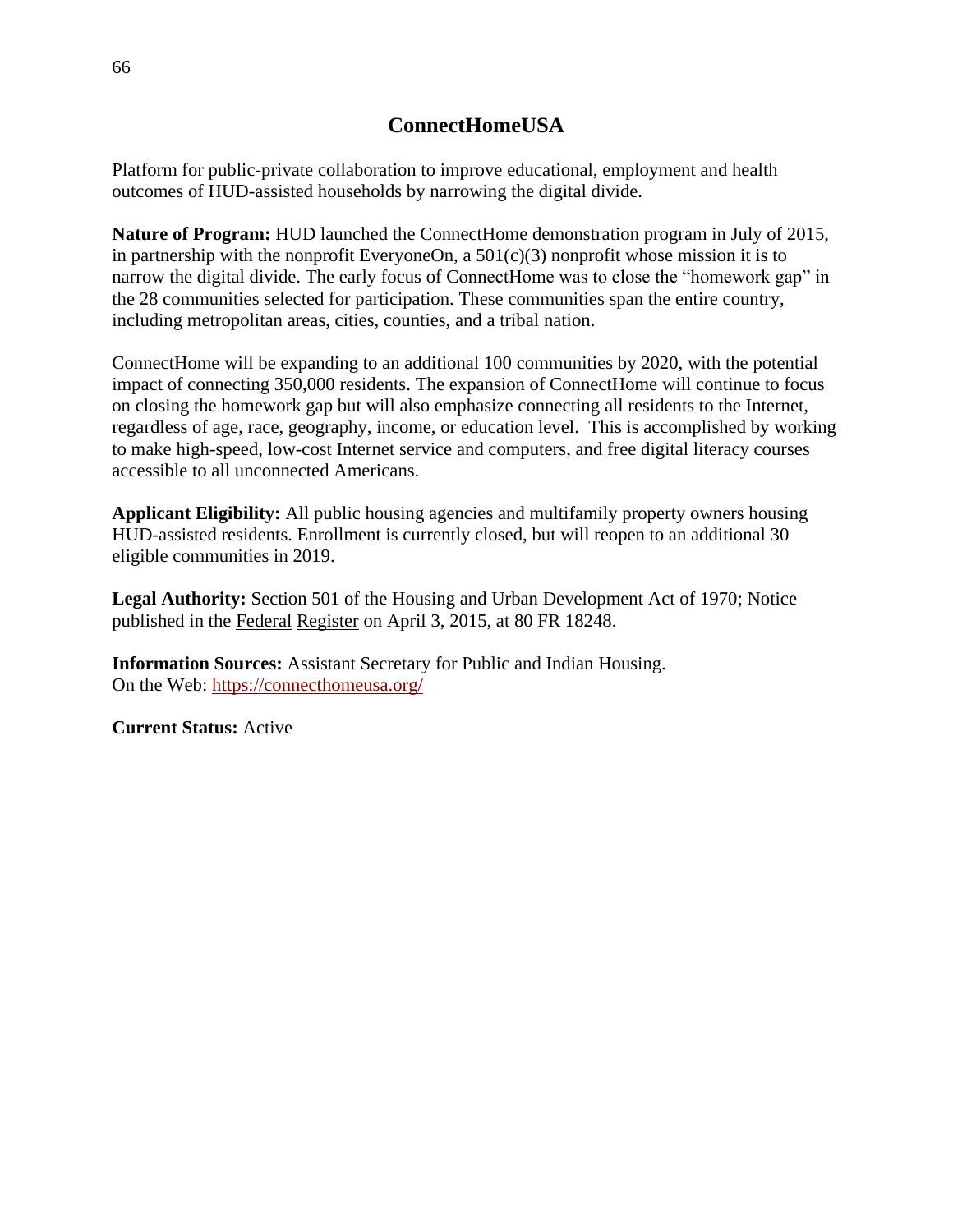## ConnectHomeUSA

Platform for public-private collaboration to improve educational, employment and health outcomes of HUD-assisted households by narrowing the digital divide.

**Nature of Program:** HUD launched the ConnectHome demonstration program in July of 2015, in partnership with the nonprofit EveryoneOn, a 501(c)(3) nonprofit whose mission it is to narrow the digital divide. The early focus of ConnectHome was to close the "homework gap" in the 28 communities selected for participation. These communities span the entire country, including metropolitan areas, cities, counties, and a tribal nation.

ConnectHome will be expanding to an additional 100 communities by 2020, with the potential impact of connecting 350,000 residents. The expansion of ConnectHome will continue to focus on closing the homework gap but will also emphasize connecting all residents to the Internet, regardless of age, race, geography, income, or education level. This is accomplished by working to make high-speed, low-cost Internet service and computers, and free digital literacy courses accessible to all unconnected Americans.

**Applicant Eligibility:** All public housing agencies and multifamily property owners housing HUD-assisted residents. Enrollment is currently closed, but will reopen to an additional 30 eligible communities in 2019.

**Legal Authority:** Section 501 of the Housing and Urban Development Act of 1970; Notice published in the Federal Register on April 3, 2015, at 80 FR 18248.

**Information Sources:** Assistant Secretary for Public and Indian Housing.
On the Web: https://connecthomeusa.org/

**Current Status:** Active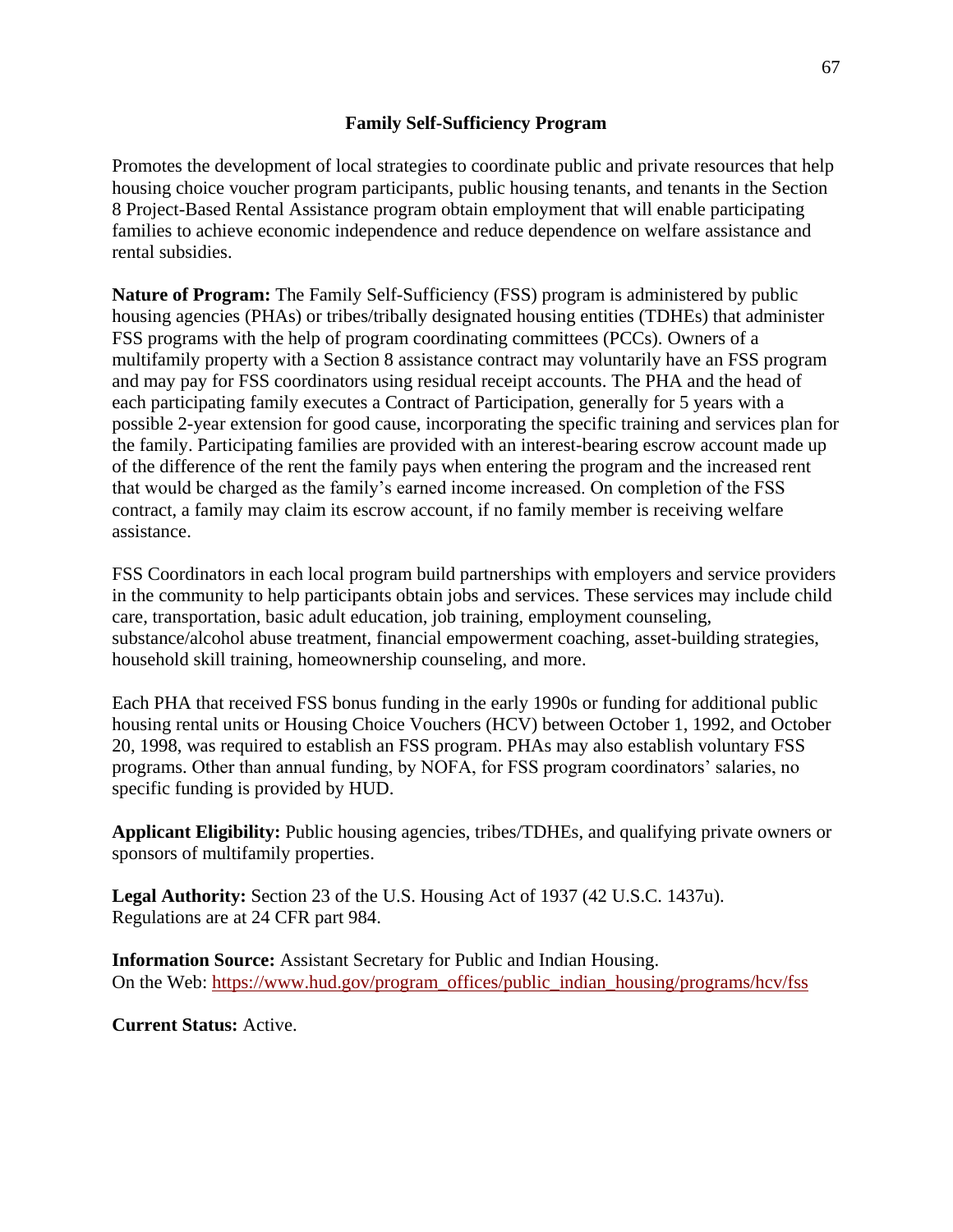## Family Self-Sufficiency Program

Promotes the development of local strategies to coordinate public and private resources that help housing choice voucher program participants, public housing tenants, and tenants in the Section 8 Project-Based Rental Assistance program obtain employment that will enable participating families to achieve economic independence and reduce dependence on welfare assistance and rental subsidies.

**Nature of Program:** The Family Self-Sufficiency (FSS) program is administered by public housing agencies (PHAs) or tribes/tribally designated housing entities (TDHEs) that administer FSS programs with the help of program coordinating committees (PCCs). Owners of a multifamily property with a Section 8 assistance contract may voluntarily have an FSS program and may pay for FSS coordinators using residual receipt accounts. The PHA and the head of each participating family executes a Contract of Participation, generally for 5 years with a possible 2-year extension for good cause, incorporating the specific training and services plan for the family. Participating families are provided with an interest-bearing escrow account made up of the difference of the rent the family pays when entering the program and the increased rent that would be charged as the family's earned income increased. On completion of the FSS contract, a family may claim its escrow account, if no family member is receiving welfare assistance.

FSS Coordinators in each local program build partnerships with employers and service providers in the community to help participants obtain jobs and services. These services may include child care, transportation, basic adult education, job training, employment counseling, substance/alcohol abuse treatment, financial empowerment coaching, asset-building strategies, household skill training, homeownership counseling, and more.

Each PHA that received FSS bonus funding in the early 1990s or funding for additional public housing rental units or Housing Choice Vouchers (HCV) between October 1, 1992, and October 20, 1998, was required to establish an FSS program. PHAs may also establish voluntary FSS programs. Other than annual funding, by NOFA, for FSS program coordinators' salaries, no specific funding is provided by HUD.

**Applicant Eligibility:** Public housing agencies, tribes/TDHEs, and qualifying private owners or sponsors of multifamily properties.

**Legal Authority:** Section 23 of the U.S. Housing Act of 1937 (42 U.S.C. 1437u). Regulations are at 24 CFR part 984.

**Information Source:** Assistant Secretary for Public and Indian Housing.
On the Web: https://www.hud.gov/program_offices/public_indian_housing/programs/hcv/fss

**Current Status:** Active.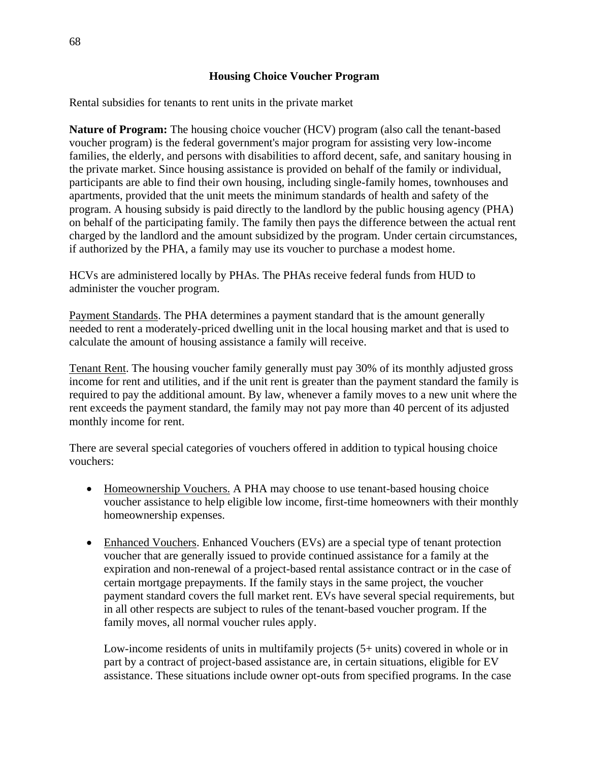## Housing Choice Voucher Program

Rental subsidies for tenants to rent units in the private market

**Nature of Program:** The housing choice voucher (HCV) program (also call the tenant-based voucher program) is the federal government's major program for assisting very low-income families, the elderly, and persons with disabilities to afford decent, safe, and sanitary housing in the private market. Since housing assistance is provided on behalf of the family or individual, participants are able to find their own housing, including single-family homes, townhouses and apartments, provided that the unit meets the minimum standards of health and safety of the program. A housing subsidy is paid directly to the landlord by the public housing agency (PHA) on behalf of the participating family. The family then pays the difference between the actual rent charged by the landlord and the amount subsidized by the program. Under certain circumstances, if authorized by the PHA, a family may use its voucher to purchase a modest home.

HCVs are administered locally by PHAs. The PHAs receive federal funds from HUD to administer the voucher program.

Payment Standards. The PHA determines a payment standard that is the amount generally needed to rent a moderately-priced dwelling unit in the local housing market and that is used to calculate the amount of housing assistance a family will receive.

Tenant Rent. The housing voucher family generally must pay 30% of its monthly adjusted gross income for rent and utilities, and if the unit rent is greater than the payment standard the family is required to pay the additional amount. By law, whenever a family moves to a new unit where the rent exceeds the payment standard, the family may not pay more than 40 percent of its adjusted monthly income for rent.

There are several special categories of vouchers offered in addition to typical housing choice vouchers:

- Homeownership Vouchers. A PHA may choose to use tenant-based housing choice voucher assistance to help eligible low income, first-time homeowners with their monthly homeownership expenses.

- Enhanced Vouchers. Enhanced Vouchers (EVs) are a special type of tenant protection voucher that are generally issued to provide continued assistance for a family at the expiration and non-renewal of a project-based rental assistance contract or in the case of certain mortgage prepayments. If the family stays in the same project, the voucher payment standard covers the full market rent. EVs have several special requirements, but in all other respects are subject to rules of the tenant-based voucher program. If the family moves, all normal voucher rules apply.

  Low-income residents of units in multifamily projects (5+ units) covered in whole or in part by a contract of project-based assistance are, in certain situations, eligible for EV assistance. These situations include owner opt-outs from specified programs. In the case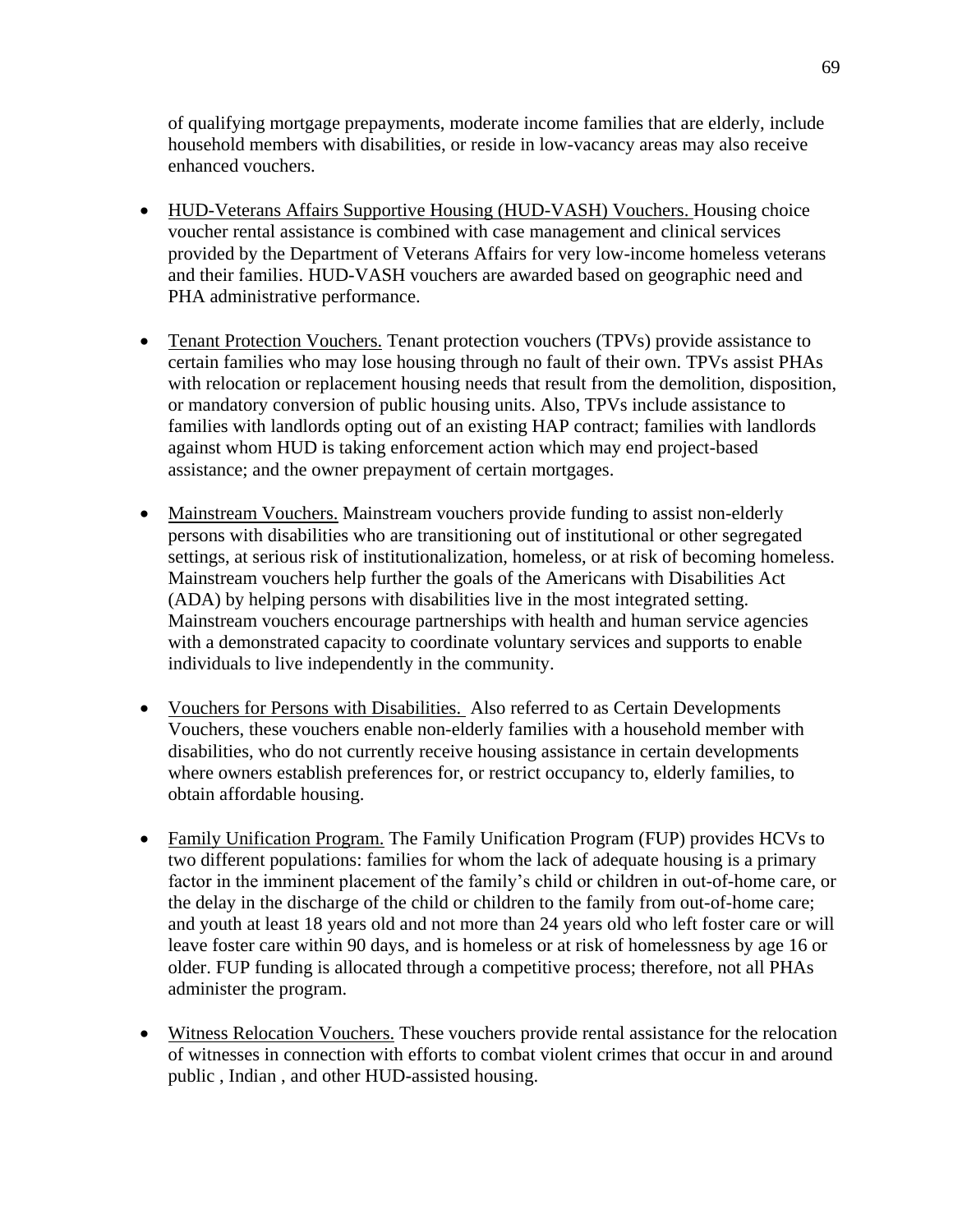of qualifying mortgage prepayments, moderate income families that are elderly, include household members with disabilities, or reside in low-vacancy areas may also receive enhanced vouchers.

- <u>HUD-Veterans Affairs Supportive Housing (HUD-VASH) Vouchers.</u> Housing choice voucher rental assistance is combined with case management and clinical services provided by the Department of Veterans Affairs for very low-income homeless veterans and their families. HUD-VASH vouchers are awarded based on geographic need and PHA administrative performance.

- <u>Tenant Protection Vouchers.</u> Tenant protection vouchers (TPVs) provide assistance to certain families who may lose housing through no fault of their own. TPVs assist PHAs with relocation or replacement housing needs that result from the demolition, disposition, or mandatory conversion of public housing units. Also, TPVs include assistance to families with landlords opting out of an existing HAP contract; families with landlords against whom HUD is taking enforcement action which may end project-based assistance; and the owner prepayment of certain mortgages.

- <u>Mainstream Vouchers.</u> Mainstream vouchers provide funding to assist non-elderly persons with disabilities who are transitioning out of institutional or other segregated settings, at serious risk of institutionalization, homeless, or at risk of becoming homeless. Mainstream vouchers help further the goals of the Americans with Disabilities Act (ADA) by helping persons with disabilities live in the most integrated setting. Mainstream vouchers encourage partnerships with health and human service agencies with a demonstrated capacity to coordinate voluntary services and supports to enable individuals to live independently in the community.

- <u>Vouchers for Persons with Disabilities.</u> Also referred to as Certain Developments Vouchers, these vouchers enable non-elderly families with a household member with disabilities, who do not currently receive housing assistance in certain developments where owners establish preferences for, or restrict occupancy to, elderly families, to obtain affordable housing.

- <u>Family Unification Program.</u> The Family Unification Program (FUP) provides HCVs to two different populations: families for whom the lack of adequate housing is a primary factor in the imminent placement of the family's child or children in out-of-home care, or the delay in the discharge of the child or children to the family from out-of-home care; and youth at least 18 years old and not more than 24 years old who left foster care or will leave foster care within 90 days, and is homeless or at risk of homelessness by age 16 or older. FUP funding is allocated through a competitive process; therefore, not all PHAs administer the program.

- <u>Witness Relocation Vouchers.</u> These vouchers provide rental assistance for the relocation of witnesses in connection with efforts to combat violent crimes that occur in and around public , Indian , and other HUD-assisted housing.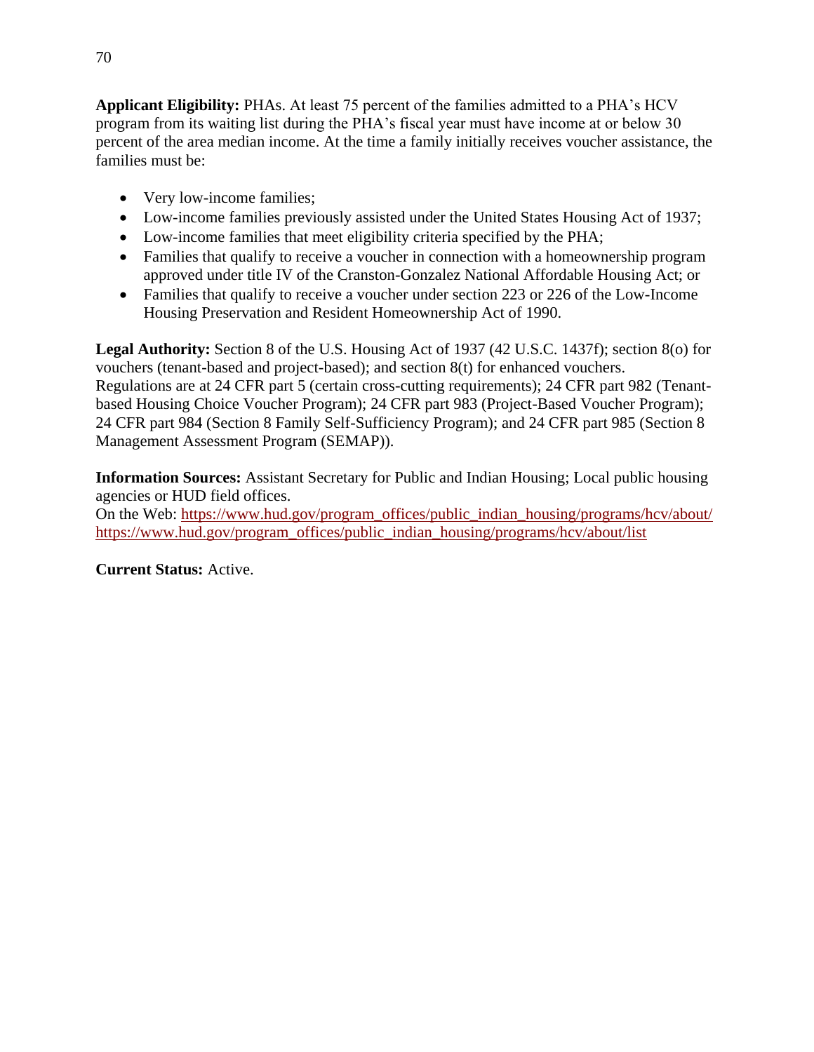**Applicant Eligibility:** PHAs. At least 75 percent of the families admitted to a PHA's HCV program from its waiting list during the PHA's fiscal year must have income at or below 30 percent of the area median income. At the time a family initially receives voucher assistance, the families must be:

- Very low-income families;
- Low-income families previously assisted under the United States Housing Act of 1937;
- Low-income families that meet eligibility criteria specified by the PHA;
- Families that qualify to receive a voucher in connection with a homeownership program approved under title IV of the Cranston-Gonzalez National Affordable Housing Act; or
- Families that qualify to receive a voucher under section 223 or 226 of the Low-Income Housing Preservation and Resident Homeownership Act of 1990.

**Legal Authority:** Section 8 of the U.S. Housing Act of 1937 (42 U.S.C. 1437f); section 8(o) for vouchers (tenant-based and project-based); and section 8(t) for enhanced vouchers. Regulations are at 24 CFR part 5 (certain cross-cutting requirements); 24 CFR part 982 (Tenant-based Housing Choice Voucher Program); 24 CFR part 983 (Project-Based Voucher Program); 24 CFR part 984 (Section 8 Family Self-Sufficiency Program); and 24 CFR part 985 (Section 8 Management Assessment Program (SEMAP)).

**Information Sources:** Assistant Secretary for Public and Indian Housing; Local public housing agencies or HUD field offices.
On the Web: https://www.hud.gov/program_offices/public_indian_housing/programs/hcv/about/
https://www.hud.gov/program_offices/public_indian_housing/programs/hcv/about/list

**Current Status:** Active.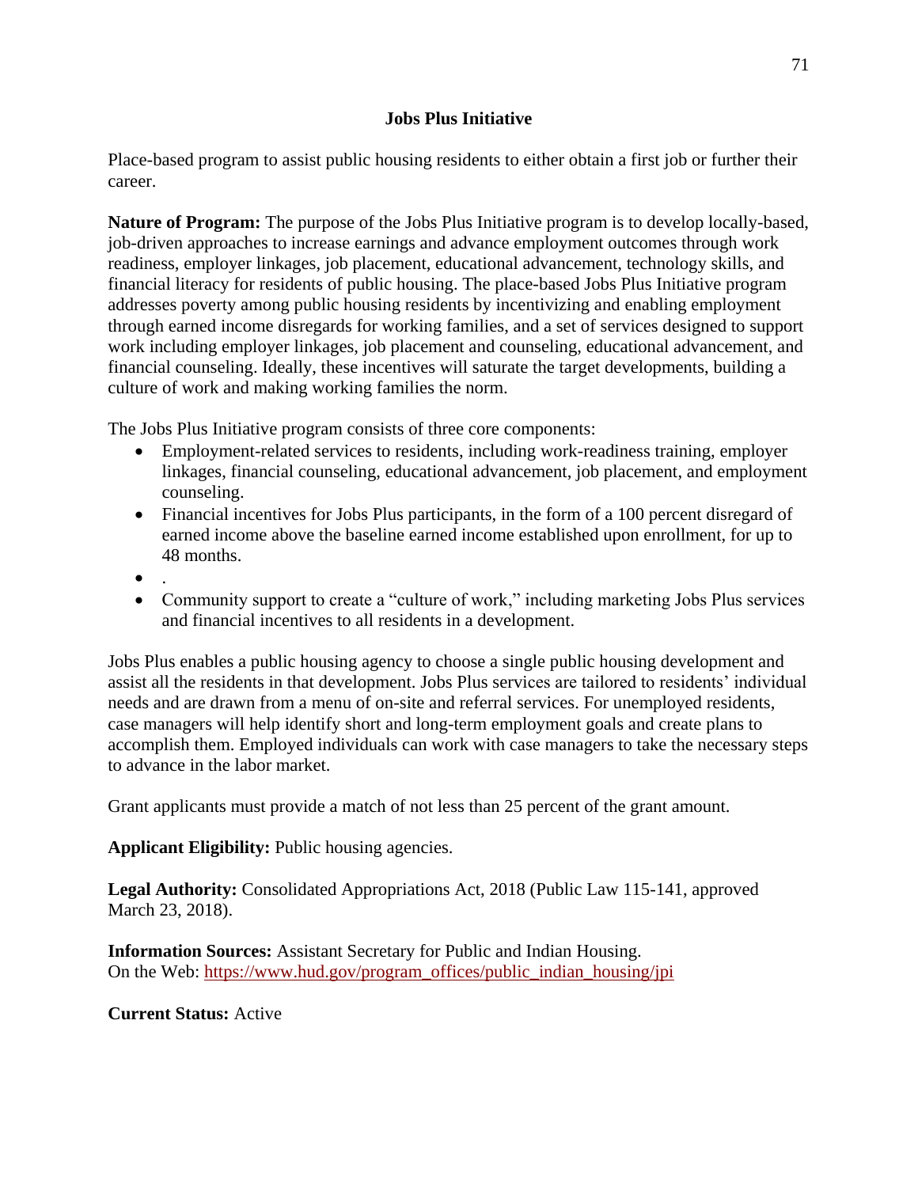## Jobs Plus Initiative

Place-based program to assist public housing residents to either obtain a first job or further their career.

**Nature of Program:** The purpose of the Jobs Plus Initiative program is to develop locally-based, job-driven approaches to increase earnings and advance employment outcomes through work readiness, employer linkages, job placement, educational advancement, technology skills, and financial literacy for residents of public housing. The place-based Jobs Plus Initiative program addresses poverty among public housing residents by incentivizing and enabling employment through earned income disregards for working families, and a set of services designed to support work including employer linkages, job placement and counseling, educational advancement, and financial counseling. Ideally, these incentives will saturate the target developments, building a culture of work and making working families the norm.

The Jobs Plus Initiative program consists of three core components:

- Employment-related services to residents, including work-readiness training, employer linkages, financial counseling, educational advancement, job placement, and employment counseling.
- Financial incentives for Jobs Plus participants, in the form of a 100 percent disregard of earned income above the baseline earned income established upon enrollment, for up to 48 months.
- .
- Community support to create a "culture of work," including marketing Jobs Plus services and financial incentives to all residents in a development.

Jobs Plus enables a public housing agency to choose a single public housing development and assist all the residents in that development. Jobs Plus services are tailored to residents' individual needs and are drawn from a menu of on-site and referral services. For unemployed residents, case managers will help identify short and long-term employment goals and create plans to accomplish them. Employed individuals can work with case managers to take the necessary steps to advance in the labor market.

Grant applicants must provide a match of not less than 25 percent of the grant amount.

**Applicant Eligibility:** Public housing agencies.

**Legal Authority:** Consolidated Appropriations Act, 2018 (Public Law 115-141, approved March 23, 2018).

**Information Sources:** Assistant Secretary for Public and Indian Housing.
On the Web: https://www.hud.gov/program_offices/public_indian_housing/jpi

**Current Status:** Active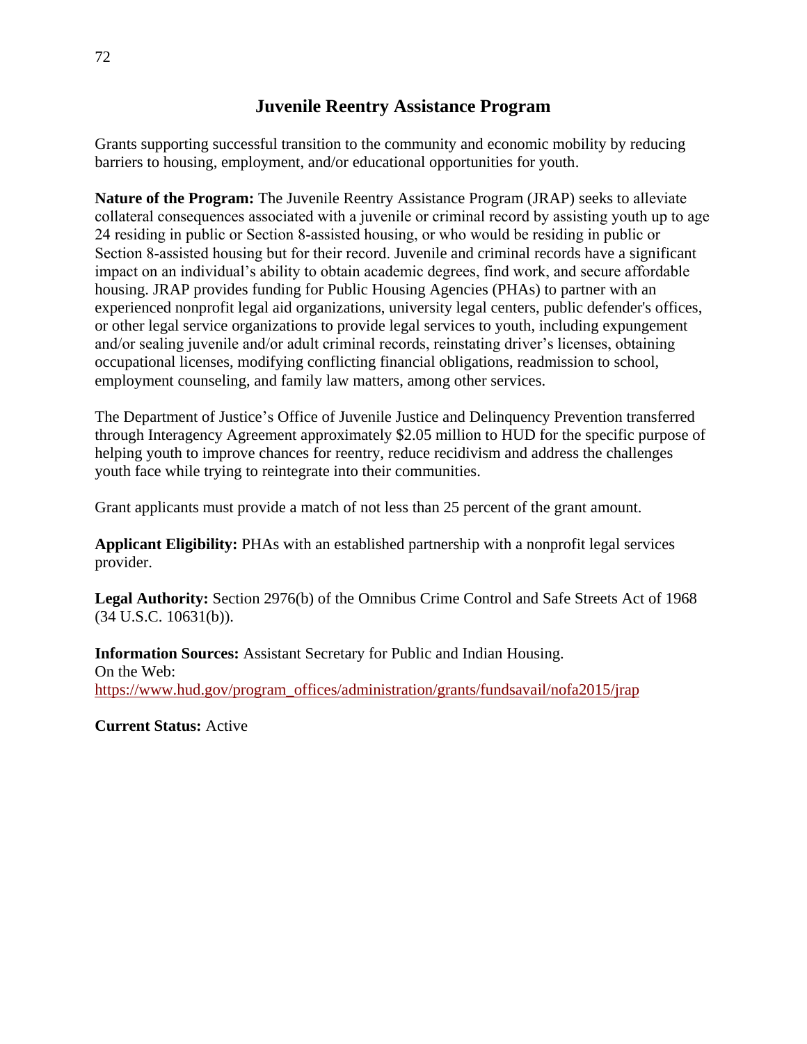# Juvenile Reentry Assistance Program

Grants supporting successful transition to the community and economic mobility by reducing barriers to housing, employment, and/or educational opportunities for youth.

**Nature of the Program:** The Juvenile Reentry Assistance Program (JRAP) seeks to alleviate collateral consequences associated with a juvenile or criminal record by assisting youth up to age 24 residing in public or Section 8-assisted housing, or who would be residing in public or Section 8-assisted housing but for their record. Juvenile and criminal records have a significant impact on an individual's ability to obtain academic degrees, find work, and secure affordable housing. JRAP provides funding for Public Housing Agencies (PHAs) to partner with an experienced nonprofit legal aid organizations, university legal centers, public defender's offices, or other legal service organizations to provide legal services to youth, including expungement and/or sealing juvenile and/or adult criminal records, reinstating driver's licenses, obtaining occupational licenses, modifying conflicting financial obligations, readmission to school, employment counseling, and family law matters, among other services.

The Department of Justice's Office of Juvenile Justice and Delinquency Prevention transferred through Interagency Agreement approximately $2.05 million to HUD for the specific purpose of helping youth to improve chances for reentry, reduce recidivism and address the challenges youth face while trying to reintegrate into their communities.

Grant applicants must provide a match of not less than 25 percent of the grant amount.

**Applicant Eligibility:** PHAs with an established partnership with a nonprofit legal services provider.

**Legal Authority:** Section 2976(b) of the Omnibus Crime Control and Safe Streets Act of 1968 (34 U.S.C. 10631(b)).

**Information Sources:** Assistant Secretary for Public and Indian Housing.
On the Web:
https://www.hud.gov/program_offices/administration/grants/fundsavail/nofa2015/jrap

**Current Status:** Active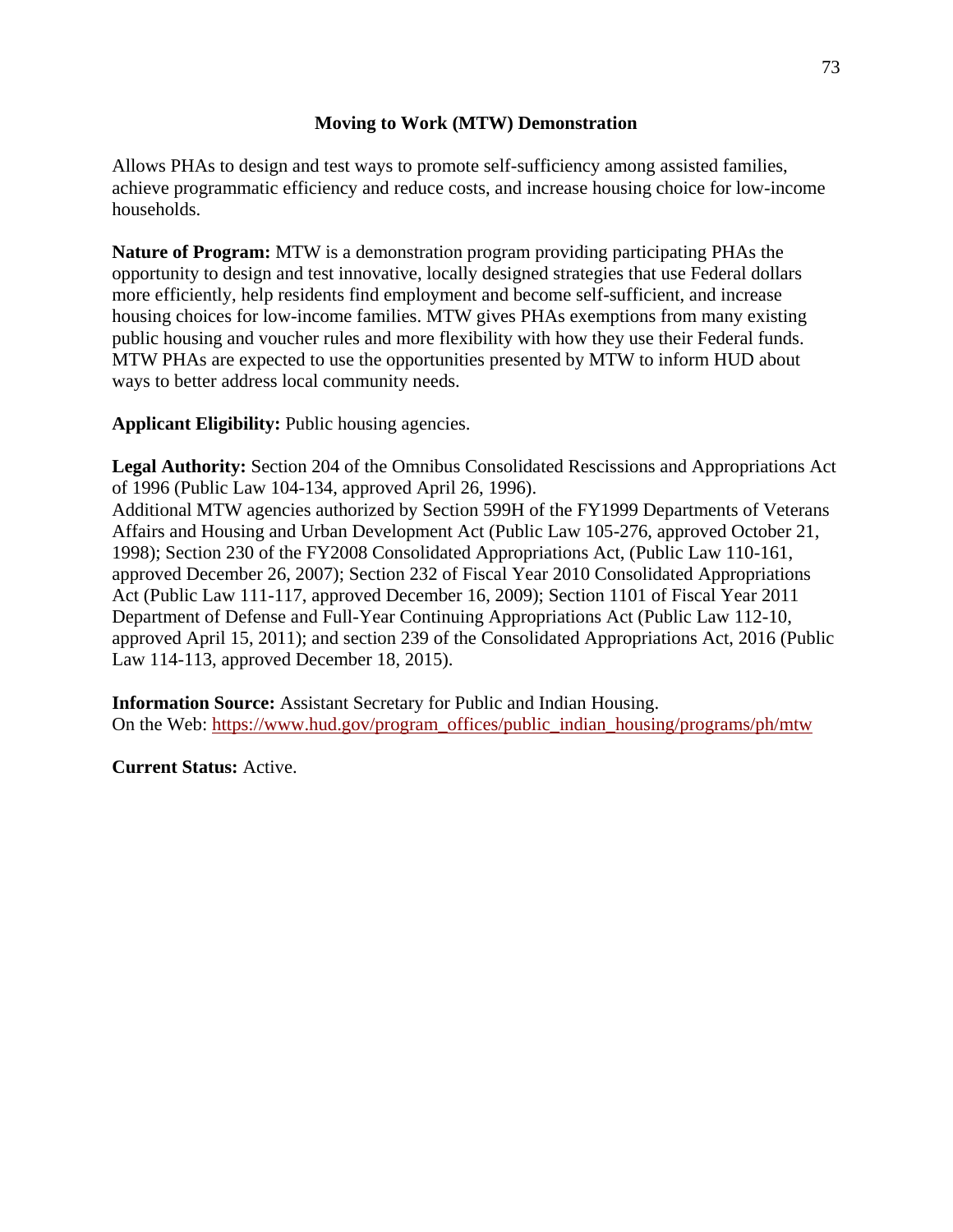## Moving to Work (MTW) Demonstration

Allows PHAs to design and test ways to promote self-sufficiency among assisted families, achieve programmatic efficiency and reduce costs, and increase housing choice for low-income households.

**Nature of Program:** MTW is a demonstration program providing participating PHAs the opportunity to design and test innovative, locally designed strategies that use Federal dollars more efficiently, help residents find employment and become self-sufficient, and increase housing choices for low-income families. MTW gives PHAs exemptions from many existing public housing and voucher rules and more flexibility with how they use their Federal funds. MTW PHAs are expected to use the opportunities presented by MTW to inform HUD about ways to better address local community needs.

**Applicant Eligibility:** Public housing agencies.

**Legal Authority:** Section 204 of the Omnibus Consolidated Rescissions and Appropriations Act of 1996 (Public Law 104-134, approved April 26, 1996).
Additional MTW agencies authorized by Section 599H of the FY1999 Departments of Veterans Affairs and Housing and Urban Development Act (Public Law 105-276, approved October 21, 1998); Section 230 of the FY2008 Consolidated Appropriations Act, (Public Law 110-161, approved December 26, 2007); Section 232 of Fiscal Year 2010 Consolidated Appropriations Act (Public Law 111-117, approved December 16, 2009); Section 1101 of Fiscal Year 2011 Department of Defense and Full-Year Continuing Appropriations Act (Public Law 112-10, approved April 15, 2011); and section 239 of the Consolidated Appropriations Act, 2016 (Public Law 114-113, approved December 18, 2015).

**Information Source:** Assistant Secretary for Public and Indian Housing.
On the Web: https://www.hud.gov/program_offices/public_indian_housing/programs/ph/mtw

**Current Status:** Active.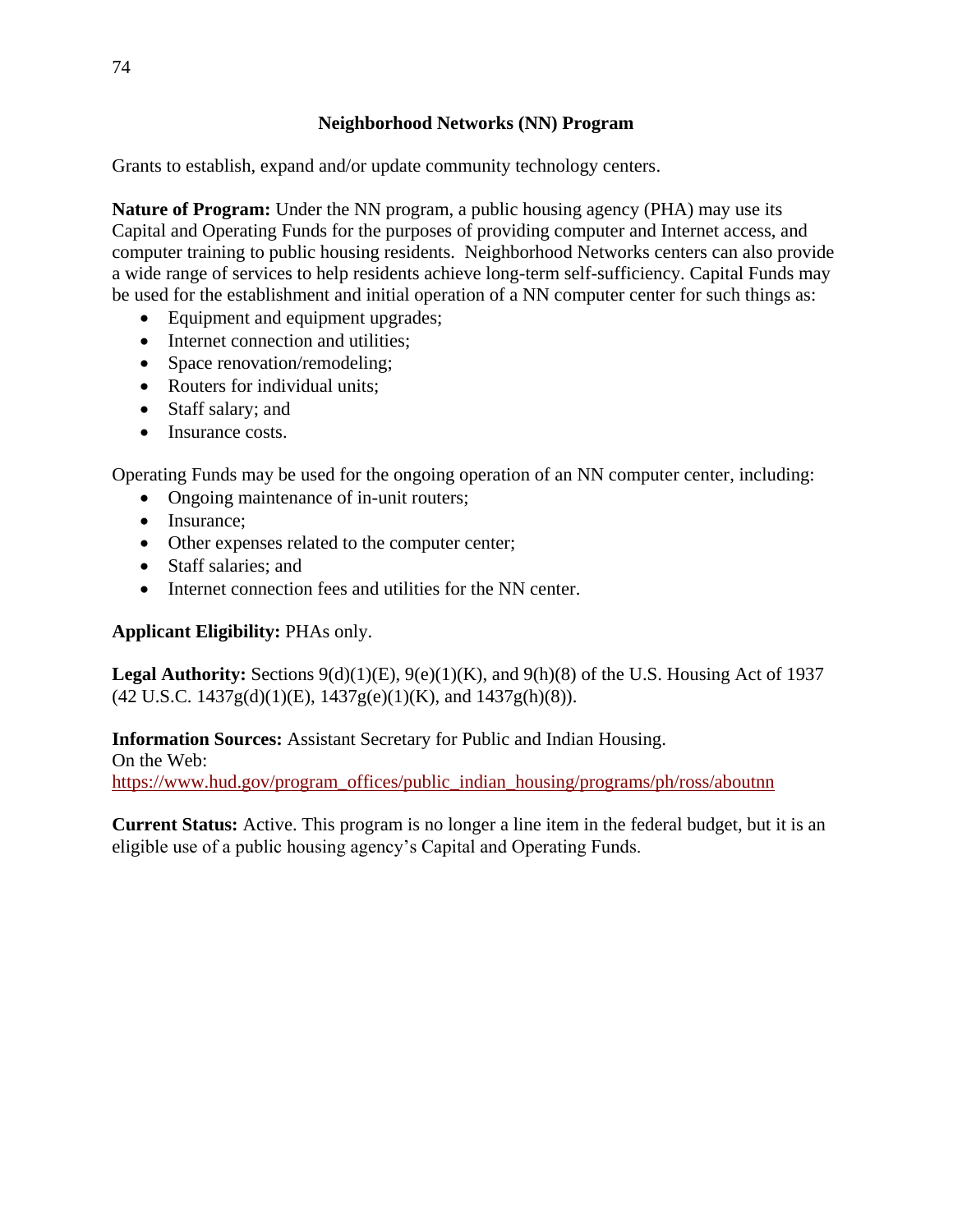## Neighborhood Networks (NN) Program

Grants to establish, expand and/or update community technology centers.

**Nature of Program:** Under the NN program, a public housing agency (PHA) may use its Capital and Operating Funds for the purposes of providing computer and Internet access, and computer training to public housing residents. Neighborhood Networks centers can also provide a wide range of services to help residents achieve long-term self-sufficiency. Capital Funds may be used for the establishment and initial operation of a NN computer center for such things as:

- Equipment and equipment upgrades;
- Internet connection and utilities;
- Space renovation/remodeling;
- Routers for individual units;
- Staff salary; and
- Insurance costs.

Operating Funds may be used for the ongoing operation of an NN computer center, including:

- Ongoing maintenance of in-unit routers;
- Insurance;
- Other expenses related to the computer center;
- Staff salaries; and
- Internet connection fees and utilities for the NN center.

**Applicant Eligibility:** PHAs only.

**Legal Authority:** Sections 9(d)(1)(E), 9(e)(1)(K), and 9(h)(8) of the U.S. Housing Act of 1937 (42 U.S.C. 1437g(d)(1)(E), 1437g(e)(1)(K), and 1437g(h)(8)).

**Information Sources:** Assistant Secretary for Public and Indian Housing.
On the Web:
https://www.hud.gov/program_offices/public_indian_housing/programs/ph/ross/aboutnn

**Current Status:** Active. This program is no longer a line item in the federal budget, but it is an eligible use of a public housing agency's Capital and Operating Funds.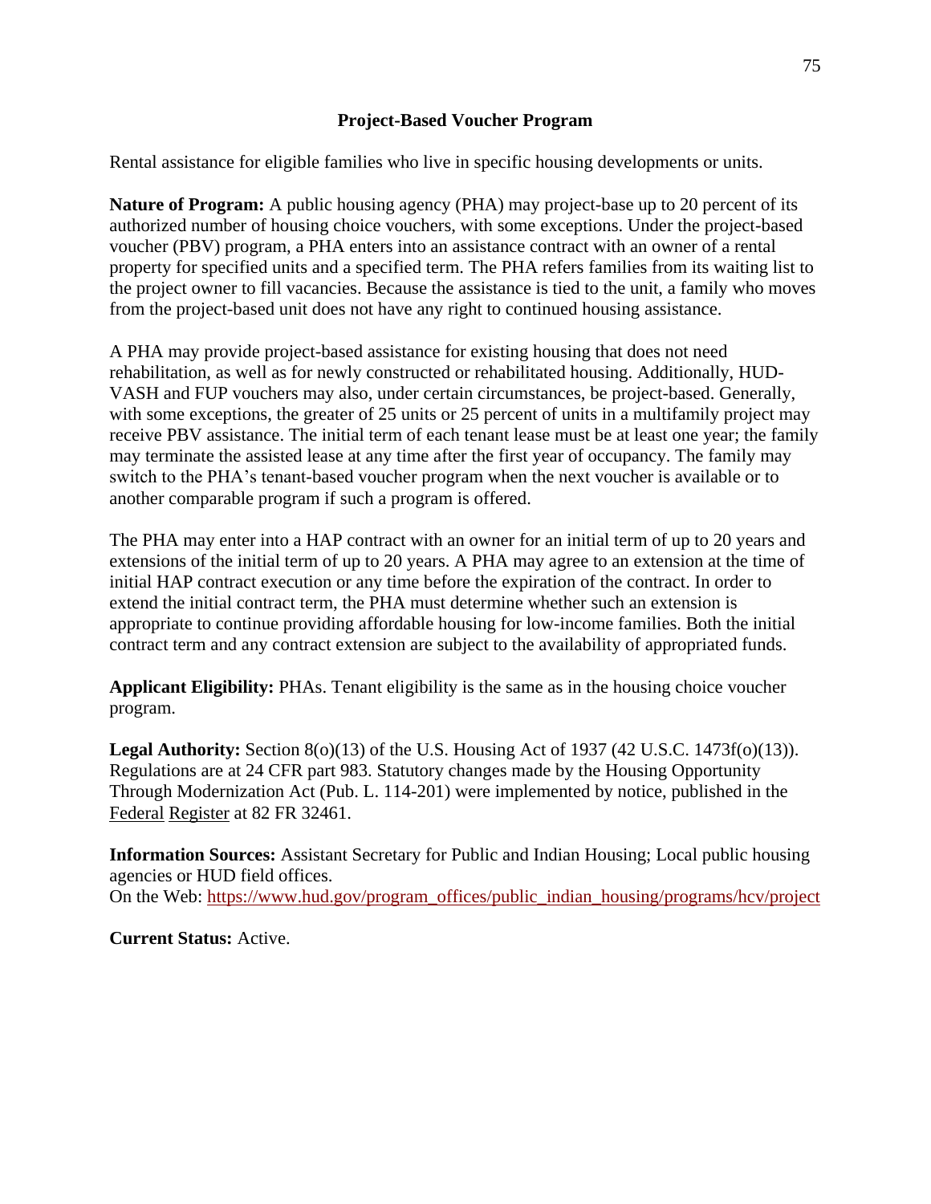## Project-Based Voucher Program

Rental assistance for eligible families who live in specific housing developments or units.

**Nature of Program:** A public housing agency (PHA) may project-base up to 20 percent of its authorized number of housing choice vouchers, with some exceptions. Under the project-based voucher (PBV) program, a PHA enters into an assistance contract with an owner of a rental property for specified units and a specified term. The PHA refers families from its waiting list to the project owner to fill vacancies. Because the assistance is tied to the unit, a family who moves from the project-based unit does not have any right to continued housing assistance.

A PHA may provide project-based assistance for existing housing that does not need rehabilitation, as well as for newly constructed or rehabilitated housing. Additionally, HUD-VASH and FUP vouchers may also, under certain circumstances, be project-based. Generally, with some exceptions, the greater of 25 units or 25 percent of units in a multifamily project may receive PBV assistance. The initial term of each tenant lease must be at least one year; the family may terminate the assisted lease at any time after the first year of occupancy. The family may switch to the PHA's tenant-based voucher program when the next voucher is available or to another comparable program if such a program is offered.

The PHA may enter into a HAP contract with an owner for an initial term of up to 20 years and extensions of the initial term of up to 20 years. A PHA may agree to an extension at the time of initial HAP contract execution or any time before the expiration of the contract. In order to extend the initial contract term, the PHA must determine whether such an extension is appropriate to continue providing affordable housing for low-income families. Both the initial contract term and any contract extension are subject to the availability of appropriated funds.

**Applicant Eligibility:** PHAs. Tenant eligibility is the same as in the housing choice voucher program.

**Legal Authority:** Section 8(o)(13) of the U.S. Housing Act of 1937 (42 U.S.C. 1473f(o)(13)). Regulations are at 24 CFR part 983. Statutory changes made by the Housing Opportunity Through Modernization Act (Pub. L. 114-201) were implemented by notice, published in the Federal Register at 82 FR 32461.

**Information Sources:** Assistant Secretary for Public and Indian Housing; Local public housing agencies or HUD field offices.
On the Web: https://www.hud.gov/program_offices/public_indian_housing/programs/hcv/project

**Current Status:** Active.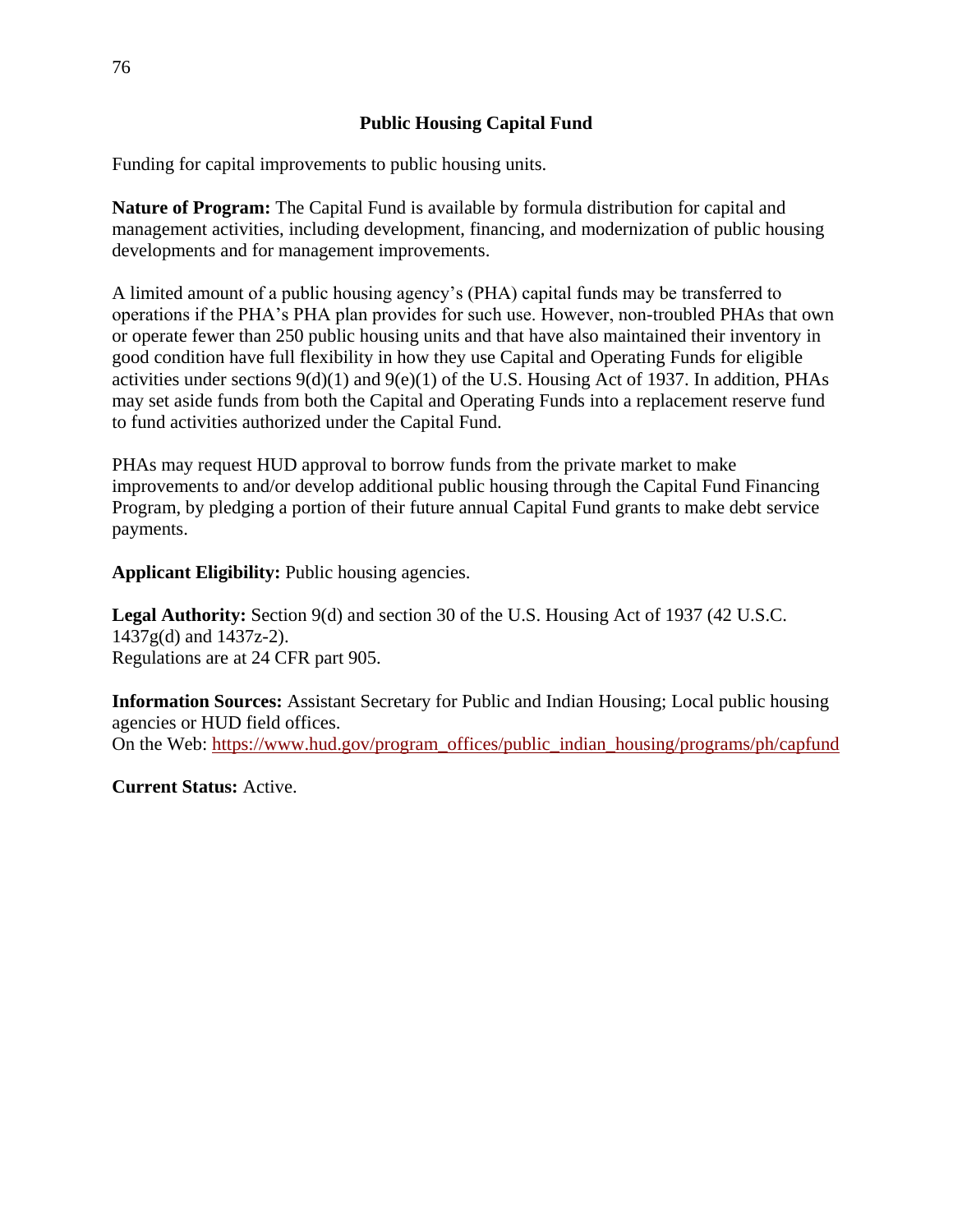## Public Housing Capital Fund

Funding for capital improvements to public housing units.

**Nature of Program:** The Capital Fund is available by formula distribution for capital and management activities, including development, financing, and modernization of public housing developments and for management improvements.

A limited amount of a public housing agency's (PHA) capital funds may be transferred to operations if the PHA's PHA plan provides for such use. However, non-troubled PHAs that own or operate fewer than 250 public housing units and that have also maintained their inventory in good condition have full flexibility in how they use Capital and Operating Funds for eligible activities under sections 9(d)(1) and 9(e)(1) of the U.S. Housing Act of 1937. In addition, PHAs may set aside funds from both the Capital and Operating Funds into a replacement reserve fund to fund activities authorized under the Capital Fund.

PHAs may request HUD approval to borrow funds from the private market to make improvements to and/or develop additional public housing through the Capital Fund Financing Program, by pledging a portion of their future annual Capital Fund grants to make debt service payments.

**Applicant Eligibility:** Public housing agencies.

**Legal Authority:** Section 9(d) and section 30 of the U.S. Housing Act of 1937 (42 U.S.C. 1437g(d) and 1437z-2).
Regulations are at 24 CFR part 905.

**Information Sources:** Assistant Secretary for Public and Indian Housing; Local public housing agencies or HUD field offices.
On the Web: https://www.hud.gov/program_offices/public_indian_housing/programs/ph/capfund

**Current Status:** Active.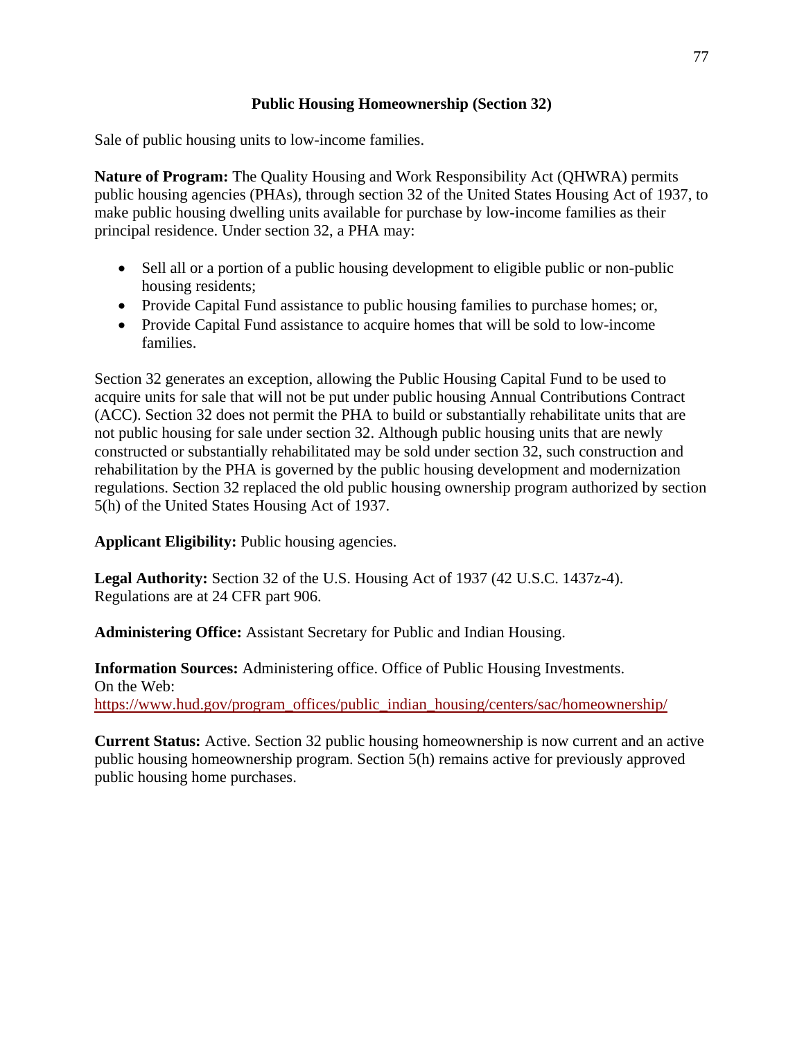## Public Housing Homeownership (Section 32)

Sale of public housing units to low-income families.

**Nature of Program:** The Quality Housing and Work Responsibility Act (QHWRA) permits public housing agencies (PHAs), through section 32 of the United States Housing Act of 1937, to make public housing dwelling units available for purchase by low-income families as their principal residence. Under section 32, a PHA may:

- Sell all or a portion of a public housing development to eligible public or non-public housing residents;
- Provide Capital Fund assistance to public housing families to purchase homes; or,
- Provide Capital Fund assistance to acquire homes that will be sold to low-income families.

Section 32 generates an exception, allowing the Public Housing Capital Fund to be used to acquire units for sale that will not be put under public housing Annual Contributions Contract (ACC). Section 32 does not permit the PHA to build or substantially rehabilitate units that are not public housing for sale under section 32. Although public housing units that are newly constructed or substantially rehabilitated may be sold under section 32, such construction and rehabilitation by the PHA is governed by the public housing development and modernization regulations. Section 32 replaced the old public housing ownership program authorized by section 5(h) of the United States Housing Act of 1937.

**Applicant Eligibility:** Public housing agencies.

**Legal Authority:** Section 32 of the U.S. Housing Act of 1937 (42 U.S.C. 1437z-4). Regulations are at 24 CFR part 906.

**Administering Office:** Assistant Secretary for Public and Indian Housing.

**Information Sources:** Administering office. Office of Public Housing Investments.
On the Web:
https://www.hud.gov/program_offices/public_indian_housing/centers/sac/homeownership/

**Current Status:** Active. Section 32 public housing homeownership is now current and an active public housing homeownership program. Section 5(h) remains active for previously approved public housing home purchases.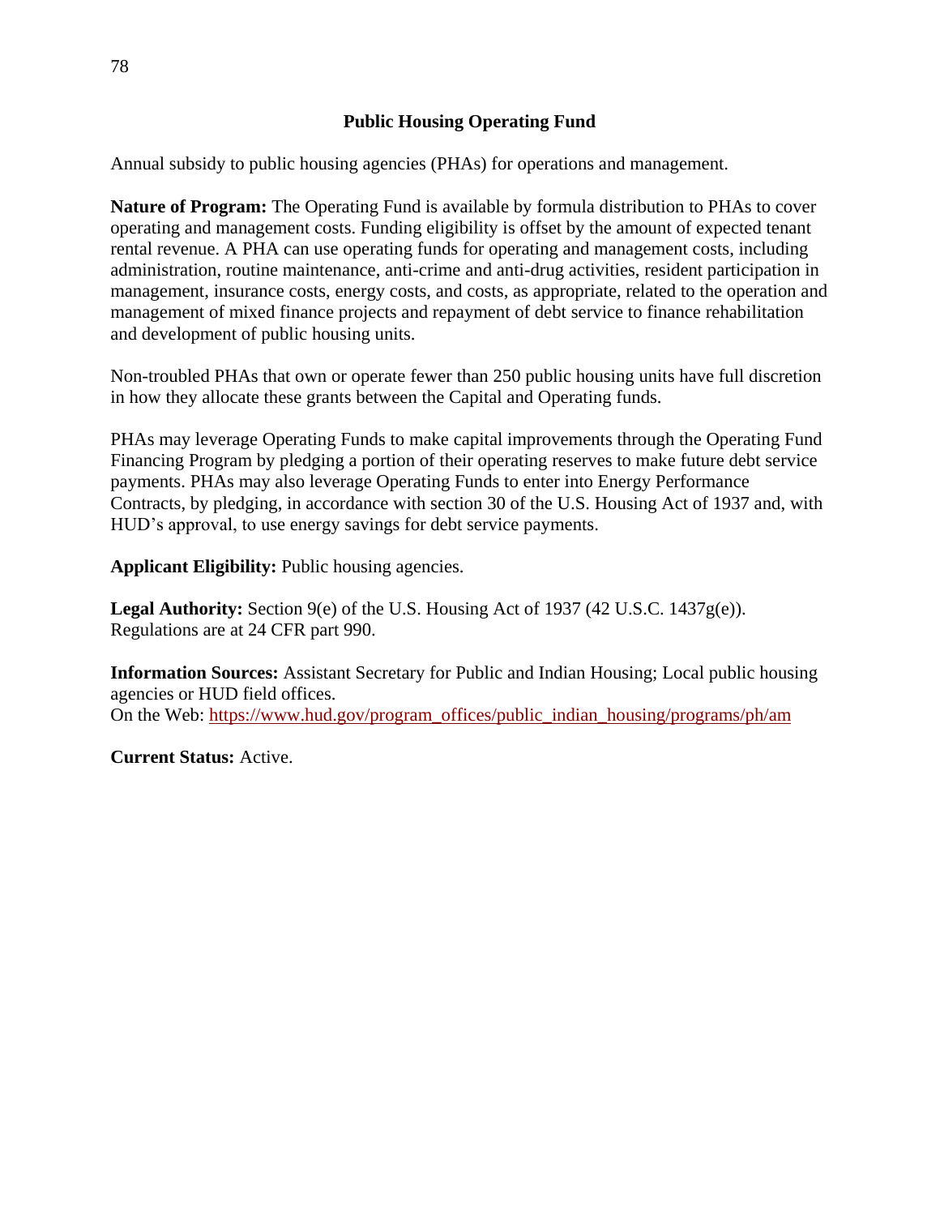## Public Housing Operating Fund

Annual subsidy to public housing agencies (PHAs) for operations and management.

**Nature of Program:** The Operating Fund is available by formula distribution to PHAs to cover operating and management costs. Funding eligibility is offset by the amount of expected tenant rental revenue. A PHA can use operating funds for operating and management costs, including administration, routine maintenance, anti-crime and anti-drug activities, resident participation in management, insurance costs, energy costs, and costs, as appropriate, related to the operation and management of mixed finance projects and repayment of debt service to finance rehabilitation and development of public housing units.

Non-troubled PHAs that own or operate fewer than 250 public housing units have full discretion in how they allocate these grants between the Capital and Operating funds.

PHAs may leverage Operating Funds to make capital improvements through the Operating Fund Financing Program by pledging a portion of their operating reserves to make future debt service payments. PHAs may also leverage Operating Funds to enter into Energy Performance Contracts, by pledging, in accordance with section 30 of the U.S. Housing Act of 1937 and, with HUD's approval, to use energy savings for debt service payments.

**Applicant Eligibility:** Public housing agencies.

**Legal Authority:** Section 9(e) of the U.S. Housing Act of 1937 (42 U.S.C. 1437g(e)). Regulations are at 24 CFR part 990.

**Information Sources:** Assistant Secretary for Public and Indian Housing; Local public housing agencies or HUD field offices.
On the Web: https://www.hud.gov/program_offices/public_indian_housing/programs/ph/am

**Current Status:** Active.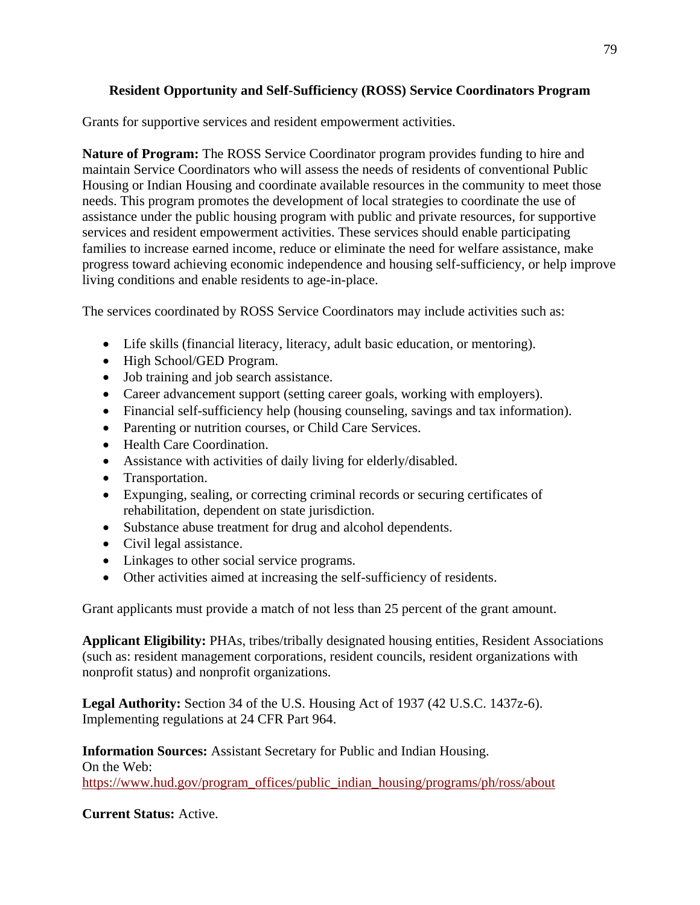## Resident Opportunity and Self-Sufficiency (ROSS) Service Coordinators Program

Grants for supportive services and resident empowerment activities.

**Nature of Program:** The ROSS Service Coordinator program provides funding to hire and maintain Service Coordinators who will assess the needs of residents of conventional Public Housing or Indian Housing and coordinate available resources in the community to meet those needs. This program promotes the development of local strategies to coordinate the use of assistance under the public housing program with public and private resources, for supportive services and resident empowerment activities. These services should enable participating families to increase earned income, reduce or eliminate the need for welfare assistance, make progress toward achieving economic independence and housing self-sufficiency, or help improve living conditions and enable residents to age-in-place.

The services coordinated by ROSS Service Coordinators may include activities such as:

- Life skills (financial literacy, literacy, adult basic education, or mentoring).
- High School/GED Program.
- Job training and job search assistance.
- Career advancement support (setting career goals, working with employers).
- Financial self-sufficiency help (housing counseling, savings and tax information).
- Parenting or nutrition courses, or Child Care Services.
- Health Care Coordination.
- Assistance with activities of daily living for elderly/disabled.
- Transportation.
- Expunging, sealing, or correcting criminal records or securing certificates of rehabilitation, dependent on state jurisdiction.
- Substance abuse treatment for drug and alcohol dependents.
- Civil legal assistance.
- Linkages to other social service programs.
- Other activities aimed at increasing the self-sufficiency of residents.

Grant applicants must provide a match of not less than 25 percent of the grant amount.

**Applicant Eligibility:** PHAs, tribes/tribally designated housing entities, Resident Associations (such as: resident management corporations, resident councils, resident organizations with nonprofit status) and nonprofit organizations.

**Legal Authority:** Section 34 of the U.S. Housing Act of 1937 (42 U.S.C. 1437z-6). Implementing regulations at 24 CFR Part 964.

**Information Sources:** Assistant Secretary for Public and Indian Housing.
On the Web:
https://www.hud.gov/program_offices/public_indian_housing/programs/ph/ross/about

**Current Status:** Active.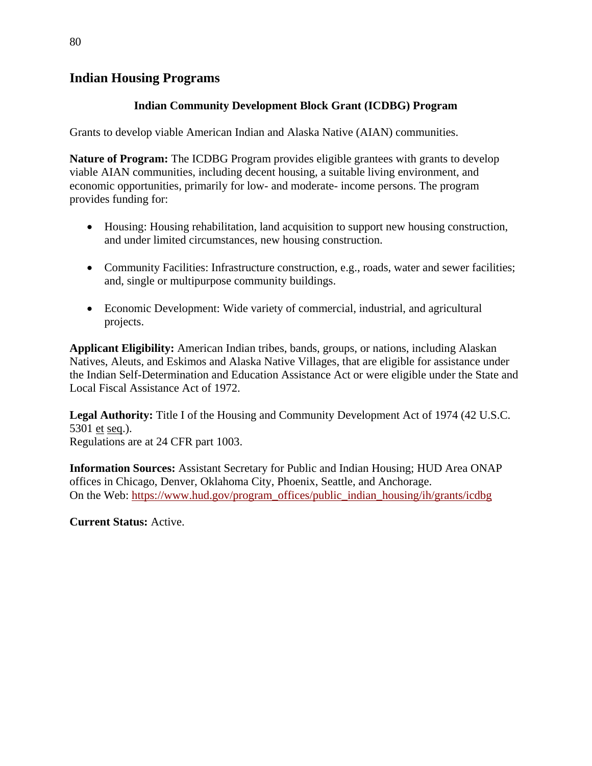## Indian Housing Programs

### Indian Community Development Block Grant (ICDBG) Program

Grants to develop viable American Indian and Alaska Native (AIAN) communities.

**Nature of Program:** The ICDBG Program provides eligible grantees with grants to develop viable AIAN communities, including decent housing, a suitable living environment, and economic opportunities, primarily for low- and moderate- income persons. The program provides funding for:

- Housing: Housing rehabilitation, land acquisition to support new housing construction, and under limited circumstances, new housing construction.
- Community Facilities: Infrastructure construction, e.g., roads, water and sewer facilities; and, single or multipurpose community buildings.
- Economic Development: Wide variety of commercial, industrial, and agricultural projects.

**Applicant Eligibility:** American Indian tribes, bands, groups, or nations, including Alaskan Natives, Aleuts, and Eskimos and Alaska Native Villages, that are eligible for assistance under the Indian Self-Determination and Education Assistance Act or were eligible under the State and Local Fiscal Assistance Act of 1972.

**Legal Authority:** Title I of the Housing and Community Development Act of 1974 (42 U.S.C. 5301 et seq.).
Regulations are at 24 CFR part 1003.

**Information Sources:** Assistant Secretary for Public and Indian Housing; HUD Area ONAP offices in Chicago, Denver, Oklahoma City, Phoenix, Seattle, and Anchorage.
On the Web: https://www.hud.gov/program_offices/public_indian_housing/ih/grants/icdbg

**Current Status:** Active.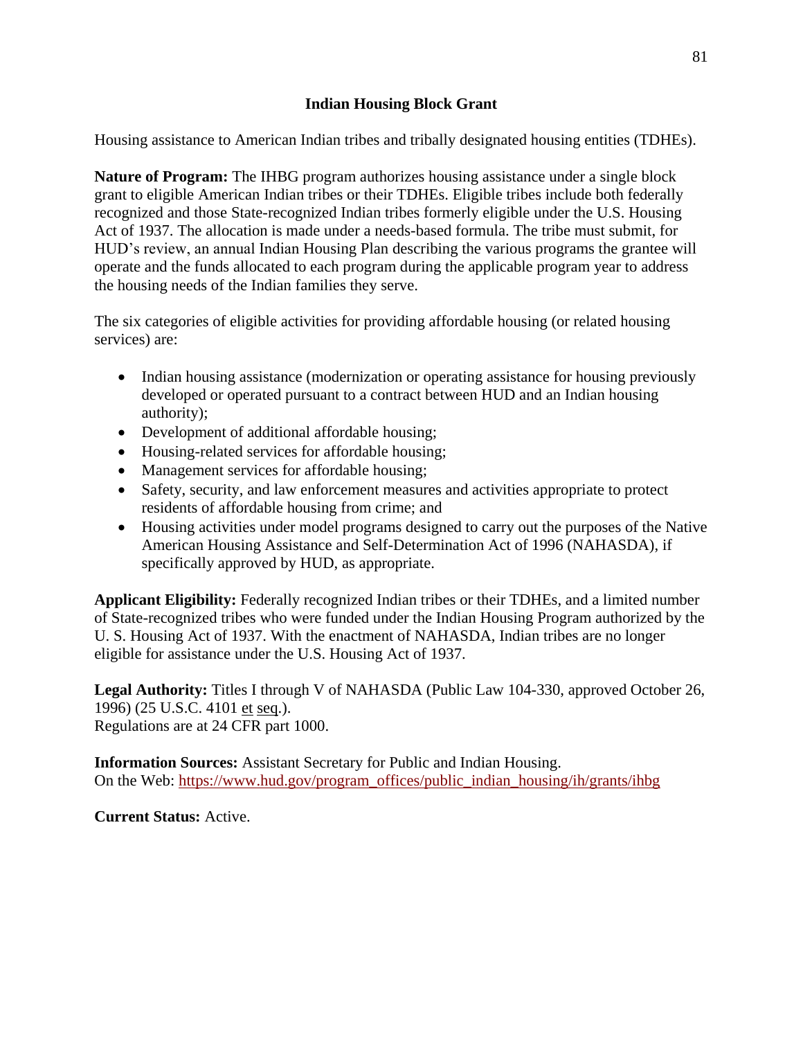## Indian Housing Block Grant

Housing assistance to American Indian tribes and tribally designated housing entities (TDHEs).

**Nature of Program:** The IHBG program authorizes housing assistance under a single block grant to eligible American Indian tribes or their TDHEs. Eligible tribes include both federally recognized and those State-recognized Indian tribes formerly eligible under the U.S. Housing Act of 1937. The allocation is made under a needs-based formula. The tribe must submit, for HUD's review, an annual Indian Housing Plan describing the various programs the grantee will operate and the funds allocated to each program during the applicable program year to address the housing needs of the Indian families they serve.

The six categories of eligible activities for providing affordable housing (or related housing services) are:

- Indian housing assistance (modernization or operating assistance for housing previously developed or operated pursuant to a contract between HUD and an Indian housing authority);
- Development of additional affordable housing;
- Housing-related services for affordable housing;
- Management services for affordable housing;
- Safety, security, and law enforcement measures and activities appropriate to protect residents of affordable housing from crime; and
- Housing activities under model programs designed to carry out the purposes of the Native American Housing Assistance and Self-Determination Act of 1996 (NAHASDA), if specifically approved by HUD, as appropriate.

**Applicant Eligibility:** Federally recognized Indian tribes or their TDHEs, and a limited number of State-recognized tribes who were funded under the Indian Housing Program authorized by the U. S. Housing Act of 1937. With the enactment of NAHASDA, Indian tribes are no longer eligible for assistance under the U.S. Housing Act of 1937.

**Legal Authority:** Titles I through V of NAHASDA (Public Law 104-330, approved October 26, 1996) (25 U.S.C. 4101 et seq.).
Regulations are at 24 CFR part 1000.

**Information Sources:** Assistant Secretary for Public and Indian Housing.
On the Web: https://www.hud.gov/program_offices/public_indian_housing/ih/grants/ihbg

**Current Status:** Active.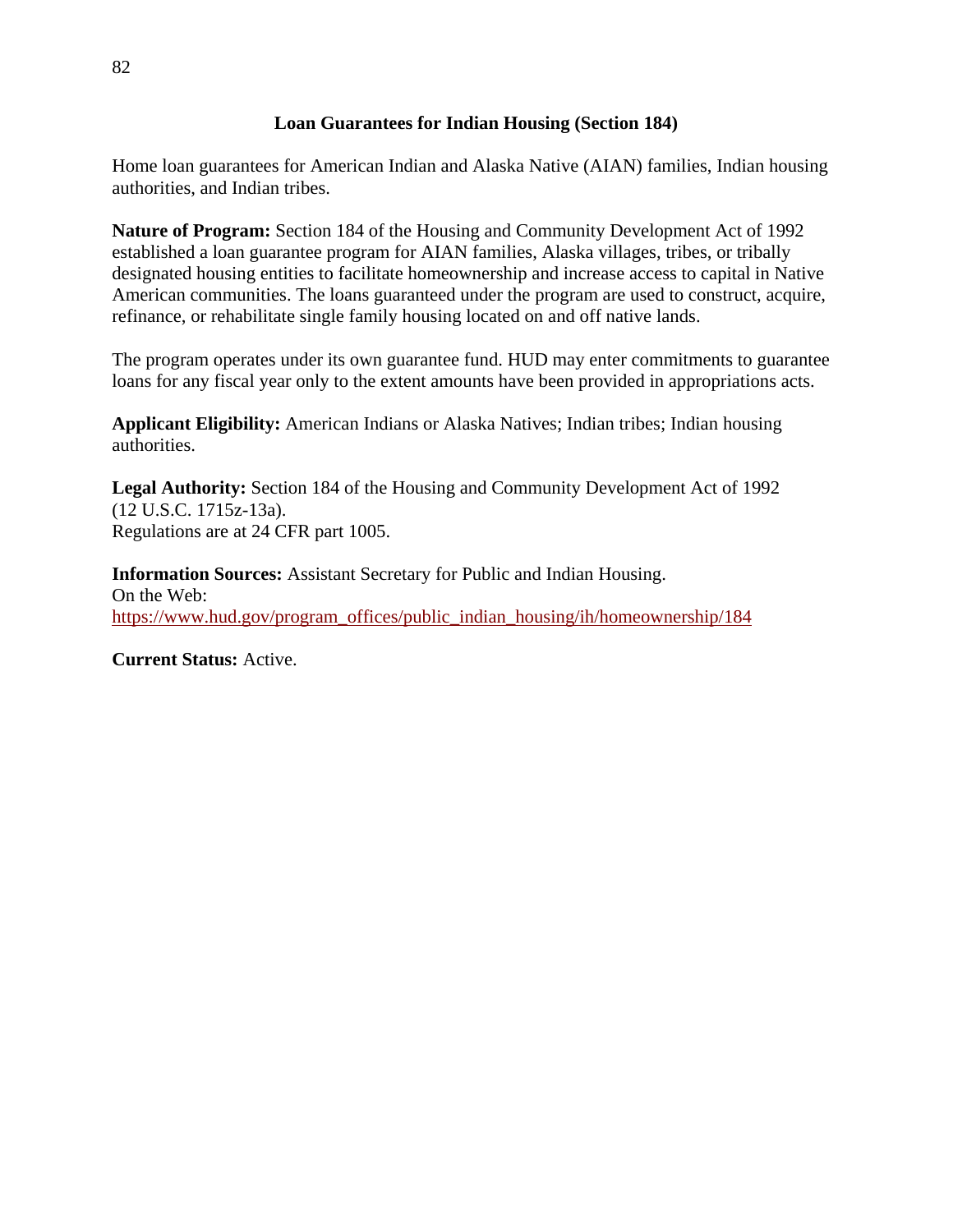## Loan Guarantees for Indian Housing (Section 184)

Home loan guarantees for American Indian and Alaska Native (AIAN) families, Indian housing authorities, and Indian tribes.

**Nature of Program:** Section 184 of the Housing and Community Development Act of 1992 established a loan guarantee program for AIAN families, Alaska villages, tribes, or tribally designated housing entities to facilitate homeownership and increase access to capital in Native American communities. The loans guaranteed under the program are used to construct, acquire, refinance, or rehabilitate single family housing located on and off native lands.

The program operates under its own guarantee fund. HUD may enter commitments to guarantee loans for any fiscal year only to the extent amounts have been provided in appropriations acts.

**Applicant Eligibility:** American Indians or Alaska Natives; Indian tribes; Indian housing authorities.

**Legal Authority:** Section 184 of the Housing and Community Development Act of 1992 (12 U.S.C. 1715z-13a).
Regulations are at 24 CFR part 1005.

**Information Sources:** Assistant Secretary for Public and Indian Housing.
On the Web:
https://www.hud.gov/program_offices/public_indian_housing/ih/homeownership/184

**Current Status:** Active.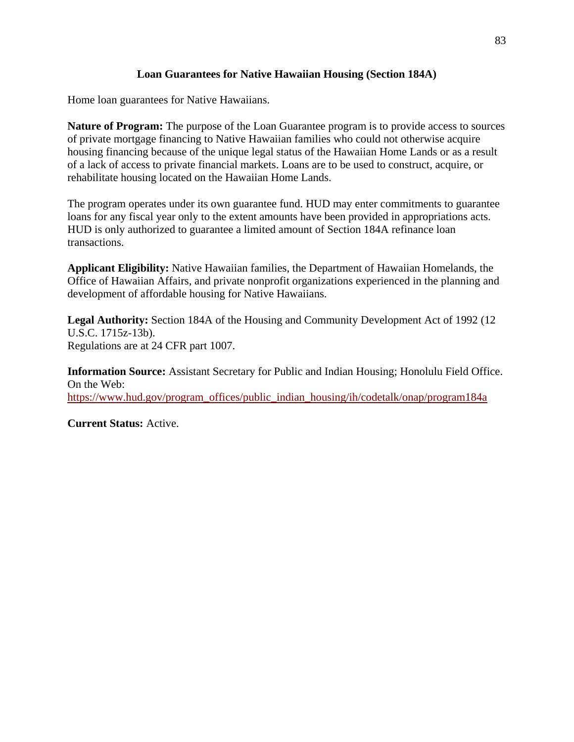## Loan Guarantees for Native Hawaiian Housing (Section 184A)

Home loan guarantees for Native Hawaiians.

**Nature of Program:** The purpose of the Loan Guarantee program is to provide access to sources of private mortgage financing to Native Hawaiian families who could not otherwise acquire housing financing because of the unique legal status of the Hawaiian Home Lands or as a result of a lack of access to private financial markets. Loans are to be used to construct, acquire, or rehabilitate housing located on the Hawaiian Home Lands.

The program operates under its own guarantee fund. HUD may enter commitments to guarantee loans for any fiscal year only to the extent amounts have been provided in appropriations acts. HUD is only authorized to guarantee a limited amount of Section 184A refinance loan transactions.

**Applicant Eligibility:** Native Hawaiian families, the Department of Hawaiian Homelands, the Office of Hawaiian Affairs, and private nonprofit organizations experienced in the planning and development of affordable housing for Native Hawaiians.

**Legal Authority:** Section 184A of the Housing and Community Development Act of 1992 (12 U.S.C. 1715z-13b).
Regulations are at 24 CFR part 1007.

**Information Source:** Assistant Secretary for Public and Indian Housing; Honolulu Field Office. On the Web:
https://www.hud.gov/program_offices/public_indian_housing/ih/codetalk/onap/program184a

**Current Status:** Active.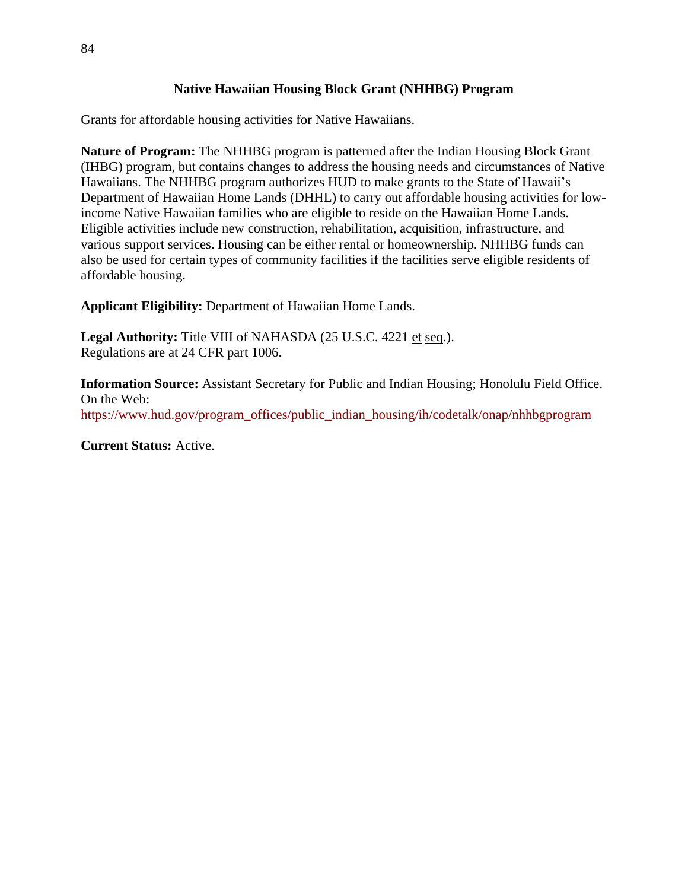## Native Hawaiian Housing Block Grant (NHHBG) Program

Grants for affordable housing activities for Native Hawaiians.

**Nature of Program:** The NHHBG program is patterned after the Indian Housing Block Grant (IHBG) program, but contains changes to address the housing needs and circumstances of Native Hawaiians. The NHHBG program authorizes HUD to make grants to the State of Hawaii's Department of Hawaiian Home Lands (DHHL) to carry out affordable housing activities for low-income Native Hawaiian families who are eligible to reside on the Hawaiian Home Lands. Eligible activities include new construction, rehabilitation, acquisition, infrastructure, and various support services. Housing can be either rental or homeownership. NHHBG funds can also be used for certain types of community facilities if the facilities serve eligible residents of affordable housing.

**Applicant Eligibility:** Department of Hawaiian Home Lands.

**Legal Authority:** Title VIII of NAHASDA (25 U.S.C. 4221 et seq.).
Regulations are at 24 CFR part 1006.

**Information Source:** Assistant Secretary for Public and Indian Housing; Honolulu Field Office. On the Web:
https://www.hud.gov/program_offices/public_indian_housing/ih/codetalk/onap/nhhbgprogram

**Current Status:** Active.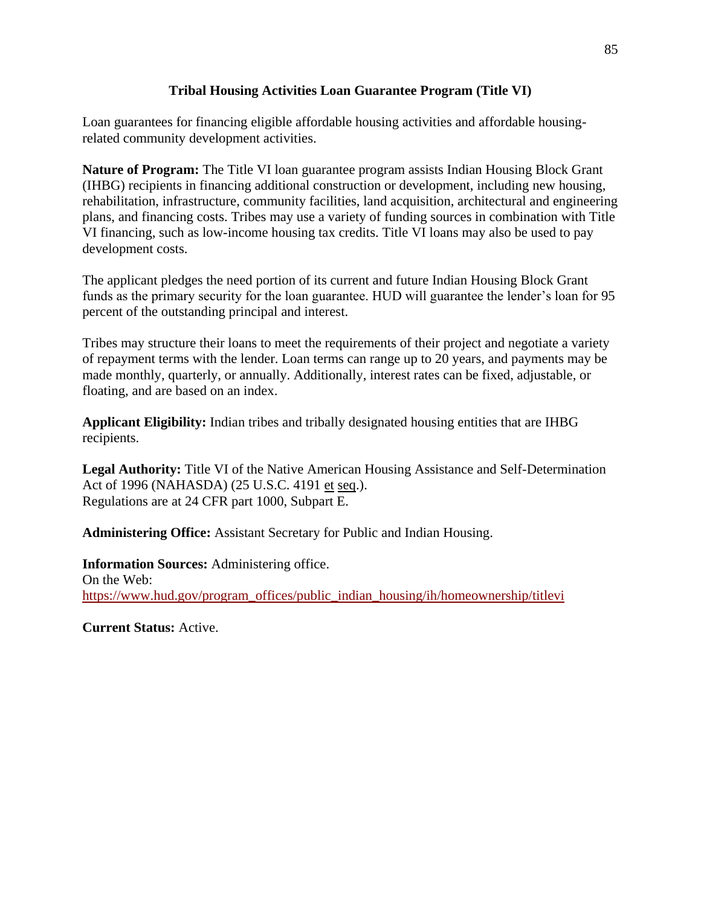## Tribal Housing Activities Loan Guarantee Program (Title VI)

Loan guarantees for financing eligible affordable housing activities and affordable housing-related community development activities.

**Nature of Program:** The Title VI loan guarantee program assists Indian Housing Block Grant (IHBG) recipients in financing additional construction or development, including new housing, rehabilitation, infrastructure, community facilities, land acquisition, architectural and engineering plans, and financing costs. Tribes may use a variety of funding sources in combination with Title VI financing, such as low-income housing tax credits. Title VI loans may also be used to pay development costs.

The applicant pledges the need portion of its current and future Indian Housing Block Grant funds as the primary security for the loan guarantee. HUD will guarantee the lender's loan for 95 percent of the outstanding principal and interest.

Tribes may structure their loans to meet the requirements of their project and negotiate a variety of repayment terms with the lender. Loan terms can range up to 20 years, and payments may be made monthly, quarterly, or annually. Additionally, interest rates can be fixed, adjustable, or floating, and are based on an index.

**Applicant Eligibility:** Indian tribes and tribally designated housing entities that are IHBG recipients.

**Legal Authority:** Title VI of the Native American Housing Assistance and Self-Determination Act of 1996 (NAHASDA) (25 U.S.C. 4191 et seq.).
Regulations are at 24 CFR part 1000, Subpart E.

**Administering Office:** Assistant Secretary for Public and Indian Housing.

**Information Sources:** Administering office.
On the Web:
https://www.hud.gov/program_offices/public_indian_housing/ih/homeownership/titlevi

**Current Status:** Active.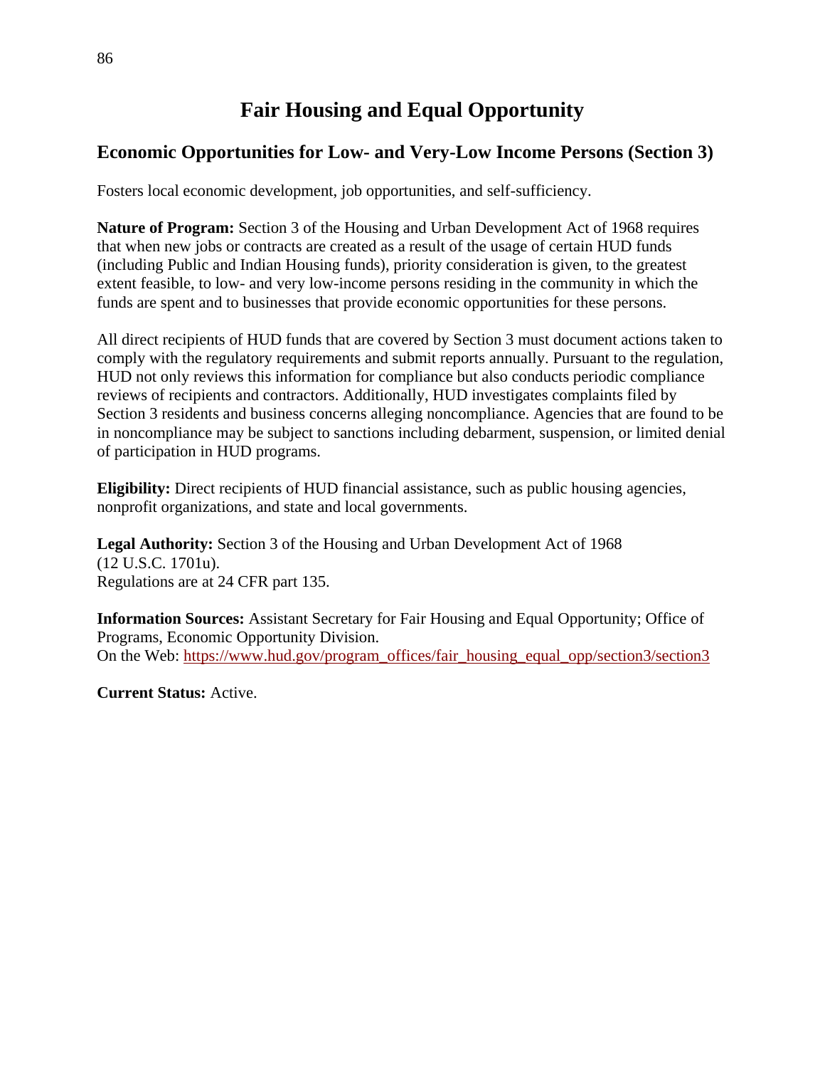# Fair Housing and Equal Opportunity

## Economic Opportunities for Low- and Very-Low Income Persons (Section 3)

Fosters local economic development, job opportunities, and self-sufficiency.

**Nature of Program:** Section 3 of the Housing and Urban Development Act of 1968 requires that when new jobs or contracts are created as a result of the usage of certain HUD funds (including Public and Indian Housing funds), priority consideration is given, to the greatest extent feasible, to low- and very low-income persons residing in the community in which the funds are spent and to businesses that provide economic opportunities for these persons.

All direct recipients of HUD funds that are covered by Section 3 must document actions taken to comply with the regulatory requirements and submit reports annually. Pursuant to the regulation, HUD not only reviews this information for compliance but also conducts periodic compliance reviews of recipients and contractors. Additionally, HUD investigates complaints filed by Section 3 residents and business concerns alleging noncompliance. Agencies that are found to be in noncompliance may be subject to sanctions including debarment, suspension, or limited denial of participation in HUD programs.

**Eligibility:** Direct recipients of HUD financial assistance, such as public housing agencies, nonprofit organizations, and state and local governments.

**Legal Authority:** Section 3 of the Housing and Urban Development Act of 1968 (12 U.S.C. 1701u).
Regulations are at 24 CFR part 135.

**Information Sources:** Assistant Secretary for Fair Housing and Equal Opportunity; Office of Programs, Economic Opportunity Division.
On the Web: https://www.hud.gov/program_offices/fair_housing_equal_opp/section3/section3

**Current Status:** Active.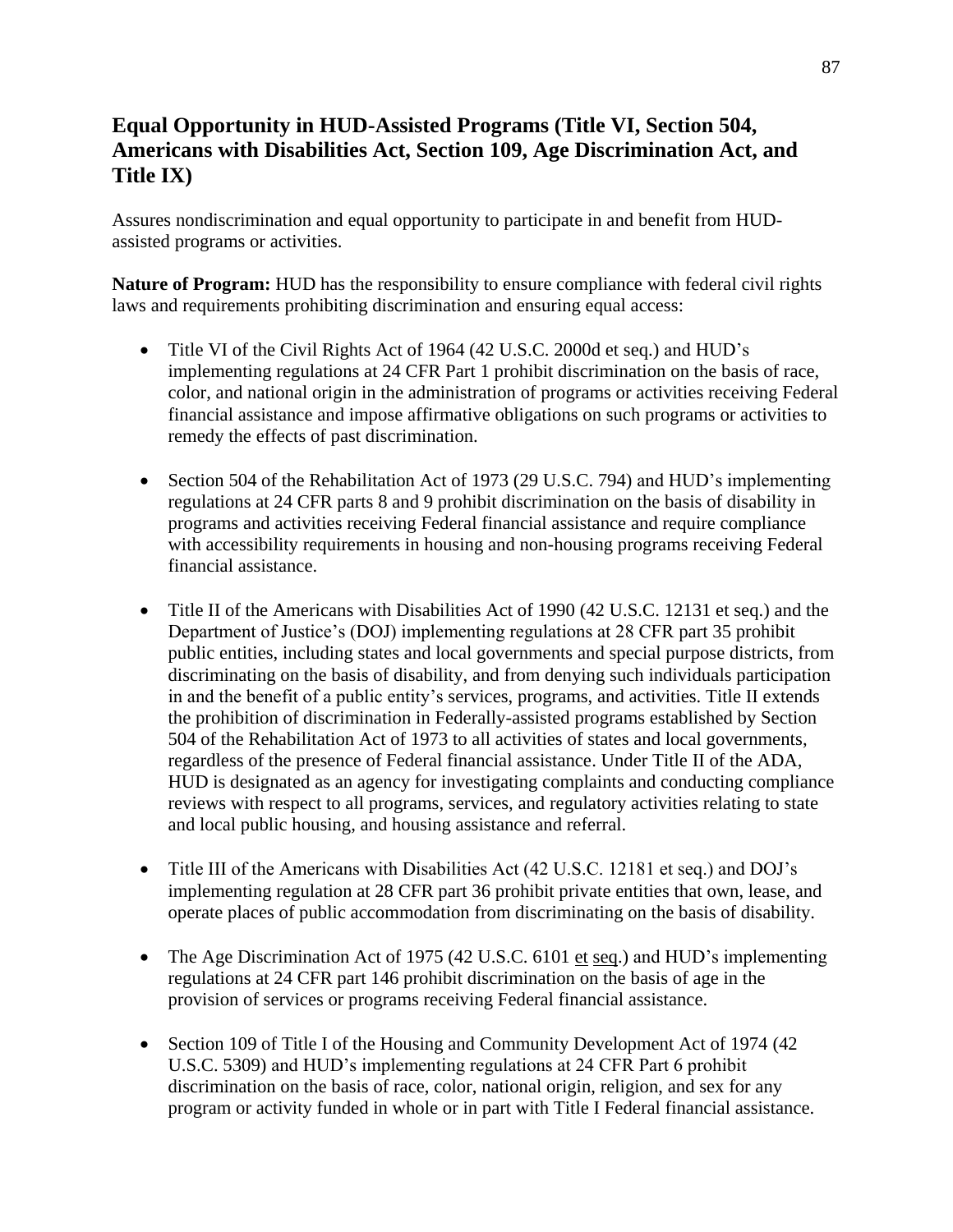## Equal Opportunity in HUD-Assisted Programs (Title VI, Section 504, Americans with Disabilities Act, Section 109, Age Discrimination Act, and Title IX)

Assures nondiscrimination and equal opportunity to participate in and benefit from HUD-assisted programs or activities.

**Nature of Program:** HUD has the responsibility to ensure compliance with federal civil rights laws and requirements prohibiting discrimination and ensuring equal access:

- Title VI of the Civil Rights Act of 1964 (42 U.S.C. 2000d et seq.) and HUD's implementing regulations at 24 CFR Part 1 prohibit discrimination on the basis of race, color, and national origin in the administration of programs or activities receiving Federal financial assistance and impose affirmative obligations on such programs or activities to remedy the effects of past discrimination.

- Section 504 of the Rehabilitation Act of 1973 (29 U.S.C. 794) and HUD's implementing regulations at 24 CFR parts 8 and 9 prohibit discrimination on the basis of disability in programs and activities receiving Federal financial assistance and require compliance with accessibility requirements in housing and non-housing programs receiving Federal financial assistance.

- Title II of the Americans with Disabilities Act of 1990 (42 U.S.C. 12131 et seq.) and the Department of Justice's (DOJ) implementing regulations at 28 CFR part 35 prohibit public entities, including states and local governments and special purpose districts, from discriminating on the basis of disability, and from denying such individuals participation in and the benefit of a public entity's services, programs, and activities. Title II extends the prohibition of discrimination in Federally-assisted programs established by Section 504 of the Rehabilitation Act of 1973 to all activities of states and local governments, regardless of the presence of Federal financial assistance. Under Title II of the ADA, HUD is designated as an agency for investigating complaints and conducting compliance reviews with respect to all programs, services, and regulatory activities relating to state and local public housing, and housing assistance and referral.

- Title III of the Americans with Disabilities Act (42 U.S.C. 12181 et seq.) and DOJ's implementing regulation at 28 CFR part 36 prohibit private entities that own, lease, and operate places of public accommodation from discriminating on the basis of disability.

- The Age Discrimination Act of 1975 (42 U.S.C. 6101 et seq.) and HUD's implementing regulations at 24 CFR part 146 prohibit discrimination on the basis of age in the provision of services or programs receiving Federal financial assistance.

- Section 109 of Title I of the Housing and Community Development Act of 1974 (42 U.S.C. 5309) and HUD's implementing regulations at 24 CFR Part 6 prohibit discrimination on the basis of race, color, national origin, religion, and sex for any program or activity funded in whole or in part with Title I Federal financial assistance.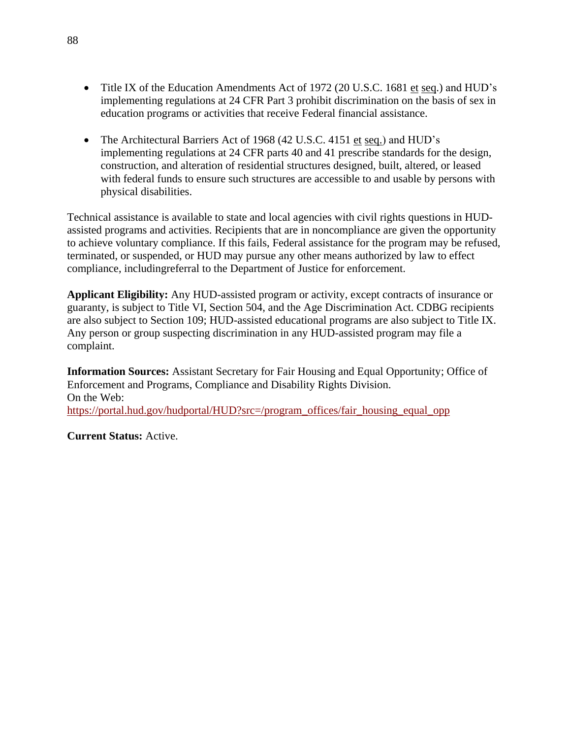- Title IX of the Education Amendments Act of 1972 (20 U.S.C. 1681 et seq.) and HUD's implementing regulations at 24 CFR Part 3 prohibit discrimination on the basis of sex in education programs or activities that receive Federal financial assistance.

- The Architectural Barriers Act of 1968 (42 U.S.C. 4151 et seq.) and HUD's implementing regulations at 24 CFR parts 40 and 41 prescribe standards for the design, construction, and alteration of residential structures designed, built, altered, or leased with federal funds to ensure such structures are accessible to and usable by persons with physical disabilities.

Technical assistance is available to state and local agencies with civil rights questions in HUD-assisted programs and activities. Recipients that are in noncompliance are given the opportunity to achieve voluntary compliance. If this fails, Federal assistance for the program may be refused, terminated, or suspended, or HUD may pursue any other means authorized by law to effect compliance, includingreferral to the Department of Justice for enforcement.

**Applicant Eligibility:** Any HUD-assisted program or activity, except contracts of insurance or guaranty, is subject to Title VI, Section 504, and the Age Discrimination Act. CDBG recipients are also subject to Section 109; HUD-assisted educational programs are also subject to Title IX. Any person or group suspecting discrimination in any HUD-assisted program may file a complaint.

**Information Sources:** Assistant Secretary for Fair Housing and Equal Opportunity; Office of Enforcement and Programs, Compliance and Disability Rights Division.
On the Web:
https://portal.hud.gov/hudportal/HUD?src=/program_offices/fair_housing_equal_opp

**Current Status:** Active.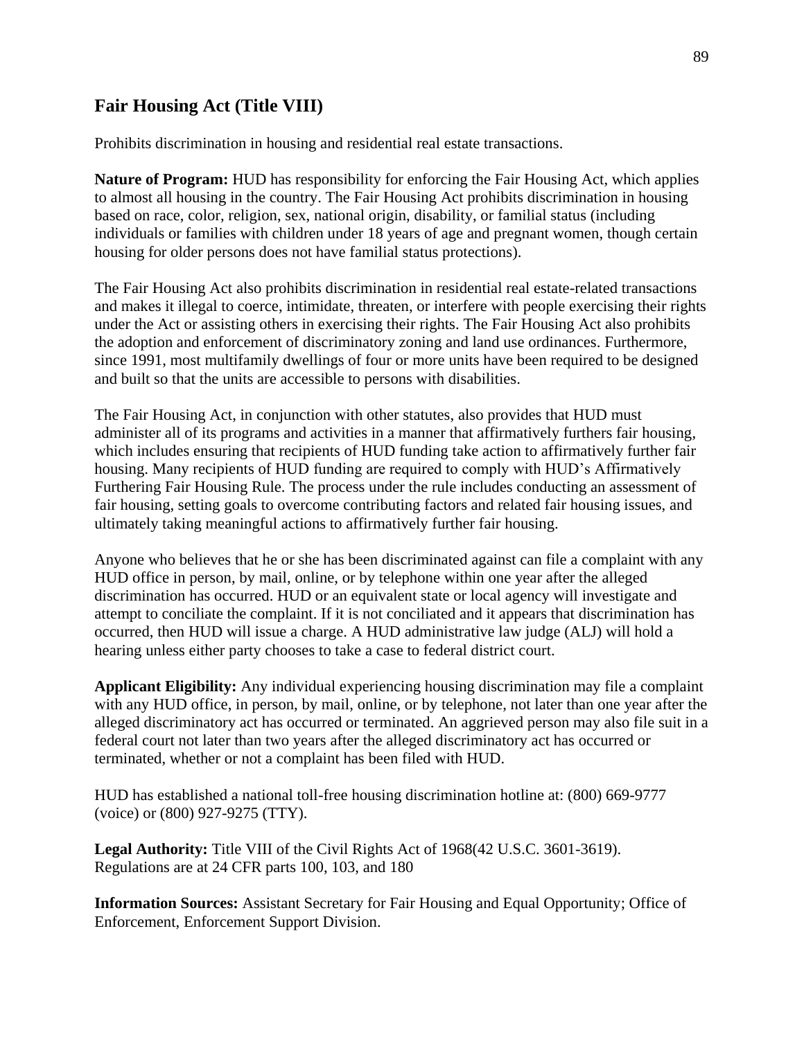## Fair Housing Act (Title VIII)

Prohibits discrimination in housing and residential real estate transactions.

**Nature of Program:** HUD has responsibility for enforcing the Fair Housing Act, which applies to almost all housing in the country. The Fair Housing Act prohibits discrimination in housing based on race, color, religion, sex, national origin, disability, or familial status (including individuals or families with children under 18 years of age and pregnant women, though certain housing for older persons does not have familial status protections).

The Fair Housing Act also prohibits discrimination in residential real estate-related transactions and makes it illegal to coerce, intimidate, threaten, or interfere with people exercising their rights under the Act or assisting others in exercising their rights. The Fair Housing Act also prohibits the adoption and enforcement of discriminatory zoning and land use ordinances. Furthermore, since 1991, most multifamily dwellings of four or more units have been required to be designed and built so that the units are accessible to persons with disabilities.

The Fair Housing Act, in conjunction with other statutes, also provides that HUD must administer all of its programs and activities in a manner that affirmatively furthers fair housing, which includes ensuring that recipients of HUD funding take action to affirmatively further fair housing. Many recipients of HUD funding are required to comply with HUD's Affirmatively Furthering Fair Housing Rule. The process under the rule includes conducting an assessment of fair housing, setting goals to overcome contributing factors and related fair housing issues, and ultimately taking meaningful actions to affirmatively further fair housing.

Anyone who believes that he or she has been discriminated against can file a complaint with any HUD office in person, by mail, online, or by telephone within one year after the alleged discrimination has occurred. HUD or an equivalent state or local agency will investigate and attempt to conciliate the complaint. If it is not conciliated and it appears that discrimination has occurred, then HUD will issue a charge. A HUD administrative law judge (ALJ) will hold a hearing unless either party chooses to take a case to federal district court.

**Applicant Eligibility:** Any individual experiencing housing discrimination may file a complaint with any HUD office, in person, by mail, online, or by telephone, not later than one year after the alleged discriminatory act has occurred or terminated. An aggrieved person may also file suit in a federal court not later than two years after the alleged discriminatory act has occurred or terminated, whether or not a complaint has been filed with HUD.

HUD has established a national toll-free housing discrimination hotline at: (800) 669-9777 (voice) or (800) 927-9275 (TTY).

**Legal Authority:** Title VIII of the Civil Rights Act of 1968(42 U.S.C. 3601-3619). Regulations are at 24 CFR parts 100, 103, and 180

**Information Sources:** Assistant Secretary for Fair Housing and Equal Opportunity; Office of Enforcement, Enforcement Support Division.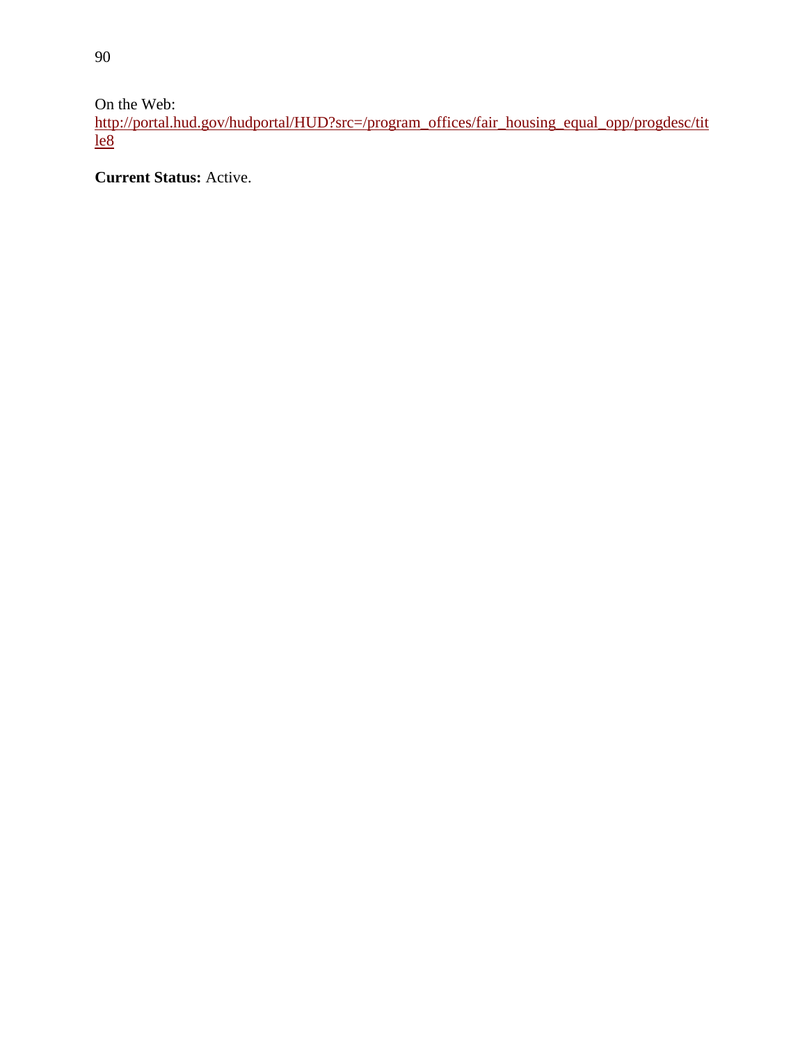On the Web:
http://portal.hud.gov/hudportal/HUD?src=/program_offices/fair_housing_equal_opp/progdesc/title8

**Current Status:** Active.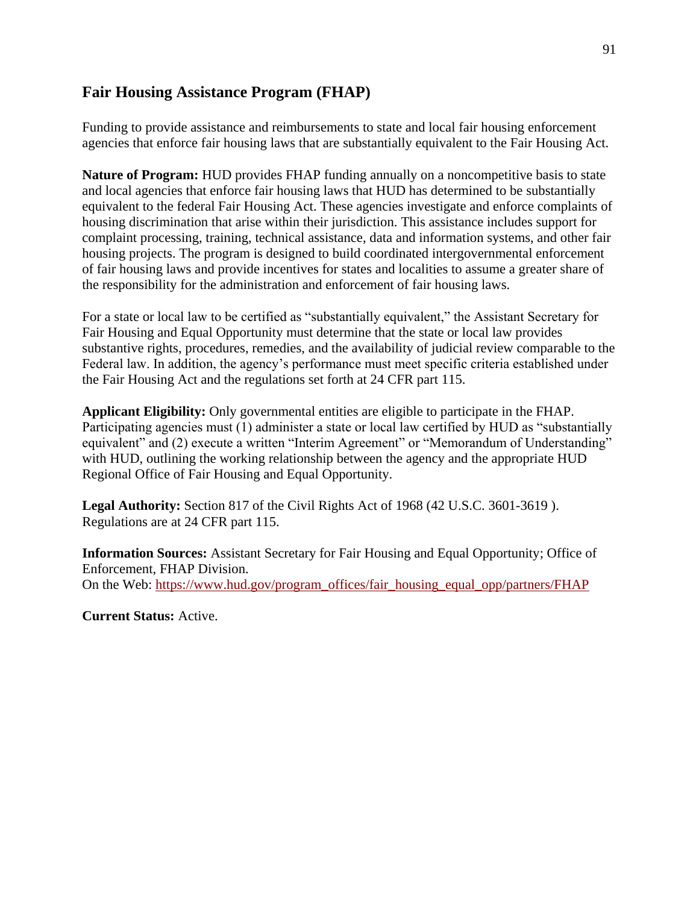## Fair Housing Assistance Program (FHAP)

Funding to provide assistance and reimbursements to state and local fair housing enforcement agencies that enforce fair housing laws that are substantially equivalent to the Fair Housing Act.

**Nature of Program:** HUD provides FHAP funding annually on a noncompetitive basis to state and local agencies that enforce fair housing laws that HUD has determined to be substantially equivalent to the federal Fair Housing Act. These agencies investigate and enforce complaints of housing discrimination that arise within their jurisdiction. This assistance includes support for complaint processing, training, technical assistance, data and information systems, and other fair housing projects. The program is designed to build coordinated intergovernmental enforcement of fair housing laws and provide incentives for states and localities to assume a greater share of the responsibility for the administration and enforcement of fair housing laws.

For a state or local law to be certified as "substantially equivalent," the Assistant Secretary for Fair Housing and Equal Opportunity must determine that the state or local law provides substantive rights, procedures, remedies, and the availability of judicial review comparable to the Federal law. In addition, the agency's performance must meet specific criteria established under the Fair Housing Act and the regulations set forth at 24 CFR part 115.

**Applicant Eligibility:** Only governmental entities are eligible to participate in the FHAP. Participating agencies must (1) administer a state or local law certified by HUD as "substantially equivalent" and (2) execute a written "Interim Agreement" or "Memorandum of Understanding" with HUD, outlining the working relationship between the agency and the appropriate HUD Regional Office of Fair Housing and Equal Opportunity.

**Legal Authority:** Section 817 of the Civil Rights Act of 1968 (42 U.S.C. 3601-3619 ). Regulations are at 24 CFR part 115.

**Information Sources:** Assistant Secretary for Fair Housing and Equal Opportunity; Office of Enforcement, FHAP Division.
On the Web: https://www.hud.gov/program_offices/fair_housing_equal_opp/partners/FHAP

**Current Status:** Active.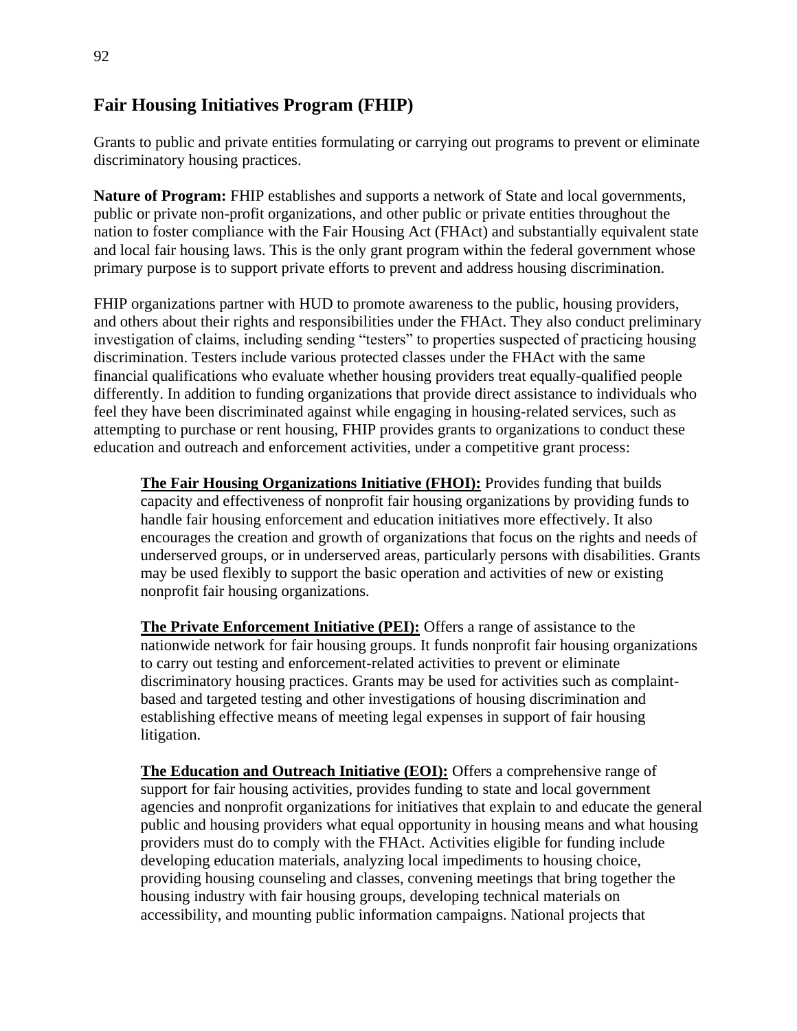## Fair Housing Initiatives Program (FHIP)

Grants to public and private entities formulating or carrying out programs to prevent or eliminate discriminatory housing practices.

**Nature of Program:** FHIP establishes and supports a network of State and local governments, public or private non-profit organizations, and other public or private entities throughout the nation to foster compliance with the Fair Housing Act (FHAct) and substantially equivalent state and local fair housing laws. This is the only grant program within the federal government whose primary purpose is to support private efforts to prevent and address housing discrimination.

FHIP organizations partner with HUD to promote awareness to the public, housing providers, and others about their rights and responsibilities under the FHAct. They also conduct preliminary investigation of claims, including sending "testers" to properties suspected of practicing housing discrimination. Testers include various protected classes under the FHAct with the same financial qualifications who evaluate whether housing providers treat equally-qualified people differently. In addition to funding organizations that provide direct assistance to individuals who feel they have been discriminated against while engaging in housing-related services, such as attempting to purchase or rent housing, FHIP provides grants to organizations to conduct these education and outreach and enforcement activities, under a competitive grant process:

**The Fair Housing Organizations Initiative (FHOI):** Provides funding that builds capacity and effectiveness of nonprofit fair housing organizations by providing funds to handle fair housing enforcement and education initiatives more effectively. It also encourages the creation and growth of organizations that focus on the rights and needs of underserved groups, or in underserved areas, particularly persons with disabilities. Grants may be used flexibly to support the basic operation and activities of new or existing nonprofit fair housing organizations.

**The Private Enforcement Initiative (PEI):** Offers a range of assistance to the nationwide network for fair housing groups. It funds nonprofit fair housing organizations to carry out testing and enforcement-related activities to prevent or eliminate discriminatory housing practices. Grants may be used for activities such as complaint-based and targeted testing and other investigations of housing discrimination and establishing effective means of meeting legal expenses in support of fair housing litigation.

**The Education and Outreach Initiative (EOI):** Offers a comprehensive range of support for fair housing activities, provides funding to state and local government agencies and nonprofit organizations for initiatives that explain to and educate the general public and housing providers what equal opportunity in housing means and what housing providers must do to comply with the FHAct. Activities eligible for funding include developing education materials, analyzing local impediments to housing choice, providing housing counseling and classes, convening meetings that bring together the housing industry with fair housing groups, developing technical materials on accessibility, and mounting public information campaigns. National projects that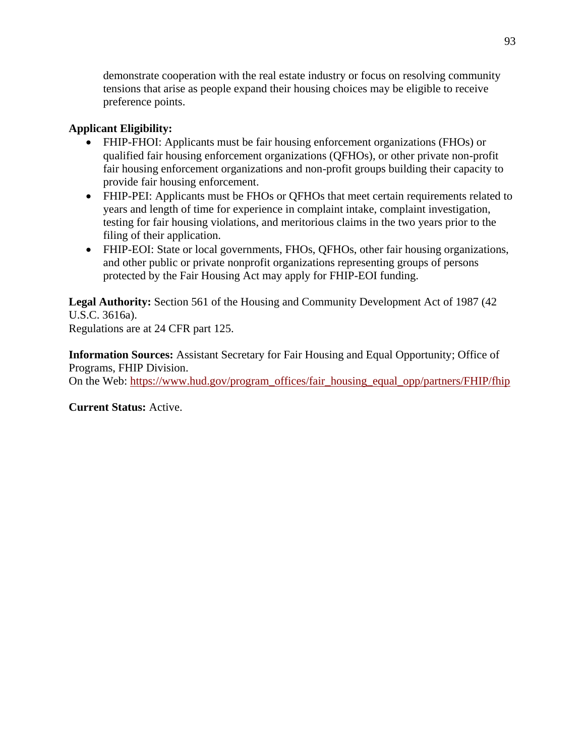demonstrate cooperation with the real estate industry or focus on resolving community tensions that arise as people expand their housing choices may be eligible to receive preference points.

**Applicant Eligibility:**

- FHIP-FHOI: Applicants must be fair housing enforcement organizations (FHOs) or qualified fair housing enforcement organizations (QFHOs), or other private non-profit fair housing enforcement organizations and non-profit groups building their capacity to provide fair housing enforcement.
- FHIP-PEI: Applicants must be FHOs or QFHOs that meet certain requirements related to years and length of time for experience in complaint intake, complaint investigation, testing for fair housing violations, and meritorious claims in the two years prior to the filing of their application.
- FHIP-EOI: State or local governments, FHOs, QFHOs, other fair housing organizations, and other public or private nonprofit organizations representing groups of persons protected by the Fair Housing Act may apply for FHIP-EOI funding.

**Legal Authority:** Section 561 of the Housing and Community Development Act of 1987 (42 U.S.C. 3616a).
Regulations are at 24 CFR part 125.

**Information Sources:** Assistant Secretary for Fair Housing and Equal Opportunity; Office of Programs, FHIP Division.
On the Web: https://www.hud.gov/program_offices/fair_housing_equal_opp/partners/FHIP/fhip

**Current Status:** Active.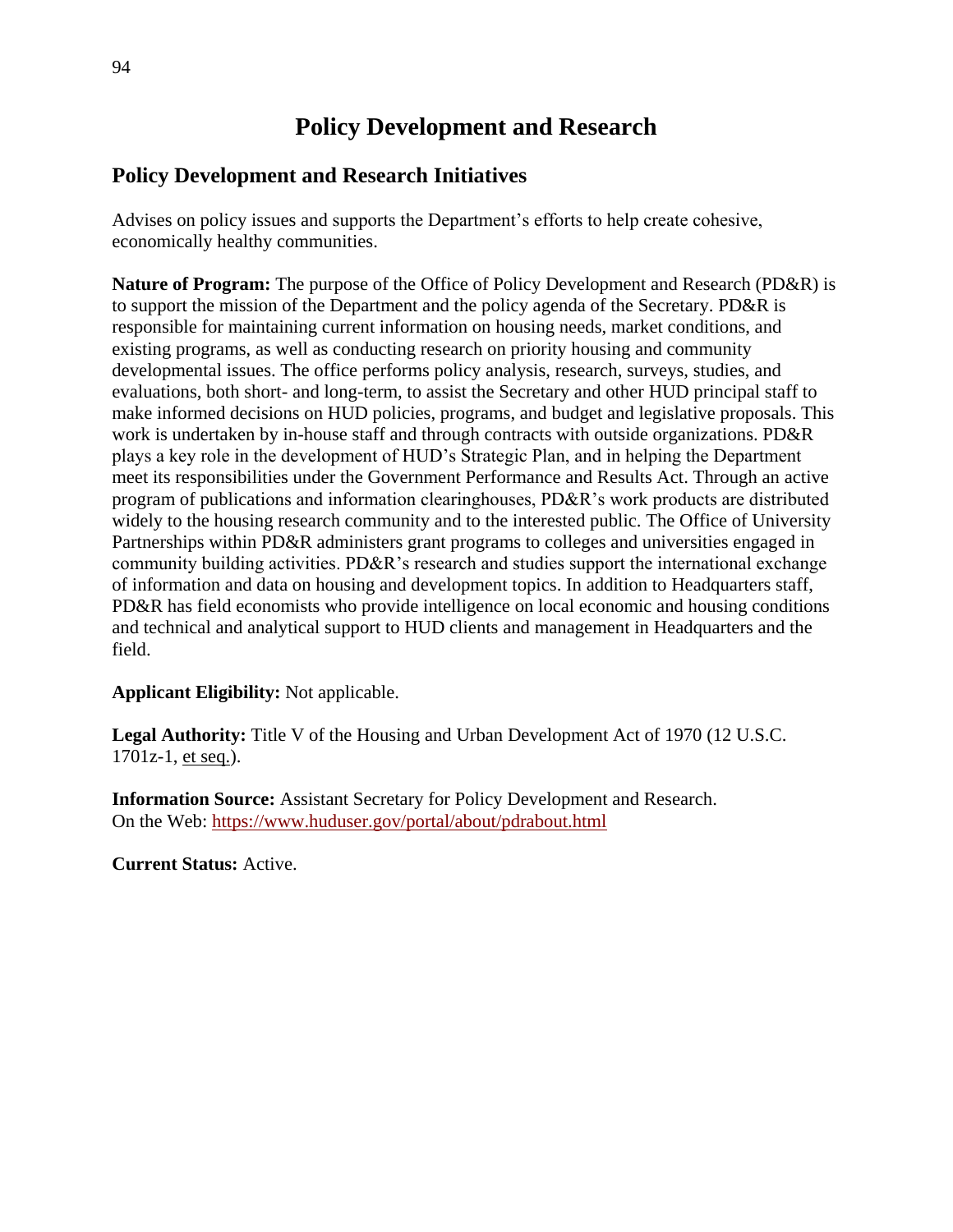# Policy Development and Research

## Policy Development and Research Initiatives

Advises on policy issues and supports the Department's efforts to help create cohesive, economically healthy communities.

**Nature of Program:** The purpose of the Office of Policy Development and Research (PD&R) is to support the mission of the Department and the policy agenda of the Secretary. PD&R is responsible for maintaining current information on housing needs, market conditions, and existing programs, as well as conducting research on priority housing and community developmental issues. The office performs policy analysis, research, surveys, studies, and evaluations, both short- and long-term, to assist the Secretary and other HUD principal staff to make informed decisions on HUD policies, programs, and budget and legislative proposals. This work is undertaken by in-house staff and through contracts with outside organizations. PD&R plays a key role in the development of HUD's Strategic Plan, and in helping the Department meet its responsibilities under the Government Performance and Results Act. Through an active program of publications and information clearinghouses, PD&R's work products are distributed widely to the housing research community and to the interested public. The Office of University Partnerships within PD&R administers grant programs to colleges and universities engaged in community building activities. PD&R's research and studies support the international exchange of information and data on housing and development topics. In addition to Headquarters staff, PD&R has field economists who provide intelligence on local economic and housing conditions and technical and analytical support to HUD clients and management in Headquarters and the field.

**Applicant Eligibility:** Not applicable.

**Legal Authority:** Title V of the Housing and Urban Development Act of 1970 (12 U.S.C. 1701z-1, et seq.).

**Information Source:** Assistant Secretary for Policy Development and Research.
On the Web: https://www.huduser.gov/portal/about/pdrabout.html

**Current Status:** Active.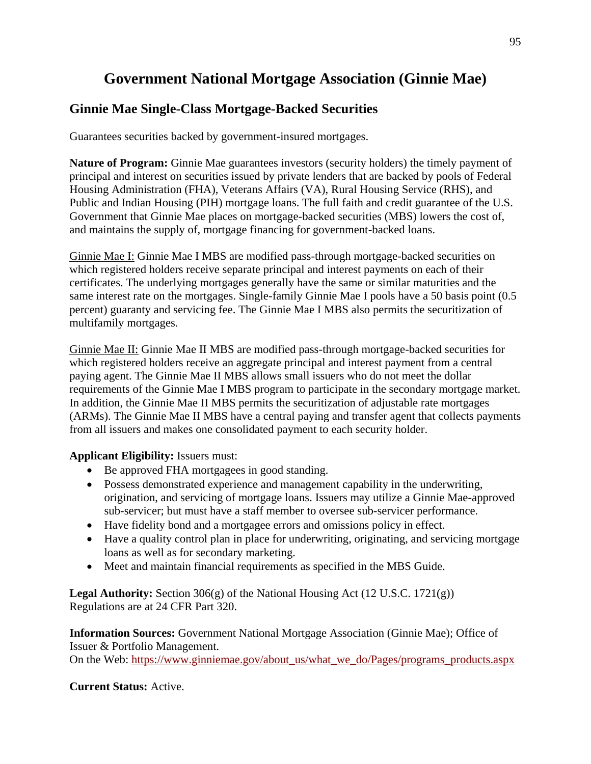# Government National Mortgage Association (Ginnie Mae)

## Ginnie Mae Single-Class Mortgage-Backed Securities

Guarantees securities backed by government-insured mortgages.

**Nature of Program:** Ginnie Mae guarantees investors (security holders) the timely payment of principal and interest on securities issued by private lenders that are backed by pools of Federal Housing Administration (FHA), Veterans Affairs (VA), Rural Housing Service (RHS), and Public and Indian Housing (PIH) mortgage loans. The full faith and credit guarantee of the U.S. Government that Ginnie Mae places on mortgage-backed securities (MBS) lowers the cost of, and maintains the supply of, mortgage financing for government-backed loans.

<u>Ginnie Mae I:</u> Ginnie Mae I MBS are modified pass-through mortgage-backed securities on which registered holders receive separate principal and interest payments on each of their certificates. The underlying mortgages generally have the same or similar maturities and the same interest rate on the mortgages. Single-family Ginnie Mae I pools have a 50 basis point (0.5 percent) guaranty and servicing fee. The Ginnie Mae I MBS also permits the securitization of multifamily mortgages.

<u>Ginnie Mae II:</u> Ginnie Mae II MBS are modified pass-through mortgage-backed securities for which registered holders receive an aggregate principal and interest payment from a central paying agent. The Ginnie Mae II MBS allows small issuers who do not meet the dollar requirements of the Ginnie Mae I MBS program to participate in the secondary mortgage market. In addition, the Ginnie Mae II MBS permits the securitization of adjustable rate mortgages (ARMs). The Ginnie Mae II MBS have a central paying and transfer agent that collects payments from all issuers and makes one consolidated payment to each security holder.

**Applicant Eligibility:** Issuers must:

- Be approved FHA mortgagees in good standing.
- Possess demonstrated experience and management capability in the underwriting, origination, and servicing of mortgage loans. Issuers may utilize a Ginnie Mae-approved sub-servicer; but must have a staff member to oversee sub-servicer performance.
- Have fidelity bond and a mortgagee errors and omissions policy in effect.
- Have a quality control plan in place for underwriting, originating, and servicing mortgage loans as well as for secondary marketing.
- Meet and maintain financial requirements as specified in the MBS Guide.

**Legal Authority:** Section 306(g) of the National Housing Act (12 U.S.C. 1721(g))
Regulations are at 24 CFR Part 320.

**Information Sources:** Government National Mortgage Association (Ginnie Mae); Office of Issuer & Portfolio Management.
On the Web: https://www.ginniemae.gov/about_us/what_we_do/Pages/programs_products.aspx

**Current Status:** Active.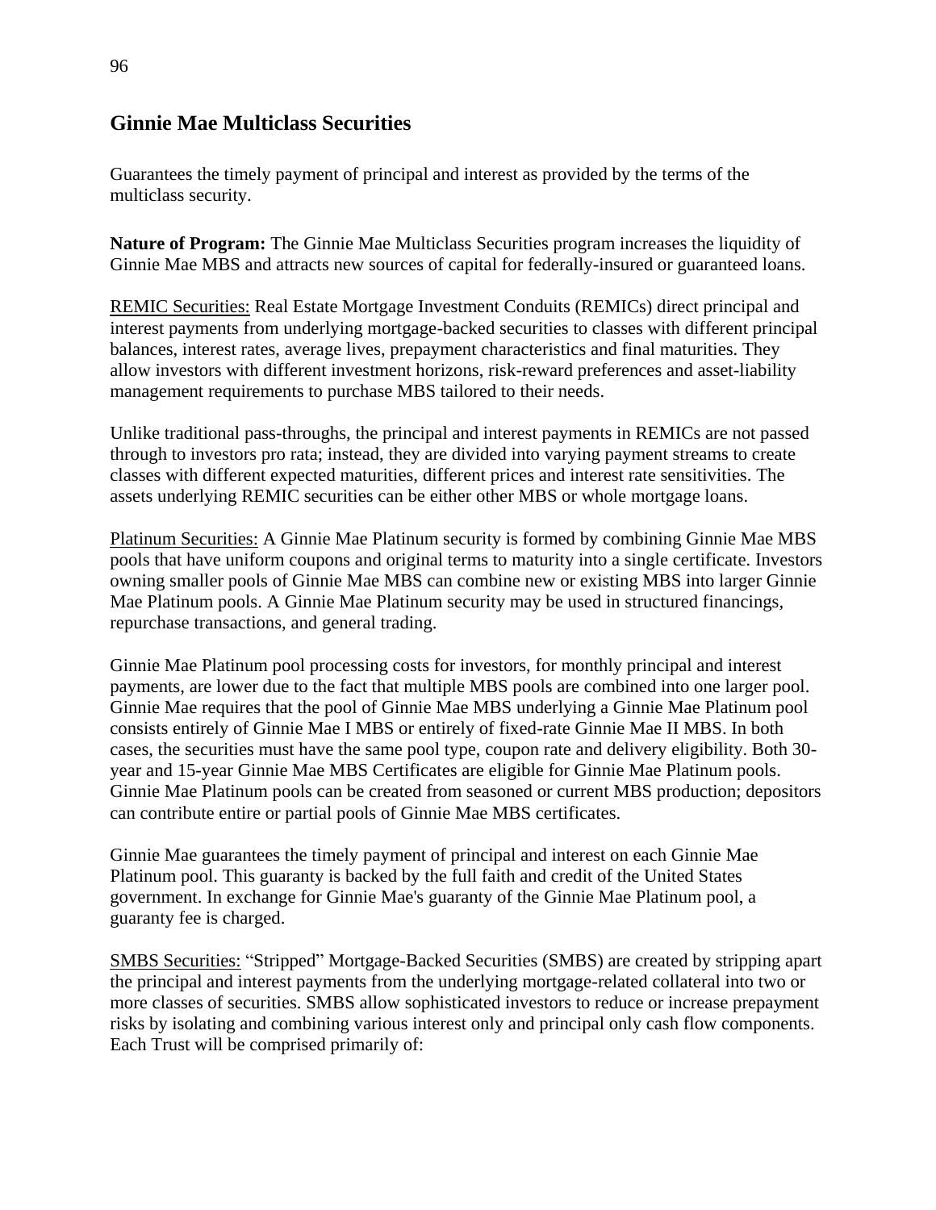## Ginnie Mae Multiclass Securities

Guarantees the timely payment of principal and interest as provided by the terms of the multiclass security.

**Nature of Program:** The Ginnie Mae Multiclass Securities program increases the liquidity of Ginnie Mae MBS and attracts new sources of capital for federally-insured or guaranteed loans.

<u>REMIC Securities:</u> Real Estate Mortgage Investment Conduits (REMICs) direct principal and interest payments from underlying mortgage-backed securities to classes with different principal balances, interest rates, average lives, prepayment characteristics and final maturities. They allow investors with different investment horizons, risk-reward preferences and asset-liability management requirements to purchase MBS tailored to their needs.

Unlike traditional pass-throughs, the principal and interest payments in REMICs are not passed through to investors pro rata; instead, they are divided into varying payment streams to create classes with different expected maturities, different prices and interest rate sensitivities. The assets underlying REMIC securities can be either other MBS or whole mortgage loans.

<u>Platinum Securities:</u> A Ginnie Mae Platinum security is formed by combining Ginnie Mae MBS pools that have uniform coupons and original terms to maturity into a single certificate. Investors owning smaller pools of Ginnie Mae MBS can combine new or existing MBS into larger Ginnie Mae Platinum pools. A Ginnie Mae Platinum security may be used in structured financings, repurchase transactions, and general trading.

Ginnie Mae Platinum pool processing costs for investors, for monthly principal and interest payments, are lower due to the fact that multiple MBS pools are combined into one larger pool. Ginnie Mae requires that the pool of Ginnie Mae MBS underlying a Ginnie Mae Platinum pool consists entirely of Ginnie Mae I MBS or entirely of fixed-rate Ginnie Mae II MBS. In both cases, the securities must have the same pool type, coupon rate and delivery eligibility. Both 30-year and 15-year Ginnie Mae MBS Certificates are eligible for Ginnie Mae Platinum pools. Ginnie Mae Platinum pools can be created from seasoned or current MBS production; depositors can contribute entire or partial pools of Ginnie Mae MBS certificates.

Ginnie Mae guarantees the timely payment of principal and interest on each Ginnie Mae Platinum pool. This guaranty is backed by the full faith and credit of the United States government. In exchange for Ginnie Mae's guaranty of the Ginnie Mae Platinum pool, a guaranty fee is charged.

<u>SMBS Securities:</u> "Stripped" Mortgage-Backed Securities (SMBS) are created by stripping apart the principal and interest payments from the underlying mortgage-related collateral into two or more classes of securities. SMBS allow sophisticated investors to reduce or increase prepayment risks by isolating and combining various interest only and principal only cash flow components. Each Trust will be comprised primarily of: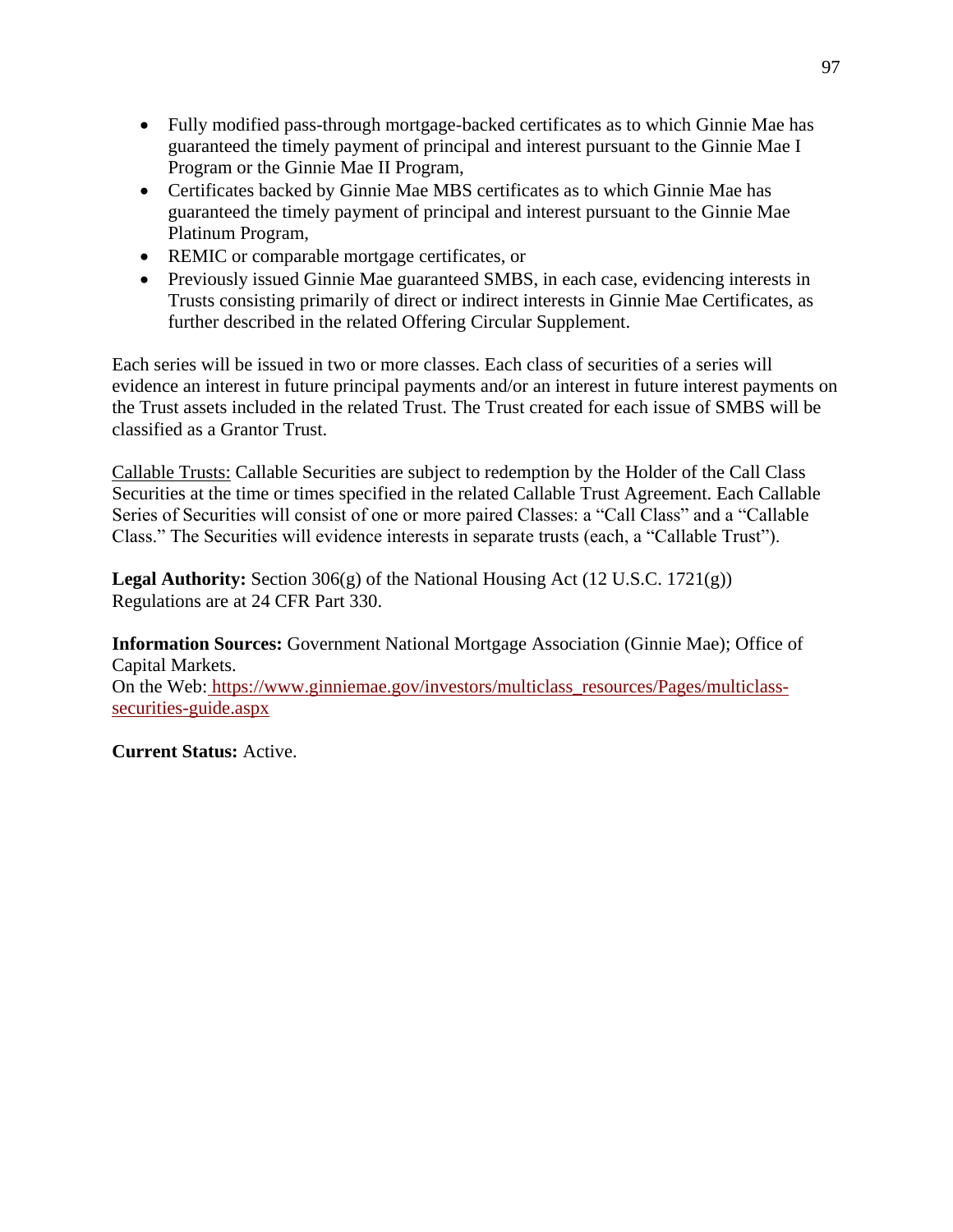- Fully modified pass-through mortgage-backed certificates as to which Ginnie Mae has guaranteed the timely payment of principal and interest pursuant to the Ginnie Mae I Program or the Ginnie Mae II Program,
- Certificates backed by Ginnie Mae MBS certificates as to which Ginnie Mae has guaranteed the timely payment of principal and interest pursuant to the Ginnie Mae Platinum Program,
- REMIC or comparable mortgage certificates, or
- Previously issued Ginnie Mae guaranteed SMBS, in each case, evidencing interests in Trusts consisting primarily of direct or indirect interests in Ginnie Mae Certificates, as further described in the related Offering Circular Supplement.

Each series will be issued in two or more classes. Each class of securities of a series will evidence an interest in future principal payments and/or an interest in future interest payments on the Trust assets included in the related Trust. The Trust created for each issue of SMBS will be classified as a Grantor Trust.

Callable Trusts: Callable Securities are subject to redemption by the Holder of the Call Class Securities at the time or times specified in the related Callable Trust Agreement. Each Callable Series of Securities will consist of one or more paired Classes: a "Call Class" and a "Callable Class." The Securities will evidence interests in separate trusts (each, a "Callable Trust").

**Legal Authority:** Section 306(g) of the National Housing Act (12 U.S.C. 1721(g))
Regulations are at 24 CFR Part 330.

**Information Sources:** Government National Mortgage Association (Ginnie Mae); Office of Capital Markets.
On the Web: https://www.ginniemae.gov/investors/multiclass_resources/Pages/multiclass-securities-guide.aspx

**Current Status:** Active.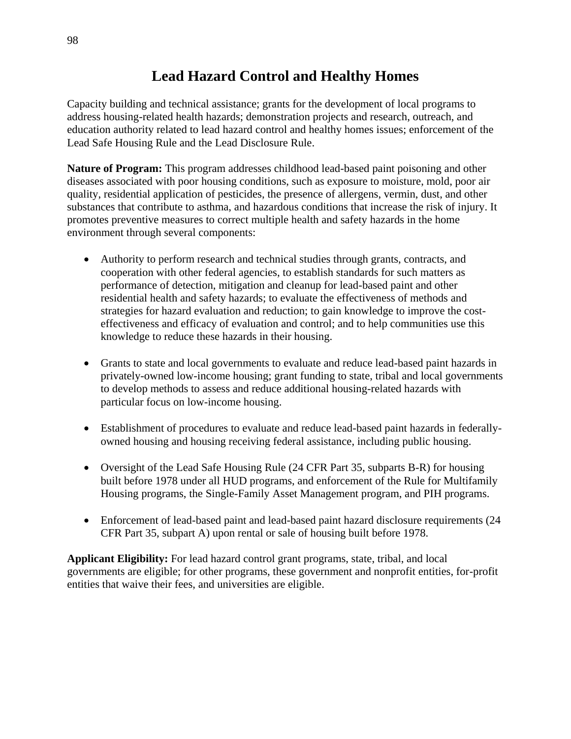# Lead Hazard Control and Healthy Homes

Capacity building and technical assistance; grants for the development of local programs to address housing-related health hazards; demonstration projects and research, outreach, and education authority related to lead hazard control and healthy homes issues; enforcement of the Lead Safe Housing Rule and the Lead Disclosure Rule.

**Nature of Program:** This program addresses childhood lead-based paint poisoning and other diseases associated with poor housing conditions, such as exposure to moisture, mold, poor air quality, residential application of pesticides, the presence of allergens, vermin, dust, and other substances that contribute to asthma, and hazardous conditions that increase the risk of injury. It promotes preventive measures to correct multiple health and safety hazards in the home environment through several components:

- Authority to perform research and technical studies through grants, contracts, and cooperation with other federal agencies, to establish standards for such matters as performance of detection, mitigation and cleanup for lead-based paint and other residential health and safety hazards; to evaluate the effectiveness of methods and strategies for hazard evaluation and reduction; to gain knowledge to improve the cost-effectiveness and efficacy of evaluation and control; and to help communities use this knowledge to reduce these hazards in their housing.

- Grants to state and local governments to evaluate and reduce lead-based paint hazards in privately-owned low-income housing; grant funding to state, tribal and local governments to develop methods to assess and reduce additional housing-related hazards with particular focus on low-income housing.

- Establishment of procedures to evaluate and reduce lead-based paint hazards in federally-owned housing and housing receiving federal assistance, including public housing.

- Oversight of the Lead Safe Housing Rule (24 CFR Part 35, subparts B-R) for housing built before 1978 under all HUD programs, and enforcement of the Rule for Multifamily Housing programs, the Single-Family Asset Management program, and PIH programs.

- Enforcement of lead-based paint and lead-based paint hazard disclosure requirements (24 CFR Part 35, subpart A) upon rental or sale of housing built before 1978.

**Applicant Eligibility:** For lead hazard control grant programs, state, tribal, and local governments are eligible; for other programs, these government and nonprofit entities, for-profit entities that waive their fees, and universities are eligible.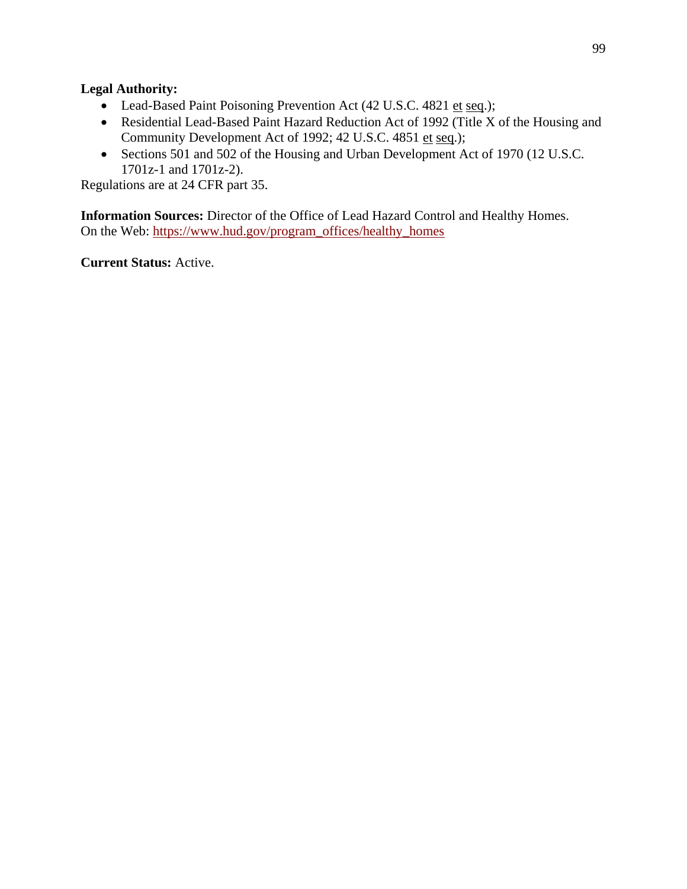**Legal Authority:**

- Lead-Based Paint Poisoning Prevention Act (42 U.S.C. 4821 et seq.);
- Residential Lead-Based Paint Hazard Reduction Act of 1992 (Title X of the Housing and Community Development Act of 1992; 42 U.S.C. 4851 et seq.);
- Sections 501 and 502 of the Housing and Urban Development Act of 1970 (12 U.S.C. 1701z-1 and 1701z-2).

Regulations are at 24 CFR part 35.

**Information Sources:** Director of the Office of Lead Hazard Control and Healthy Homes.
On the Web: https://www.hud.gov/program_offices/healthy_homes

**Current Status:** Active.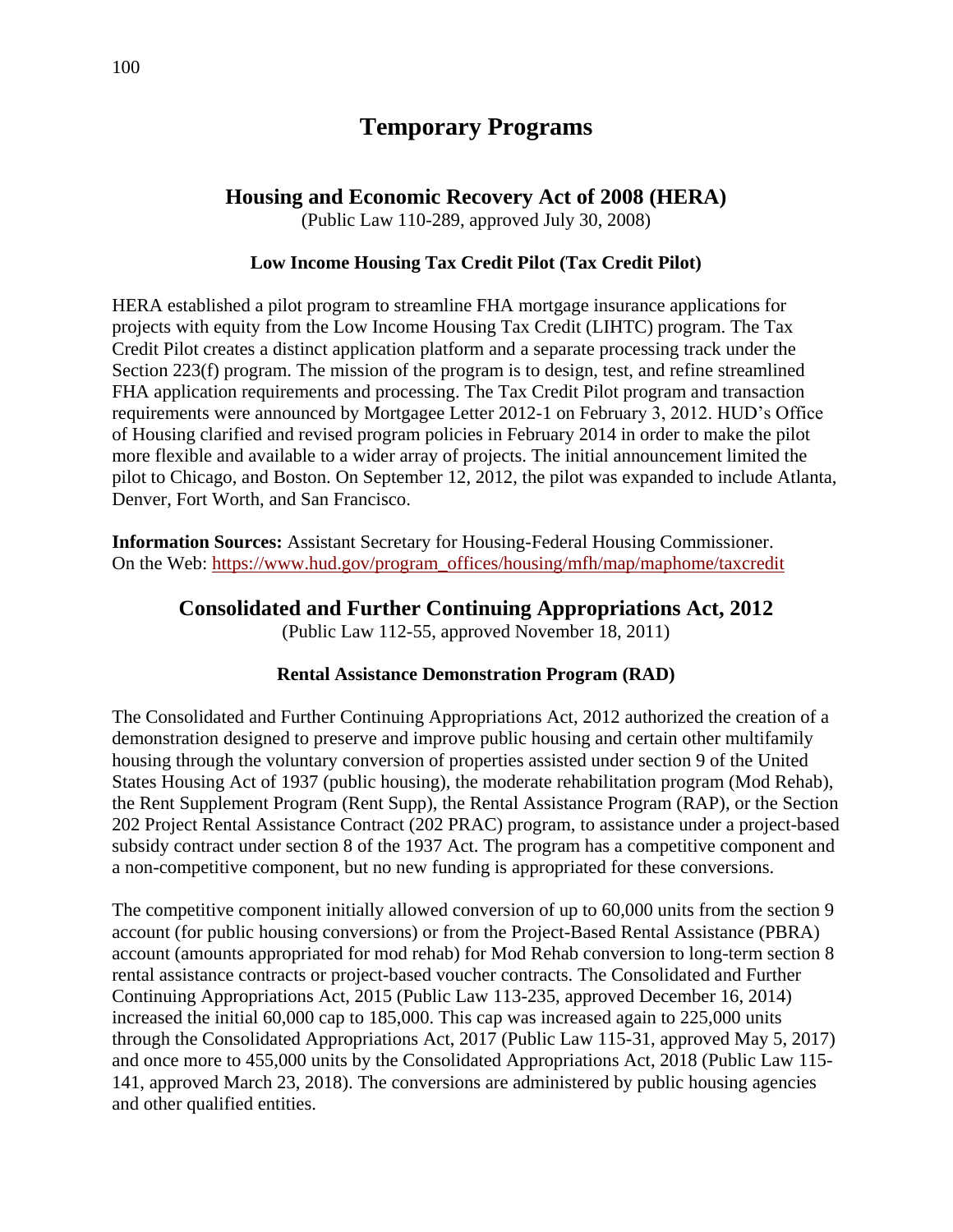# Temporary Programs

## Housing and Economic Recovery Act of 2008 (HERA)

(Public Law 110-289, approved July 30, 2008)

### Low Income Housing Tax Credit Pilot (Tax Credit Pilot)

HERA established a pilot program to streamline FHA mortgage insurance applications for projects with equity from the Low Income Housing Tax Credit (LIHTC) program. The Tax Credit Pilot creates a distinct application platform and a separate processing track under the Section 223(f) program. The mission of the program is to design, test, and refine streamlined FHA application requirements and processing. The Tax Credit Pilot program and transaction requirements were announced by Mortgagee Letter 2012-1 on February 3, 2012. HUD's Office of Housing clarified and revised program policies in February 2014 in order to make the pilot more flexible and available to a wider array of projects. The initial announcement limited the pilot to Chicago, and Boston. On September 12, 2012, the pilot was expanded to include Atlanta, Denver, Fort Worth, and San Francisco.

**Information Sources:** Assistant Secretary for Housing-Federal Housing Commissioner. On the Web: [https://www.hud.gov/program_offices/housing/mfh/map/maphome/taxcredit](https://www.hud.gov/program_offices/housing/mfh/map/maphome/taxcredit)

## Consolidated and Further Continuing Appropriations Act, 2012

(Public Law 112-55, approved November 18, 2011)

### Rental Assistance Demonstration Program (RAD)

The Consolidated and Further Continuing Appropriations Act, 2012 authorized the creation of a demonstration designed to preserve and improve public housing and certain other multifamily housing through the voluntary conversion of properties assisted under section 9 of the United States Housing Act of 1937 (public housing), the moderate rehabilitation program (Mod Rehab), the Rent Supplement Program (Rent Supp), the Rental Assistance Program (RAP), or the Section 202 Project Rental Assistance Contract (202 PRAC) program, to assistance under a project-based subsidy contract under section 8 of the 1937 Act. The program has a competitive component and a non-competitive component, but no new funding is appropriated for these conversions.

The competitive component initially allowed conversion of up to 60,000 units from the section 9 account (for public housing conversions) or from the Project-Based Rental Assistance (PBRA) account (amounts appropriated for mod rehab) for Mod Rehab conversion to long-term section 8 rental assistance contracts or project-based voucher contracts. The Consolidated and Further Continuing Appropriations Act, 2015 (Public Law 113-235, approved December 16, 2014) increased the initial 60,000 cap to 185,000. This cap was increased again to 225,000 units through the Consolidated Appropriations Act, 2017 (Public Law 115-31, approved May 5, 2017) and once more to 455,000 units by the Consolidated Appropriations Act, 2018 (Public Law 115-141, approved March 23, 2018). The conversions are administered by public housing agencies and other qualified entities.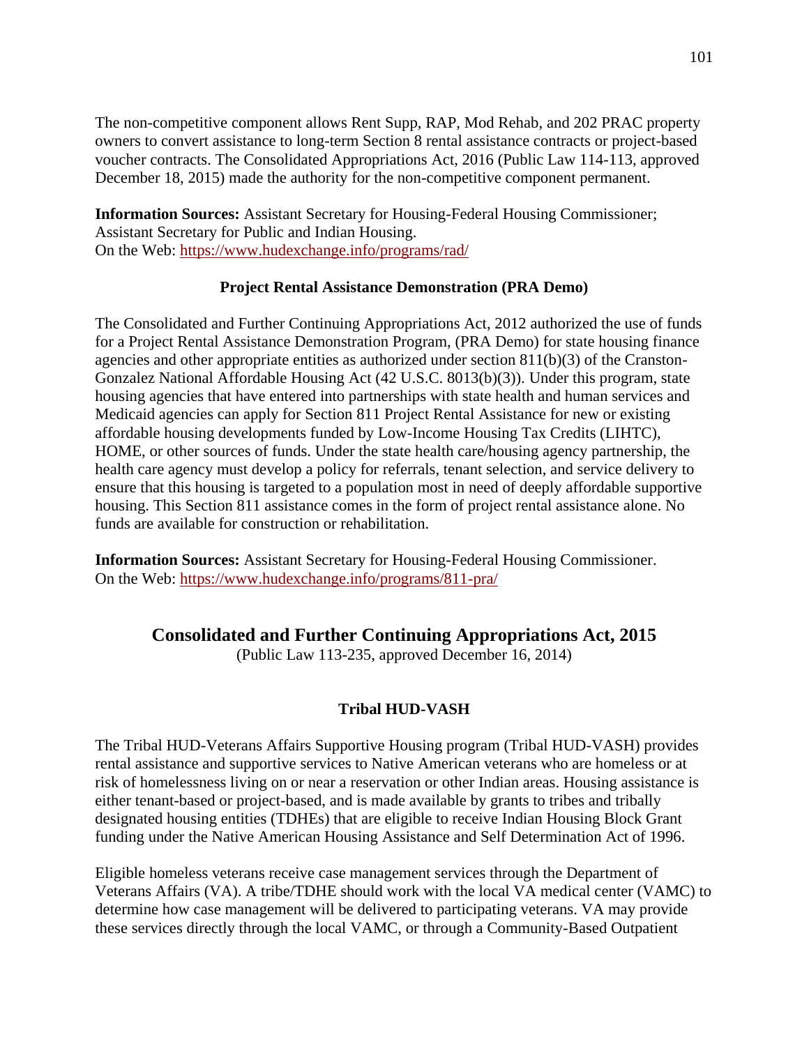The non-competitive component allows Rent Supp, RAP, Mod Rehab, and 202 PRAC property owners to convert assistance to long-term Section 8 rental assistance contracts or project-based voucher contracts. The Consolidated Appropriations Act, 2016 (Public Law 114-113, approved December 18, 2015) made the authority for the non-competitive component permanent.

**Information Sources:** Assistant Secretary for Housing-Federal Housing Commissioner; Assistant Secretary for Public and Indian Housing.
On the Web: https://www.hudexchange.info/programs/rad/

### Project Rental Assistance Demonstration (PRA Demo)

The Consolidated and Further Continuing Appropriations Act, 2012 authorized the use of funds for a Project Rental Assistance Demonstration Program, (PRA Demo) for state housing finance agencies and other appropriate entities as authorized under section 811(b)(3) of the Cranston-Gonzalez National Affordable Housing Act (42 U.S.C. 8013(b)(3)). Under this program, state housing agencies that have entered into partnerships with state health and human services and Medicaid agencies can apply for Section 811 Project Rental Assistance for new or existing affordable housing developments funded by Low-Income Housing Tax Credits (LIHTC), HOME, or other sources of funds. Under the state health care/housing agency partnership, the health care agency must develop a policy for referrals, tenant selection, and service delivery to ensure that this housing is targeted to a population most in need of deeply affordable supportive housing. This Section 811 assistance comes in the form of project rental assistance alone. No funds are available for construction or rehabilitation.

**Information Sources:** Assistant Secretary for Housing-Federal Housing Commissioner.
On the Web: https://www.hudexchange.info/programs/811-pra/

## Consolidated and Further Continuing Appropriations Act, 2015

(Public Law 113-235, approved December 16, 2014)

### Tribal HUD-VASH

The Tribal HUD-Veterans Affairs Supportive Housing program (Tribal HUD-VASH) provides rental assistance and supportive services to Native American veterans who are homeless or at risk of homelessness living on or near a reservation or other Indian areas. Housing assistance is either tenant-based or project-based, and is made available by grants to tribes and tribally designated housing entities (TDHEs) that are eligible to receive Indian Housing Block Grant funding under the Native American Housing Assistance and Self Determination Act of 1996.

Eligible homeless veterans receive case management services through the Department of Veterans Affairs (VA). A tribe/TDHE should work with the local VA medical center (VAMC) to determine how case management will be delivered to participating veterans. VA may provide these services directly through the local VAMC, or through a Community-Based Outpatient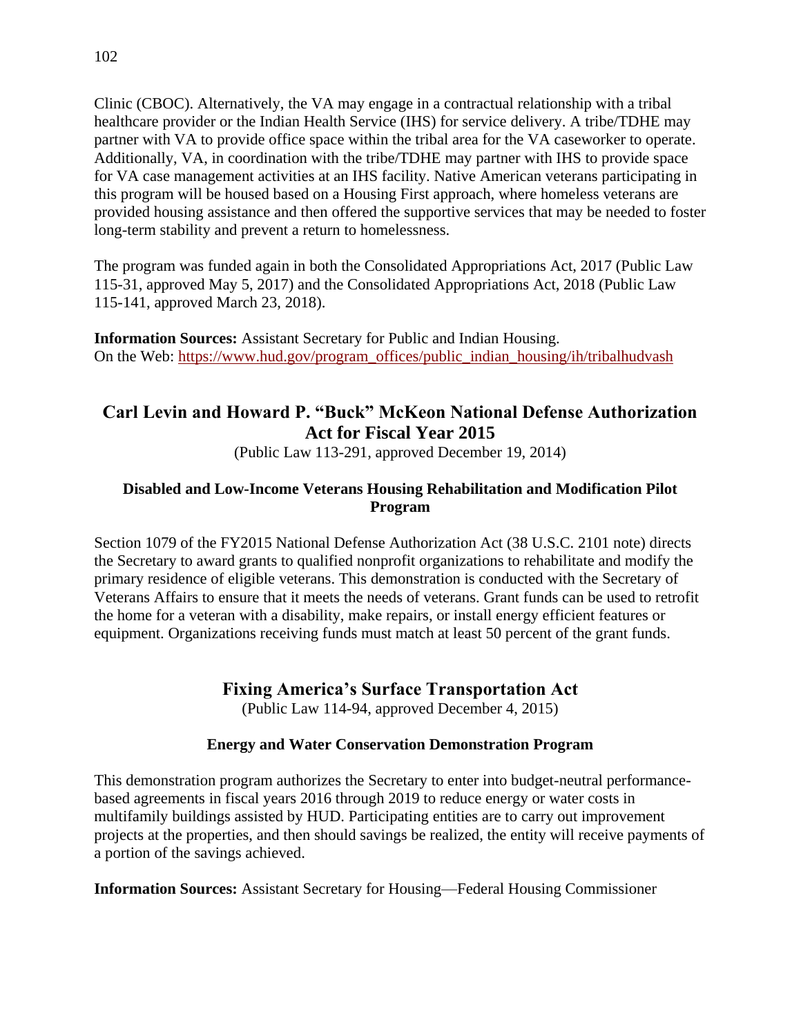Clinic (CBOC). Alternatively, the VA may engage in a contractual relationship with a tribal healthcare provider or the Indian Health Service (IHS) for service delivery. A tribe/TDHE may partner with VA to provide office space within the tribal area for the VA caseworker to operate. Additionally, VA, in coordination with the tribe/TDHE may partner with IHS to provide space for VA case management activities at an IHS facility. Native American veterans participating in this program will be housed based on a Housing First approach, where homeless veterans are provided housing assistance and then offered the supportive services that may be needed to foster long-term stability and prevent a return to homelessness.

The program was funded again in both the Consolidated Appropriations Act, 2017 (Public Law 115-31, approved May 5, 2017) and the Consolidated Appropriations Act, 2018 (Public Law 115-141, approved March 23, 2018).

**Information Sources:** Assistant Secretary for Public and Indian Housing.
On the Web: https://www.hud.gov/program_offices/public_indian_housing/ih/tribalhudvash

## Carl Levin and Howard P. "Buck" McKeon National Defense Authorization Act for Fiscal Year 2015

(Public Law 113-291, approved December 19, 2014)

### Disabled and Low-Income Veterans Housing Rehabilitation and Modification Pilot Program

Section 1079 of the FY2015 National Defense Authorization Act (38 U.S.C. 2101 note) directs the Secretary to award grants to qualified nonprofit organizations to rehabilitate and modify the primary residence of eligible veterans. This demonstration is conducted with the Secretary of Veterans Affairs to ensure that it meets the needs of veterans. Grant funds can be used to retrofit the home for a veteran with a disability, make repairs, or install energy efficient features or equipment. Organizations receiving funds must match at least 50 percent of the grant funds.

## Fixing America's Surface Transportation Act

(Public Law 114-94, approved December 4, 2015)

### Energy and Water Conservation Demonstration Program

This demonstration program authorizes the Secretary to enter into budget-neutral performance-based agreements in fiscal years 2016 through 2019 to reduce energy or water costs in multifamily buildings assisted by HUD. Participating entities are to carry out improvement projects at the properties, and then should savings be realized, the entity will receive payments of a portion of the savings achieved.

**Information Sources:** Assistant Secretary for Housing—Federal Housing Commissioner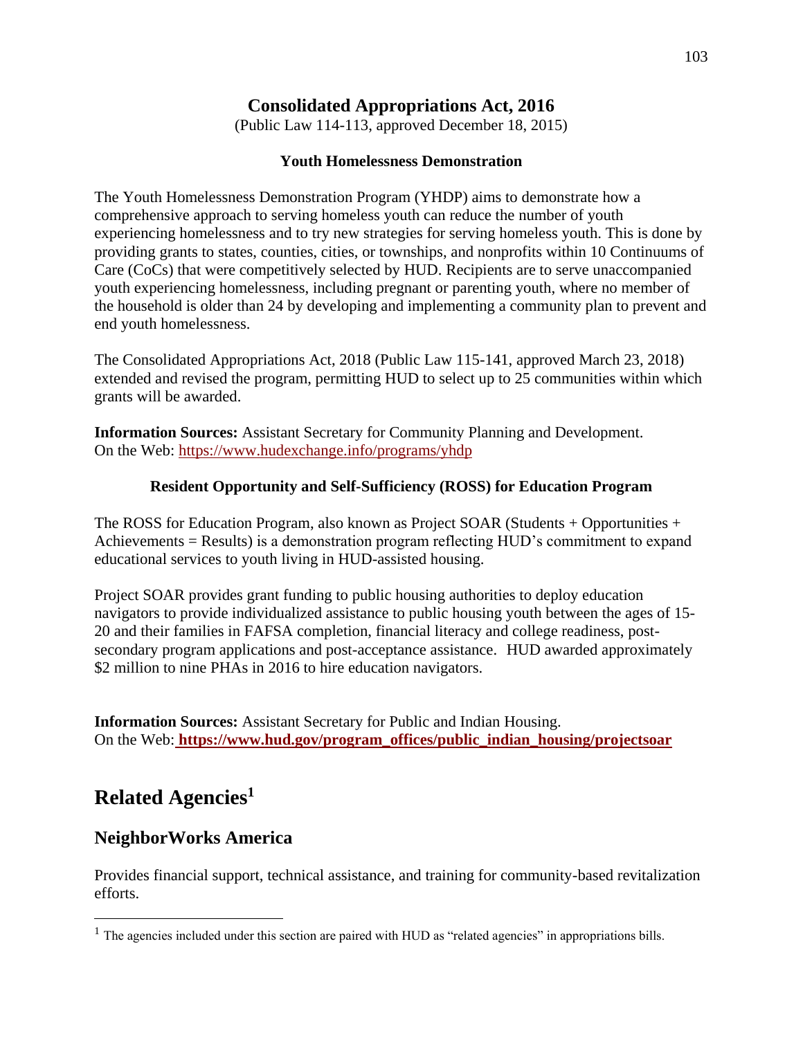## Consolidated Appropriations Act, 2016

(Public Law 114-113, approved December 18, 2015)

### Youth Homelessness Demonstration

The Youth Homelessness Demonstration Program (YHDP) aims to demonstrate how a comprehensive approach to serving homeless youth can reduce the number of youth experiencing homelessness and to try new strategies for serving homeless youth. This is done by providing grants to states, counties, cities, or townships, and nonprofits within 10 Continuums of Care (CoCs) that were competitively selected by HUD. Recipients are to serve unaccompanied youth experiencing homelessness, including pregnant or parenting youth, where no member of the household is older than 24 by developing and implementing a community plan to prevent and end youth homelessness.

The Consolidated Appropriations Act, 2018 (Public Law 115-141, approved March 23, 2018) extended and revised the program, permitting HUD to select up to 25 communities within which grants will be awarded.

**Information Sources:** Assistant Secretary for Community Planning and Development.
On the Web: https://www.hudexchange.info/programs/yhdp

### Resident Opportunity and Self-Sufficiency (ROSS) for Education Program

The ROSS for Education Program, also known as Project SOAR (Students + Opportunities + Achievements = Results) is a demonstration program reflecting HUD's commitment to expand educational services to youth living in HUD-assisted housing.

Project SOAR provides grant funding to public housing authorities to deploy education navigators to provide individualized assistance to public housing youth between the ages of 15-20 and their families in FAFSA completion, financial literacy and college readiness, post-secondary program applications and post-acceptance assistance. HUD awarded approximately $2 million to nine PHAs in 2016 to hire education navigators.

**Information Sources:** Assistant Secretary for Public and Indian Housing.
On the Web: **https://www.hud.gov/program_offices/public_indian_housing/projectsoar**

# Related Agencies[1]

## NeighborWorks America

Provides financial support, technical assistance, and training for community-based revitalization efforts.

[1] The agencies included under this section are paired with HUD as "related agencies" in appropriations bills.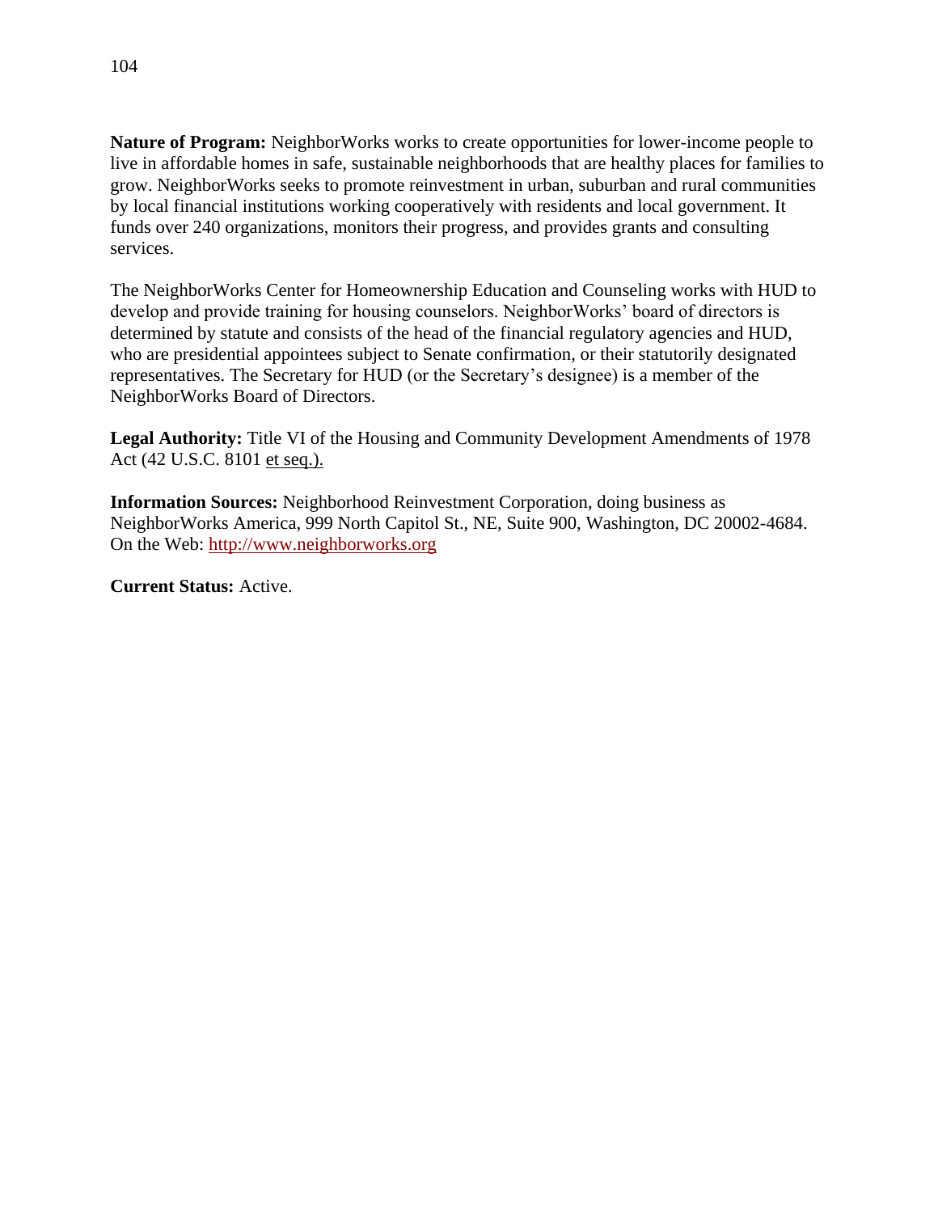**Nature of Program:** NeighborWorks works to create opportunities for lower-income people to live in affordable homes in safe, sustainable neighborhoods that are healthy places for families to grow. NeighborWorks seeks to promote reinvestment in urban, suburban and rural communities by local financial institutions working cooperatively with residents and local government. It funds over 240 organizations, monitors their progress, and provides grants and consulting services.

The NeighborWorks Center for Homeownership Education and Counseling works with HUD to develop and provide training for housing counselors. NeighborWorks' board of directors is determined by statute and consists of the head of the financial regulatory agencies and HUD, who are presidential appointees subject to Senate confirmation, or their statutorily designated representatives. The Secretary for HUD (or the Secretary's designee) is a member of the NeighborWorks Board of Directors.

**Legal Authority:** Title VI of the Housing and Community Development Amendments of 1978 Act (42 U.S.C. 8101 et seq.).

**Information Sources:** Neighborhood Reinvestment Corporation, doing business as NeighborWorks America, 999 North Capitol St., NE, Suite 900, Washington, DC 20002-4684. On the Web: http://www.neighborworks.org

**Current Status:** Active.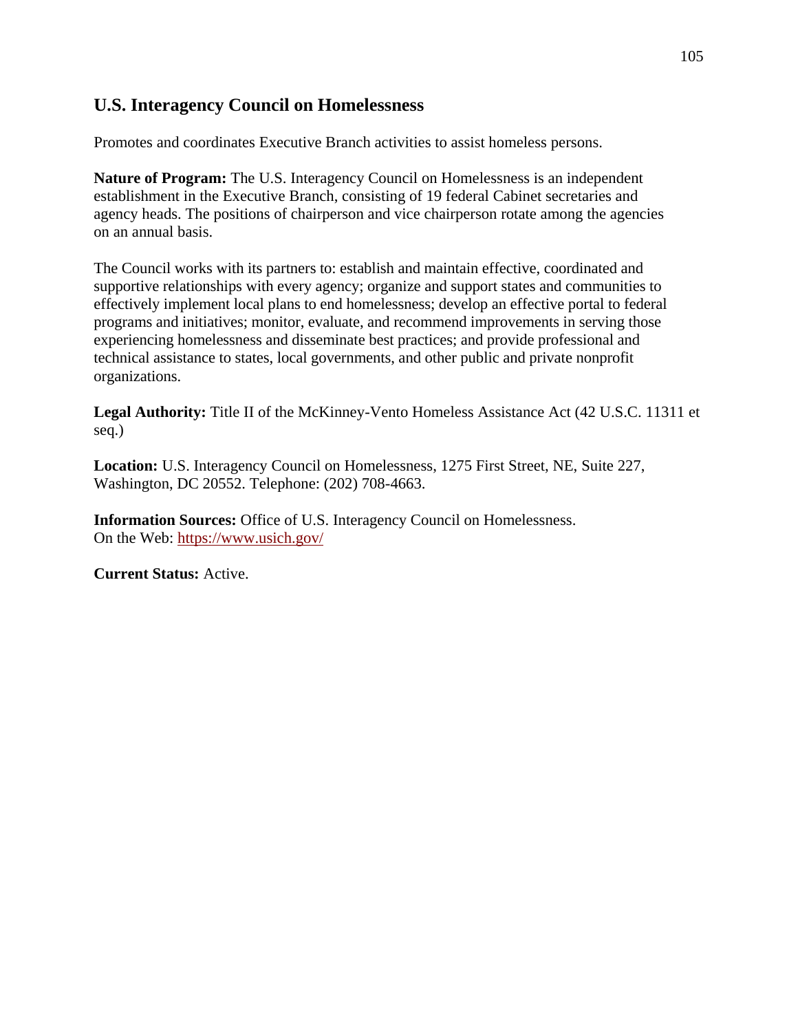## U.S. Interagency Council on Homelessness

Promotes and coordinates Executive Branch activities to assist homeless persons.

**Nature of Program:** The U.S. Interagency Council on Homelessness is an independent establishment in the Executive Branch, consisting of 19 federal Cabinet secretaries and agency heads. The positions of chairperson and vice chairperson rotate among the agencies on an annual basis.

The Council works with its partners to: establish and maintain effective, coordinated and supportive relationships with every agency; organize and support states and communities to effectively implement local plans to end homelessness; develop an effective portal to federal programs and initiatives; monitor, evaluate, and recommend improvements in serving those experiencing homelessness and disseminate best practices; and provide professional and technical assistance to states, local governments, and other public and private nonprofit organizations.

**Legal Authority:** Title II of the McKinney-Vento Homeless Assistance Act (42 U.S.C. 11311 et seq.)

**Location:** U.S. Interagency Council on Homelessness, 1275 First Street, NE, Suite 227, Washington, DC 20552. Telephone: (202) 708-4663.

**Information Sources:** Office of U.S. Interagency Council on Homelessness.
On the Web: https://www.usich.gov/

**Current Status:** Active.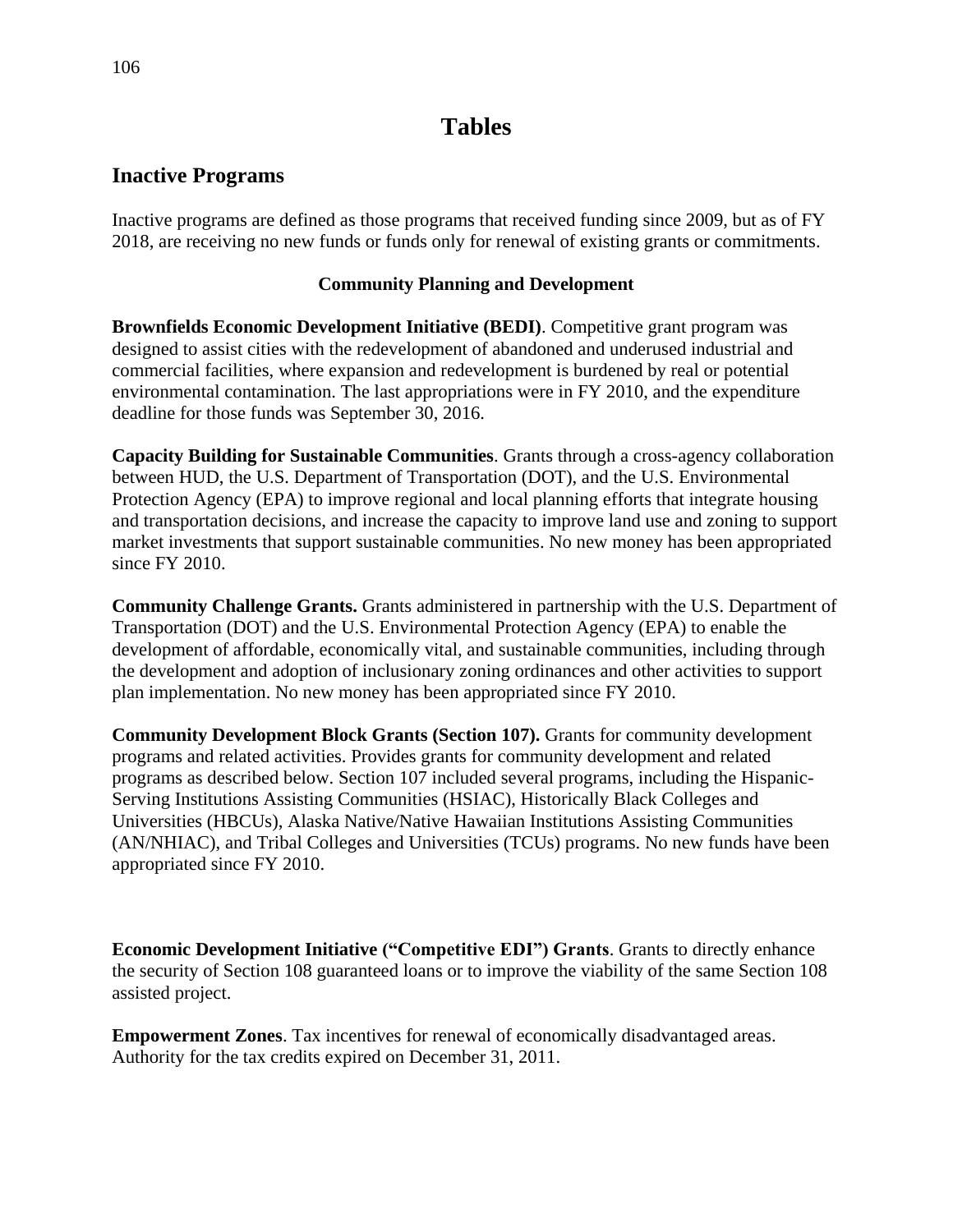# Tables

## Inactive Programs

Inactive programs are defined as those programs that received funding since 2009, but as of FY 2018, are receiving no new funds or funds only for renewal of existing grants or commitments.

### Community Planning and Development

**Brownfields Economic Development Initiative (BEDI)**. Competitive grant program was designed to assist cities with the redevelopment of abandoned and underused industrial and commercial facilities, where expansion and redevelopment is burdened by real or potential environmental contamination. The last appropriations were in FY 2010, and the expenditure deadline for those funds was September 30, 2016.

**Capacity Building for Sustainable Communities**. Grants through a cross-agency collaboration between HUD, the U.S. Department of Transportation (DOT), and the U.S. Environmental Protection Agency (EPA) to improve regional and local planning efforts that integrate housing and transportation decisions, and increase the capacity to improve land use and zoning to support market investments that support sustainable communities. No new money has been appropriated since FY 2010.

**Community Challenge Grants.** Grants administered in partnership with the U.S. Department of Transportation (DOT) and the U.S. Environmental Protection Agency (EPA) to enable the development of affordable, economically vital, and sustainable communities, including through the development and adoption of inclusionary zoning ordinances and other activities to support plan implementation. No new money has been appropriated since FY 2010.

**Community Development Block Grants (Section 107).** Grants for community development programs and related activities. Provides grants for community development and related programs as described below. Section 107 included several programs, including the Hispanic-Serving Institutions Assisting Communities (HSIAC), Historically Black Colleges and Universities (HBCUs), Alaska Native/Native Hawaiian Institutions Assisting Communities (AN/NHIAC), and Tribal Colleges and Universities (TCUs) programs. No new funds have been appropriated since FY 2010.

**Economic Development Initiative ("Competitive EDI") Grants**. Grants to directly enhance the security of Section 108 guaranteed loans or to improve the viability of the same Section 108 assisted project.

**Empowerment Zones**. Tax incentives for renewal of economically disadvantaged areas. Authority for the tax credits expired on December 31, 2011.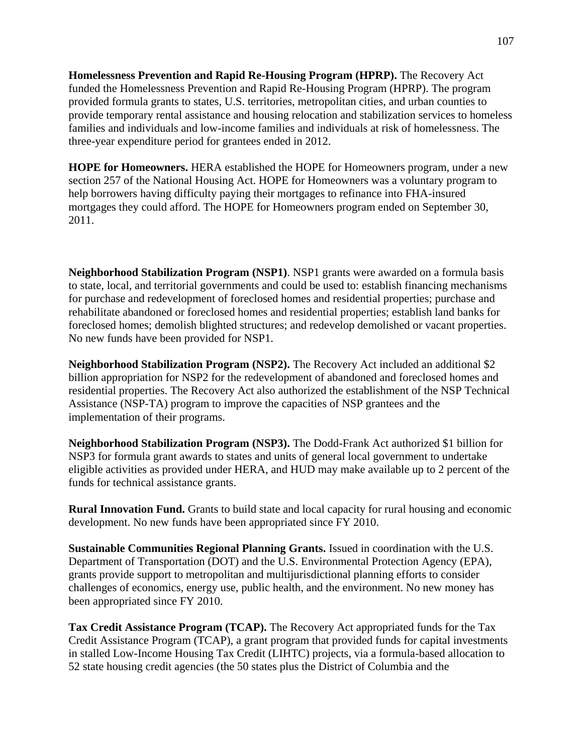**Homelessness Prevention and Rapid Re-Housing Program (HPRP).** The Recovery Act funded the Homelessness Prevention and Rapid Re-Housing Program (HPRP). The program provided formula grants to states, U.S. territories, metropolitan cities, and urban counties to provide temporary rental assistance and housing relocation and stabilization services to homeless families and individuals and low-income families and individuals at risk of homelessness. The three-year expenditure period for grantees ended in 2012.

**HOPE for Homeowners.** HERA established the HOPE for Homeowners program, under a new section 257 of the National Housing Act. HOPE for Homeowners was a voluntary program to help borrowers having difficulty paying their mortgages to refinance into FHA-insured mortgages they could afford. The HOPE for Homeowners program ended on September 30, 2011.

**Neighborhood Stabilization Program (NSP1)**. NSP1 grants were awarded on a formula basis to state, local, and territorial governments and could be used to: establish financing mechanisms for purchase and redevelopment of foreclosed homes and residential properties; purchase and rehabilitate abandoned or foreclosed homes and residential properties; establish land banks for foreclosed homes; demolish blighted structures; and redevelop demolished or vacant properties. No new funds have been provided for NSP1.

**Neighborhood Stabilization Program (NSP2).** The Recovery Act included an additional $2 billion appropriation for NSP2 for the redevelopment of abandoned and foreclosed homes and residential properties. The Recovery Act also authorized the establishment of the NSP Technical Assistance (NSP-TA) program to improve the capacities of NSP grantees and the implementation of their programs.

**Neighborhood Stabilization Program (NSP3).** The Dodd-Frank Act authorized $1 billion for NSP3 for formula grant awards to states and units of general local government to undertake eligible activities as provided under HERA, and HUD may make available up to 2 percent of the funds for technical assistance grants.

**Rural Innovation Fund.** Grants to build state and local capacity for rural housing and economic development. No new funds have been appropriated since FY 2010.

**Sustainable Communities Regional Planning Grants.** Issued in coordination with the U.S. Department of Transportation (DOT) and the U.S. Environmental Protection Agency (EPA), grants provide support to metropolitan and multijurisdictional planning efforts to consider challenges of economics, energy use, public health, and the environment. No new money has been appropriated since FY 2010.

**Tax Credit Assistance Program (TCAP).** The Recovery Act appropriated funds for the Tax Credit Assistance Program (TCAP), a grant program that provided funds for capital investments in stalled Low-Income Housing Tax Credit (LIHTC) projects, via a formula-based allocation to 52 state housing credit agencies (the 50 states plus the District of Columbia and the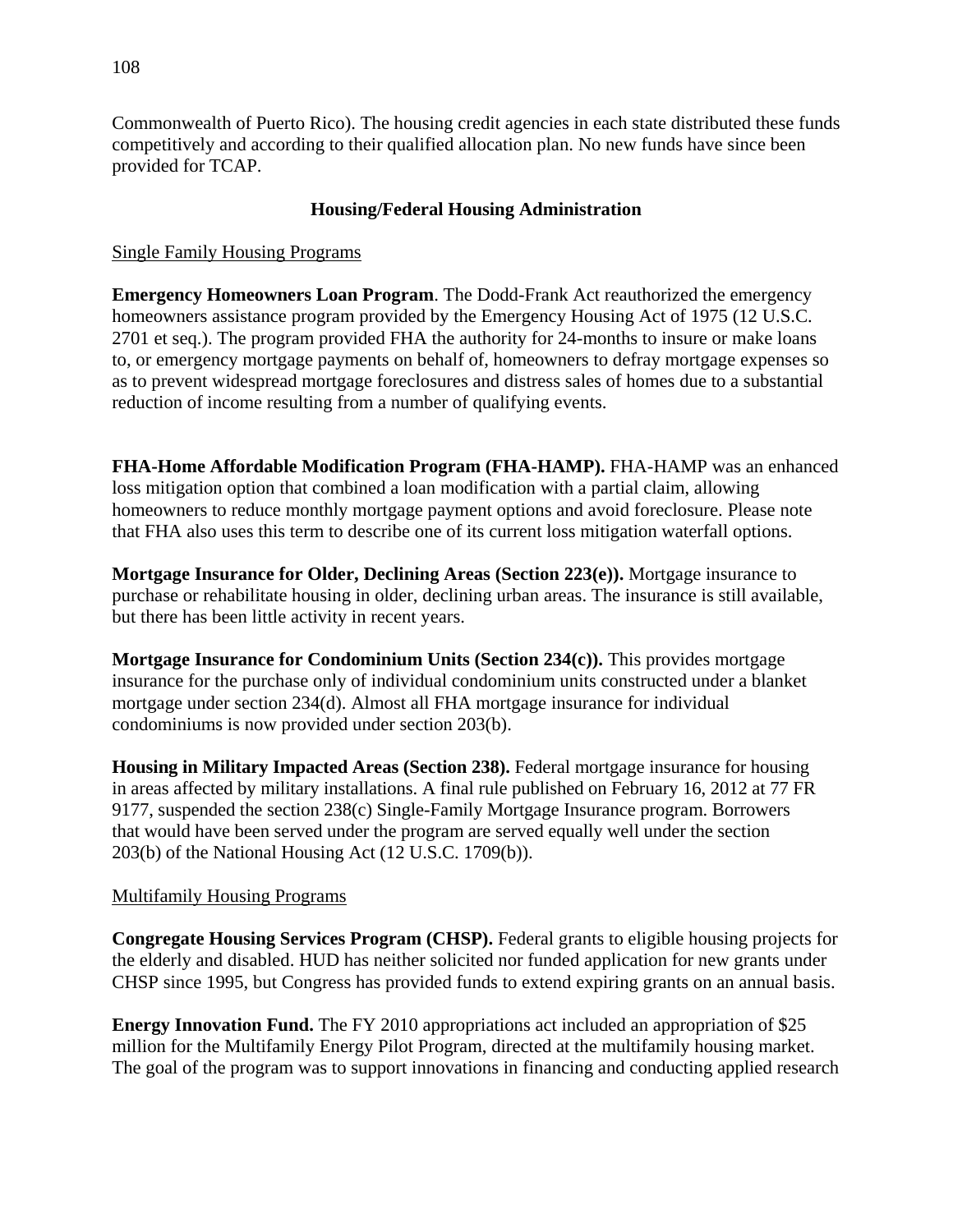Commonwealth of Puerto Rico). The housing credit agencies in each state distributed these funds competitively and according to their qualified allocation plan. No new funds have since been provided for TCAP.

## Housing/Federal Housing Administration

Single Family Housing Programs

**Emergency Homeowners Loan Program**. The Dodd-Frank Act reauthorized the emergency homeowners assistance program provided by the Emergency Housing Act of 1975 (12 U.S.C. 2701 et seq.). The program provided FHA the authority for 24-months to insure or make loans to, or emergency mortgage payments on behalf of, homeowners to defray mortgage expenses so as to prevent widespread mortgage foreclosures and distress sales of homes due to a substantial reduction of income resulting from a number of qualifying events.

**FHA-Home Affordable Modification Program (FHA-HAMP).** FHA-HAMP was an enhanced loss mitigation option that combined a loan modification with a partial claim, allowing homeowners to reduce monthly mortgage payment options and avoid foreclosure. Please note that FHA also uses this term to describe one of its current loss mitigation waterfall options.

**Mortgage Insurance for Older, Declining Areas (Section 223(e)).** Mortgage insurance to purchase or rehabilitate housing in older, declining urban areas. The insurance is still available, but there has been little activity in recent years.

**Mortgage Insurance for Condominium Units (Section 234(c)).** This provides mortgage insurance for the purchase only of individual condominium units constructed under a blanket mortgage under section 234(d). Almost all FHA mortgage insurance for individual condominiums is now provided under section 203(b).

**Housing in Military Impacted Areas (Section 238).** Federal mortgage insurance for housing in areas affected by military installations. A final rule published on February 16, 2012 at 77 FR 9177, suspended the section 238(c) Single-Family Mortgage Insurance program. Borrowers that would have been served under the program are served equally well under the section 203(b) of the National Housing Act (12 U.S.C. 1709(b)).

Multifamily Housing Programs

**Congregate Housing Services Program (CHSP).** Federal grants to eligible housing projects for the elderly and disabled. HUD has neither solicited nor funded application for new grants under CHSP since 1995, but Congress has provided funds to extend expiring grants on an annual basis.

**Energy Innovation Fund.** The FY 2010 appropriations act included an appropriation of $25 million for the Multifamily Energy Pilot Program, directed at the multifamily housing market. The goal of the program was to support innovations in financing and conducting applied research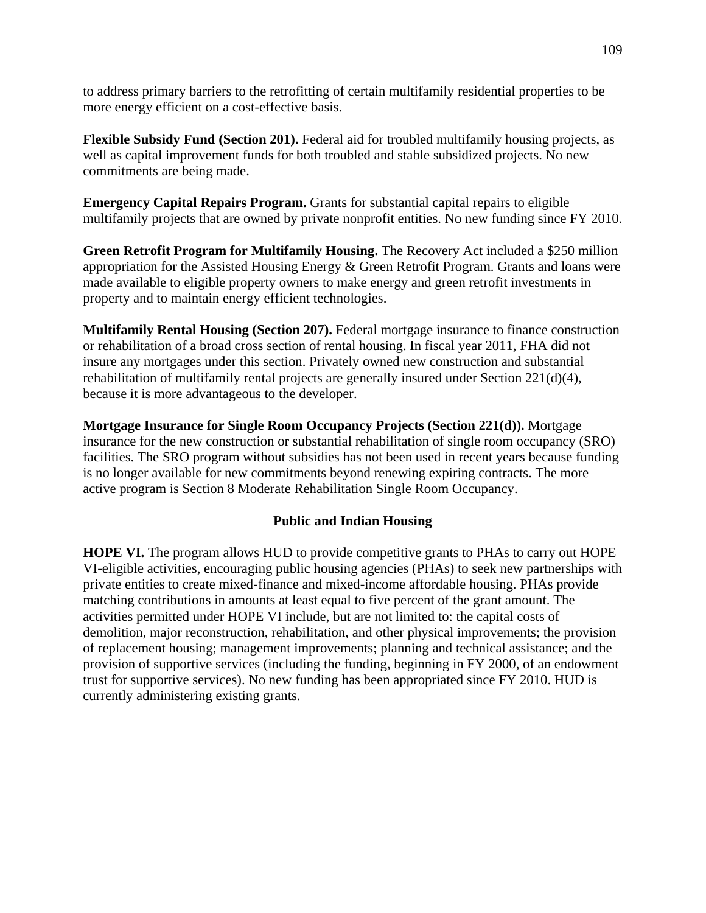to address primary barriers to the retrofitting of certain multifamily residential properties to be more energy efficient on a cost-effective basis.

**Flexible Subsidy Fund (Section 201).** Federal aid for troubled multifamily housing projects, as well as capital improvement funds for both troubled and stable subsidized projects. No new commitments are being made.

**Emergency Capital Repairs Program.** Grants for substantial capital repairs to eligible multifamily projects that are owned by private nonprofit entities. No new funding since FY 2010.

**Green Retrofit Program for Multifamily Housing.** The Recovery Act included a $250 million appropriation for the Assisted Housing Energy & Green Retrofit Program. Grants and loans were made available to eligible property owners to make energy and green retrofit investments in property and to maintain energy efficient technologies.

**Multifamily Rental Housing (Section 207).** Federal mortgage insurance to finance construction or rehabilitation of a broad cross section of rental housing. In fiscal year 2011, FHA did not insure any mortgages under this section. Privately owned new construction and substantial rehabilitation of multifamily rental projects are generally insured under Section 221(d)(4), because it is more advantageous to the developer.

**Mortgage Insurance for Single Room Occupancy Projects (Section 221(d)).** Mortgage insurance for the new construction or substantial rehabilitation of single room occupancy (SRO) facilities. The SRO program without subsidies has not been used in recent years because funding is no longer available for new commitments beyond renewing expiring contracts. The more active program is Section 8 Moderate Rehabilitation Single Room Occupancy.

## Public and Indian Housing

**HOPE VI.** The program allows HUD to provide competitive grants to PHAs to carry out HOPE VI-eligible activities, encouraging public housing agencies (PHAs) to seek new partnerships with private entities to create mixed-finance and mixed-income affordable housing. PHAs provide matching contributions in amounts at least equal to five percent of the grant amount. The activities permitted under HOPE VI include, but are not limited to: the capital costs of demolition, major reconstruction, rehabilitation, and other physical improvements; the provision of replacement housing; management improvements; planning and technical assistance; and the provision of supportive services (including the funding, beginning in FY 2000, of an endowment trust for supportive services). No new funding has been appropriated since FY 2010. HUD is currently administering existing grants.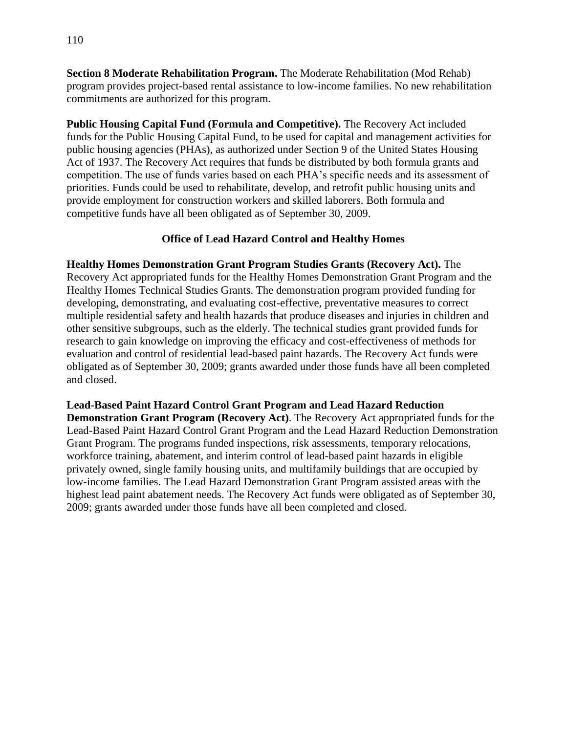**Section 8 Moderate Rehabilitation Program.** The Moderate Rehabilitation (Mod Rehab) program provides project-based rental assistance to low-income families. No new rehabilitation commitments are authorized for this program.

**Public Housing Capital Fund (Formula and Competitive).** The Recovery Act included funds for the Public Housing Capital Fund, to be used for capital and management activities for public housing agencies (PHAs), as authorized under Section 9 of the United States Housing Act of 1937. The Recovery Act requires that funds be distributed by both formula grants and competition. The use of funds varies based on each PHA's specific needs and its assessment of priorities. Funds could be used to rehabilitate, develop, and retrofit public housing units and provide employment for construction workers and skilled laborers. Both formula and competitive funds have all been obligated as of September 30, 2009.

## Office of Lead Hazard Control and Healthy Homes

**Healthy Homes Demonstration Grant Program Studies Grants (Recovery Act).** The Recovery Act appropriated funds for the Healthy Homes Demonstration Grant Program and the Healthy Homes Technical Studies Grants. The demonstration program provided funding for developing, demonstrating, and evaluating cost-effective, preventative measures to correct multiple residential safety and health hazards that produce diseases and injuries in children and other sensitive subgroups, such as the elderly. The technical studies grant provided funds for research to gain knowledge on improving the efficacy and cost-effectiveness of methods for evaluation and control of residential lead-based paint hazards. The Recovery Act funds were obligated as of September 30, 2009; grants awarded under those funds have all been completed and closed.

**Lead-Based Paint Hazard Control Grant Program and Lead Hazard Reduction Demonstration Grant Program (Recovery Act)**. The Recovery Act appropriated funds for the Lead-Based Paint Hazard Control Grant Program and the Lead Hazard Reduction Demonstration Grant Program. The programs funded inspections, risk assessments, temporary relocations, workforce training, abatement, and interim control of lead-based paint hazards in eligible privately owned, single family housing units, and multifamily buildings that are occupied by low-income families. The Lead Hazard Demonstration Grant Program assisted areas with the highest lead paint abatement needs. The Recovery Act funds were obligated as of September 30, 2009; grants awarded under those funds have all been completed and closed.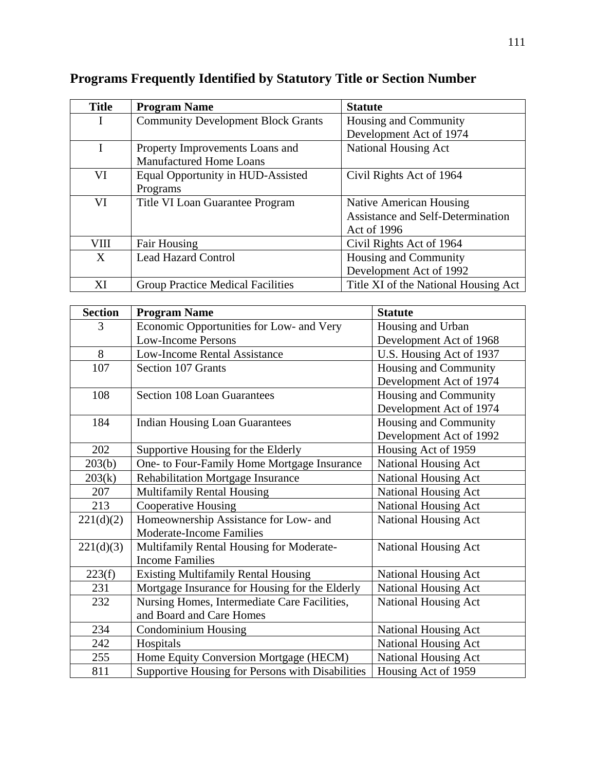## Programs Frequently Identified by Statutory Title or Section Number

| Title | Program Name | Statute |
|---|---|---|
| I | Community Development Block Grants | Housing and Community Development Act of 1974 |
| I | Property Improvements Loans and Manufactured Home Loans | National Housing Act |
| VI | Equal Opportunity in HUD-Assisted Programs | Civil Rights Act of 1964 |
| VI | Title VI Loan Guarantee Program | Native American Housing Assistance and Self-Determination Act of 1996 |
| VIII | Fair Housing | Civil Rights Act of 1964 |
| X | Lead Hazard Control | Housing and Community Development Act of 1992 |
| XI | Group Practice Medical Facilities | Title XI of the National Housing Act |

| Section | Program Name | Statute |
|---|---|---|
| 3 | Economic Opportunities for Low- and Very Low-Income Persons | Housing and Urban Development Act of 1968 |
| 8 | Low-Income Rental Assistance | U.S. Housing Act of 1937 |
| 107 | Section 107 Grants | Housing and Community Development Act of 1974 |
| 108 | Section 108 Loan Guarantees | Housing and Community Development Act of 1974 |
| 184 | Indian Housing Loan Guarantees | Housing and Community Development Act of 1992 |
| 202 | Supportive Housing for the Elderly | Housing Act of 1959 |
| 203(b) | One- to Four-Family Home Mortgage Insurance | National Housing Act |
| 203(k) | Rehabilitation Mortgage Insurance | National Housing Act |
| 207 | Multifamily Rental Housing | National Housing Act |
| 213 | Cooperative Housing | National Housing Act |
| 221(d)(2) | Homeownership Assistance for Low- and Moderate-Income Families | National Housing Act |
| 221(d)(3) | Multifamily Rental Housing for Moderate-Income Families | National Housing Act |
| 223(f) | Existing Multifamily Rental Housing | National Housing Act |
| 231 | Mortgage Insurance for Housing for the Elderly | National Housing Act |
| 232 | Nursing Homes, Intermediate Care Facilities, and Board and Care Homes | National Housing Act |
| 234 | Condominium Housing | National Housing Act |
| 242 | Hospitals | National Housing Act |
| 255 | Home Equity Conversion Mortgage (HECM) | National Housing Act |
| 811 | Supportive Housing for Persons with Disabilities | Housing Act of 1959 |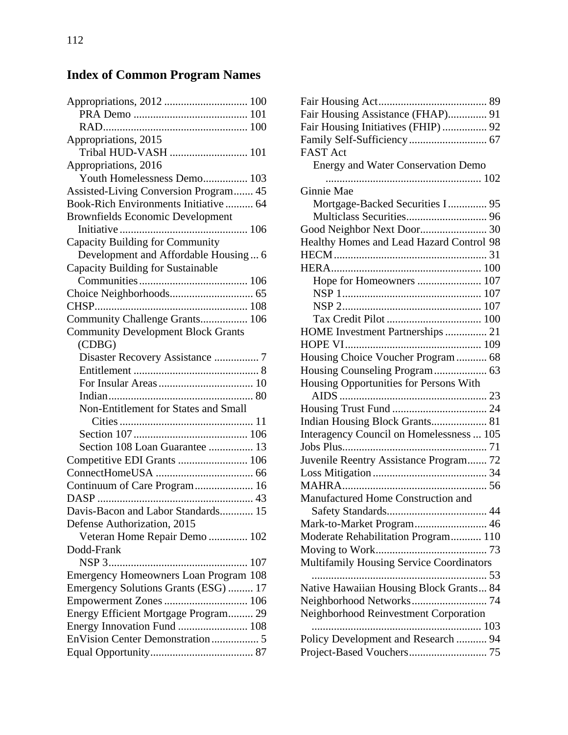## Index of Common Program Names

Appropriations, 2012 .............................. 100
- PRA Demo .......................................... 101
- RAD.................................................... 100

Appropriations, 2015
- Tribal HUD-VASH ............................ 101

Appropriations, 2016
- Youth Homelessness Demo................ 103

Assisted-Living Conversion Program....... 45
Book-Rich Environments Initiative .......... 64
Brownfields Economic Development Initiative .............................................. 106
Capacity Building for Community Development and Affordable Housing ... 6
Capacity Building for Sustainable Communities ....................................... 106
Choice Neighborhoods.............................. 65
CHSP....................................................... 108
Community Challenge Grants................. 106
Community Development Block Grants (CDBG)
- Disaster Recovery Assistance ................ 7
- Entitlement ............................................. 8
- For Insular Areas .................................. 10
- Indian.................................................... 80
- Non-Entitlement for States and Small Cities ............................................... 11
- Section 107 ......................................... 106
- Section 108 Loan Guarantee ................ 13

Competitive EDI Grants ......................... 106
ConnectHomeUSA .................................. 66
Continuum of Care Program..................... 16
DASP ........................................................ 43
Davis-Bacon and Labor Standards............ 15
Defense Authorization, 2015
- Veteran Home Repair Demo .............. 102

Dodd-Frank
- NSP 3.................................................. 107

Emergency Homeowners Loan Program 108
Emergency Solutions Grants (ESG) ......... 17
Empowerment Zones .............................. 106
Energy Efficient Mortgage Program......... 29
Energy Innovation Fund ......................... 108
EnVision Center Demonstration................. 5
Equal Opportunity..................................... 87
Fair Housing Act....................................... 89
Fair Housing Assistance (FHAP).............. 91
Fair Housing Initiatives (FHIP) ................ 92
Family Self-Sufficiency ............................ 67
FAST Act
- Energy and Water Conservation Demo ........................................................ 102

Ginnie Mae
- Mortgage-Backed Securities I .............. 95
- Multiclass Securities............................. 96

Good Neighbor Next Door........................ 30
Healthy Homes and Lead Hazard Control 98
HECM ....................................................... 31
HERA...................................................... 100
- Hope for Homeowners ....................... 107
- NSP 1.................................................. 107
- NSP 2.................................................. 107
- Tax Credit Pilot .................................. 100

HOME Investment Partnerships ............... 21
HOPE VI................................................. 109
Housing Choice Voucher Program ........... 68
Housing Counseling Program ................... 63
Housing Opportunities for Persons With AIDS ..................................................... 23
Housing Trust Fund .................................. 24
Indian Housing Block Grants.................... 81
Interagency Council on Homelessness ... 105
Jobs Plus.................................................... 71
Juvenile Reentry Assistance Program....... 72
Loss Mitigation ......................................... 34
MAHRA.................................................... 56
Manufactured Home Construction and Safety Standards.................................... 44
Mark-to-Market Program.......................... 46
Moderate Rehabilitation Program........... 110
Moving to Work........................................ 73
Multifamily Housing Service Coordinators ............................................................... 53
Native Hawaiian Housing Block Grants... 84
Neighborhood Networks........................... 74
Neighborhood Reinvestment Corporation ............................................................. 103
Policy Development and Research ........... 94
Project-Based Vouchers............................ 75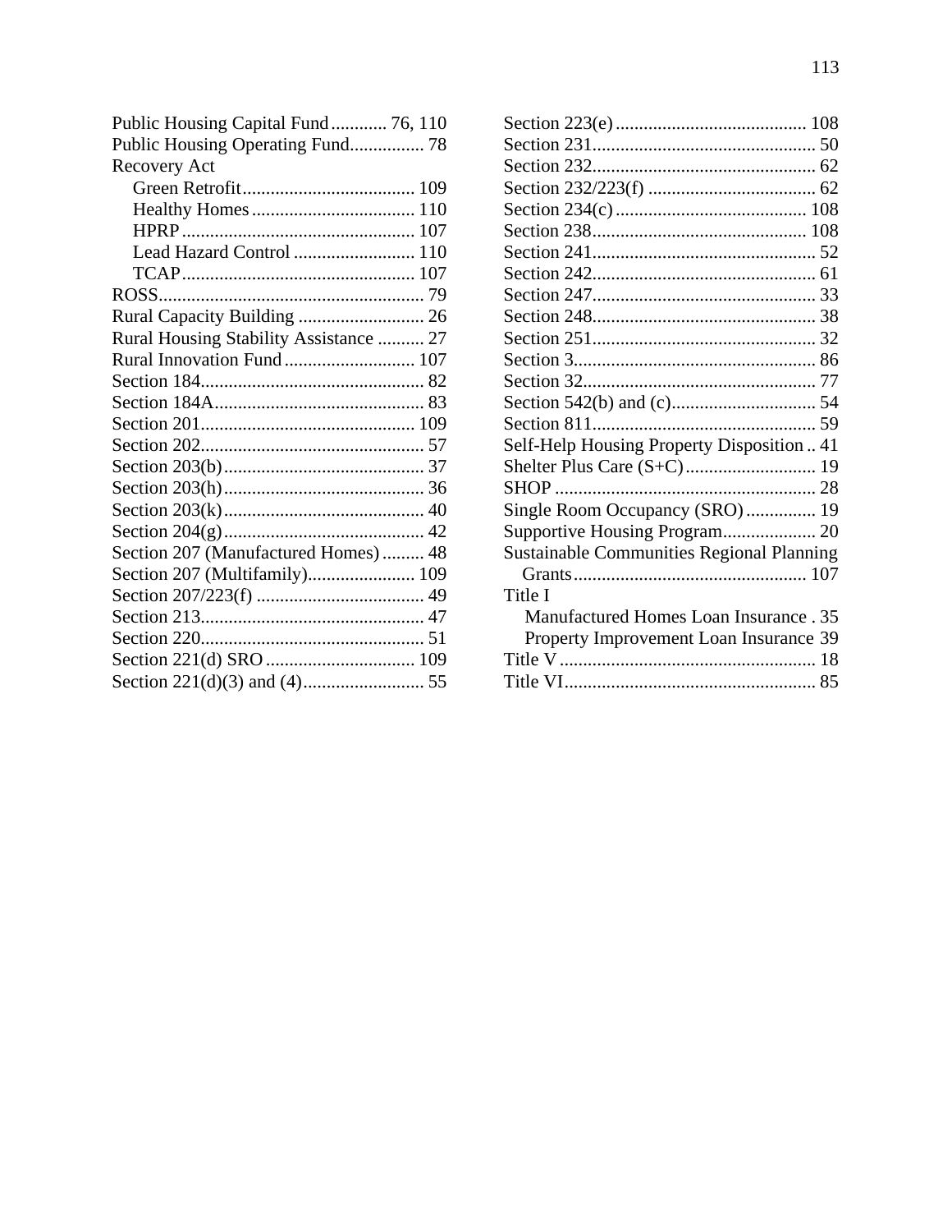Public Housing Capital Fund ............ 76, 110
Public Housing Operating Fund................ 78
Recovery Act
  Green Retrofit..................................... 109
  Healthy Homes.................................... 110
  HPRP.................................................. 107
  Lead Hazard Control .......................... 110
  TCAP.................................................. 107
ROSS......................................................... 79
Rural Capacity Building ........................... 26
Rural Housing Stability Assistance .......... 27
Rural Innovation Fund ............................ 107
Section 184................................................ 82
Section 184A............................................. 83
Section 201.............................................. 109
Section 202................................................ 57
Section 203(b)........................................... 37
Section 203(h)........................................... 36
Section 203(k)........................................... 40
Section 204(g)........................................... 42
Section 207 (Manufactured Homes)......... 48
Section 207 (Multifamily)....................... 109
Section 207/223(f) .................................... 49
Section 213................................................ 47
Section 220................................................ 51
Section 221(d) SRO ................................ 109
Section 221(d)(3) and (4).......................... 55
Section 223(e) ......................................... 108
Section 231................................................ 50
Section 232................................................ 62
Section 232/223(f) .................................... 62
Section 234(c) ......................................... 108
Section 238.............................................. 108
Section 241................................................ 52
Section 242................................................ 61
Section 247................................................ 33
Section 248................................................ 38
Section 251................................................ 32
Section 3.................................................... 86
Section 32.................................................. 77
Section 542(b) and (c)............................... 54
Section 811................................................ 59
Self-Help Housing Property Disposition .. 41
Shelter Plus Care (S+C)............................ 19
SHOP ........................................................ 28
Single Room Occupancy (SRO)............... 19
Supportive Housing Program.................... 20
Sustainable Communities Regional Planning Grants.................................................. 107
Title I
  Manufactured Homes Loan Insurance . 35
  Property Improvement Loan Insurance 39
Title V....................................................... 18
Title VI...................................................... 85